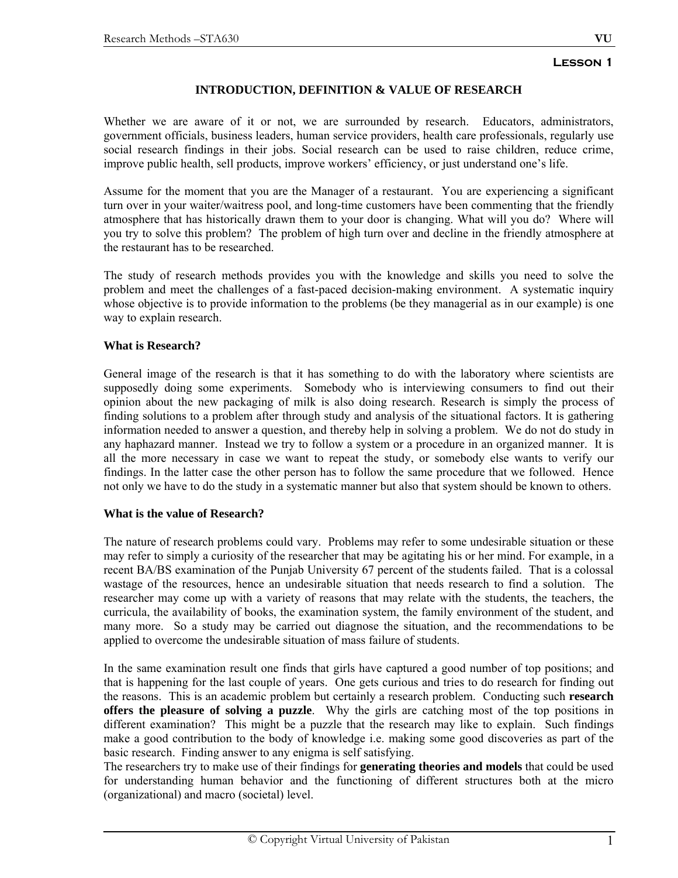**Lesson 1**

# INTRODUCTION, DEFINITION & VALUE OF RESEARCH

Whether we are aware of it or not, we are surrounded by research. Educators, administrators, government officials, business leaders, human service providers, health care professionals, regularly use social research findings in their jobs. Social research can be used to raise children, reduce crime, improve public health, sell products, improve workers' efficiency, or just understand one's life.

Assume for the moment that you are the Manager of a restaurant. You are experiencing a significant turn over in your waiter/waitress pool, and long-time customers have been commenting that the friendly atmosphere that has historically drawn them to your door is changing. What will you do? Where will you try to solve this problem? The problem of high turn over and decline in the friendly atmosphere at the restaurant has to be researched.

The study of research methods provides you with the knowledge and skills you need to solve the problem and meet the challenges of a fast-paced decision-making environment. A systematic inquiry whose objective is to provide information to the problems (be they managerial as in our example) is one way to explain research.

## What is Research?

General image of the research is that it has something to do with the laboratory where scientists are supposedly doing some experiments. Somebody who is interviewing consumers to find out their opinion about the new packaging of milk is also doing research. Research is simply the process of finding solutions to a problem after through study and analysis of the situational factors. It is gathering information needed to answer a question, and thereby help in solving a problem. We do not do study in any haphazard manner. Instead we try to follow a system or a procedure in an organized manner. It is all the more necessary in case we want to repeat the study, or somebody else wants to verify our findings. In the latter case the other person has to follow the same procedure that we followed. Hence not only we have to do the study in a systematic manner but also that system should be known to others.

## What is the value of Research?

The nature of research problems could vary. Problems may refer to some undesirable situation or these may refer to simply a curiosity of the researcher that may be agitating his or her mind. For example, in a recent BA/BS examination of the Punjab University 67 percent of the students failed. That is a colossal wastage of the resources, hence an undesirable situation that needs research to find a solution. The researcher may come up with a variety of reasons that may relate with the students, the teachers, the curricula, the availability of books, the examination system, the family environment of the student, and many more. So a study may be carried out diagnose the situation, and the recommendations to be applied to overcome the undesirable situation of mass failure of students.

In the same examination result one finds that girls have captured a good number of top positions; and that is happening for the last couple of years. One gets curious and tries to do research for finding out the reasons. This is an academic problem but certainly a research problem. Conducting such **research offers the pleasure of solving a puzzle**. Why the girls are catching most of the top positions in different examination? This might be a puzzle that the research may like to explain. Such findings make a good contribution to the body of knowledge i.e. making some good discoveries as part of the basic research. Finding answer to any enigma is self satisfying.

The researchers try to make use of their findings for **generating theories and models** that could be used for understanding human behavior and the functioning of different structures both at the micro (organizational) and macro (societal) level.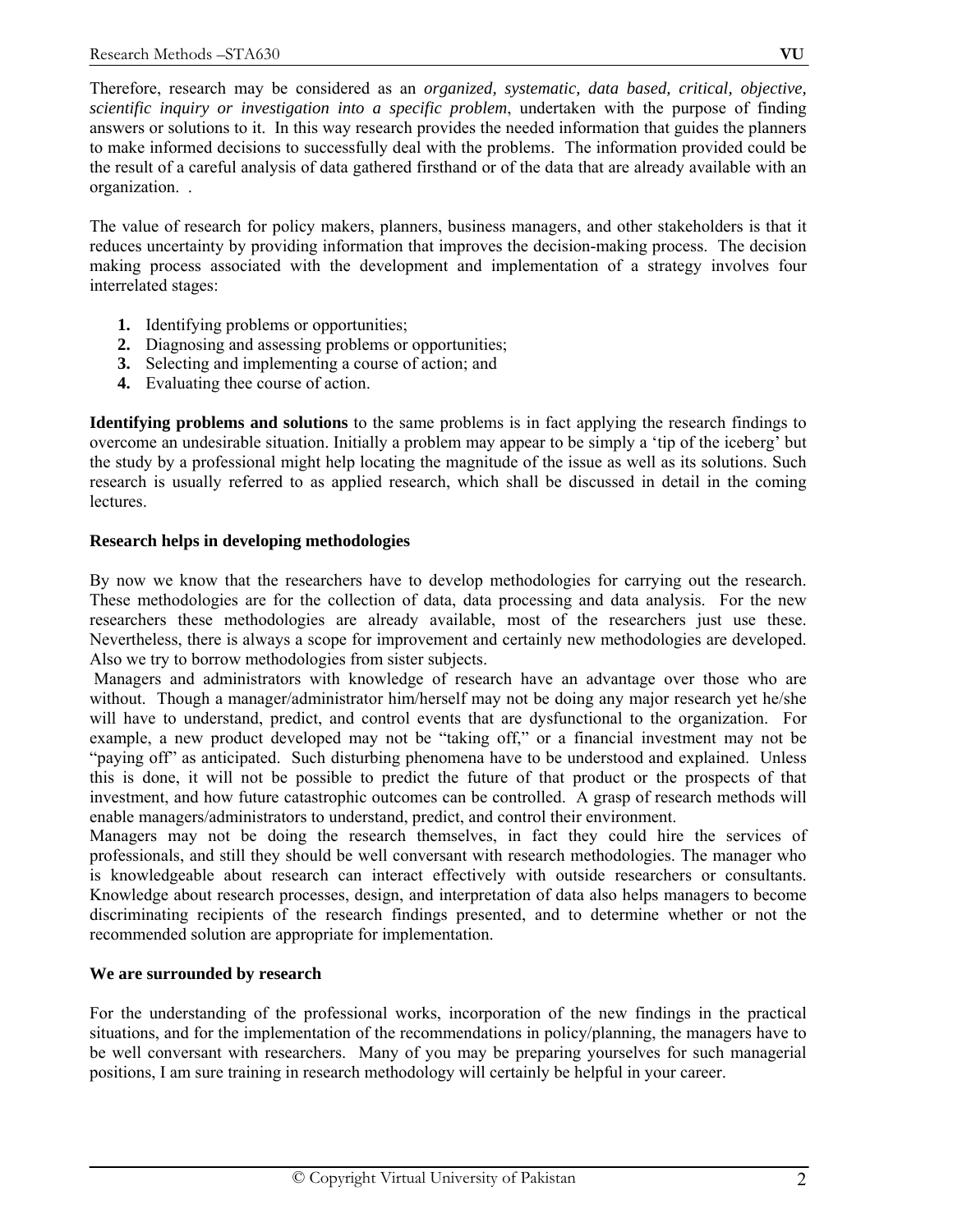Therefore, research may be considered as an *organized, systematic, data based, critical, objective, scientific inquiry or investigation into a specific problem*, undertaken with the purpose of finding answers or solutions to it. In this way research provides the needed information that guides the planners to make informed decisions to successfully deal with the problems. The information provided could be the result of a careful analysis of data gathered firsthand or of the data that are already available with an organization. .

The value of research for policy makers, planners, business managers, and other stakeholders is that it reduces uncertainty by providing information that improves the decision-making process. The decision making process associated with the development and implementation of a strategy involves four interrelated stages:

1. Identifying problems or opportunities;
2. Diagnosing and assessing problems or opportunities;
3. Selecting and implementing a course of action; and
4. Evaluating thee course of action.

**Identifying problems and solutions** to the same problems is in fact applying the research findings to overcome an undesirable situation. Initially a problem may appear to be simply a 'tip of the iceberg' but the study by a professional might help locating the magnitude of the issue as well as its solutions. Such research is usually referred to as applied research, which shall be discussed in detail in the coming lectures.

**Research helps in developing methodologies**

By now we know that the researchers have to develop methodologies for carrying out the research. These methodologies are for the collection of data, data processing and data analysis. For the new researchers these methodologies are already available, most of the researchers just use these. Nevertheless, there is always a scope for improvement and certainly new methodologies are developed. Also we try to borrow methodologies from sister subjects.

Managers and administrators with knowledge of research have an advantage over those who are without. Though a manager/administrator him/herself may not be doing any major research yet he/she will have to understand, predict, and control events that are dysfunctional to the organization. For example, a new product developed may not be "taking off," or a financial investment may not be "paying off" as anticipated. Such disturbing phenomena have to be understood and explained. Unless this is done, it will not be possible to predict the future of that product or the prospects of that investment, and how future catastrophic outcomes can be controlled. A grasp of research methods will enable managers/administrators to understand, predict, and control their environment.

Managers may not be doing the research themselves, in fact they could hire the services of professionals, and still they should be well conversant with research methodologies. The manager who is knowledgeable about research can interact effectively with outside researchers or consultants. Knowledge about research processes, design, and interpretation of data also helps managers to become discriminating recipients of the research findings presented, and to determine whether or not the recommended solution are appropriate for implementation.

**We are surrounded by research**

For the understanding of the professional works, incorporation of the new findings in the practical situations, and for the implementation of the recommendations in policy/planning, the managers have to be well conversant with researchers. Many of you may be preparing yourselves for such managerial positions, I am sure training in research methodology will certainly be helpful in your career.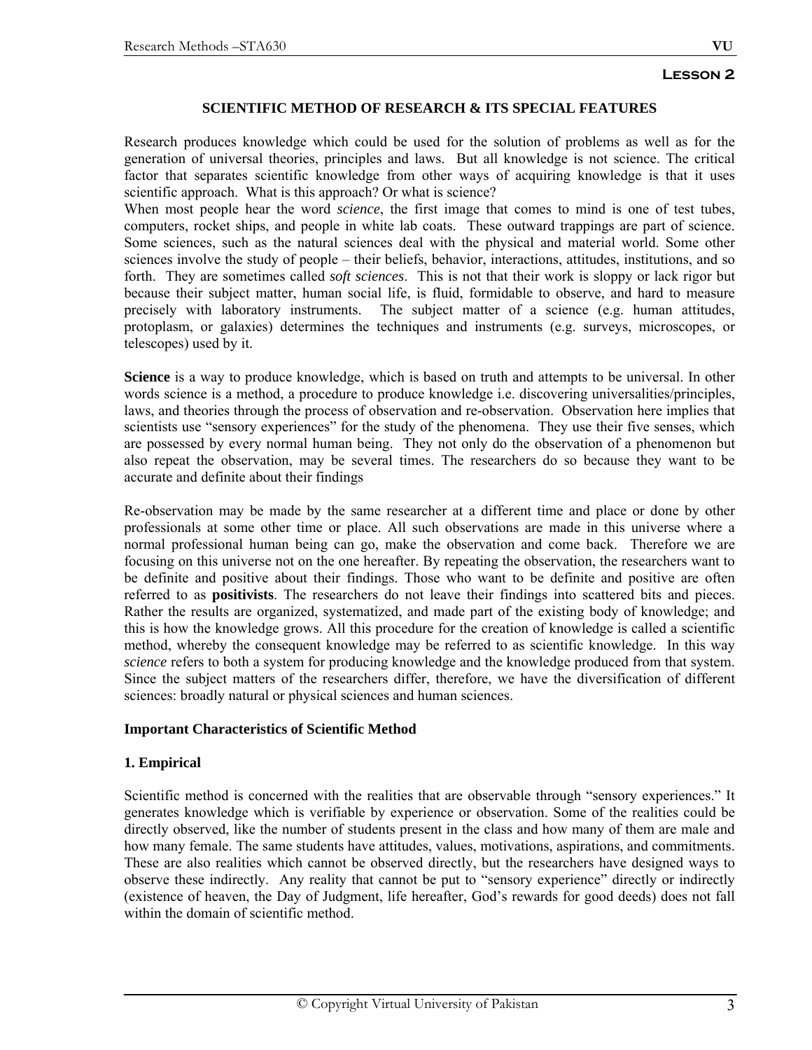**Lesson 2**

## SCIENTIFIC METHOD OF RESEARCH & ITS SPECIAL FEATURES

Research produces knowledge which could be used for the solution of problems as well as for the generation of universal theories, principles and laws. But all knowledge is not science. The critical factor that separates scientific knowledge from other ways of acquiring knowledge is that it uses scientific approach. What is this approach? Or what is science?

When most people hear the word *science*, the first image that comes to mind is one of test tubes, computers, rocket ships, and people in white lab coats. These outward trappings are part of science. Some sciences, such as the natural sciences deal with the physical and material world. Some other sciences involve the study of people – their beliefs, behavior, interactions, attitudes, institutions, and so forth. They are sometimes called *soft sciences*. This is not that their work is sloppy or lack rigor but because their subject matter, human social life, is fluid, formidable to observe, and hard to measure precisely with laboratory instruments. The subject matter of a science (e.g. human attitudes, protoplasm, or galaxies) determines the techniques and instruments (e.g. surveys, microscopes, or telescopes) used by it.

**Science** is a way to produce knowledge, which is based on truth and attempts to be universal. In other words science is a method, a procedure to produce knowledge i.e. discovering universalities/principles, laws, and theories through the process of observation and re-observation. Observation here implies that scientists use "sensory experiences" for the study of the phenomena. They use their five senses, which are possessed by every normal human being. They not only do the observation of a phenomenon but also repeat the observation, may be several times. The researchers do so because they want to be accurate and definite about their findings

Re-observation may be made by the same researcher at a different time and place or done by other professionals at some other time or place. All such observations are made in this universe where a normal professional human being can go, make the observation and come back. Therefore we are focusing on this universe not on the one hereafter. By repeating the observation, the researchers want to be definite and positive about their findings. Those who want to be definite and positive are often referred to as **positivists**. The researchers do not leave their findings into scattered bits and pieces. Rather the results are organized, systematized, and made part of the existing body of knowledge; and this is how the knowledge grows. All this procedure for the creation of knowledge is called a scientific method, whereby the consequent knowledge may be referred to as scientific knowledge. In this way *science* refers to both a system for producing knowledge and the knowledge produced from that system. Since the subject matters of the researchers differ, therefore, we have the diversification of different sciences: broadly natural or physical sciences and human sciences.

### Important Characteristics of Scientific Method

#### 1. Empirical

Scientific method is concerned with the realities that are observable through "sensory experiences." It generates knowledge which is verifiable by experience or observation. Some of the realities could be directly observed, like the number of students present in the class and how many of them are male and how many female. The same students have attitudes, values, motivations, aspirations, and commitments. These are also realities which cannot be observed directly, but the researchers have designed ways to observe these indirectly. Any reality that cannot be put to "sensory experience" directly or indirectly (existence of heaven, the Day of Judgment, life hereafter, God's rewards for good deeds) does not fall within the domain of scientific method.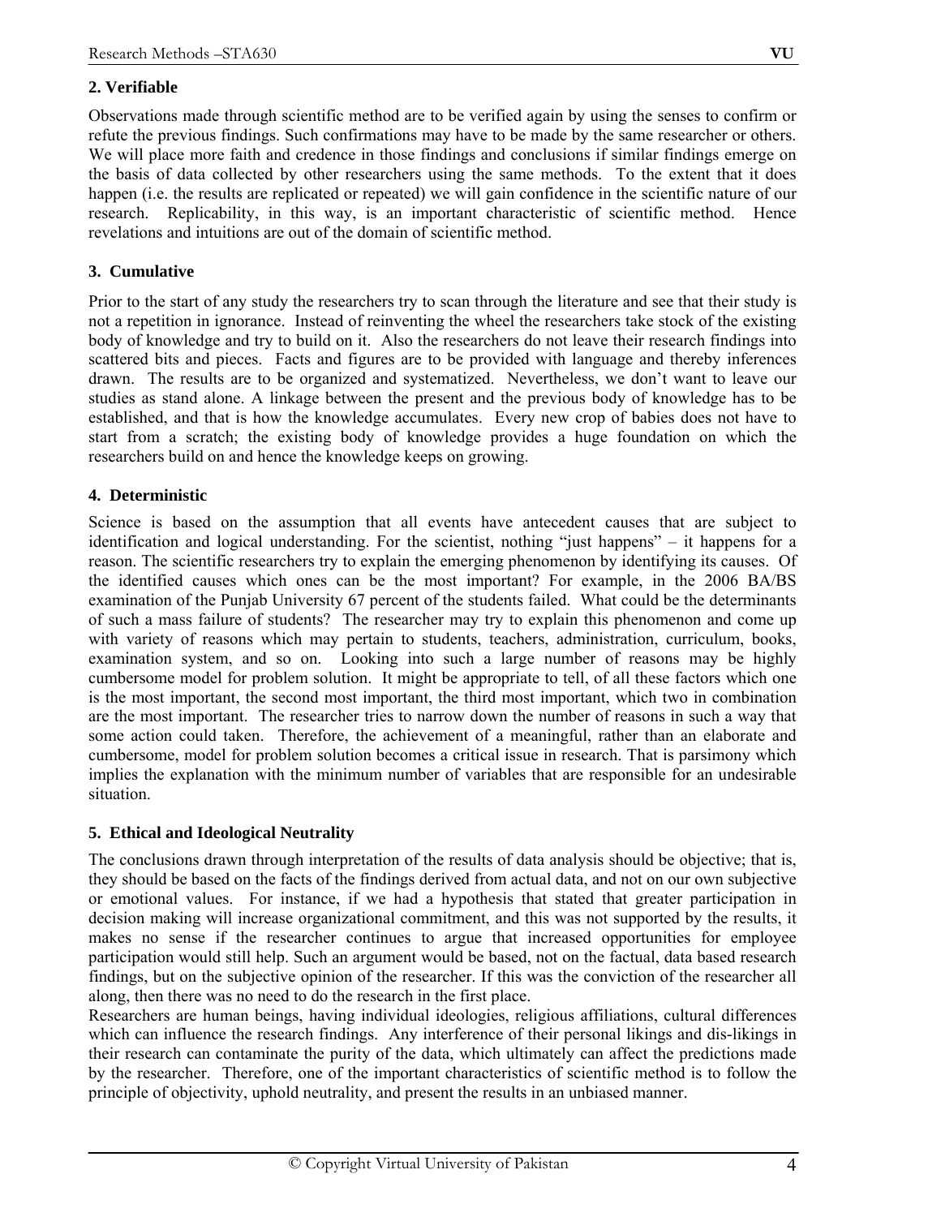**2. Verifiable**

Observations made through scientific method are to be verified again by using the senses to confirm or refute the previous findings. Such confirmations may have to be made by the same researcher or others. We will place more faith and credence in those findings and conclusions if similar findings emerge on the basis of data collected by other researchers using the same methods. To the extent that it does happen (i.e. the results are replicated or repeated) we will gain confidence in the scientific nature of our research. Replicability, in this way, is an important characteristic of scientific method. Hence revelations and intuitions are out of the domain of scientific method.

**3. Cumulative**

Prior to the start of any study the researchers try to scan through the literature and see that their study is not a repetition in ignorance. Instead of reinventing the wheel the researchers take stock of the existing body of knowledge and try to build on it. Also the researchers do not leave their research findings into scattered bits and pieces. Facts and figures are to be provided with language and thereby inferences drawn. The results are to be organized and systematized. Nevertheless, we don't want to leave our studies as stand alone. A linkage between the present and the previous body of knowledge has to be established, and that is how the knowledge accumulates. Every new crop of babies does not have to start from a scratch; the existing body of knowledge provides a huge foundation on which the researchers build on and hence the knowledge keeps on growing.

**4. Deterministic**

Science is based on the assumption that all events have antecedent causes that are subject to identification and logical understanding. For the scientist, nothing "just happens" – it happens for a reason. The scientific researchers try to explain the emerging phenomenon by identifying its causes. Of the identified causes which ones can be the most important? For example, in the 2006 BA/BS examination of the Punjab University 67 percent of the students failed. What could be the determinants of such a mass failure of students? The researcher may try to explain this phenomenon and come up with variety of reasons which may pertain to students, teachers, administration, curriculum, books, examination system, and so on. Looking into such a large number of reasons may be highly cumbersome model for problem solution. It might be appropriate to tell, of all these factors which one is the most important, the second most important, the third most important, which two in combination are the most important. The researcher tries to narrow down the number of reasons in such a way that some action could taken. Therefore, the achievement of a meaningful, rather than an elaborate and cumbersome, model for problem solution becomes a critical issue in research. That is parsimony which implies the explanation with the minimum number of variables that are responsible for an undesirable situation.

**5. Ethical and Ideological Neutrality**

The conclusions drawn through interpretation of the results of data analysis should be objective; that is, they should be based on the facts of the findings derived from actual data, and not on our own subjective or emotional values. For instance, if we had a hypothesis that stated that greater participation in decision making will increase organizational commitment, and this was not supported by the results, it makes no sense if the researcher continues to argue that increased opportunities for employee participation would still help. Such an argument would be based, not on the factual, data based research findings, but on the subjective opinion of the researcher. If this was the conviction of the researcher all along, then there was no need to do the research in the first place.

Researchers are human beings, having individual ideologies, religious affiliations, cultural differences which can influence the research findings. Any interference of their personal likings and dis-likings in their research can contaminate the purity of the data, which ultimately can affect the predictions made by the researcher. Therefore, one of the important characteristics of scientific method is to follow the principle of objectivity, uphold neutrality, and present the results in an unbiased manner.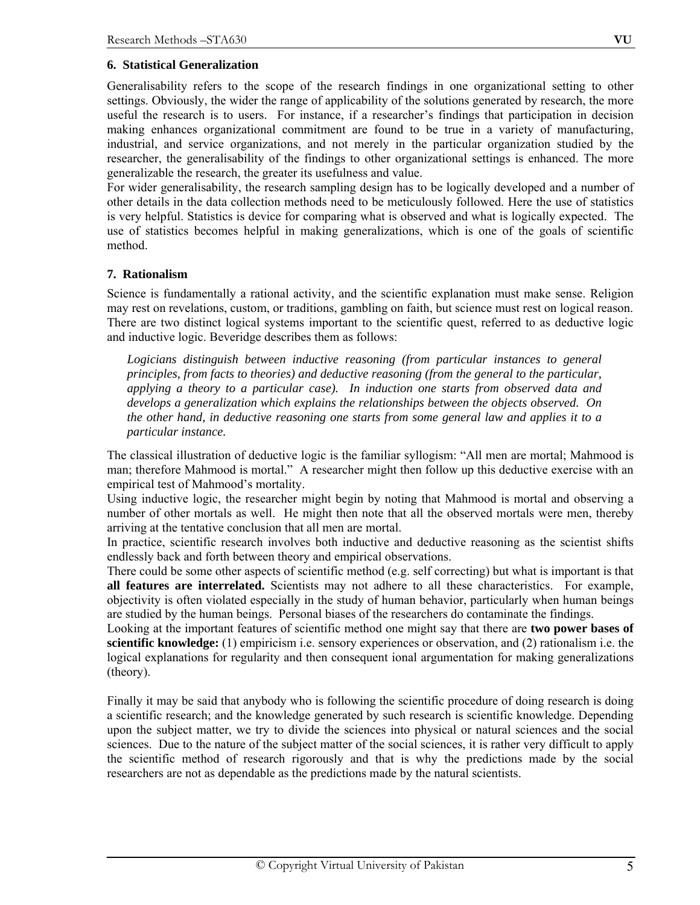### 6. Statistical Generalization

Generalisability refers to the scope of the research findings in one organizational setting to other settings. Obviously, the wider the range of applicability of the solutions generated by research, the more useful the research is to users. For instance, if a researcher's findings that participation in decision making enhances organizational commitment are found to be true in a variety of manufacturing, industrial, and service organizations, and not merely in the particular organization studied by the researcher, the generalisability of the findings to other organizational settings is enhanced. The more generalizable the research, the greater its usefulness and value.

For wider generalisability, the research sampling design has to be logically developed and a number of other details in the data collection methods need to be meticulously followed. Here the use of statistics is very helpful. Statistics is device for comparing what is observed and what is logically expected. The use of statistics becomes helpful in making generalizations, which is one of the goals of scientific method.

### 7. Rationalism

Science is fundamentally a rational activity, and the scientific explanation must make sense. Religion may rest on revelations, custom, or traditions, gambling on faith, but science must rest on logical reason. There are two distinct logical systems important to the scientific quest, referred to as deductive logic and inductive logic. Beveridge describes them as follows:

> *Logicians distinguish between inductive reasoning (from particular instances to general principles, from facts to theories) and deductive reasoning (from the general to the particular, applying a theory to a particular case). In induction one starts from observed data and develops a generalization which explains the relationships between the objects observed. On the other hand, in deductive reasoning one starts from some general law and applies it to a particular instance.*

The classical illustration of deductive logic is the familiar syllogism: "All men are mortal; Mahmood is man; therefore Mahmood is mortal." A researcher might then follow up this deductive exercise with an empirical test of Mahmood's mortality.

Using inductive logic, the researcher might begin by noting that Mahmood is mortal and observing a number of other mortals as well. He might then note that all the observed mortals were men, thereby arriving at the tentative conclusion that all men are mortal.

In practice, scientific research involves both inductive and deductive reasoning as the scientist shifts endlessly back and forth between theory and empirical observations.

There could be some other aspects of scientific method (e.g. self correcting) but what is important is that **all features are interrelated.** Scientists may not adhere to all these characteristics. For example, objectivity is often violated especially in the study of human behavior, particularly when human beings are studied by the human beings. Personal biases of the researchers do contaminate the findings.

Looking at the important features of scientific method one might say that there are **two power bases of scientific knowledge:** (1) empiricism i.e. sensory experiences or observation, and (2) rationalism i.e. the logical explanations for regularity and then consequent ional argumentation for making generalizations (theory).

Finally it may be said that anybody who is following the scientific procedure of doing research is doing a scientific research; and the knowledge generated by such research is scientific knowledge. Depending upon the subject matter, we try to divide the sciences into physical or natural sciences and the social sciences. Due to the nature of the subject matter of the social sciences, it is rather very difficult to apply the scientific method of research rigorously and that is why the predictions made by the social researchers are not as dependable as the predictions made by the natural scientists.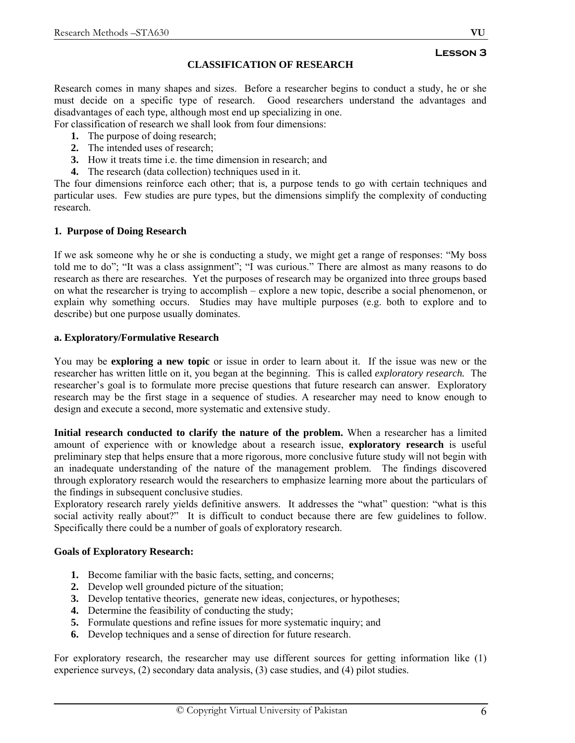# Lesson 3

## CLASSIFICATION OF RESEARCH

Research comes in many shapes and sizes. Before a researcher begins to conduct a study, he or she must decide on a specific type of research. Good researchers understand the advantages and disadvantages of each type, although most end up specializing in one.
For classification of research we shall look from four dimensions:

1. The purpose of doing research;
2. The intended uses of research;
3. How it treats time i.e. the time dimension in research; and
4. The research (data collection) techniques used in it.

The four dimensions reinforce each other; that is, a purpose tends to go with certain techniques and particular uses. Few studies are pure types, but the dimensions simplify the complexity of conducting research.

### 1. Purpose of Doing Research

If we ask someone why he or she is conducting a study, we might get a range of responses: "My boss told me to do"; "It was a class assignment"; "I was curious." There are almost as many reasons to do research as there are researches. Yet the purposes of research may be organized into three groups based on what the researcher is trying to accomplish – explore a new topic, describe a social phenomenon, or explain why something occurs. Studies may have multiple purposes (e.g. both to explore and to describe) but one purpose usually dominates.

#### a. Exploratory/Formulative Research

You may be **exploring a new topic** or issue in order to learn about it. If the issue was new or the researcher has written little on it, you began at the beginning. This is called *exploratory research.* The researcher's goal is to formulate more precise questions that future research can answer. Exploratory research may be the first stage in a sequence of studies. A researcher may need to know enough to design and execute a second, more systematic and extensive study.

**Initial research conducted to clarify the nature of the problem.** When a researcher has a limited amount of experience with or knowledge about a research issue, **exploratory research** is useful preliminary step that helps ensure that a more rigorous, more conclusive future study will not begin with an inadequate understanding of the nature of the management problem. The findings discovered through exploratory research would the researchers to emphasize learning more about the particulars of the findings in subsequent conclusive studies.
Exploratory research rarely yields definitive answers. It addresses the "what" question: "what is this social activity really about?" It is difficult to conduct because there are few guidelines to follow. Specifically there could be a number of goals of exploratory research.

**Goals of Exploratory Research:**

1. Become familiar with the basic facts, setting, and concerns;
2. Develop well grounded picture of the situation;
3. Develop tentative theories, generate new ideas, conjectures, or hypotheses;
4. Determine the feasibility of conducting the study;
5. Formulate questions and refine issues for more systematic inquiry; and
6. Develop techniques and a sense of direction for future research.

For exploratory research, the researcher may use different sources for getting information like (1) experience surveys, (2) secondary data analysis, (3) case studies, and (4) pilot studies.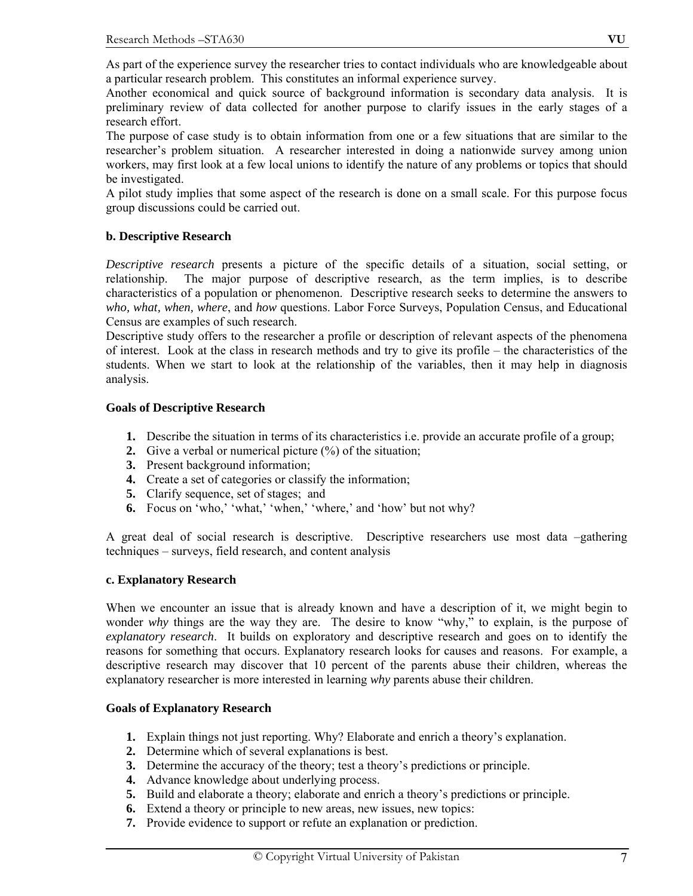As part of the experience survey the researcher tries to contact individuals who are knowledgeable about a particular research problem. This constitutes an informal experience survey.

Another economical and quick source of background information is secondary data analysis. It is preliminary review of data collected for another purpose to clarify issues in the early stages of a research effort.

The purpose of case study is to obtain information from one or a few situations that are similar to the researcher's problem situation. A researcher interested in doing a nationwide survey among union workers, may first look at a few local unions to identify the nature of any problems or topics that should be investigated.

A pilot study implies that some aspect of the research is done on a small scale. For this purpose focus group discussions could be carried out.

**b. Descriptive Research**

*Descriptive research* presents a picture of the specific details of a situation, social setting, or relationship. The major purpose of descriptive research, as the term implies, is to describe characteristics of a population or phenomenon. Descriptive research seeks to determine the answers to *who, what, when, where*, and *how* questions. Labor Force Surveys, Population Census, and Educational Census are examples of such research.

Descriptive study offers to the researcher a profile or description of relevant aspects of the phenomena of interest. Look at the class in research methods and try to give its profile – the characteristics of the students. When we start to look at the relationship of the variables, then it may help in diagnosis analysis.

**Goals of Descriptive Research**

1. Describe the situation in terms of its characteristics i.e. provide an accurate profile of a group;
2. Give a verbal or numerical picture (%) of the situation;
3. Present background information;
4. Create a set of categories or classify the information;
5. Clarify sequence, set of stages; and
6. Focus on 'who,' 'what,' 'when,' 'where,' and 'how' but not why?

A great deal of social research is descriptive. Descriptive researchers use most data –gathering techniques – surveys, field research, and content analysis

**c. Explanatory Research**

When we encounter an issue that is already known and have a description of it, we might begin to wonder *why* things are the way they are. The desire to know "why," to explain, is the purpose of *explanatory research*. It builds on exploratory and descriptive research and goes on to identify the reasons for something that occurs. Explanatory research looks for causes and reasons. For example, a descriptive research may discover that 10 percent of the parents abuse their children, whereas the explanatory researcher is more interested in learning *why* parents abuse their children.

**Goals of Explanatory Research**

1. Explain things not just reporting. Why? Elaborate and enrich a theory's explanation.
2. Determine which of several explanations is best.
3. Determine the accuracy of the theory; test a theory's predictions or principle.
4. Advance knowledge about underlying process.
5. Build and elaborate a theory; elaborate and enrich a theory's predictions or principle.
6. Extend a theory or principle to new areas, new issues, new topics:
7. Provide evidence to support or refute an explanation or prediction.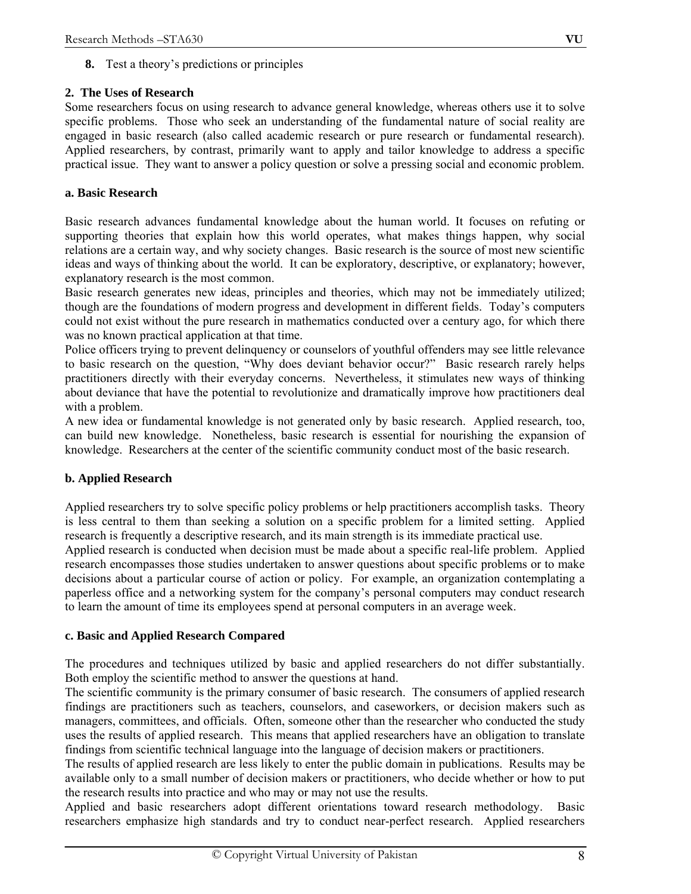**8.** Test a theory's predictions or principles

## 2. The Uses of Research

Some researchers focus on using research to advance general knowledge, whereas others use it to solve specific problems. Those who seek an understanding of the fundamental nature of social reality are engaged in basic research (also called academic research or pure research or fundamental research). Applied researchers, by contrast, primarily want to apply and tailor knowledge to address a specific practical issue. They want to answer a policy question or solve a pressing social and economic problem.

### a. Basic Research

Basic research advances fundamental knowledge about the human world. It focuses on refuting or supporting theories that explain how this world operates, what makes things happen, why social relations are a certain way, and why society changes. Basic research is the source of most new scientific ideas and ways of thinking about the world. It can be exploratory, descriptive, or explanatory; however, explanatory research is the most common.

Basic research generates new ideas, principles and theories, which may not be immediately utilized; though are the foundations of modern progress and development in different fields. Today's computers could not exist without the pure research in mathematics conducted over a century ago, for which there was no known practical application at that time.

Police officers trying to prevent delinquency or counselors of youthful offenders may see little relevance to basic research on the question, "Why does deviant behavior occur?" Basic research rarely helps practitioners directly with their everyday concerns. Nevertheless, it stimulates new ways of thinking about deviance that have the potential to revolutionize and dramatically improve how practitioners deal with a problem.

A new idea or fundamental knowledge is not generated only by basic research. Applied research, too, can build new knowledge. Nonetheless, basic research is essential for nourishing the expansion of knowledge. Researchers at the center of the scientific community conduct most of the basic research.

### b. Applied Research

Applied researchers try to solve specific policy problems or help practitioners accomplish tasks. Theory is less central to them than seeking a solution on a specific problem for a limited setting. Applied research is frequently a descriptive research, and its main strength is its immediate practical use.

Applied research is conducted when decision must be made about a specific real-life problem. Applied research encompasses those studies undertaken to answer questions about specific problems or to make decisions about a particular course of action or policy. For example, an organization contemplating a paperless office and a networking system for the company's personal computers may conduct research to learn the amount of time its employees spend at personal computers in an average week.

### c. Basic and Applied Research Compared

The procedures and techniques utilized by basic and applied researchers do not differ substantially. Both employ the scientific method to answer the questions at hand.

The scientific community is the primary consumer of basic research. The consumers of applied research findings are practitioners such as teachers, counselors, and caseworkers, or decision makers such as managers, committees, and officials. Often, someone other than the researcher who conducted the study uses the results of applied research. This means that applied researchers have an obligation to translate findings from scientific technical language into the language of decision makers or practitioners.

The results of applied research are less likely to enter the public domain in publications. Results may be available only to a small number of decision makers or practitioners, who decide whether or how to put the research results into practice and who may or may not use the results.

Applied and basic researchers adopt different orientations toward research methodology. Basic researchers emphasize high standards and try to conduct near-perfect research. Applied researchers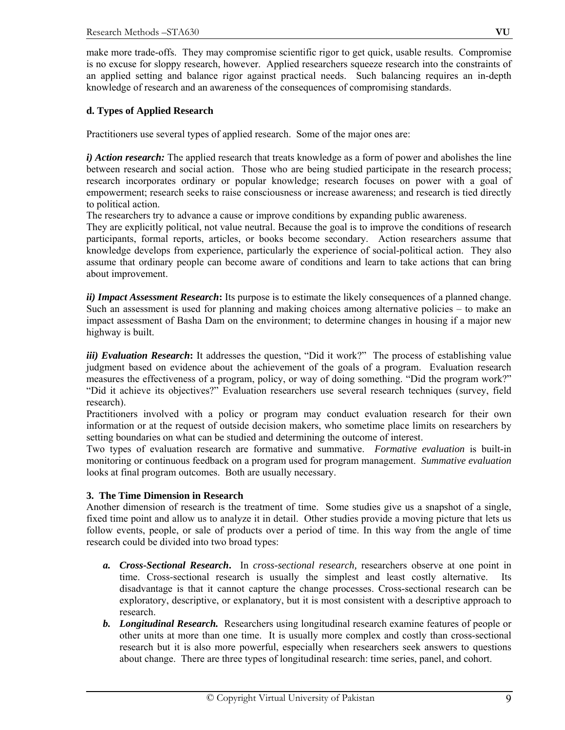make more trade-offs. They may compromise scientific rigor to get quick, usable results. Compromise is no excuse for sloppy research, however. Applied researchers squeeze research into the constraints of an applied setting and balance rigor against practical needs. Such balancing requires an in-depth knowledge of research and an awareness of the consequences of compromising standards.

**d. Types of Applied Research**

Practitioners use several types of applied research. Some of the major ones are:

***i) Action research:*** The applied research that treats knowledge as a form of power and abolishes the line between research and social action. Those who are being studied participate in the research process; research incorporates ordinary or popular knowledge; research focuses on power with a goal of empowerment; research seeks to raise consciousness or increase awareness; and research is tied directly to political action.

The researchers try to advance a cause or improve conditions by expanding public awareness.

They are explicitly political, not value neutral. Because the goal is to improve the conditions of research participants, formal reports, articles, or books become secondary. Action researchers assume that knowledge develops from experience, particularly the experience of social-political action. They also assume that ordinary people can become aware of conditions and learn to take actions that can bring about improvement.

***ii) Impact Assessment Research*****:** Its purpose is to estimate the likely consequences of a planned change. Such an assessment is used for planning and making choices among alternative policies – to make an impact assessment of Basha Dam on the environment; to determine changes in housing if a major new highway is built.

***iii) Evaluation Research*****:** It addresses the question, "Did it work?" The process of establishing value judgment based on evidence about the achievement of the goals of a program. Evaluation research measures the effectiveness of a program, policy, or way of doing something. "Did the program work?" "Did it achieve its objectives?" Evaluation researchers use several research techniques (survey, field research).

Practitioners involved with a policy or program may conduct evaluation research for their own information or at the request of outside decision makers, who sometime place limits on researchers by setting boundaries on what can be studied and determining the outcome of interest.

Two types of evaluation research are formative and summative. *Formative evaluation* is built-in monitoring or continuous feedback on a program used for program management. *Summative evaluation* looks at final program outcomes. Both are usually necessary.

**3. The Time Dimension in Research**

Another dimension of research is the treatment of time. Some studies give us a snapshot of a single, fixed time point and allow us to analyze it in detail. Other studies provide a moving picture that lets us follow events, people, or sale of products over a period of time. In this way from the angle of time research could be divided into two broad types:

a. ***Cross-Sectional Research*****.** In *cross-sectional research,* researchers observe at one point in time. Cross-sectional research is usually the simplest and least costly alternative. Its disadvantage is that it cannot capture the change processes. Cross-sectional research can be exploratory, descriptive, or explanatory, but it is most consistent with a descriptive approach to research.
b. ***Longitudinal Research.*** Researchers using longitudinal research examine features of people or other units at more than one time. It is usually more complex and costly than cross-sectional research but it is also more powerful, especially when researchers seek answers to questions about change. There are three types of longitudinal research: time series, panel, and cohort.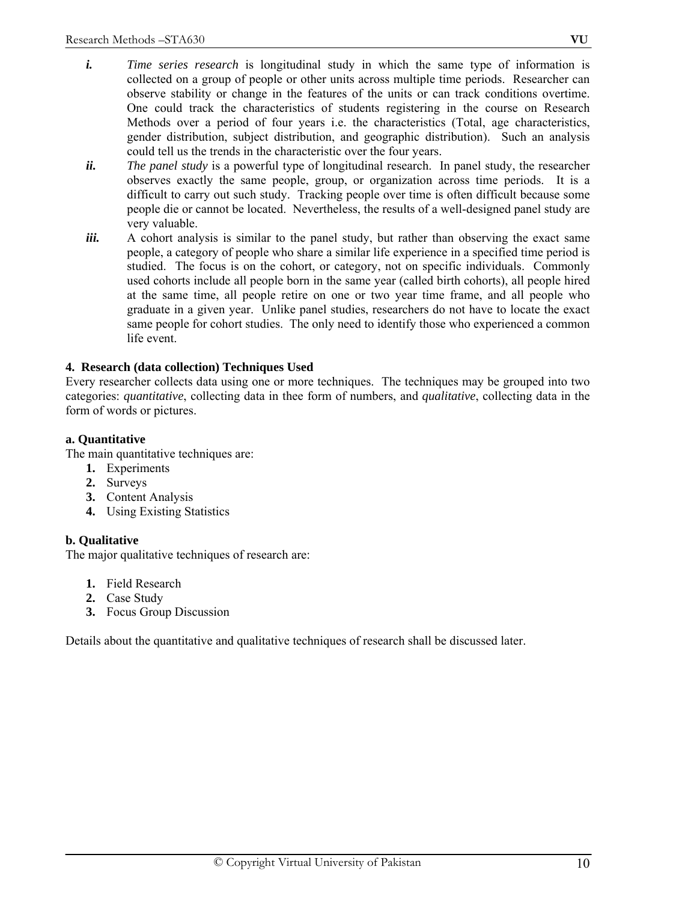***i.*** *Time series research* is longitudinal study in which the same type of information is collected on a group of people or other units across multiple time periods. Researcher can observe stability or change in the features of the units or can track conditions overtime. One could track the characteristics of students registering in the course on Research Methods over a period of four years i.e. the characteristics (Total, age characteristics, gender distribution, subject distribution, and geographic distribution). Such an analysis could tell us the trends in the characteristic over the four years.

***ii.*** *The panel study* is a powerful type of longitudinal research. In panel study, the researcher observes exactly the same people, group, or organization across time periods. It is a difficult to carry out such study. Tracking people over time is often difficult because some people die or cannot be located. Nevertheless, the results of a well-designed panel study are very valuable.

***iii.*** A cohort analysis is similar to the panel study, but rather than observing the exact same people, a category of people who share a similar life experience in a specified time period is studied. The focus is on the cohort, or category, not on specific individuals. Commonly used cohorts include all people born in the same year (called birth cohorts), all people hired at the same time, all people retire on one or two year time frame, and all people who graduate in a given year. Unlike panel studies, researchers do not have to locate the exact same people for cohort studies. The only need to identify those who experienced a common life event.

### 4. Research (data collection) Techniques Used

Every researcher collects data using one or more techniques. The techniques may be grouped into two categories: *quantitative*, collecting data in thee form of numbers, and *qualitative*, collecting data in the form of words or pictures.

#### a. Quantitative

The main quantitative techniques are:

1. Experiments
2. Surveys
3. Content Analysis
4. Using Existing Statistics

#### b. Qualitative

The major qualitative techniques of research are:

1. Field Research
2. Case Study
3. Focus Group Discussion

Details about the quantitative and qualitative techniques of research shall be discussed later.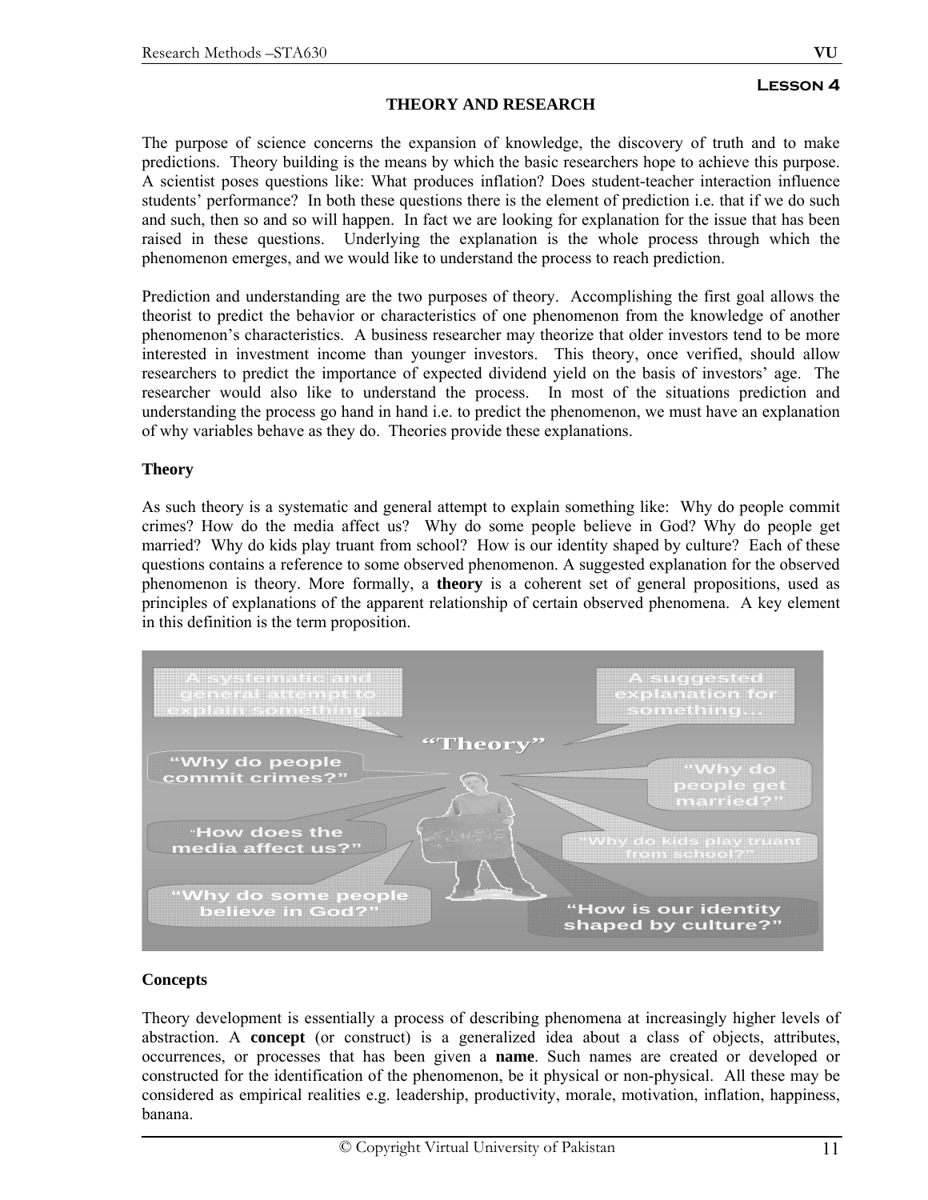**Lesson 4**

## THEORY AND RESEARCH

The purpose of science concerns the expansion of knowledge, the discovery of truth and to make predictions. Theory building is the means by which the basic researchers hope to achieve this purpose. A scientist poses questions like: What produces inflation? Does student-teacher interaction influence students' performance? In both these questions there is the element of prediction i.e. that if we do such and such, then so and so will happen. In fact we are looking for explanation for the issue that has been raised in these questions. Underlying the explanation is the whole process through which the phenomenon emerges, and we would like to understand the process to reach prediction.

Prediction and understanding are the two purposes of theory. Accomplishing the first goal allows the theorist to predict the behavior or characteristics of one phenomenon from the knowledge of another phenomenon's characteristics. A business researcher may theorize that older investors tend to be more interested in investment income than younger investors. This theory, once verified, should allow researchers to predict the importance of expected dividend yield on the basis of investors' age. The researcher would also like to understand the process. In most of the situations prediction and understanding the process go hand in hand i.e. to predict the phenomenon, we must have an explanation of why variables behave as they do. Theories provide these explanations.

### Theory

As such theory is a systematic and general attempt to explain something like: Why do people commit crimes? How do the media affect us? Why do some people believe in God? Why do people get married? Why do kids play truant from school? How is our identity shaped by culture? Each of these questions contains a reference to some observed phenomenon. A suggested explanation for the observed phenomenon is theory. More formally, a **theory** is a coherent set of general propositions, used as principles of explanations of the apparent relationship of certain observed phenomena. A key element in this definition is the term proposition.

### Concepts

Theory development is essentially a process of describing phenomena at increasingly higher levels of abstraction. A **concept** (or construct) is a generalized idea about a class of objects, attributes, occurrences, or processes that has been given a **name**. Such names are created or developed or constructed for the identification of the phenomenon, be it physical or non-physical. All these may be considered as empirical realities e.g. leadership, productivity, morale, motivation, inflation, happiness, banana.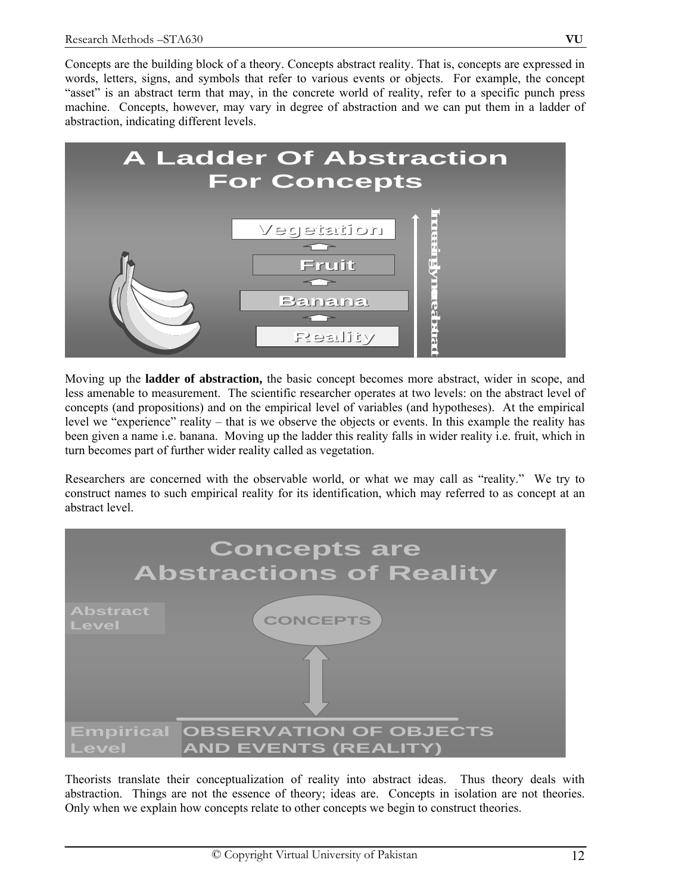Concepts are the building block of a theory. Concepts abstract reality. That is, concepts are expressed in words, letters, signs, and symbols that refer to various events or objects. For example, the concept "asset" is an abstract term that may, in the concrete world of reality, refer to a specific punch press machine. Concepts, however, may vary in degree of abstraction and we can put them in a ladder of abstraction, indicating different levels.

**A Ladder Of Abstraction For Concepts**

- Vegetation
- Fruit
- Banana
- Reality

Increasingly more abstract

Moving up the **ladder of abstraction,** the basic concept becomes more abstract, wider in scope, and less amenable to measurement. The scientific researcher operates at two levels: on the abstract level of concepts (and propositions) and on the empirical level of variables (and hypotheses). At the empirical level we "experience" reality – that is we observe the objects or events. In this example the reality has been given a name i.e. banana. Moving up the ladder this reality falls in wider reality i.e. fruit, which in turn becomes part of further wider reality called as vegetation.

Researchers are concerned with the observable world, or what we may call as "reality." We try to construct names to such empirical reality for its identification, which may referred to as concept at an abstract level.

**Concepts are Abstractions of Reality**

Abstract Level — CONCEPTS

Empirical Level — OBSERVATION OF OBJECTS AND EVENTS (REALITY)

Theorists translate their conceptualization of reality into abstract ideas. Thus theory deals with abstraction. Things are not the essence of theory; ideas are. Concepts in isolation are not theories. Only when we explain how concepts relate to other concepts we begin to construct theories.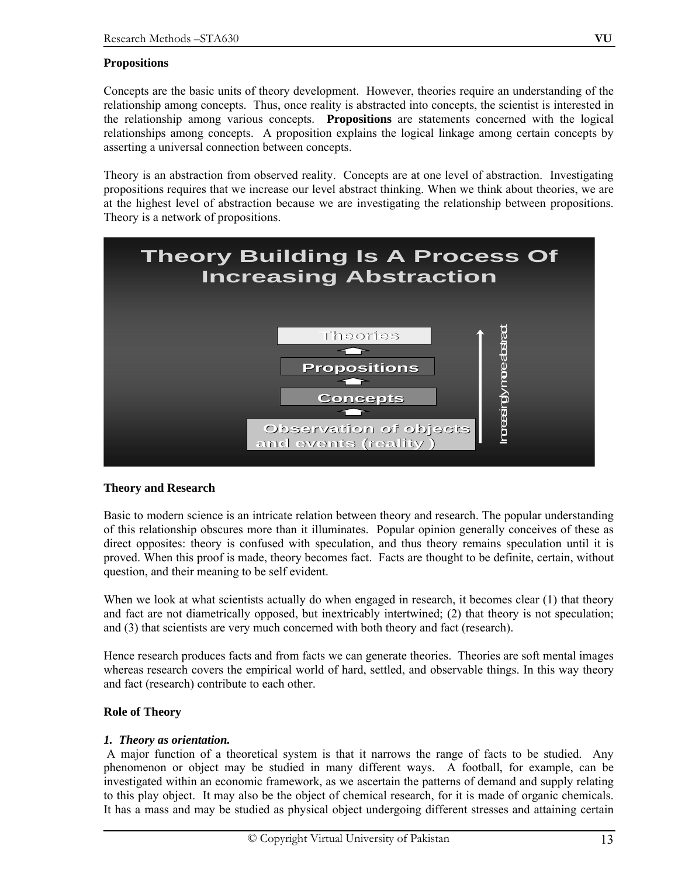## Propositions

Concepts are the basic units of theory development. However, theories require an understanding of the relationship among concepts. Thus, once reality is abstracted into concepts, the scientist is interested in the relationship among various concepts. **Propositions** are statements concerned with the logical relationships among concepts. A proposition explains the logical linkage among certain concepts by asserting a universal connection between concepts.

Theory is an abstraction from observed reality. Concepts are at one level of abstraction. Investigating propositions requires that we increase our level abstract thinking. When we think about theories, we are at the highest level of abstraction because we are investigating the relationship between propositions. Theory is a network of propositions.

**Theory Building Is A Process Of Increasing Abstraction**

- Theories
- Propositions
- Concepts
- Observation of objects and events (reality)

Increasingly more abstract

## Theory and Research

Basic to modern science is an intricate relation between theory and research. The popular understanding of this relationship obscures more than it illuminates. Popular opinion generally conceives of these as direct opposites: theory is confused with speculation, and thus theory remains speculation until it is proved. When this proof is made, theory becomes fact. Facts are thought to be definite, certain, without question, and their meaning to be self evident.

When we look at what scientists actually do when engaged in research, it becomes clear (1) that theory and fact are not diametrically opposed, but inextricably intertwined; (2) that theory is not speculation; and (3) that scientists are very much concerned with both theory and fact (research).

Hence research produces facts and from facts we can generate theories. Theories are soft mental images whereas research covers the empirical world of hard, settled, and observable things. In this way theory and fact (research) contribute to each other.

## Role of Theory

***1. Theory as orientation.***

A major function of a theoretical system is that it narrows the range of facts to be studied. Any phenomenon or object may be studied in many different ways. A football, for example, can be investigated within an economic framework, as we ascertain the patterns of demand and supply relating to this play object. It may also be the object of chemical research, for it is made of organic chemicals. It has a mass and may be studied as physical object undergoing different stresses and attaining certain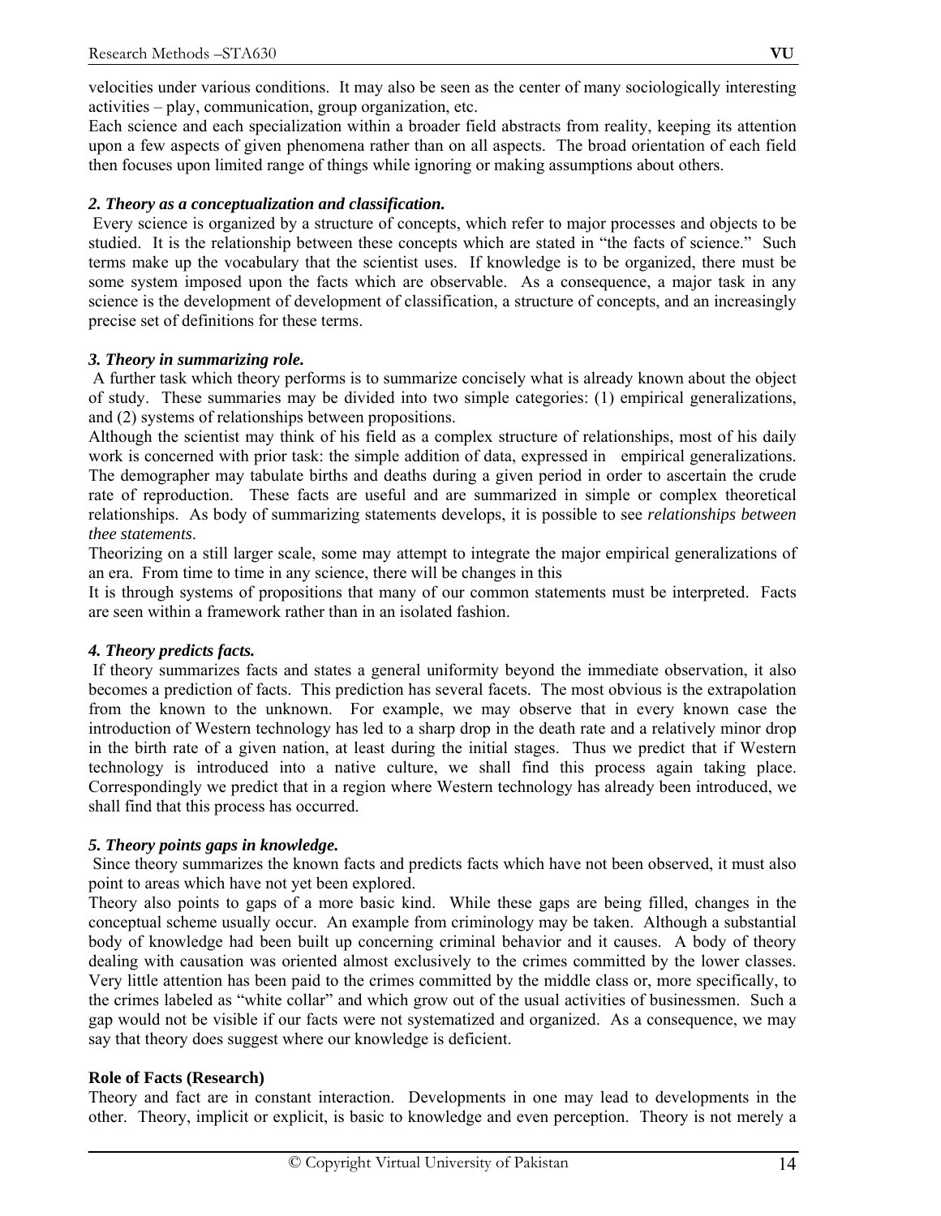velocities under various conditions. It may also be seen as the center of many sociologically interesting activities – play, communication, group organization, etc.

Each science and each specialization within a broader field abstracts from reality, keeping its attention upon a few aspects of given phenomena rather than on all aspects. The broad orientation of each field then focuses upon limited range of things while ignoring or making assumptions about others.

***2. Theory as a conceptualization and classification.***

Every science is organized by a structure of concepts, which refer to major processes and objects to be studied. It is the relationship between these concepts which are stated in "the facts of science." Such terms make up the vocabulary that the scientist uses. If knowledge is to be organized, there must be some system imposed upon the facts which are observable. As a consequence, a major task in any science is the development of development of classification, a structure of concepts, and an increasingly precise set of definitions for these terms.

***3. Theory in summarizing role.***

A further task which theory performs is to summarize concisely what is already known about the object of study. These summaries may be divided into two simple categories: (1) empirical generalizations, and (2) systems of relationships between propositions.

Although the scientist may think of his field as a complex structure of relationships, most of his daily work is concerned with prior task: the simple addition of data, expressed in empirical generalizations. The demographer may tabulate births and deaths during a given period in order to ascertain the crude rate of reproduction. These facts are useful and are summarized in simple or complex theoretical relationships. As body of summarizing statements develops, it is possible to see *relationships between thee statements*.

Theorizing on a still larger scale, some may attempt to integrate the major empirical generalizations of an era. From time to time in any science, there will be changes in this

It is through systems of propositions that many of our common statements must be interpreted. Facts are seen within a framework rather than in an isolated fashion.

***4. Theory predicts facts.***

If theory summarizes facts and states a general uniformity beyond the immediate observation, it also becomes a prediction of facts. This prediction has several facets. The most obvious is the extrapolation from the known to the unknown. For example, we may observe that in every known case the introduction of Western technology has led to a sharp drop in the death rate and a relatively minor drop in the birth rate of a given nation, at least during the initial stages. Thus we predict that if Western technology is introduced into a native culture, we shall find this process again taking place. Correspondingly we predict that in a region where Western technology has already been introduced, we shall find that this process has occurred.

***5. Theory points gaps in knowledge.***

Since theory summarizes the known facts and predicts facts which have not been observed, it must also point to areas which have not yet been explored.

Theory also points to gaps of a more basic kind. While these gaps are being filled, changes in the conceptual scheme usually occur. An example from criminology may be taken. Although a substantial body of knowledge had been built up concerning criminal behavior and it causes. A body of theory dealing with causation was oriented almost exclusively to the crimes committed by the lower classes. Very little attention has been paid to the crimes committed by the middle class or, more specifically, to the crimes labeled as "white collar" and which grow out of the usual activities of businessmen. Such a gap would not be visible if our facts were not systematized and organized. As a consequence, we may say that theory does suggest where our knowledge is deficient.

**Role of Facts (Research)**

Theory and fact are in constant interaction. Developments in one may lead to developments in the other. Theory, implicit or explicit, is basic to knowledge and even perception. Theory is not merely a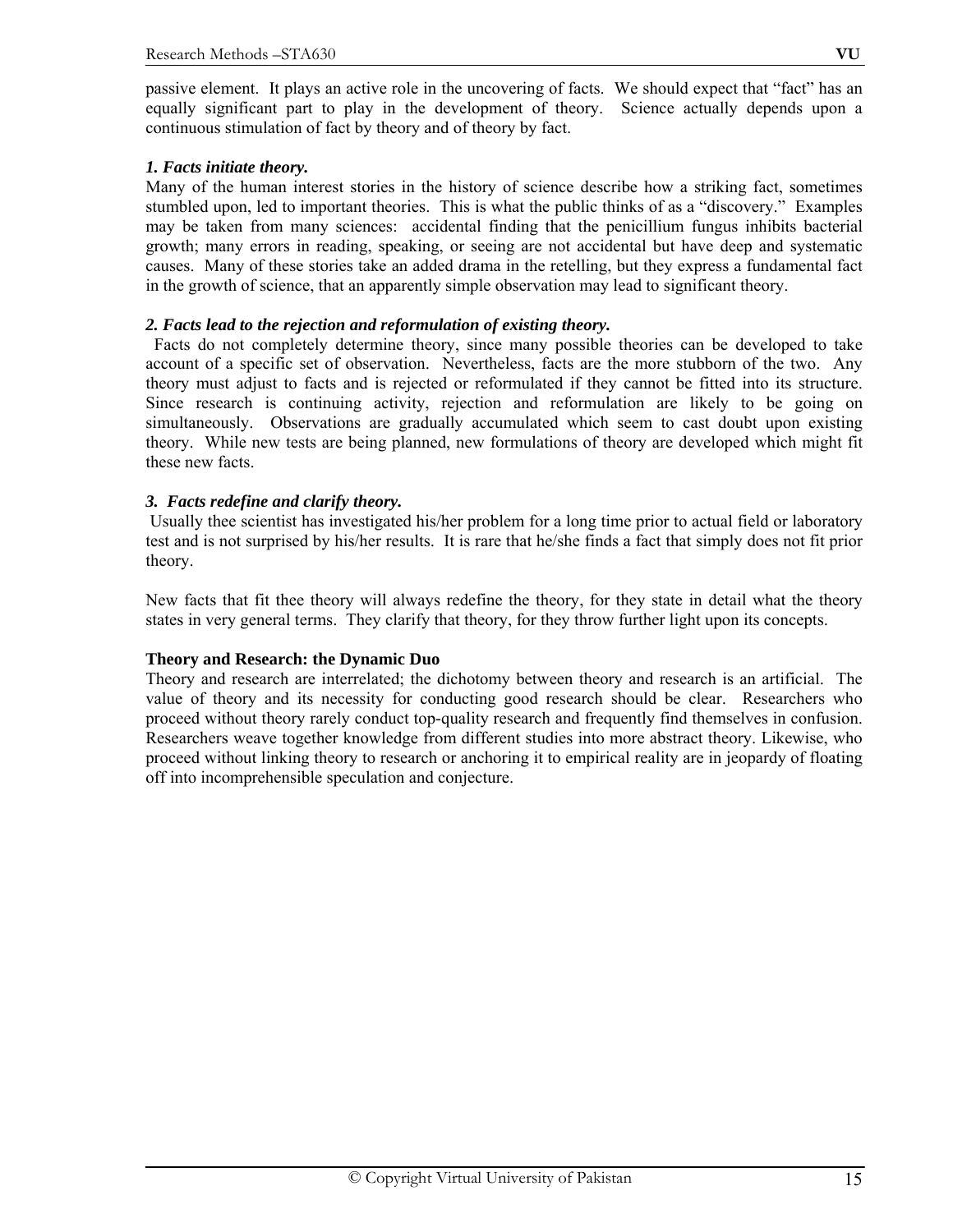passive element. It plays an active role in the uncovering of facts. We should expect that "fact" has an equally significant part to play in the development of theory. Science actually depends upon a continuous stimulation of fact by theory and of theory by fact.

***1. Facts initiate theory.***

Many of the human interest stories in the history of science describe how a striking fact, sometimes stumbled upon, led to important theories. This is what the public thinks of as a "discovery." Examples may be taken from many sciences: accidental finding that the penicillium fungus inhibits bacterial growth; many errors in reading, speaking, or seeing are not accidental but have deep and systematic causes. Many of these stories take an added drama in the retelling, but they express a fundamental fact in the growth of science, that an apparently simple observation may lead to significant theory.

***2. Facts lead to the rejection and reformulation of existing theory.***

Facts do not completely determine theory, since many possible theories can be developed to take account of a specific set of observation. Nevertheless, facts are the more stubborn of the two. Any theory must adjust to facts and is rejected or reformulated if they cannot be fitted into its structure. Since research is continuing activity, rejection and reformulation are likely to be going on simultaneously. Observations are gradually accumulated which seem to cast doubt upon existing theory. While new tests are being planned, new formulations of theory are developed which might fit these new facts.

***3. Facts redefine and clarify theory.***

Usually thee scientist has investigated his/her problem for a long time prior to actual field or laboratory test and is not surprised by his/her results. It is rare that he/she finds a fact that simply does not fit prior theory.

New facts that fit thee theory will always redefine the theory, for they state in detail what the theory states in very general terms. They clarify that theory, for they throw further light upon its concepts.

**Theory and Research: the Dynamic Duo**

Theory and research are interrelated; the dichotomy between theory and research is an artificial. The value of theory and its necessity for conducting good research should be clear. Researchers who proceed without theory rarely conduct top-quality research and frequently find themselves in confusion. Researchers weave together knowledge from different studies into more abstract theory. Likewise, who proceed without linking theory to research or anchoring it to empirical reality are in jeopardy of floating off into incomprehensible speculation and conjecture.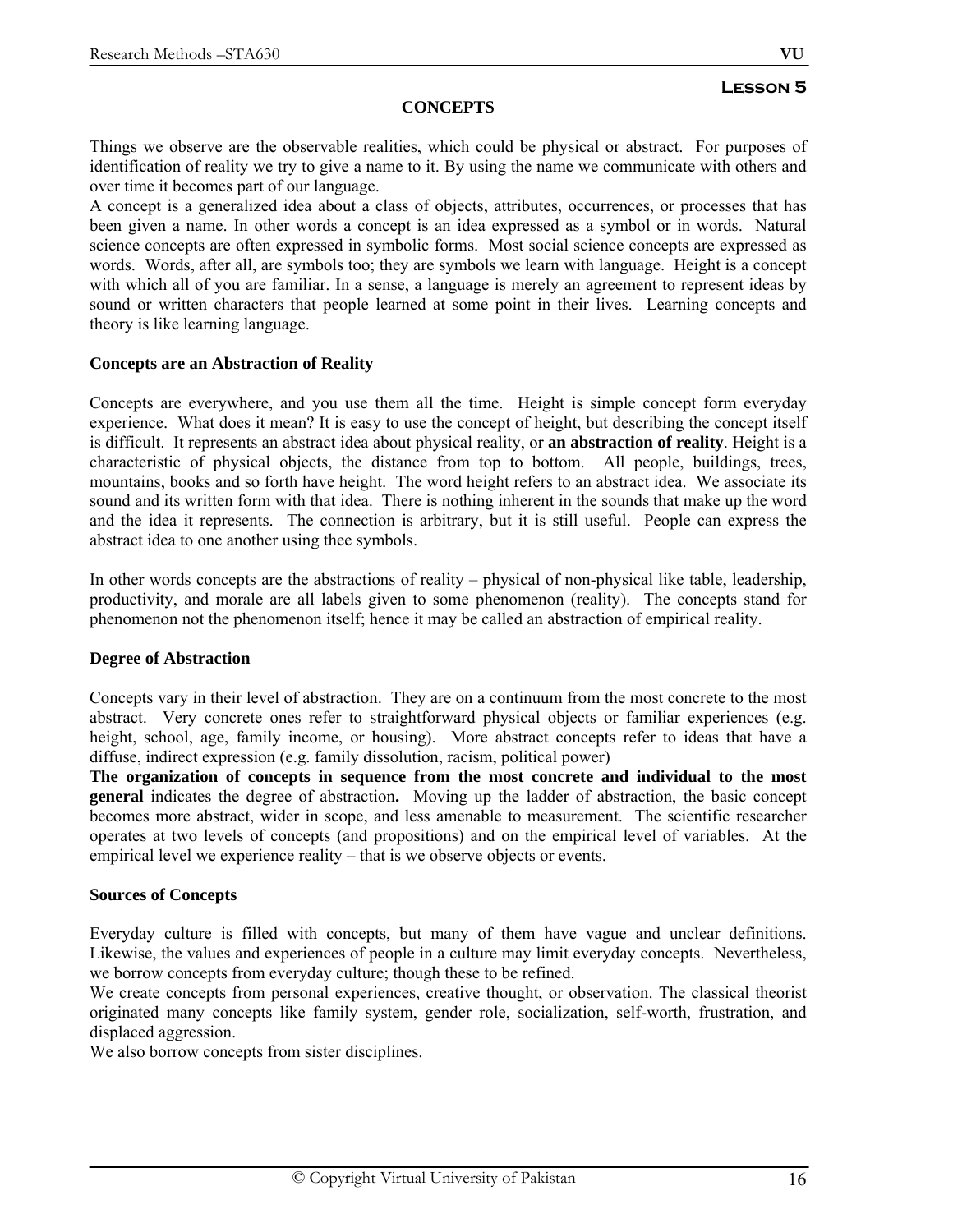## Lesson 5

### CONCEPTS

Things we observe are the observable realities, which could be physical or abstract. For purposes of identification of reality we try to give a name to it. By using the name we communicate with others and over time it becomes part of our language.

A concept is a generalized idea about a class of objects, attributes, occurrences, or processes that has been given a name. In other words a concept is an idea expressed as a symbol or in words. Natural science concepts are often expressed in symbolic forms. Most social science concepts are expressed as words. Words, after all, are symbols too; they are symbols we learn with language. Height is a concept with which all of you are familiar. In a sense, a language is merely an agreement to represent ideas by sound or written characters that people learned at some point in their lives. Learning concepts and theory is like learning language.

**Concepts are an Abstraction of Reality**

Concepts are everywhere, and you use them all the time. Height is simple concept form everyday experience. What does it mean? It is easy to use the concept of height, but describing the concept itself is difficult. It represents an abstract idea about physical reality, or **an abstraction of reality**. Height is a characteristic of physical objects, the distance from top to bottom. All people, buildings, trees, mountains, books and so forth have height. The word height refers to an abstract idea. We associate its sound and its written form with that idea. There is nothing inherent in the sounds that make up the word and the idea it represents. The connection is arbitrary, but it is still useful. People can express the abstract idea to one another using thee symbols.

In other words concepts are the abstractions of reality – physical of non-physical like table, leadership, productivity, and morale are all labels given to some phenomenon (reality). The concepts stand for phenomenon not the phenomenon itself; hence it may be called an abstraction of empirical reality.

**Degree of Abstraction**

Concepts vary in their level of abstraction. They are on a continuum from the most concrete to the most abstract. Very concrete ones refer to straightforward physical objects or familiar experiences (e.g. height, school, age, family income, or housing). More abstract concepts refer to ideas that have a diffuse, indirect expression (e.g. family dissolution, racism, political power)

**The organization of concepts in sequence from the most concrete and individual to the most general** indicates the degree of abstraction**.** Moving up the ladder of abstraction, the basic concept becomes more abstract, wider in scope, and less amenable to measurement. The scientific researcher operates at two levels of concepts (and propositions) and on the empirical level of variables. At the empirical level we experience reality – that is we observe objects or events.

**Sources of Concepts**

Everyday culture is filled with concepts, but many of them have vague and unclear definitions. Likewise, the values and experiences of people in a culture may limit everyday concepts. Nevertheless, we borrow concepts from everyday culture; though these to be refined.

We create concepts from personal experiences, creative thought, or observation. The classical theorist originated many concepts like family system, gender role, socialization, self-worth, frustration, and displaced aggression.

We also borrow concepts from sister disciplines.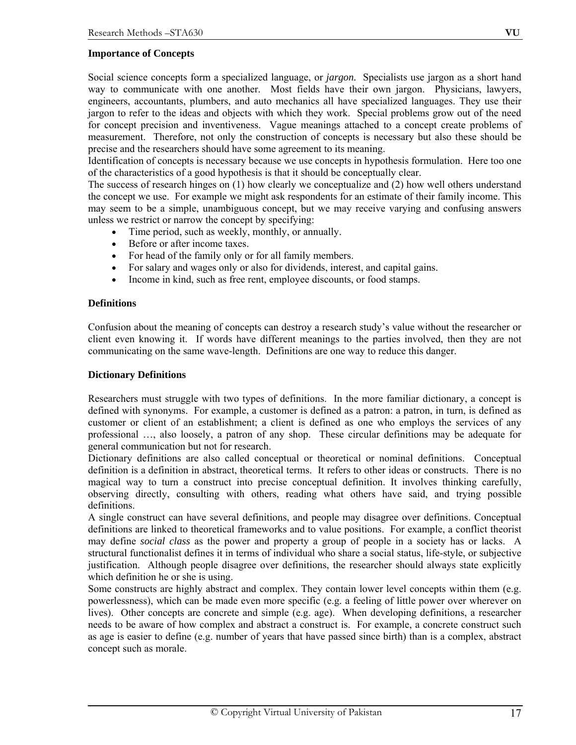**Importance of Concepts**

Social science concepts form a specialized language, or *jargon.* Specialists use jargon as a short hand way to communicate with one another. Most fields have their own jargon. Physicians, lawyers, engineers, accountants, plumbers, and auto mechanics all have specialized languages. They use their jargon to refer to the ideas and objects with which they work. Special problems grow out of the need for concept precision and inventiveness. Vague meanings attached to a concept create problems of measurement. Therefore, not only the construction of concepts is necessary but also these should be precise and the researchers should have some agreement to its meaning.

Identification of concepts is necessary because we use concepts in hypothesis formulation. Here too one of the characteristics of a good hypothesis is that it should be conceptually clear.

The success of research hinges on (1) how clearly we conceptualize and (2) how well others understand the concept we use. For example we might ask respondents for an estimate of their family income. This may seem to be a simple, unambiguous concept, but we may receive varying and confusing answers unless we restrict or narrow the concept by specifying:

- Time period, such as weekly, monthly, or annually.
- Before or after income taxes.
- For head of the family only or for all family members.
- For salary and wages only or also for dividends, interest, and capital gains.
- Income in kind, such as free rent, employee discounts, or food stamps.

**Definitions**

Confusion about the meaning of concepts can destroy a research study's value without the researcher or client even knowing it. If words have different meanings to the parties involved, then they are not communicating on the same wave-length. Definitions are one way to reduce this danger.

**Dictionary Definitions**

Researchers must struggle with two types of definitions. In the more familiar dictionary, a concept is defined with synonyms. For example, a customer is defined as a patron: a patron, in turn, is defined as customer or client of an establishment; a client is defined as one who employs the services of any professional …, also loosely, a patron of any shop. These circular definitions may be adequate for general communication but not for research.

Dictionary definitions are also called conceptual or theoretical or nominal definitions. Conceptual definition is a definition in abstract, theoretical terms. It refers to other ideas or constructs. There is no magical way to turn a construct into precise conceptual definition. It involves thinking carefully, observing directly, consulting with others, reading what others have said, and trying possible definitions.

A single construct can have several definitions, and people may disagree over definitions. Conceptual definitions are linked to theoretical frameworks and to value positions. For example, a conflict theorist may define *social class* as the power and property a group of people in a society has or lacks. A structural functionalist defines it in terms of individual who share a social status, life-style, or subjective justification. Although people disagree over definitions, the researcher should always state explicitly which definition he or she is using.

Some constructs are highly abstract and complex. They contain lower level concepts within them (e.g. powerlessness), which can be made even more specific (e.g. a feeling of little power over wherever on lives). Other concepts are concrete and simple (e.g. age). When developing definitions, a researcher needs to be aware of how complex and abstract a construct is. For example, a concrete construct such as age is easier to define (e.g. number of years that have passed since birth) than is a complex, abstract concept such as morale.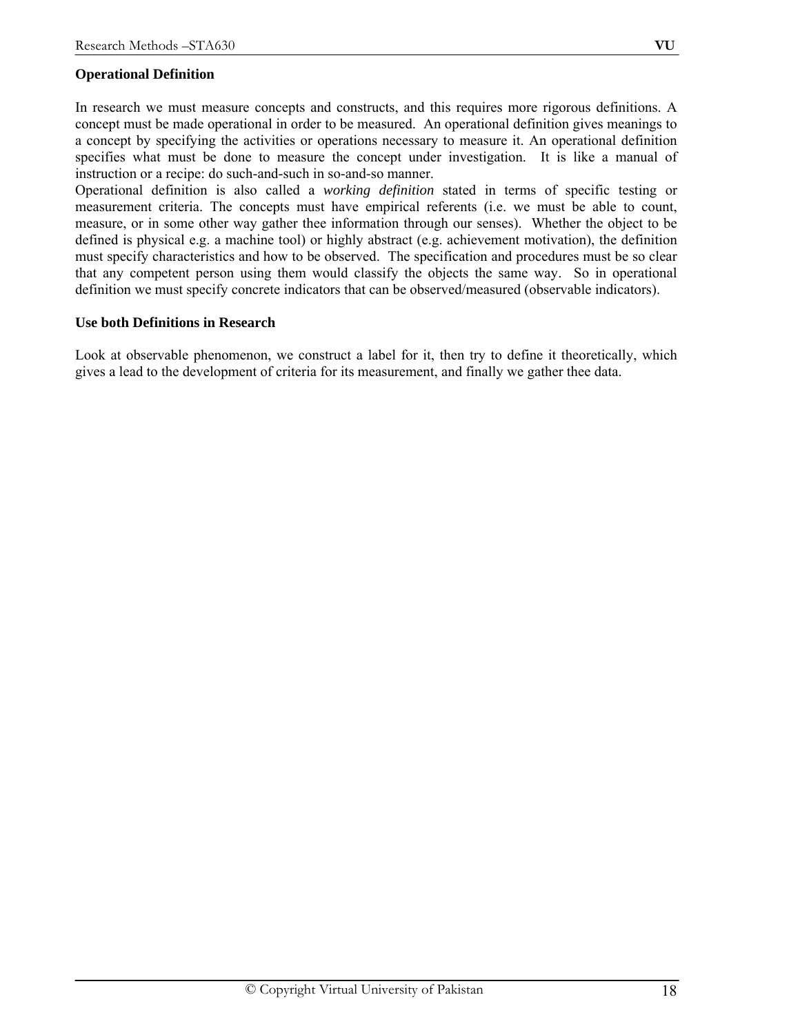**Operational Definition**

In research we must measure concepts and constructs, and this requires more rigorous definitions. A concept must be made operational in order to be measured. An operational definition gives meanings to a concept by specifying the activities or operations necessary to measure it. An operational definition specifies what must be done to measure the concept under investigation. It is like a manual of instruction or a recipe: do such-and-such in so-and-so manner.
Operational definition is also called a *working definition* stated in terms of specific testing or measurement criteria. The concepts must have empirical referents (i.e. we must be able to count, measure, or in some other way gather thee information through our senses). Whether the object to be defined is physical e.g. a machine tool) or highly abstract (e.g. achievement motivation), the definition must specify characteristics and how to be observed. The specification and procedures must be so clear that any competent person using them would classify the objects the same way. So in operational definition we must specify concrete indicators that can be observed/measured (observable indicators).

**Use both Definitions in Research**

Look at observable phenomenon, we construct a label for it, then try to define it theoretically, which gives a lead to the development of criteria for its measurement, and finally we gather thee data.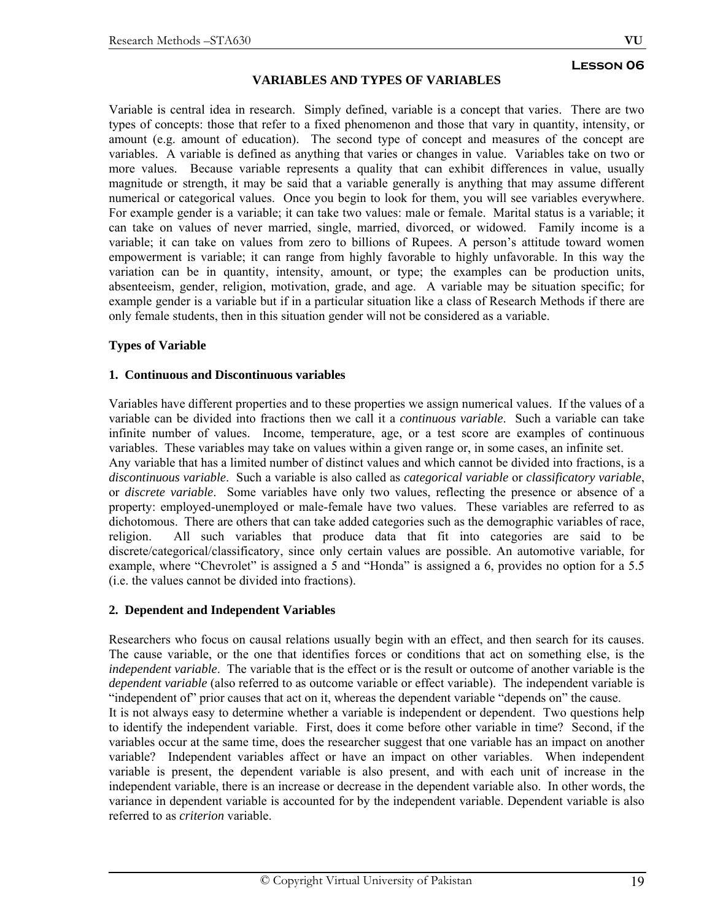**Lesson 06**

# VARIABLES AND TYPES OF VARIABLES

Variable is central idea in research. Simply defined, variable is a concept that varies. There are two types of concepts: those that refer to a fixed phenomenon and those that vary in quantity, intensity, or amount (e.g. amount of education). The second type of concept and measures of the concept are variables. A variable is defined as anything that varies or changes in value. Variables take on two or more values. Because variable represents a quality that can exhibit differences in value, usually magnitude or strength, it may be said that a variable generally is anything that may assume different numerical or categorical values. Once you begin to look for them, you will see variables everywhere. For example gender is a variable; it can take two values: male or female. Marital status is a variable; it can take on values of never married, single, married, divorced, or widowed. Family income is a variable; it can take on values from zero to billions of Rupees. A person's attitude toward women empowerment is variable; it can range from highly favorable to highly unfavorable. In this way the variation can be in quantity, intensity, amount, or type; the examples can be production units, absenteeism, gender, religion, motivation, grade, and age. A variable may be situation specific; for example gender is a variable but if in a particular situation like a class of Research Methods if there are only female students, then in this situation gender will not be considered as a variable.

## Types of Variable

### 1. Continuous and Discontinuous variables

Variables have different properties and to these properties we assign numerical values. If the values of a variable can be divided into fractions then we call it a *continuous variable*. Such a variable can take infinite number of values. Income, temperature, age, or a test score are examples of continuous variables. These variables may take on values within a given range or, in some cases, an infinite set.
Any variable that has a limited number of distinct values and which cannot be divided into fractions, is a *discontinuous variable*. Such a variable is also called as *categorical variable* or *classificatory variable*, or *discrete variable*. Some variables have only two values, reflecting the presence or absence of a property: employed-unemployed or male-female have two values. These variables are referred to as dichotomous. There are others that can take added categories such as the demographic variables of race, religion. All such variables that produce data that fit into categories are said to be discrete/categorical/classificatory, since only certain values are possible. An automotive variable, for example, where "Chevrolet" is assigned a 5 and "Honda" is assigned a 6, provides no option for a 5.5 (i.e. the values cannot be divided into fractions).

### 2. Dependent and Independent Variables

Researchers who focus on causal relations usually begin with an effect, and then search for its causes. The cause variable, or the one that identifies forces or conditions that act on something else, is the *independent variable*. The variable that is the effect or is the result or outcome of another variable is the *dependent variable* (also referred to as outcome variable or effect variable). The independent variable is "independent of" prior causes that act on it, whereas the dependent variable "depends on" the cause.
It is not always easy to determine whether a variable is independent or dependent. Two questions help to identify the independent variable. First, does it come before other variable in time? Second, if the variables occur at the same time, does the researcher suggest that one variable has an impact on another variable? Independent variables affect or have an impact on other variables. When independent variable is present, the dependent variable is also present, and with each unit of increase in the independent variable, there is an increase or decrease in the dependent variable also. In other words, the variance in dependent variable is accounted for by the independent variable. Dependent variable is also referred to as *criterion* variable.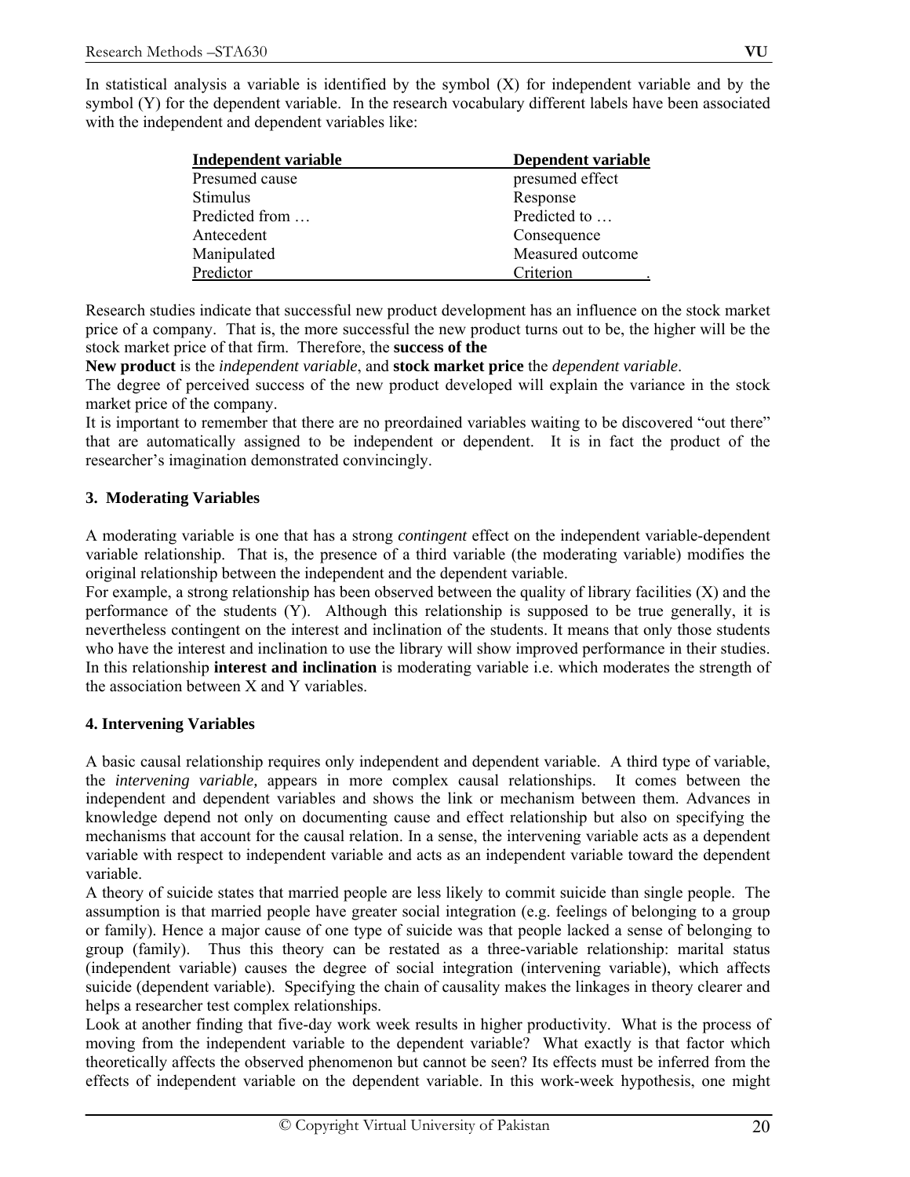In statistical analysis a variable is identified by the symbol (X) for independent variable and by the symbol (Y) for the dependent variable. In the research vocabulary different labels have been associated with the independent and dependent variables like:

| Independent variable | Dependent variable |
|---|---|
| Presumed cause | presumed effect |
| Stimulus | Response |
| Predicted from … | Predicted to … |
| Antecedent | Consequence |
| Manipulated | Measured outcome |
| Predictor | Criterion |

Research studies indicate that successful new product development has an influence on the stock market price of a company. That is, the more successful the new product turns out to be, the higher will be the stock market price of that firm. Therefore, the **success of the New product** is the *independent variable*, and **stock market price** the *dependent variable*.

The degree of perceived success of the new product developed will explain the variance in the stock market price of the company.

It is important to remember that there are no preordained variables waiting to be discovered "out there" that are automatically assigned to be independent or dependent. It is in fact the product of the researcher's imagination demonstrated convincingly.

### 3. Moderating Variables

A moderating variable is one that has a strong *contingent* effect on the independent variable-dependent variable relationship. That is, the presence of a third variable (the moderating variable) modifies the original relationship between the independent and the dependent variable.

For example, a strong relationship has been observed between the quality of library facilities (X) and the performance of the students (Y). Although this relationship is supposed to be true generally, it is nevertheless contingent on the interest and inclination of the students. It means that only those students who have the interest and inclination to use the library will show improved performance in their studies. In this relationship **interest and inclination** is moderating variable i.e. which moderates the strength of the association between X and Y variables.

### 4. Intervening Variables

A basic causal relationship requires only independent and dependent variable. A third type of variable, the *intervening variable,* appears in more complex causal relationships. It comes between the independent and dependent variables and shows the link or mechanism between them. Advances in knowledge depend not only on documenting cause and effect relationship but also on specifying the mechanisms that account for the causal relation. In a sense, the intervening variable acts as a dependent variable with respect to independent variable and acts as an independent variable toward the dependent variable.

A theory of suicide states that married people are less likely to commit suicide than single people. The assumption is that married people have greater social integration (e.g. feelings of belonging to a group or family). Hence a major cause of one type of suicide was that people lacked a sense of belonging to group (family). Thus this theory can be restated as a three-variable relationship: marital status (independent variable) causes the degree of social integration (intervening variable), which affects suicide (dependent variable). Specifying the chain of causality makes the linkages in theory clearer and helps a researcher test complex relationships.

Look at another finding that five-day work week results in higher productivity. What is the process of moving from the independent variable to the dependent variable? What exactly is that factor which theoretically affects the observed phenomenon but cannot be seen? Its effects must be inferred from the effects of independent variable on the dependent variable. In this work-week hypothesis, one might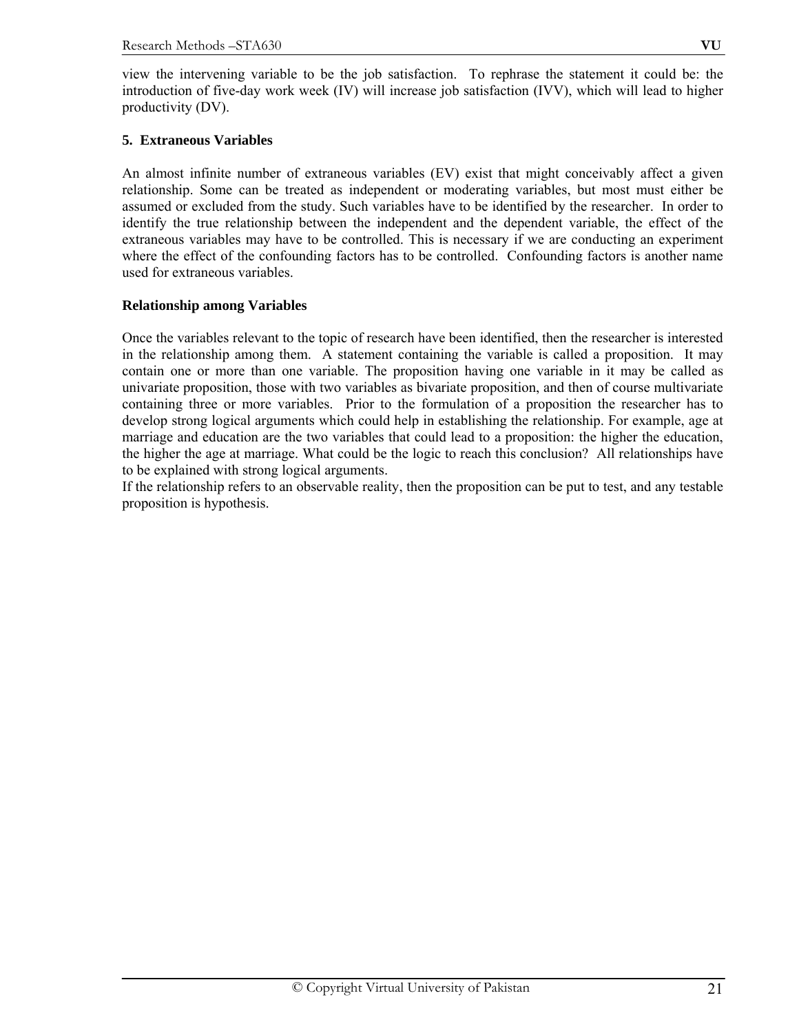view the intervening variable to be the job satisfaction. To rephrase the statement it could be: the introduction of five-day work week (IV) will increase job satisfaction (IVV), which will lead to higher productivity (DV).

**5. Extraneous Variables**

An almost infinite number of extraneous variables (EV) exist that might conceivably affect a given relationship. Some can be treated as independent or moderating variables, but most must either be assumed or excluded from the study. Such variables have to be identified by the researcher. In order to identify the true relationship between the independent and the dependent variable, the effect of the extraneous variables may have to be controlled. This is necessary if we are conducting an experiment where the effect of the confounding factors has to be controlled. Confounding factors is another name used for extraneous variables.

**Relationship among Variables**

Once the variables relevant to the topic of research have been identified, then the researcher is interested in the relationship among them. A statement containing the variable is called a proposition. It may contain one or more than one variable. The proposition having one variable in it may be called as univariate proposition, those with two variables as bivariate proposition, and then of course multivariate containing three or more variables. Prior to the formulation of a proposition the researcher has to develop strong logical arguments which could help in establishing the relationship. For example, age at marriage and education are the two variables that could lead to a proposition: the higher the education, the higher the age at marriage. What could be the logic to reach this conclusion? All relationships have to be explained with strong logical arguments.
If the relationship refers to an observable reality, then the proposition can be put to test, and any testable proposition is hypothesis.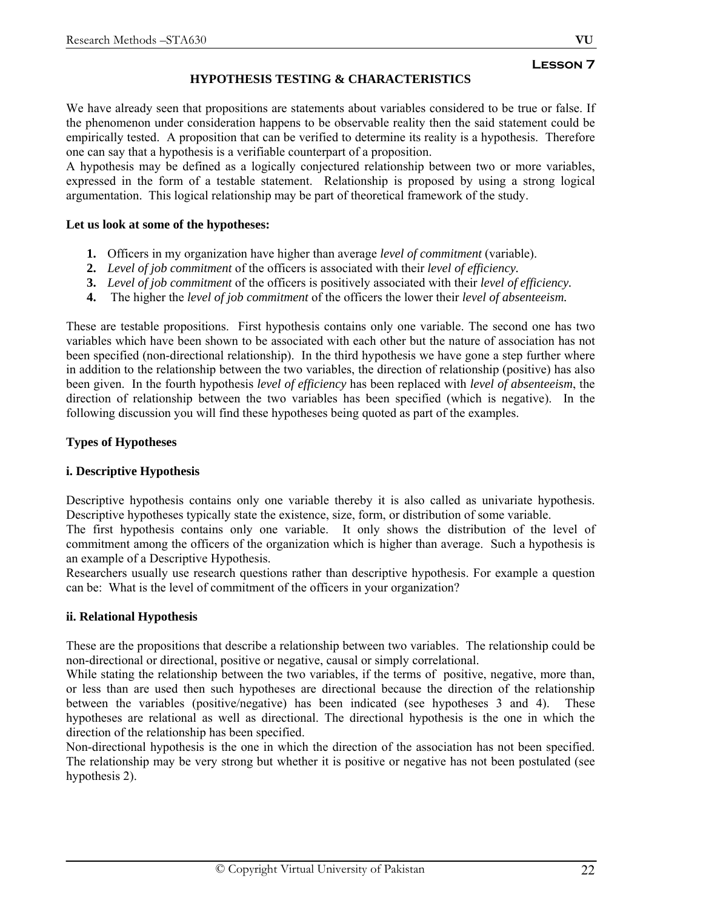**Lesson 7**

## HYPOTHESIS TESTING & CHARACTERISTICS

We have already seen that propositions are statements about variables considered to be true or false. If the phenomenon under consideration happens to be observable reality then the said statement could be empirically tested. A proposition that can be verified to determine its reality is a hypothesis. Therefore one can say that a hypothesis is a verifiable counterpart of a proposition.

A hypothesis may be defined as a logically conjectured relationship between two or more variables, expressed in the form of a testable statement. Relationship is proposed by using a strong logical argumentation. This logical relationship may be part of theoretical framework of the study.

**Let us look at some of the hypotheses:**

1. Officers in my organization have higher than average *level of commitment* (variable).
2. *Level of job commitment* of the officers is associated with their *level of efficiency.*
3. *Level of job commitment* of the officers is positively associated with their *level of efficiency.*
4. The higher the *level of job commitment* of the officers the lower their *level of absenteeism.*

These are testable propositions. First hypothesis contains only one variable. The second one has two variables which have been shown to be associated with each other but the nature of association has not been specified (non-directional relationship). In the third hypothesis we have gone a step further where in addition to the relationship between the two variables, the direction of relationship (positive) has also been given. In the fourth hypothesis *level of efficiency* has been replaced with *level of absenteeism*, the direction of relationship between the two variables has been specified (which is negative). In the following discussion you will find these hypotheses being quoted as part of the examples.

### Types of Hypotheses

#### i. Descriptive Hypothesis

Descriptive hypothesis contains only one variable thereby it is also called as univariate hypothesis. Descriptive hypotheses typically state the existence, size, form, or distribution of some variable.

The first hypothesis contains only one variable. It only shows the distribution of the level of commitment among the officers of the organization which is higher than average. Such a hypothesis is an example of a Descriptive Hypothesis.

Researchers usually use research questions rather than descriptive hypothesis. For example a question can be: What is the level of commitment of the officers in your organization?

#### ii. Relational Hypothesis

These are the propositions that describe a relationship between two variables. The relationship could be non-directional or directional, positive or negative, causal or simply correlational.

While stating the relationship between the two variables, if the terms of positive, negative, more than, or less than are used then such hypotheses are directional because the direction of the relationship between the variables (positive/negative) has been indicated (see hypotheses 3 and 4). These hypotheses are relational as well as directional. The directional hypothesis is the one in which the direction of the relationship has been specified.

Non-directional hypothesis is the one in which the direction of the association has not been specified. The relationship may be very strong but whether it is positive or negative has not been postulated (see hypothesis 2).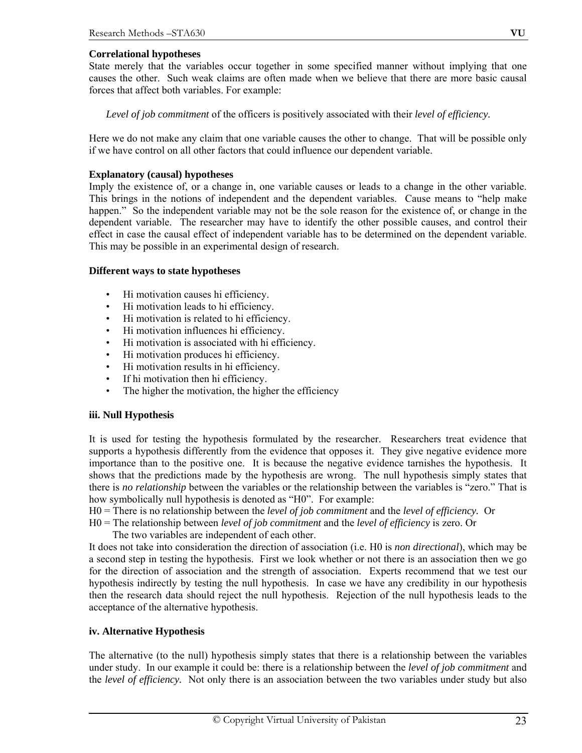**Correlational hypotheses**

State merely that the variables occur together in some specified manner without implying that one causes the other. Such weak claims are often made when we believe that there are more basic causal forces that affect both variables. For example:

*Level of job commitment* of the officers is positively associated with their *level of efficiency.*

Here we do not make any claim that one variable causes the other to change. That will be possible only if we have control on all other factors that could influence our dependent variable.

**Explanatory (causal) hypotheses**

Imply the existence of, or a change in, one variable causes or leads to a change in the other variable. This brings in the notions of independent and the dependent variables. Cause means to "help make happen." So the independent variable may not be the sole reason for the existence of, or change in the dependent variable. The researcher may have to identify the other possible causes, and control their effect in case the causal effect of independent variable has to be determined on the dependent variable. This may be possible in an experimental design of research.

**Different ways to state hypotheses**

- Hi motivation causes hi efficiency.
- Hi motivation leads to hi efficiency.
- Hi motivation is related to hi efficiency.
- Hi motivation influences hi efficiency.
- Hi motivation is associated with hi efficiency.
- Hi motivation produces hi efficiency.
- Hi motivation results in hi efficiency.
- If hi motivation then hi efficiency.
- The higher the motivation, the higher the efficiency

**iii. Null Hypothesis**

It is used for testing the hypothesis formulated by the researcher. Researchers treat evidence that supports a hypothesis differently from the evidence that opposes it. They give negative evidence more importance than to the positive one. It is because the negative evidence tarnishes the hypothesis. It shows that the predictions made by the hypothesis are wrong. The null hypothesis simply states that there is *no relationship* between the variables or the relationship between the variables is "zero." That is how symbolically null hypothesis is denoted as "H0". For example:

H0 = There is no relationship between the *level of job commitment* and the *level of efficiency.* Or

H0 = The relationship between *level of job commitment* and the *level of efficiency* is zero. Or

The two variables are independent of each other.

It does not take into consideration the direction of association (i.e. H0 is *non directional*), which may be a second step in testing the hypothesis. First we look whether or not there is an association then we go for the direction of association and the strength of association. Experts recommend that we test our hypothesis indirectly by testing the null hypothesis. In case we have any credibility in our hypothesis then the research data should reject the null hypothesis. Rejection of the null hypothesis leads to the acceptance of the alternative hypothesis.

**iv. Alternative Hypothesis**

The alternative (to the null) hypothesis simply states that there is a relationship between the variables under study. In our example it could be: there is a relationship between the *level of job commitment* and the *level of efficiency.* Not only there is an association between the two variables under study but also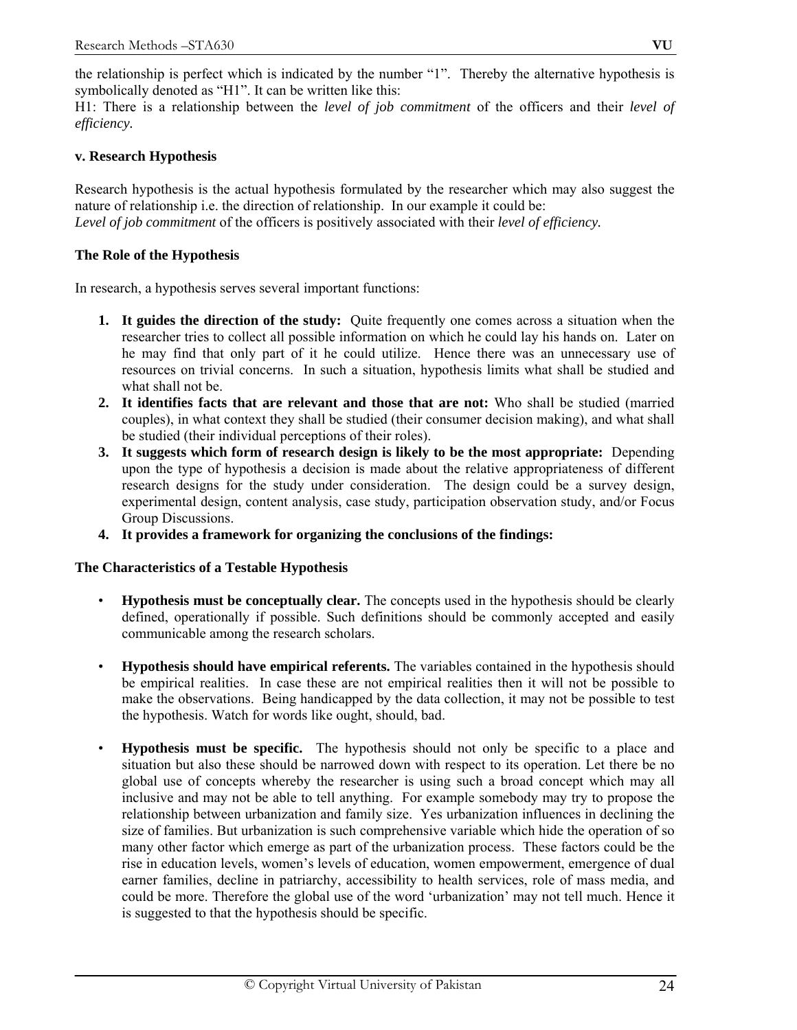the relationship is perfect which is indicated by the number "1". Thereby the alternative hypothesis is symbolically denoted as "H1". It can be written like this:
H1: There is a relationship between the *level of job commitment* of the officers and their *level of efficiency.*

**v. Research Hypothesis**

Research hypothesis is the actual hypothesis formulated by the researcher which may also suggest the nature of relationship i.e. the direction of relationship. In our example it could be:
*Level of job commitment* of the officers is positively associated with their *level of efficiency.*

**The Role of the Hypothesis**

In research, a hypothesis serves several important functions:

1. **It guides the direction of the study:** Quite frequently one comes across a situation when the researcher tries to collect all possible information on which he could lay his hands on. Later on he may find that only part of it he could utilize. Hence there was an unnecessary use of resources on trivial concerns. In such a situation, hypothesis limits what shall be studied and what shall not be.
2. **It identifies facts that are relevant and those that are not:** Who shall be studied (married couples), in what context they shall be studied (their consumer decision making), and what shall be studied (their individual perceptions of their roles).
3. **It suggests which form of research design is likely to be the most appropriate:** Depending upon the type of hypothesis a decision is made about the relative appropriateness of different research designs for the study under consideration. The design could be a survey design, experimental design, content analysis, case study, participation observation study, and/or Focus Group Discussions.
4. **It provides a framework for organizing the conclusions of the findings:**

**The Characteristics of a Testable Hypothesis**

- **Hypothesis must be conceptually clear.** The concepts used in the hypothesis should be clearly defined, operationally if possible. Such definitions should be commonly accepted and easily communicable among the research scholars.

- **Hypothesis should have empirical referents.** The variables contained in the hypothesis should be empirical realities. In case these are not empirical realities then it will not be possible to make the observations. Being handicapped by the data collection, it may not be possible to test the hypothesis. Watch for words like ought, should, bad.

- **Hypothesis must be specific.** The hypothesis should not only be specific to a place and situation but also these should be narrowed down with respect to its operation. Let there be no global use of concepts whereby the researcher is using such a broad concept which may all inclusive and may not be able to tell anything. For example somebody may try to propose the relationship between urbanization and family size. Yes urbanization influences in declining the size of families. But urbanization is such comprehensive variable which hide the operation of so many other factor which emerge as part of the urbanization process. These factors could be the rise in education levels, women's levels of education, women empowerment, emergence of dual earner families, decline in patriarchy, accessibility to health services, role of mass media, and could be more. Therefore the global use of the word 'urbanization' may not tell much. Hence it is suggested to that the hypothesis should be specific.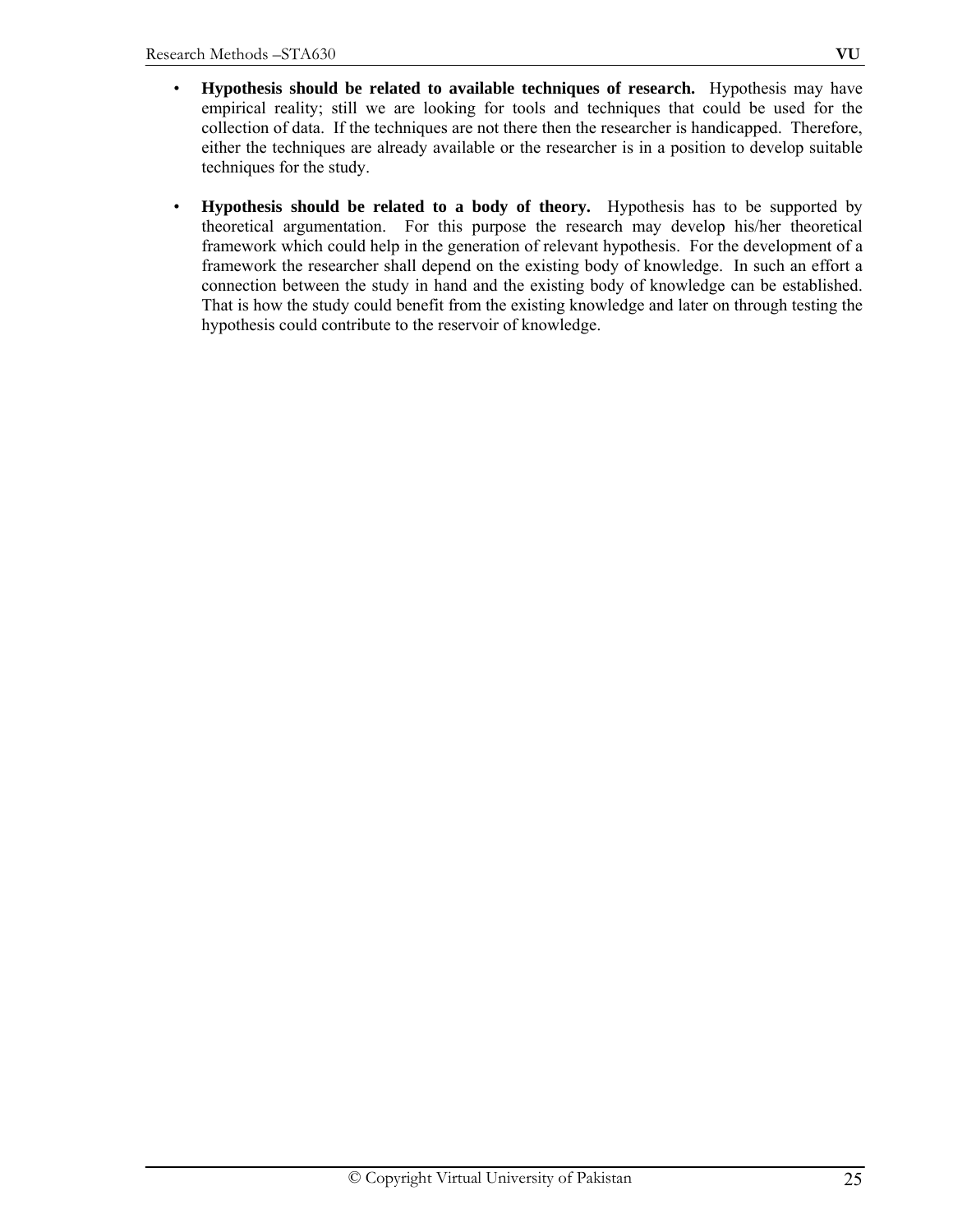- **Hypothesis should be related to available techniques of research.** Hypothesis may have empirical reality; still we are looking for tools and techniques that could be used for the collection of data. If the techniques are not there then the researcher is handicapped. Therefore, either the techniques are already available or the researcher is in a position to develop suitable techniques for the study.

- **Hypothesis should be related to a body of theory.** Hypothesis has to be supported by theoretical argumentation. For this purpose the research may develop his/her theoretical framework which could help in the generation of relevant hypothesis. For the development of a framework the researcher shall depend on the existing body of knowledge. In such an effort a connection between the study in hand and the existing body of knowledge can be established. That is how the study could benefit from the existing knowledge and later on through testing the hypothesis could contribute to the reservoir of knowledge.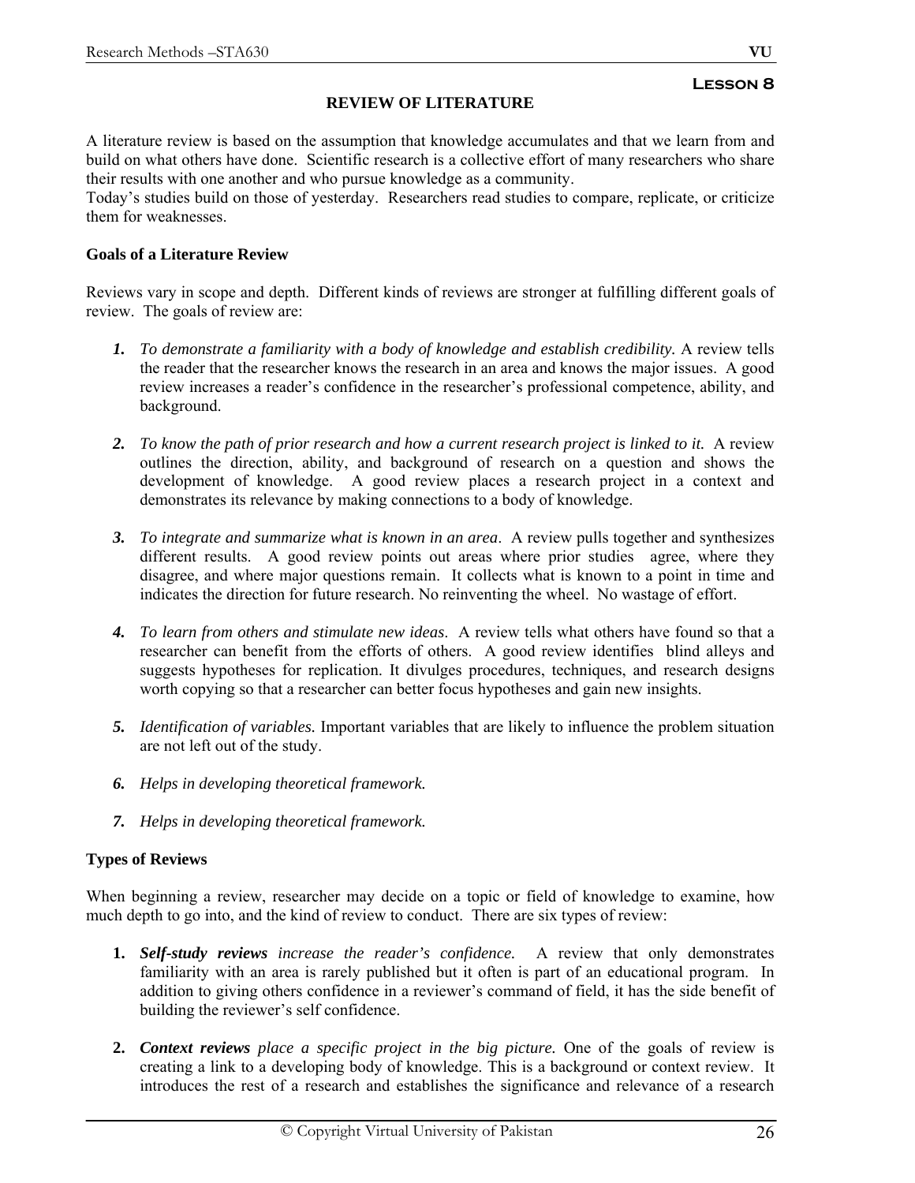**Lesson 8**

## REVIEW OF LITERATURE

A literature review is based on the assumption that knowledge accumulates and that we learn from and build on what others have done. Scientific research is a collective effort of many researchers who share their results with one another and who pursue knowledge as a community.
Today's studies build on those of yesterday. Researchers read studies to compare, replicate, or criticize them for weaknesses.

### Goals of a Literature Review

Reviews vary in scope and depth. Different kinds of reviews are stronger at fulfilling different goals of review. The goals of review are:

1. ***To demonstrate a familiarity with a body of knowledge and establish credibility.*** A review tells the reader that the researcher knows the research in an area and knows the major issues. A good review increases a reader's confidence in the researcher's professional competence, ability, and background.

2. ***To know the path of prior research and how a current research project is linked to it.*** A review outlines the direction, ability, and background of research on a question and shows the development of knowledge. A good review places a research project in a context and demonstrates its relevance by making connections to a body of knowledge.

3. ***To integrate and summarize what is known in an area.*** A review pulls together and synthesizes different results. A good review points out areas where prior studies agree, where they disagree, and where major questions remain. It collects what is known to a point in time and indicates the direction for future research. No reinventing the wheel. No wastage of effort.

4. ***To learn from others and stimulate new ideas.*** A review tells what others have found so that a researcher can benefit from the efforts of others. A good review identifies blind alleys and suggests hypotheses for replication. It divulges procedures, techniques, and research designs worth copying so that a researcher can better focus hypotheses and gain new insights.

5. ***Identification of variables.*** Important variables that are likely to influence the problem situation are not left out of the study.

6. ***Helps in developing theoretical framework.***

7. ***Helps in developing theoretical framework.***

### Types of Reviews

When beginning a review, researcher may decide on a topic or field of knowledge to examine, how much depth to go into, and the kind of review to conduct. There are six types of review:

1. ***Self-study reviews** increase the reader's confidence.* A review that only demonstrates familiarity with an area is rarely published but it often is part of an educational program. In addition to giving others confidence in a reviewer's command of field, it has the side benefit of building the reviewer's self confidence.

2. ***Context reviews** place a specific project in the big picture.* One of the goals of review is creating a link to a developing body of knowledge. This is a background or context review. It introduces the rest of a research and establishes the significance and relevance of a research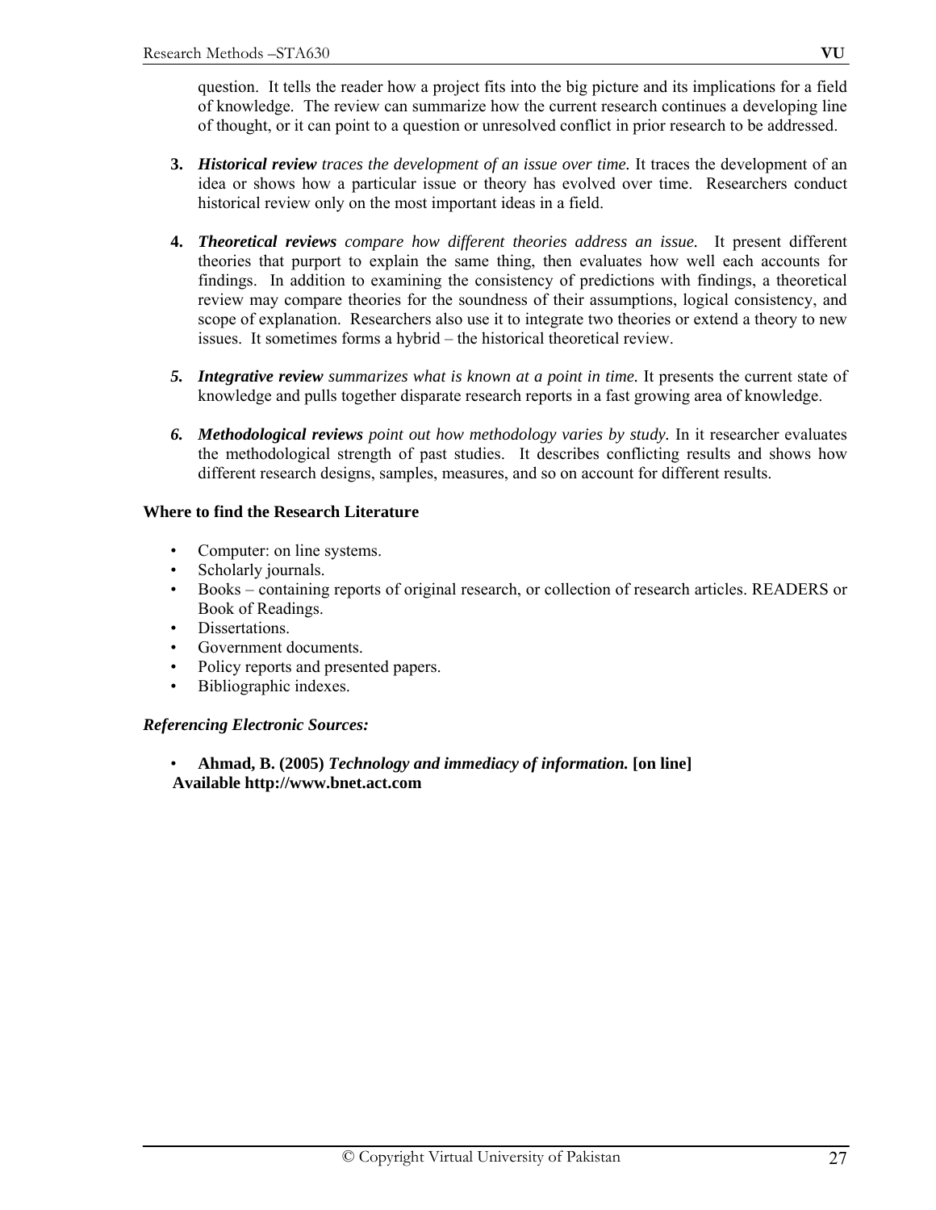question. It tells the reader how a project fits into the big picture and its implications for a field of knowledge. The review can summarize how the current research continues a developing line of thought, or it can point to a question or unresolved conflict in prior research to be addressed.

3. ***Historical review*** *traces the development of an issue over time.* It traces the development of an idea or shows how a particular issue or theory has evolved over time. Researchers conduct historical review only on the most important ideas in a field.

4. ***Theoretical reviews*** *compare how different theories address an issue.* It present different theories that purport to explain the same thing, then evaluates how well each accounts for findings. In addition to examining the consistency of predictions with findings, a theoretical review may compare theories for the soundness of their assumptions, logical consistency, and scope of explanation. Researchers also use it to integrate two theories or extend a theory to new issues. It sometimes forms a hybrid – the historical theoretical review.

5. ***Integrative review*** *summarizes what is known at a point in time.* It presents the current state of knowledge and pulls together disparate research reports in a fast growing area of knowledge.

6. ***Methodological reviews*** *point out how methodology varies by study.* In it researcher evaluates the methodological strength of past studies. It describes conflicting results and shows how different research designs, samples, measures, and so on account for different results.

**Where to find the Research Literature**

- Computer: on line systems.
- Scholarly journals.
- Books – containing reports of original research, or collection of research articles. READERS or Book of Readings.
- Dissertations.
- Government documents.
- Policy reports and presented papers.
- Bibliographic indexes.

***Referencing Electronic Sources:***

- **Ahmad, B. (2005) *Technology and immediacy of information.* [on line] Available http://www.bnet.act.com**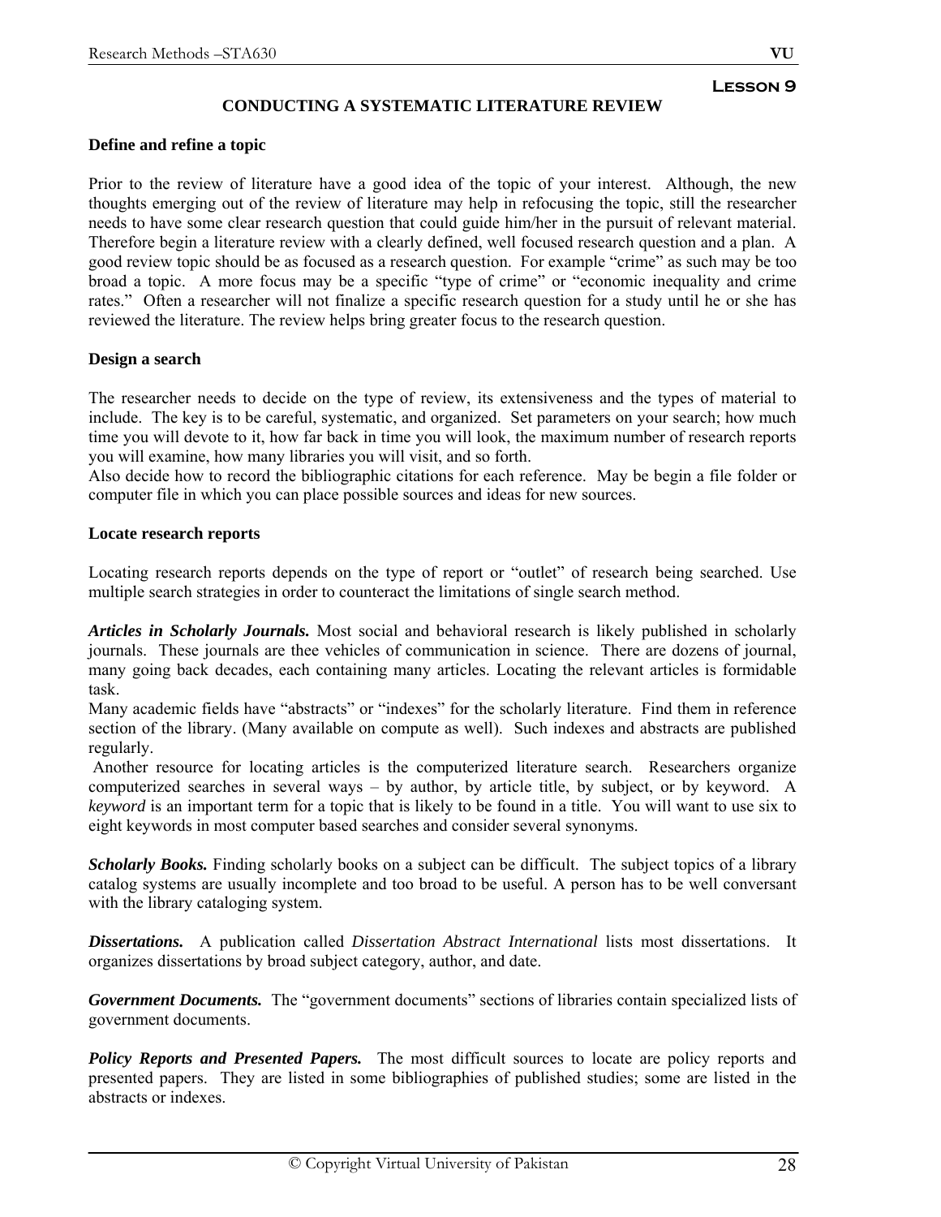**Lesson 9**

## CONDUCTING A SYSTEMATIC LITERATURE REVIEW

### Define and refine a topic

Prior to the review of literature have a good idea of the topic of your interest. Although, the new thoughts emerging out of the review of literature may help in refocusing the topic, still the researcher needs to have some clear research question that could guide him/her in the pursuit of relevant material. Therefore begin a literature review with a clearly defined, well focused research question and a plan. A good review topic should be as focused as a research question. For example "crime" as such may be too broad a topic. A more focus may be a specific "type of crime" or "economic inequality and crime rates." Often a researcher will not finalize a specific research question for a study until he or she has reviewed the literature. The review helps bring greater focus to the research question.

### Design a search

The researcher needs to decide on the type of review, its extensiveness and the types of material to include. The key is to be careful, systematic, and organized. Set parameters on your search; how much time you will devote to it, how far back in time you will look, the maximum number of research reports you will examine, how many libraries you will visit, and so forth.
Also decide how to record the bibliographic citations for each reference. May be begin a file folder or computer file in which you can place possible sources and ideas for new sources.

### Locate research reports

Locating research reports depends on the type of report or "outlet" of research being searched. Use multiple search strategies in order to counteract the limitations of single search method.

***Articles in Scholarly Journals.*** Most social and behavioral research is likely published in scholarly journals. These journals are thee vehicles of communication in science. There are dozens of journal, many going back decades, each containing many articles. Locating the relevant articles is formidable task.
Many academic fields have "abstracts" or "indexes" for the scholarly literature. Find them in reference section of the library. (Many available on compute as well). Such indexes and abstracts are published regularly.
Another resource for locating articles is the computerized literature search. Researchers organize computerized searches in several ways – by author, by article title, by subject, or by keyword. A *keyword* is an important term for a topic that is likely to be found in a title. You will want to use six to eight keywords in most computer based searches and consider several synonyms.

***Scholarly Books.*** Finding scholarly books on a subject can be difficult. The subject topics of a library catalog systems are usually incomplete and too broad to be useful. A person has to be well conversant with the library cataloging system.

***Dissertations.*** A publication called *Dissertation Abstract International* lists most dissertations. It organizes dissertations by broad subject category, author, and date.

***Government Documents.*** The "government documents" sections of libraries contain specialized lists of government documents.

***Policy Reports and Presented Papers.*** The most difficult sources to locate are policy reports and presented papers. They are listed in some bibliographies of published studies; some are listed in the abstracts or indexes.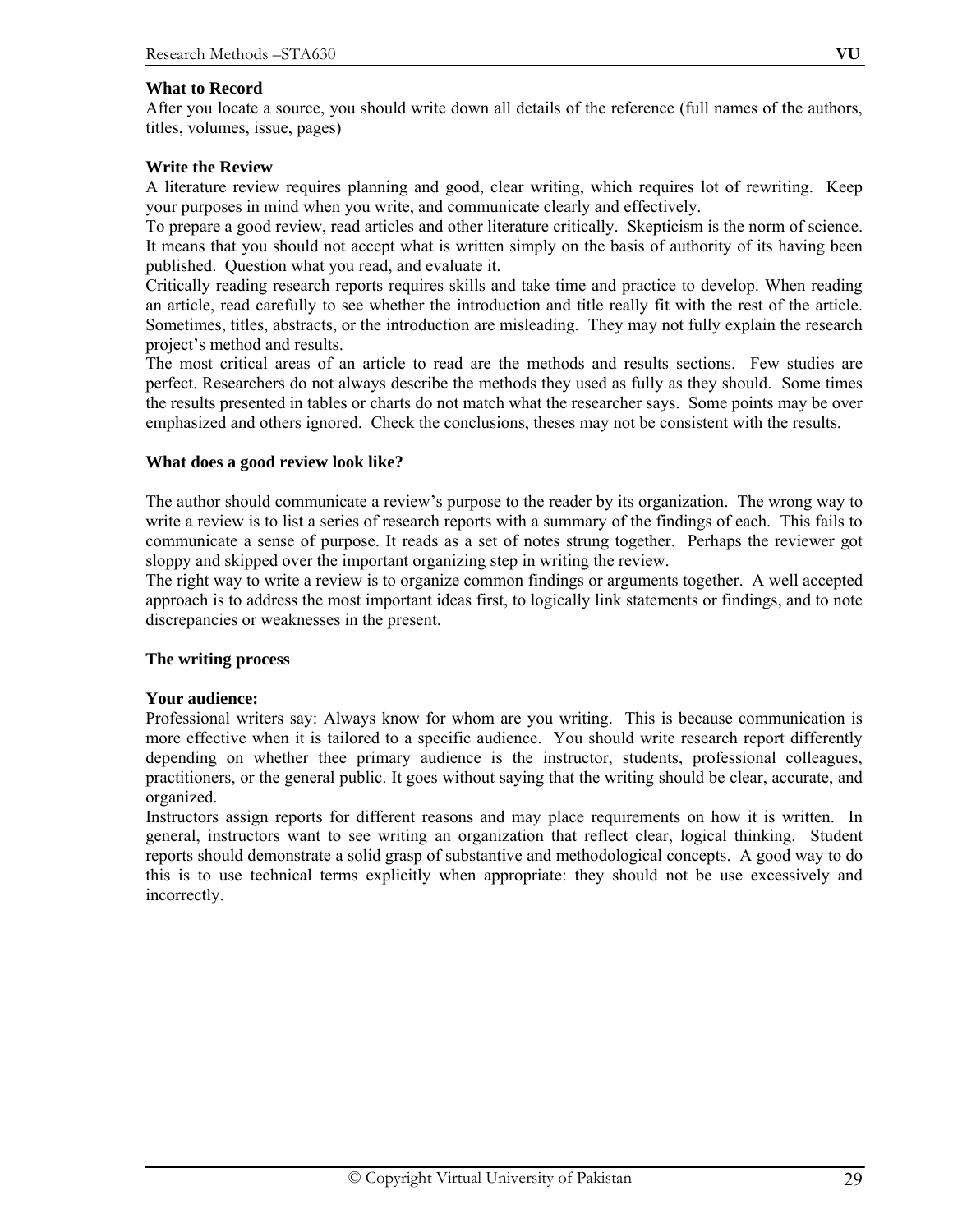**What to Record**

After you locate a source, you should write down all details of the reference (full names of the authors, titles, volumes, issue, pages)

**Write the Review**

A literature review requires planning and good, clear writing, which requires lot of rewriting. Keep your purposes in mind when you write, and communicate clearly and effectively.

To prepare a good review, read articles and other literature critically. Skepticism is the norm of science. It means that you should not accept what is written simply on the basis of authority of its having been published. Question what you read, and evaluate it.

Critically reading research reports requires skills and take time and practice to develop. When reading an article, read carefully to see whether the introduction and title really fit with the rest of the article. Sometimes, titles, abstracts, or the introduction are misleading. They may not fully explain the research project's method and results.

The most critical areas of an article to read are the methods and results sections. Few studies are perfect. Researchers do not always describe the methods they used as fully as they should. Some times the results presented in tables or charts do not match what the researcher says. Some points may be over emphasized and others ignored. Check the conclusions, theses may not be consistent with the results.

**What does a good review look like?**

The author should communicate a review's purpose to the reader by its organization. The wrong way to write a review is to list a series of research reports with a summary of the findings of each. This fails to communicate a sense of purpose. It reads as a set of notes strung together. Perhaps the reviewer got sloppy and skipped over the important organizing step in writing the review.

The right way to write a review is to organize common findings or arguments together. A well accepted approach is to address the most important ideas first, to logically link statements or findings, and to note discrepancies or weaknesses in the present.

**The writing process**

**Your audience:**

Professional writers say: Always know for whom are you writing. This is because communication is more effective when it is tailored to a specific audience. You should write research report differently depending on whether thee primary audience is the instructor, students, professional colleagues, practitioners, or the general public. It goes without saying that the writing should be clear, accurate, and organized.

Instructors assign reports for different reasons and may place requirements on how it is written. In general, instructors want to see writing an organization that reflect clear, logical thinking. Student reports should demonstrate a solid grasp of substantive and methodological concepts. A good way to do this is to use technical terms explicitly when appropriate: they should not be use excessively and incorrectly.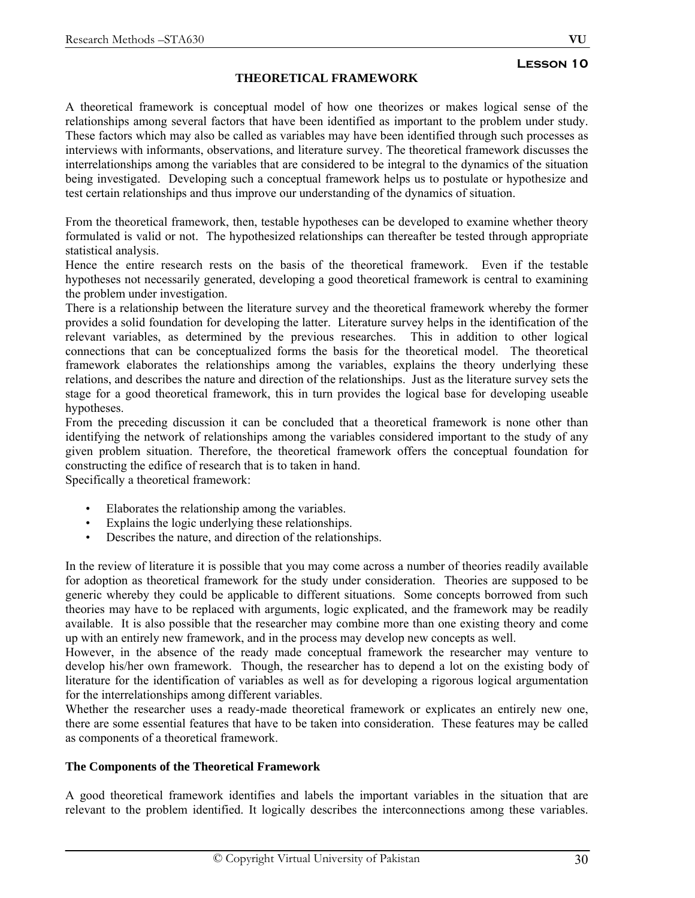**Lesson 10**

# THEORETICAL FRAMEWORK

A theoretical framework is conceptual model of how one theorizes or makes logical sense of the relationships among several factors that have been identified as important to the problem under study. These factors which may also be called as variables may have been identified through such processes as interviews with informants, observations, and literature survey. The theoretical framework discusses the interrelationships among the variables that are considered to be integral to the dynamics of the situation being investigated. Developing such a conceptual framework helps us to postulate or hypothesize and test certain relationships and thus improve our understanding of the dynamics of situation.

From the theoretical framework, then, testable hypotheses can be developed to examine whether theory formulated is valid or not. The hypothesized relationships can thereafter be tested through appropriate statistical analysis.

Hence the entire research rests on the basis of the theoretical framework. Even if the testable hypotheses not necessarily generated, developing a good theoretical framework is central to examining the problem under investigation.

There is a relationship between the literature survey and the theoretical framework whereby the former provides a solid foundation for developing the latter. Literature survey helps in the identification of the relevant variables, as determined by the previous researches. This in addition to other logical connections that can be conceptualized forms the basis for the theoretical model. The theoretical framework elaborates the relationships among the variables, explains the theory underlying these relations, and describes the nature and direction of the relationships. Just as the literature survey sets the stage for a good theoretical framework, this in turn provides the logical base for developing useable hypotheses.

From the preceding discussion it can be concluded that a theoretical framework is none other than identifying the network of relationships among the variables considered important to the study of any given problem situation. Therefore, the theoretical framework offers the conceptual foundation for constructing the edifice of research that is to taken in hand.

Specifically a theoretical framework:

- Elaborates the relationship among the variables.
- Explains the logic underlying these relationships.
- Describes the nature, and direction of the relationships.

In the review of literature it is possible that you may come across a number of theories readily available for adoption as theoretical framework for the study under consideration. Theories are supposed to be generic whereby they could be applicable to different situations. Some concepts borrowed from such theories may have to be replaced with arguments, logic explicated, and the framework may be readily available. It is also possible that the researcher may combine more than one existing theory and come up with an entirely new framework, and in the process may develop new concepts as well.

However, in the absence of the ready made conceptual framework the researcher may venture to develop his/her own framework. Though, the researcher has to depend a lot on the existing body of literature for the identification of variables as well as for developing a rigorous logical argumentation for the interrelationships among different variables.

Whether the researcher uses a ready-made theoretical framework or explicates an entirely new one, there are some essential features that have to be taken into consideration. These features may be called as components of a theoretical framework.

## The Components of the Theoretical Framework

A good theoretical framework identifies and labels the important variables in the situation that are relevant to the problem identified. It logically describes the interconnections among these variables.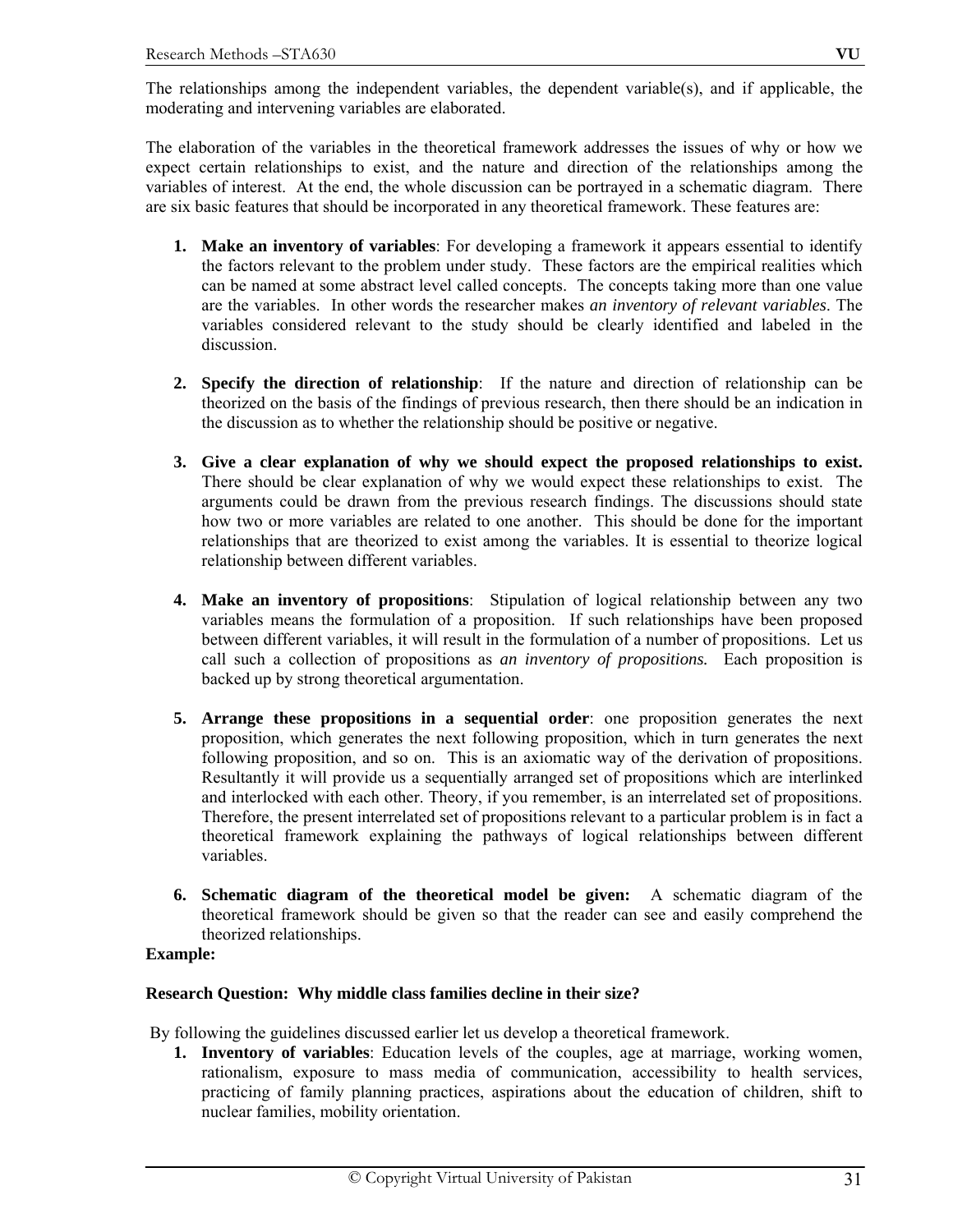The relationships among the independent variables, the dependent variable(s), and if applicable, the moderating and intervening variables are elaborated.

The elaboration of the variables in the theoretical framework addresses the issues of why or how we expect certain relationships to exist, and the nature and direction of the relationships among the variables of interest. At the end, the whole discussion can be portrayed in a schematic diagram. There are six basic features that should be incorporated in any theoretical framework. These features are:

1. **Make an inventory of variables**: For developing a framework it appears essential to identify the factors relevant to the problem under study. These factors are the empirical realities which can be named at some abstract level called concepts. The concepts taking more than one value are the variables. In other words the researcher makes *an inventory of relevant variables*. The variables considered relevant to the study should be clearly identified and labeled in the discussion.

2. **Specify the direction of relationship**: If the nature and direction of relationship can be theorized on the basis of the findings of previous research, then there should be an indication in the discussion as to whether the relationship should be positive or negative.

3. **Give a clear explanation of why we should expect the proposed relationships to exist.** There should be clear explanation of why we would expect these relationships to exist. The arguments could be drawn from the previous research findings. The discussions should state how two or more variables are related to one another. This should be done for the important relationships that are theorized to exist among the variables. It is essential to theorize logical relationship between different variables.

4. **Make an inventory of propositions**: Stipulation of logical relationship between any two variables means the formulation of a proposition. If such relationships have been proposed between different variables, it will result in the formulation of a number of propositions. Let us call such a collection of propositions as *an inventory of propositions.* Each proposition is backed up by strong theoretical argumentation.

5. **Arrange these propositions in a sequential order**: one proposition generates the next proposition, which generates the next following proposition, which in turn generates the next following proposition, and so on. This is an axiomatic way of the derivation of propositions. Resultantly it will provide us a sequentially arranged set of propositions which are interlinked and interlocked with each other. Theory, if you remember, is an interrelated set of propositions. Therefore, the present interrelated set of propositions relevant to a particular problem is in fact a theoretical framework explaining the pathways of logical relationships between different variables.

6. **Schematic diagram of the theoretical model be given:** A schematic diagram of the theoretical framework should be given so that the reader can see and easily comprehend the theorized relationships.

**Example:**

**Research Question: Why middle class families decline in their size?**

By following the guidelines discussed earlier let us develop a theoretical framework.

1. **Inventory of variables**: Education levels of the couples, age at marriage, working women, rationalism, exposure to mass media of communication, accessibility to health services, practicing of family planning practices, aspirations about the education of children, shift to nuclear families, mobility orientation.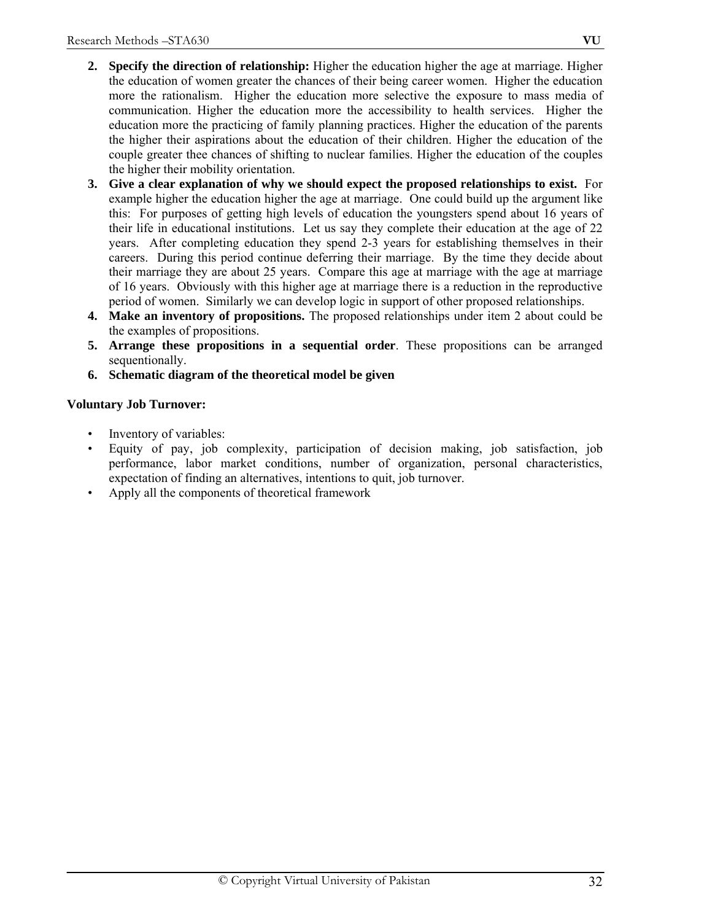2. **Specify the direction of relationship:** Higher the education higher the age at marriage. Higher the education of women greater the chances of their being career women. Higher the education more the rationalism. Higher the education more selective the exposure to mass media of communication. Higher the education more the accessibility to health services. Higher the education more the practicing of family planning practices. Higher the education of the parents the higher their aspirations about the education of their children. Higher the education of the couple greater thee chances of shifting to nuclear families. Higher the education of the couples the higher their mobility orientation.
3. **Give a clear explanation of why we should expect the proposed relationships to exist.** For example higher the education higher the age at marriage. One could build up the argument like this: For purposes of getting high levels of education the youngsters spend about 16 years of their life in educational institutions. Let us say they complete their education at the age of 22 years. After completing education they spend 2-3 years for establishing themselves in their careers. During this period continue deferring their marriage. By the time they decide about their marriage they are about 25 years. Compare this age at marriage with the age at marriage of 16 years. Obviously with this higher age at marriage there is a reduction in the reproductive period of women. Similarly we can develop logic in support of other proposed relationships.
4. **Make an inventory of propositions.** The proposed relationships under item 2 about could be the examples of propositions.
5. **Arrange these propositions in a sequential order**. These propositions can be arranged sequentionally.
6. **Schematic diagram of the theoretical model be given**

**Voluntary Job Turnover:**

- Inventory of variables:
- Equity of pay, job complexity, participation of decision making, job satisfaction, job performance, labor market conditions, number of organization, personal characteristics, expectation of finding an alternatives, intentions to quit, job turnover.
- Apply all the components of theoretical framework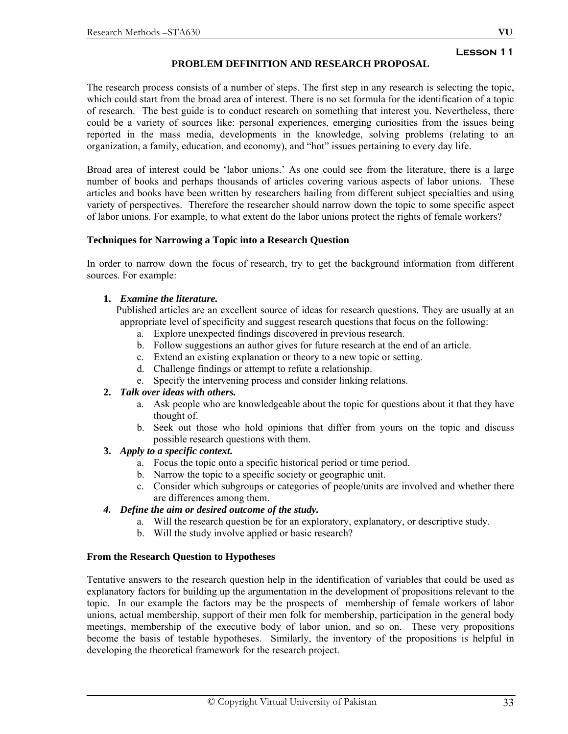**Lesson 11**

## PROBLEM DEFINITION AND RESEARCH PROPOSAL

The research process consists of a number of steps. The first step in any research is selecting the topic, which could start from the broad area of interest. There is no set formula for the identification of a topic of research. The best guide is to conduct research on something that interest you. Nevertheless, there could be a variety of sources like: personal experiences, emerging curiosities from the issues being reported in the mass media, developments in the knowledge, solving problems (relating to an organization, a family, education, and economy), and "hot" issues pertaining to every day life.

Broad area of interest could be 'labor unions.' As one could see from the literature, there is a large number of books and perhaps thousands of articles covering various aspects of labor unions. These articles and books have been written by researchers hailing from different subject specialties and using variety of perspectives. Therefore the researcher should narrow down the topic to some specific aspect of labor unions. For example, to what extent do the labor unions protect the rights of female workers?

### Techniques for Narrowing a Topic into a Research Question

In order to narrow down the focus of research, try to get the background information from different sources. For example:

1. ***Examine the literature.***
   Published articles are an excellent source of ideas for research questions. They are usually at an appropriate level of specificity and suggest research questions that focus on the following:
   a. Explore unexpected findings discovered in previous research.
   b. Follow suggestions an author gives for future research at the end of an article.
   c. Extend an existing explanation or theory to a new topic or setting.
   d. Challenge findings or attempt to refute a relationship.
   e. Specify the intervening process and consider linking relations.
2. ***Talk over ideas with others.***
   a. Ask people who are knowledgeable about the topic for questions about it that they have thought of.
   b. Seek out those who hold opinions that differ from yours on the topic and discuss possible research questions with them.
3. ***Apply to a specific context.***
   a. Focus the topic onto a specific historical period or time period.
   b. Narrow the topic to a specific society or geographic unit.
   c. Consider which subgroups or categories of people/units are involved and whether there are differences among them.
4. ***Define the aim or desired outcome of the study.***
   a. Will the research question be for an exploratory, explanatory, or descriptive study.
   b. Will the study involve applied or basic research?

### From the Research Question to Hypotheses

Tentative answers to the research question help in the identification of variables that could be used as explanatory factors for building up the argumentation in the development of propositions relevant to the topic. In our example the factors may be the prospects of membership of female workers of labor unions, actual membership, support of their men folk for membership, participation in the general body meetings, membership of the executive body of labor union, and so on. These very propositions become the basis of testable hypotheses. Similarly, the inventory of the propositions is helpful in developing the theoretical framework for the research project.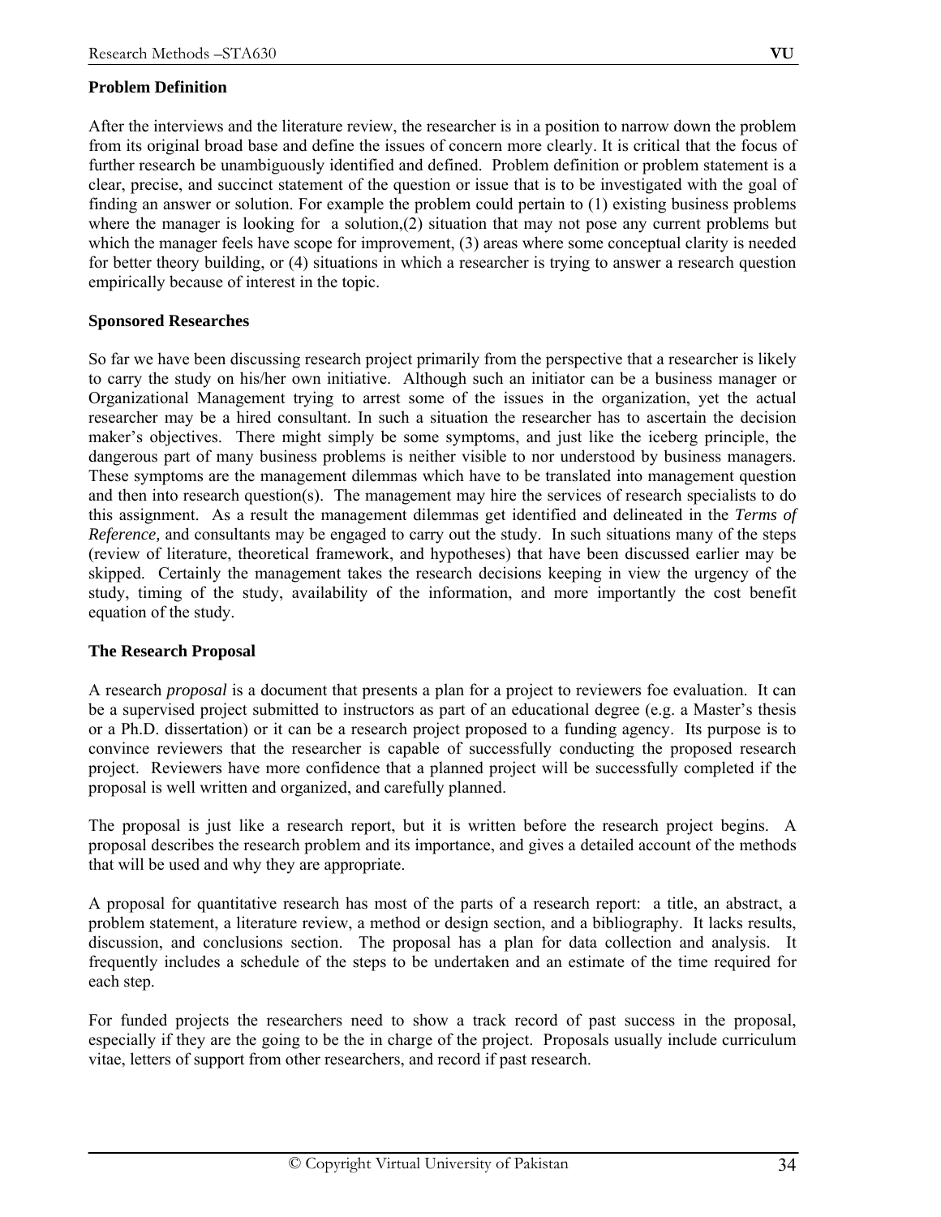**Problem Definition**

After the interviews and the literature review, the researcher is in a position to narrow down the problem from its original broad base and define the issues of concern more clearly. It is critical that the focus of further research be unambiguously identified and defined. Problem definition or problem statement is a clear, precise, and succinct statement of the question or issue that is to be investigated with the goal of finding an answer or solution. For example the problem could pertain to (1) existing business problems where the manager is looking for a solution,(2) situation that may not pose any current problems but which the manager feels have scope for improvement, (3) areas where some conceptual clarity is needed for better theory building, or (4) situations in which a researcher is trying to answer a research question empirically because of interest in the topic.

**Sponsored Researches**

So far we have been discussing research project primarily from the perspective that a researcher is likely to carry the study on his/her own initiative. Although such an initiator can be a business manager or Organizational Management trying to arrest some of the issues in the organization, yet the actual researcher may be a hired consultant. In such a situation the researcher has to ascertain the decision maker's objectives. There might simply be some symptoms, and just like the iceberg principle, the dangerous part of many business problems is neither visible to nor understood by business managers. These symptoms are the management dilemmas which have to be translated into management question and then into research question(s). The management may hire the services of research specialists to do this assignment. As a result the management dilemmas get identified and delineated in the *Terms of Reference,* and consultants may be engaged to carry out the study. In such situations many of the steps (review of literature, theoretical framework, and hypotheses) that have been discussed earlier may be skipped. Certainly the management takes the research decisions keeping in view the urgency of the study, timing of the study, availability of the information, and more importantly the cost benefit equation of the study.

**The Research Proposal**

A research *proposal* is a document that presents a plan for a project to reviewers foe evaluation. It can be a supervised project submitted to instructors as part of an educational degree (e.g. a Master's thesis or a Ph.D. dissertation) or it can be a research project proposed to a funding agency. Its purpose is to convince reviewers that the researcher is capable of successfully conducting the proposed research project. Reviewers have more confidence that a planned project will be successfully completed if the proposal is well written and organized, and carefully planned.

The proposal is just like a research report, but it is written before the research project begins. A proposal describes the research problem and its importance, and gives a detailed account of the methods that will be used and why they are appropriate.

A proposal for quantitative research has most of the parts of a research report: a title, an abstract, a problem statement, a literature review, a method or design section, and a bibliography. It lacks results, discussion, and conclusions section. The proposal has a plan for data collection and analysis. It frequently includes a schedule of the steps to be undertaken and an estimate of the time required for each step.

For funded projects the researchers need to show a track record of past success in the proposal, especially if they are the going to be the in charge of the project. Proposals usually include curriculum vitae, letters of support from other researchers, and record if past research.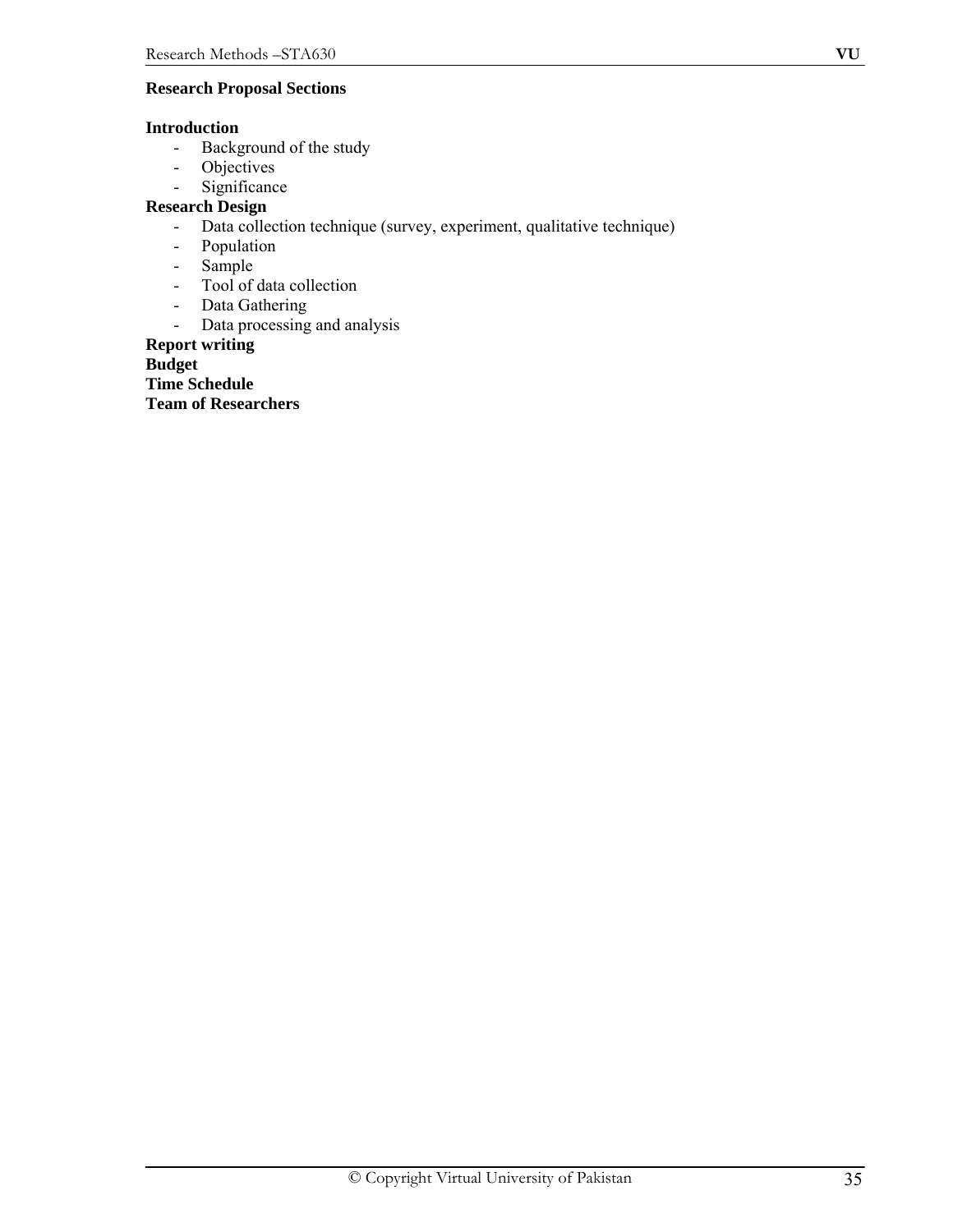**Research Proposal Sections**

**Introduction**

- Background of the study
- Objectives
- Significance

**Research Design**

- Data collection technique (survey, experiment, qualitative technique)
- Population
- Sample
- Tool of data collection
- Data Gathering
- Data processing and analysis

**Report writing**

**Budget**

**Time Schedule**

**Team of Researchers**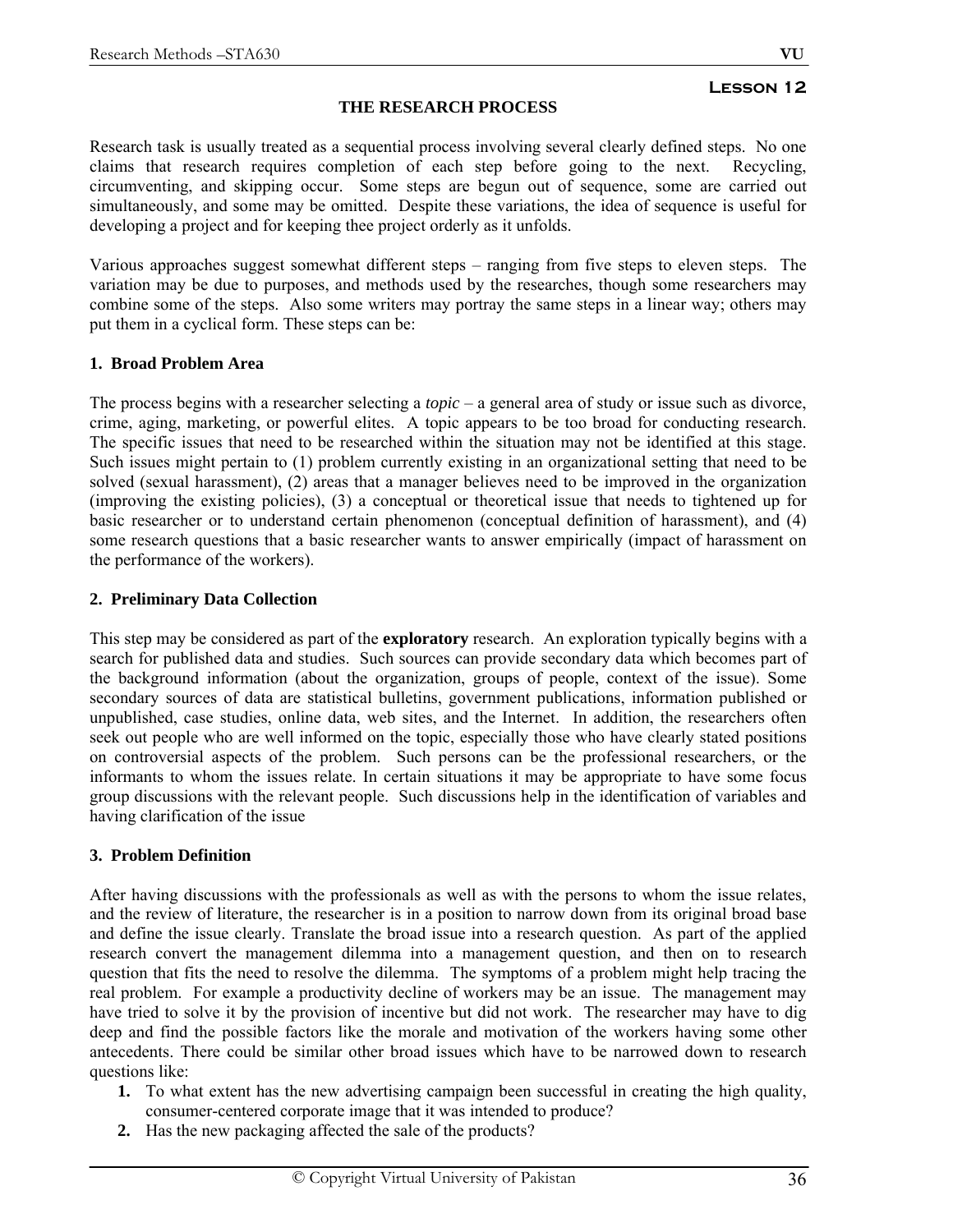**Lesson 12**

## THE RESEARCH PROCESS

Research task is usually treated as a sequential process involving several clearly defined steps. No one claims that research requires completion of each step before going to the next. Recycling, circumventing, and skipping occur. Some steps are begun out of sequence, some are carried out simultaneously, and some may be omitted. Despite these variations, the idea of sequence is useful for developing a project and for keeping thee project orderly as it unfolds.

Various approaches suggest somewhat different steps – ranging from five steps to eleven steps. The variation may be due to purposes, and methods used by the researches, though some researchers may combine some of the steps. Also some writers may portray the same steps in a linear way; others may put them in a cyclical form. These steps can be:

### 1. Broad Problem Area

The process begins with a researcher selecting a *topic* – a general area of study or issue such as divorce, crime, aging, marketing, or powerful elites. A topic appears to be too broad for conducting research. The specific issues that need to be researched within the situation may not be identified at this stage. Such issues might pertain to (1) problem currently existing in an organizational setting that need to be solved (sexual harassment), (2) areas that a manager believes need to be improved in the organization (improving the existing policies), (3) a conceptual or theoretical issue that needs to tightened up for basic researcher or to understand certain phenomenon (conceptual definition of harassment), and (4) some research questions that a basic researcher wants to answer empirically (impact of harassment on the performance of the workers).

### 2. Preliminary Data Collection

This step may be considered as part of the **exploratory** research. An exploration typically begins with a search for published data and studies. Such sources can provide secondary data which becomes part of the background information (about the organization, groups of people, context of the issue). Some secondary sources of data are statistical bulletins, government publications, information published or unpublished, case studies, online data, web sites, and the Internet. In addition, the researchers often seek out people who are well informed on the topic, especially those who have clearly stated positions on controversial aspects of the problem. Such persons can be the professional researchers, or the informants to whom the issues relate. In certain situations it may be appropriate to have some focus group discussions with the relevant people. Such discussions help in the identification of variables and having clarification of the issue

### 3. Problem Definition

After having discussions with the professionals as well as with the persons to whom the issue relates, and the review of literature, the researcher is in a position to narrow down from its original broad base and define the issue clearly. Translate the broad issue into a research question. As part of the applied research convert the management dilemma into a management question, and then on to research question that fits the need to resolve the dilemma. The symptoms of a problem might help tracing the real problem. For example a productivity decline of workers may be an issue. The management may have tried to solve it by the provision of incentive but did not work. The researcher may have to dig deep and find the possible factors like the morale and motivation of the workers having some other antecedents. There could be similar other broad issues which have to be narrowed down to research questions like:

1. To what extent has the new advertising campaign been successful in creating the high quality, consumer-centered corporate image that it was intended to produce?
2. Has the new packaging affected the sale of the products?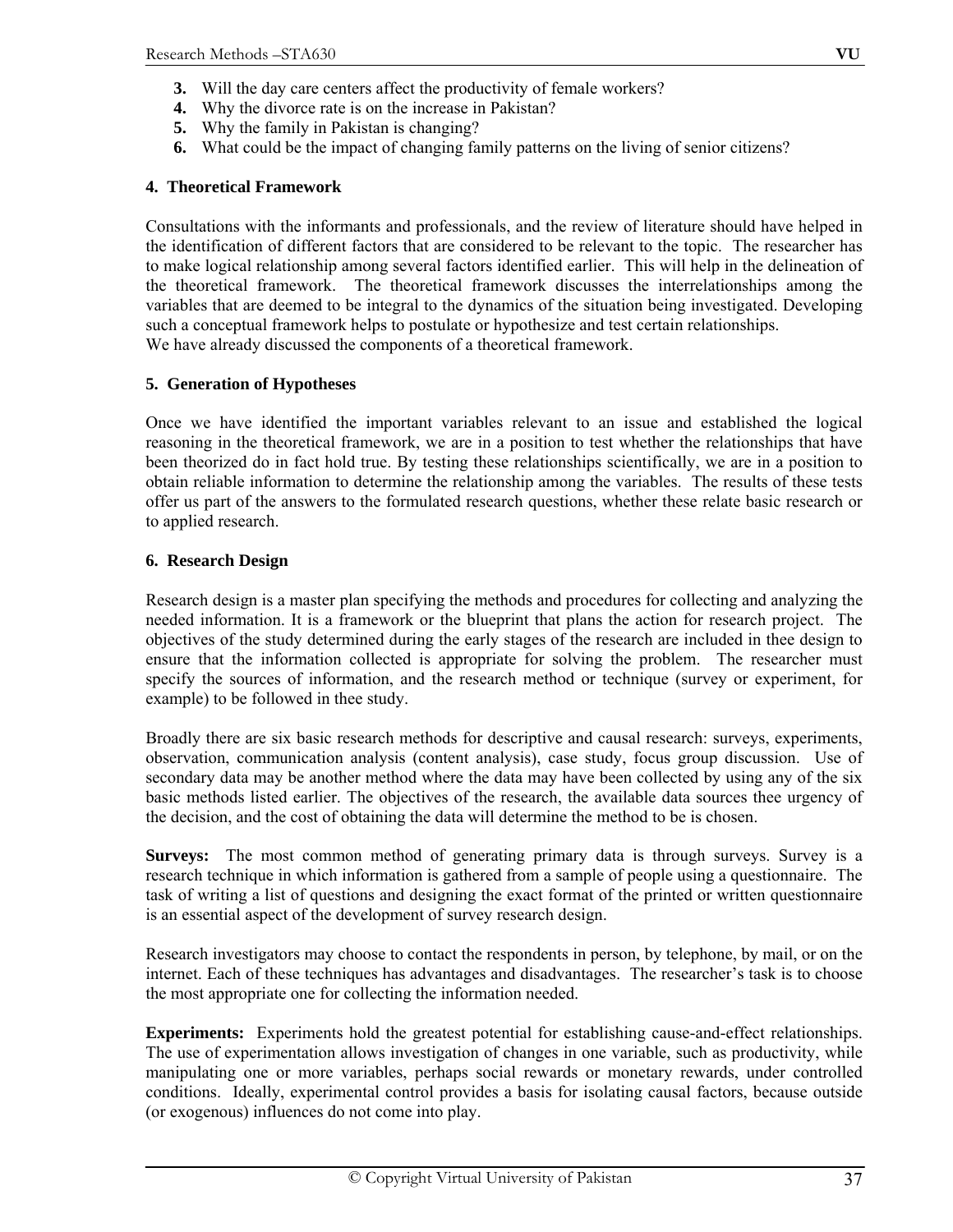3. Will the day care centers affect the productivity of female workers?
4. Why the divorce rate is on the increase in Pakistan?
5. Why the family in Pakistan is changing?
6. What could be the impact of changing family patterns on the living of senior citizens?

### 4. Theoretical Framework

Consultations with the informants and professionals, and the review of literature should have helped in the identification of different factors that are considered to be relevant to the topic. The researcher has to make logical relationship among several factors identified earlier. This will help in the delineation of the theoretical framework. The theoretical framework discusses the interrelationships among the variables that are deemed to be integral to the dynamics of the situation being investigated. Developing such a conceptual framework helps to postulate or hypothesize and test certain relationships.
We have already discussed the components of a theoretical framework.

### 5. Generation of Hypotheses

Once we have identified the important variables relevant to an issue and established the logical reasoning in the theoretical framework, we are in a position to test whether the relationships that have been theorized do in fact hold true. By testing these relationships scientifically, we are in a position to obtain reliable information to determine the relationship among the variables. The results of these tests offer us part of the answers to the formulated research questions, whether these relate basic research or to applied research.

### 6. Research Design

Research design is a master plan specifying the methods and procedures for collecting and analyzing the needed information. It is a framework or the blueprint that plans the action for research project. The objectives of the study determined during the early stages of the research are included in thee design to ensure that the information collected is appropriate for solving the problem. The researcher must specify the sources of information, and the research method or technique (survey or experiment, for example) to be followed in thee study.

Broadly there are six basic research methods for descriptive and causal research: surveys, experiments, observation, communication analysis (content analysis), case study, focus group discussion. Use of secondary data may be another method where the data may have been collected by using any of the six basic methods listed earlier. The objectives of the research, the available data sources thee urgency of the decision, and the cost of obtaining the data will determine the method to be is chosen.

**Surveys:** The most common method of generating primary data is through surveys. Survey is a research technique in which information is gathered from a sample of people using a questionnaire. The task of writing a list of questions and designing the exact format of the printed or written questionnaire is an essential aspect of the development of survey research design.

Research investigators may choose to contact the respondents in person, by telephone, by mail, or on the internet. Each of these techniques has advantages and disadvantages. The researcher's task is to choose the most appropriate one for collecting the information needed.

**Experiments:** Experiments hold the greatest potential for establishing cause-and-effect relationships. The use of experimentation allows investigation of changes in one variable, such as productivity, while manipulating one or more variables, perhaps social rewards or monetary rewards, under controlled conditions. Ideally, experimental control provides a basis for isolating causal factors, because outside (or exogenous) influences do not come into play.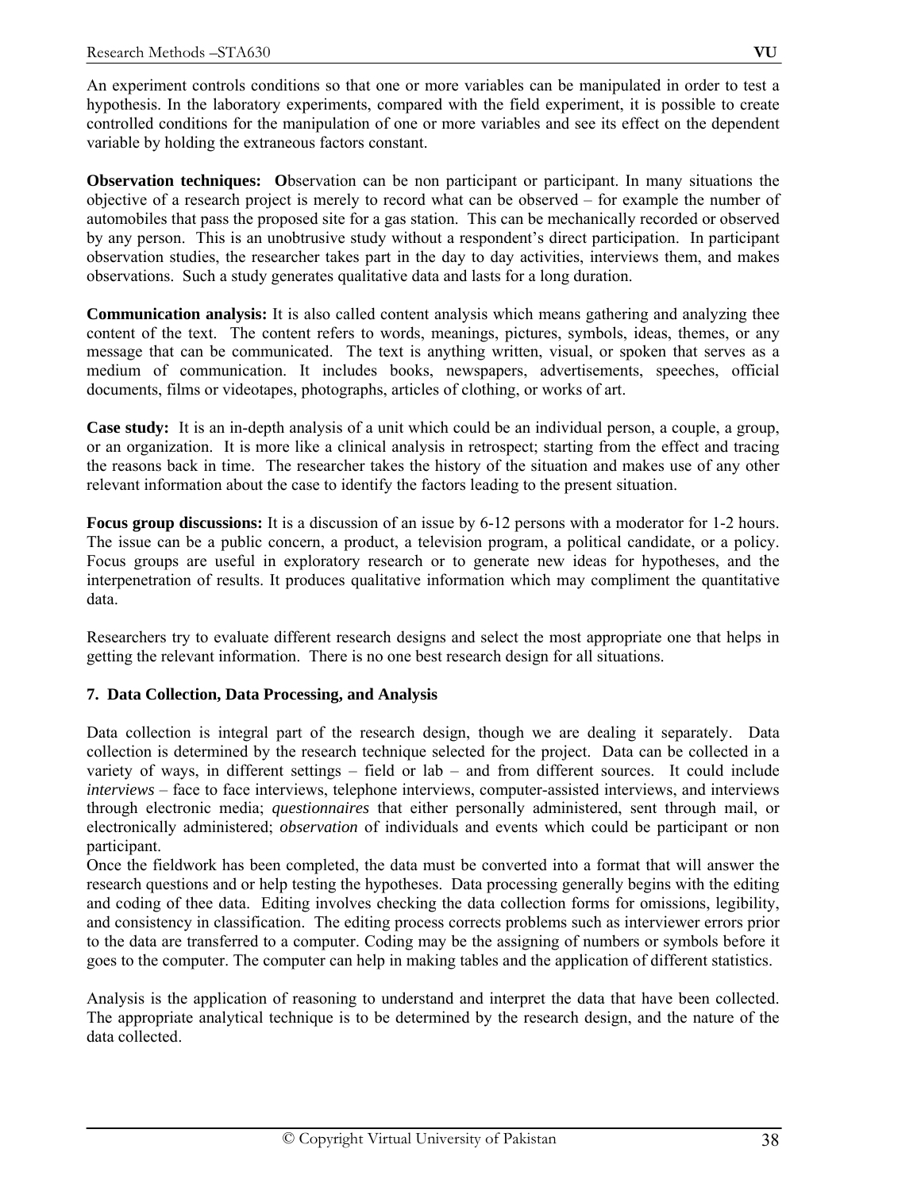An experiment controls conditions so that one or more variables can be manipulated in order to test a hypothesis. In the laboratory experiments, compared with the field experiment, it is possible to create controlled conditions for the manipulation of one or more variables and see its effect on the dependent variable by holding the extraneous factors constant.

**Observation techniques: O**bservation can be non participant or participant. In many situations the objective of a research project is merely to record what can be observed – for example the number of automobiles that pass the proposed site for a gas station. This can be mechanically recorded or observed by any person. This is an unobtrusive study without a respondent's direct participation. In participant observation studies, the researcher takes part in the day to day activities, interviews them, and makes observations. Such a study generates qualitative data and lasts for a long duration.

**Communication analysis:** It is also called content analysis which means gathering and analyzing thee content of the text. The content refers to words, meanings, pictures, symbols, ideas, themes, or any message that can be communicated. The text is anything written, visual, or spoken that serves as a medium of communication. It includes books, newspapers, advertisements, speeches, official documents, films or videotapes, photographs, articles of clothing, or works of art.

**Case study:** It is an in-depth analysis of a unit which could be an individual person, a couple, a group, or an organization. It is more like a clinical analysis in retrospect; starting from the effect and tracing the reasons back in time. The researcher takes the history of the situation and makes use of any other relevant information about the case to identify the factors leading to the present situation.

**Focus group discussions:** It is a discussion of an issue by 6-12 persons with a moderator for 1-2 hours. The issue can be a public concern, a product, a television program, a political candidate, or a policy. Focus groups are useful in exploratory research or to generate new ideas for hypotheses, and the interpenetration of results. It produces qualitative information which may compliment the quantitative data.

Researchers try to evaluate different research designs and select the most appropriate one that helps in getting the relevant information. There is no one best research design for all situations.

### 7. Data Collection, Data Processing, and Analysis

Data collection is integral part of the research design, though we are dealing it separately. Data collection is determined by the research technique selected for the project. Data can be collected in a variety of ways, in different settings – field or lab – and from different sources. It could include *interviews* – face to face interviews, telephone interviews, computer-assisted interviews, and interviews through electronic media; *questionnaires* that either personally administered, sent through mail, or electronically administered; *observation* of individuals and events which could be participant or non participant.

Once the fieldwork has been completed, the data must be converted into a format that will answer the research questions and or help testing the hypotheses. Data processing generally begins with the editing and coding of thee data. Editing involves checking the data collection forms for omissions, legibility, and consistency in classification. The editing process corrects problems such as interviewer errors prior to the data are transferred to a computer. Coding may be the assigning of numbers or symbols before it goes to the computer. The computer can help in making tables and the application of different statistics.

Analysis is the application of reasoning to understand and interpret the data that have been collected. The appropriate analytical technique is to be determined by the research design, and the nature of the data collected.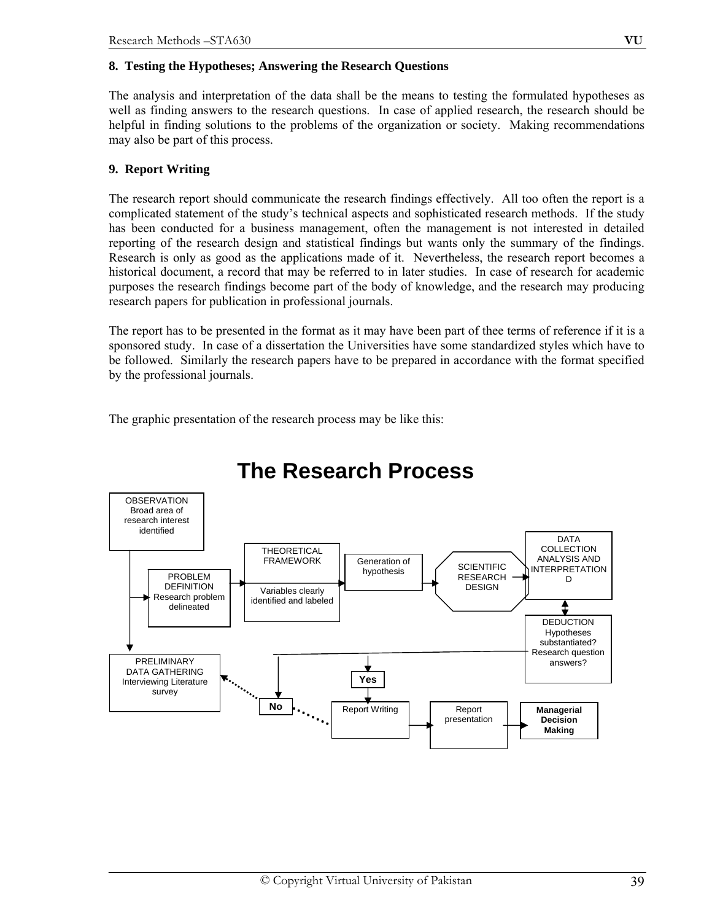### 8. Testing the Hypotheses; Answering the Research Questions

The analysis and interpretation of the data shall be the means to testing the formulated hypotheses as well as finding answers to the research questions. In case of applied research, the research should be helpful in finding solutions to the problems of the organization or society. Making recommendations may also be part of this process.

### 9. Report Writing

The research report should communicate the research findings effectively. All too often the report is a complicated statement of the study's technical aspects and sophisticated research methods. If the study has been conducted for a business management, often the management is not interested in detailed reporting of the research design and statistical findings but wants only the summary of the findings. Research is only as good as the applications made of it. Nevertheless, the research report becomes a historical document, a record that may be referred to in later studies. In case of research for academic purposes the research findings become part of the body of knowledge, and the research may producing research papers for publication in professional journals.

The report has to be presented in the format as it may have been part of thee terms of reference if it is a sponsored study. In case of a dissertation the Universities have some standardized styles which have to be followed. Similarly the research papers have to be prepared in accordance with the format specified by the professional journals.

The graphic presentation of the research process may be like this:

## The Research Process

OBSERVATION Broad area of research interest identified

PROBLEM DEFINITION Research problem delineated

THEORETICAL FRAMEWORK

Variables clearly identified and labeled

Generation of hypothesis

SCIENTIFIC RESEARCH DESIGN

DATA COLLECTION ANALYSIS AND INTERPRETATION D

DEDUCTION Hypotheses substantiated? Research question answers?

PRELIMINARY DATA GATHERING Interviewing Literature survey

Yes

No

Report Writing

Report presentation

**Managerial Decision Making**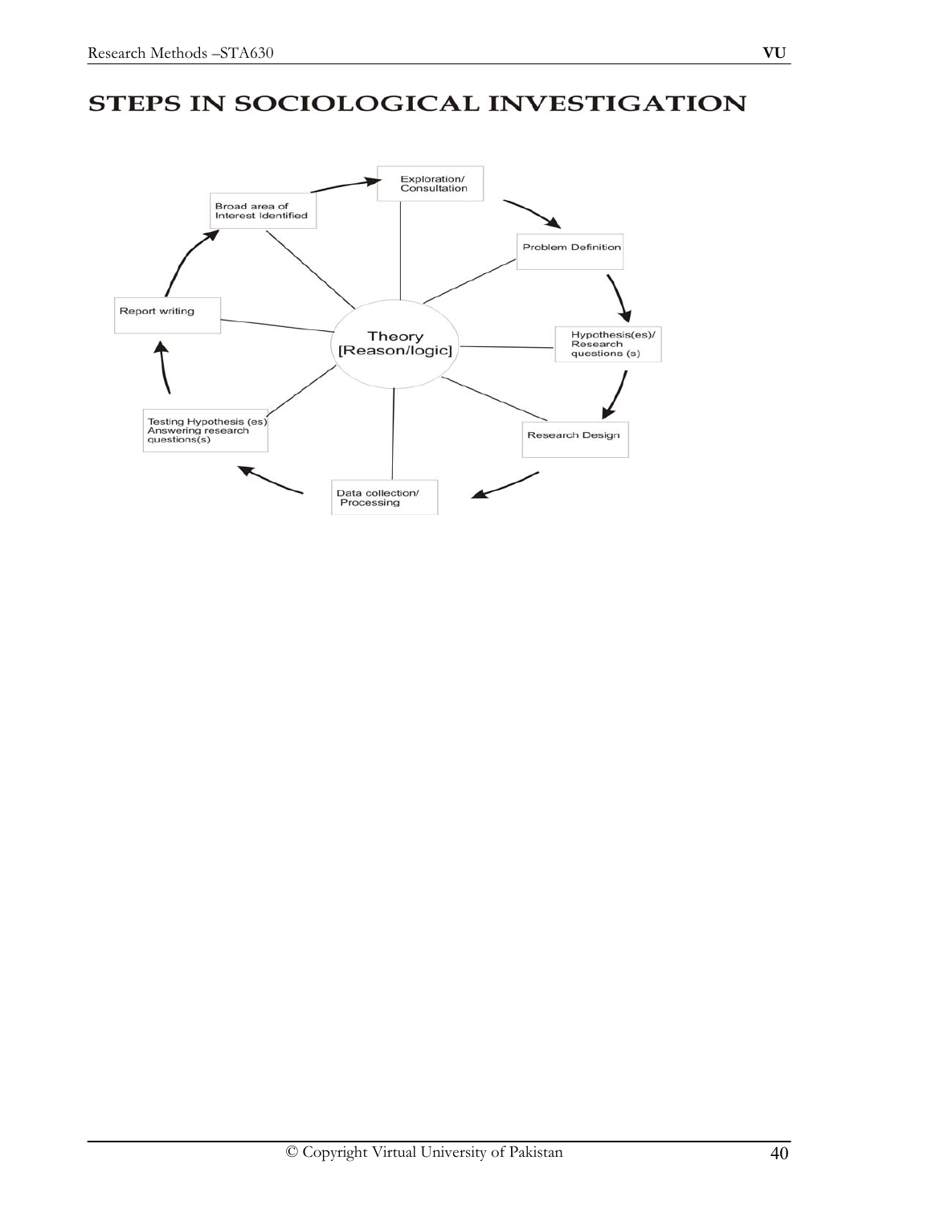# STEPS IN SOCIOLOGICAL INVESTIGATION

Broad area of Interest Identified

Exploration/ Consultation

Problem Definition

Hypothesis(es)/ Research questions (s)

Research Design

Data collection/ Processing

Testing Hypothesis (es) Answering research questions(s)

Report writing

Theory [Reason/logic]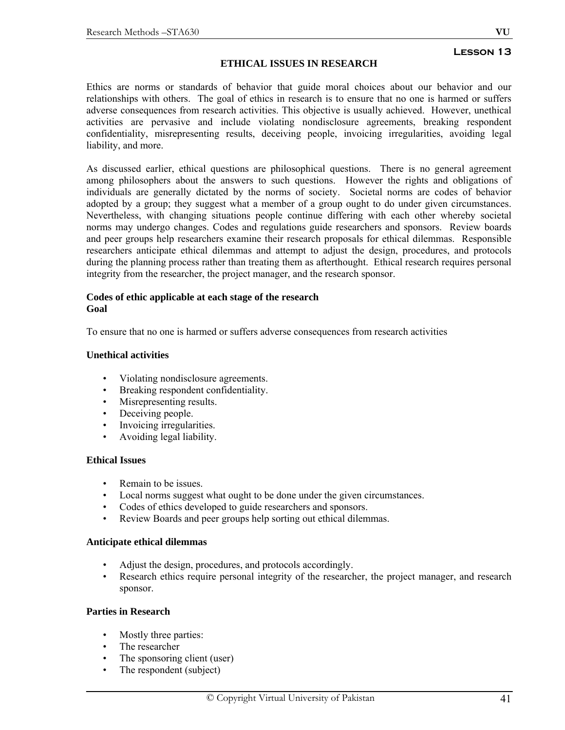**Lesson 13**

# ETHICAL ISSUES IN RESEARCH

Ethics are norms or standards of behavior that guide moral choices about our behavior and our relationships with others. The goal of ethics in research is to ensure that no one is harmed or suffers adverse consequences from research activities. This objective is usually achieved. However, unethical activities are pervasive and include violating nondisclosure agreements, breaking respondent confidentiality, misrepresenting results, deceiving people, invoicing irregularities, avoiding legal liability, and more.

As discussed earlier, ethical questions are philosophical questions. There is no general agreement among philosophers about the answers to such questions. However the rights and obligations of individuals are generally dictated by the norms of society. Societal norms are codes of behavior adopted by a group; they suggest what a member of a group ought to do under given circumstances. Nevertheless, with changing situations people continue differing with each other whereby societal norms may undergo changes. Codes and regulations guide researchers and sponsors. Review boards and peer groups help researchers examine their research proposals for ethical dilemmas. Responsible researchers anticipate ethical dilemmas and attempt to adjust the design, procedures, and protocols during the planning process rather than treating them as afterthought. Ethical research requires personal integrity from the researcher, the project manager, and the research sponsor.

**Codes of ethic applicable at each stage of the research**
**Goal**

To ensure that no one is harmed or suffers adverse consequences from research activities

**Unethical activities**

- Violating nondisclosure agreements.
- Breaking respondent confidentiality.
- Misrepresenting results.
- Deceiving people.
- Invoicing irregularities.
- Avoiding legal liability.

**Ethical Issues**

- Remain to be issues.
- Local norms suggest what ought to be done under the given circumstances.
- Codes of ethics developed to guide researchers and sponsors.
- Review Boards and peer groups help sorting out ethical dilemmas.

**Anticipate ethical dilemmas**

- Adjust the design, procedures, and protocols accordingly.
- Research ethics require personal integrity of the researcher, the project manager, and research sponsor.

**Parties in Research**

- Mostly three parties:
- The researcher
- The sponsoring client (user)
- The respondent (subject)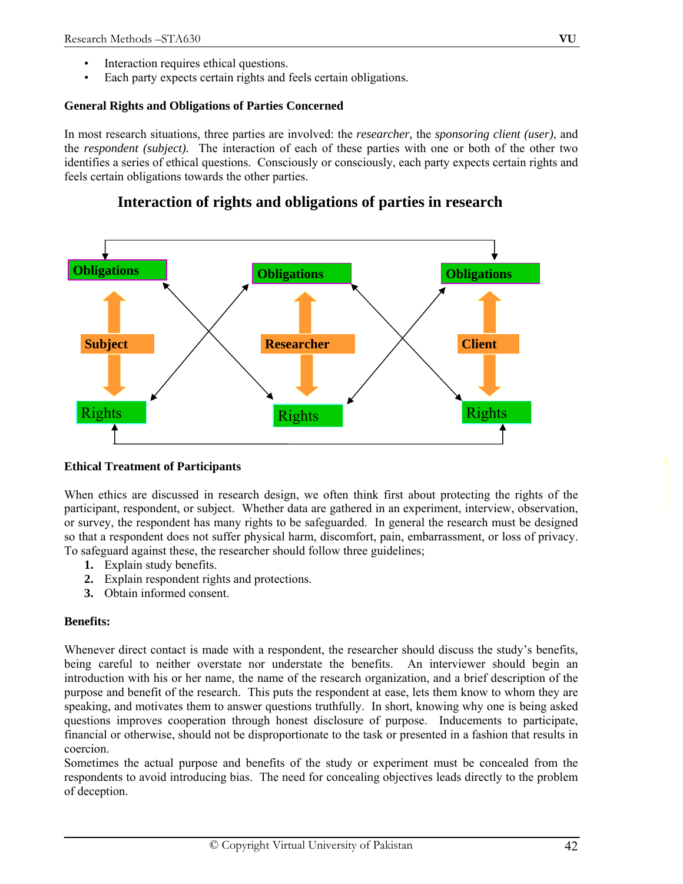- Interaction requires ethical questions.
- Each party expects certain rights and feels certain obligations.

**General Rights and Obligations of Parties Concerned**

In most research situations, three parties are involved: the *researcher*, the *sponsoring client (user)*, and the *respondent (subject).* The interaction of each of these parties with one or both of the other two identifies a series of ethical questions. Consciously or consciously, each party expects certain rights and feels certain obligations towards the other parties.

## Interaction of rights and obligations of parties in research

Obligations | Obligations | Obligations

Subject | Researcher | Client

Rights | Rights | Rights

**Ethical Treatment of Participants**

When ethics are discussed in research design, we often think first about protecting the rights of the participant, respondent, or subject. Whether data are gathered in an experiment, interview, observation, or survey, the respondent has many rights to be safeguarded. In general the research must be designed so that a respondent does not suffer physical harm, discomfort, pain, embarrassment, or loss of privacy. To safeguard against these, the researcher should follow three guidelines;

1. Explain study benefits.
2. Explain respondent rights and protections.
3. Obtain informed consent.

**Benefits:**

Whenever direct contact is made with a respondent, the researcher should discuss the study's benefits, being careful to neither overstate nor understate the benefits. An interviewer should begin an introduction with his or her name, the name of the research organization, and a brief description of the purpose and benefit of the research. This puts the respondent at ease, lets them know to whom they are speaking, and motivates them to answer questions truthfully. In short, knowing why one is being asked questions improves cooperation through honest disclosure of purpose. Inducements to participate, financial or otherwise, should not be disproportionate to the task or presented in a fashion that results in coercion.

Sometimes the actual purpose and benefits of the study or experiment must be concealed from the respondents to avoid introducing bias. The need for concealing objectives leads directly to the problem of deception.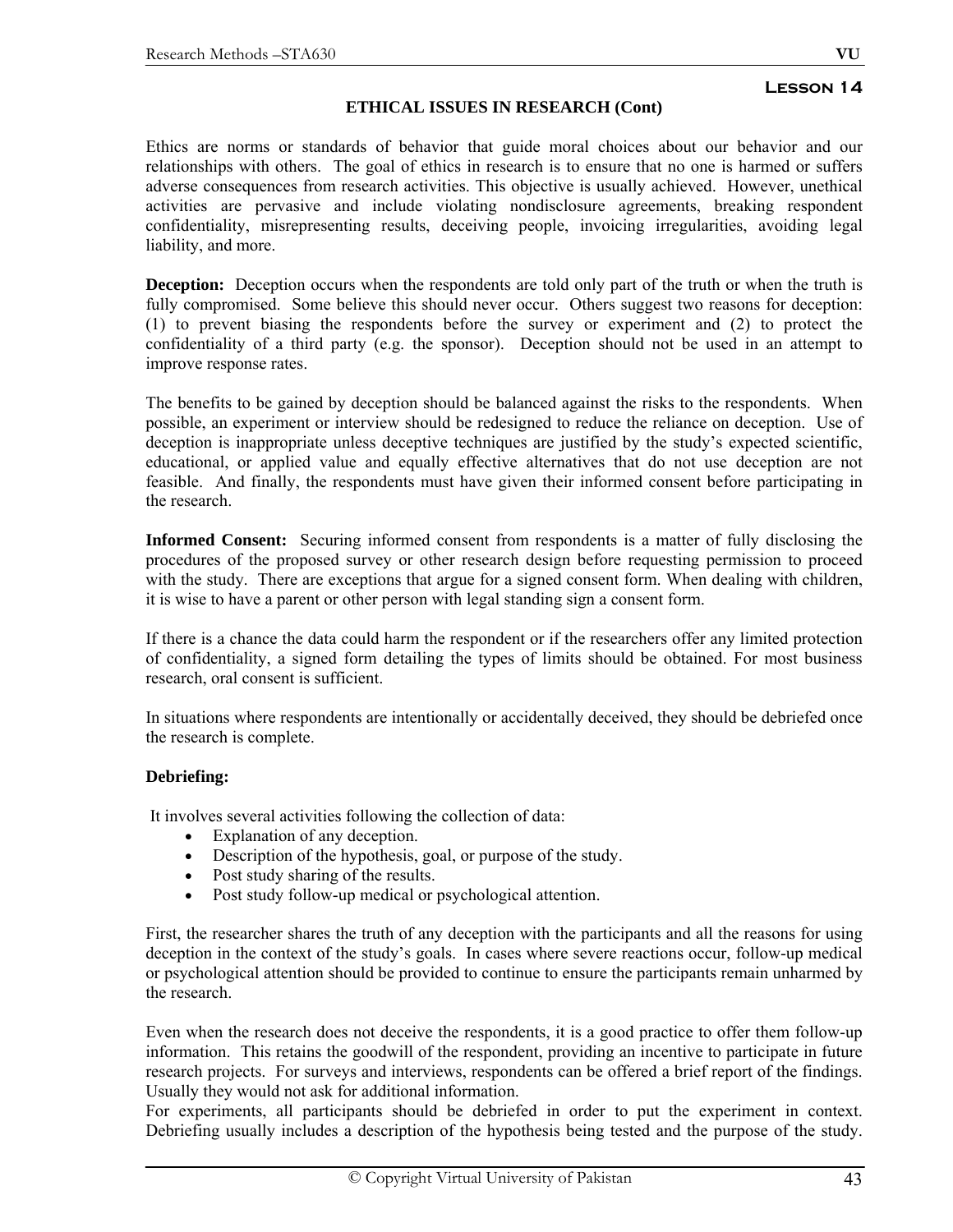**Lesson 14**

## ETHICAL ISSUES IN RESEARCH (Cont)

Ethics are norms or standards of behavior that guide moral choices about our behavior and our relationships with others. The goal of ethics in research is to ensure that no one is harmed or suffers adverse consequences from research activities. This objective is usually achieved. However, unethical activities are pervasive and include violating nondisclosure agreements, breaking respondent confidentiality, misrepresenting results, deceiving people, invoicing irregularities, avoiding legal liability, and more.

**Deception:** Deception occurs when the respondents are told only part of the truth or when the truth is fully compromised. Some believe this should never occur. Others suggest two reasons for deception: (1) to prevent biasing the respondents before the survey or experiment and (2) to protect the confidentiality of a third party (e.g. the sponsor). Deception should not be used in an attempt to improve response rates.

The benefits to be gained by deception should be balanced against the risks to the respondents. When possible, an experiment or interview should be redesigned to reduce the reliance on deception. Use of deception is inappropriate unless deceptive techniques are justified by the study's expected scientific, educational, or applied value and equally effective alternatives that do not use deception are not feasible. And finally, the respondents must have given their informed consent before participating in the research.

**Informed Consent:** Securing informed consent from respondents is a matter of fully disclosing the procedures of the proposed survey or other research design before requesting permission to proceed with the study. There are exceptions that argue for a signed consent form. When dealing with children, it is wise to have a parent or other person with legal standing sign a consent form.

If there is a chance the data could harm the respondent or if the researchers offer any limited protection of confidentiality, a signed form detailing the types of limits should be obtained. For most business research, oral consent is sufficient.

In situations where respondents are intentionally or accidentally deceived, they should be debriefed once the research is complete.

**Debriefing:**

It involves several activities following the collection of data:

- Explanation of any deception.
- Description of the hypothesis, goal, or purpose of the study.
- Post study sharing of the results.
- Post study follow-up medical or psychological attention.

First, the researcher shares the truth of any deception with the participants and all the reasons for using deception in the context of the study's goals. In cases where severe reactions occur, follow-up medical or psychological attention should be provided to continue to ensure the participants remain unharmed by the research.

Even when the research does not deceive the respondents, it is a good practice to offer them follow-up information. This retains the goodwill of the respondent, providing an incentive to participate in future research projects. For surveys and interviews, respondents can be offered a brief report of the findings. Usually they would not ask for additional information.
For experiments, all participants should be debriefed in order to put the experiment in context. Debriefing usually includes a description of the hypothesis being tested and the purpose of the study.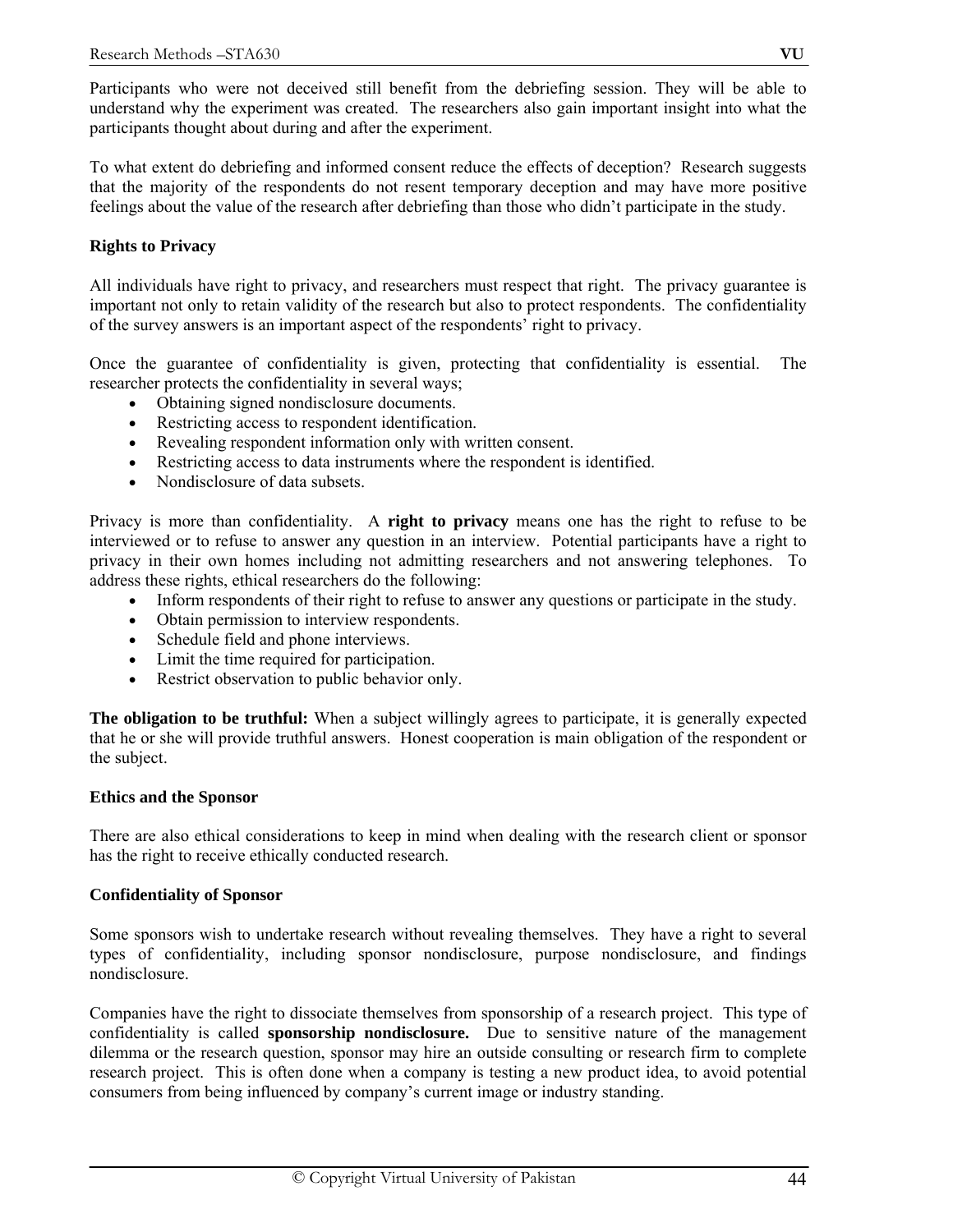Participants who were not deceived still benefit from the debriefing session. They will be able to understand why the experiment was created. The researchers also gain important insight into what the participants thought about during and after the experiment.

To what extent do debriefing and informed consent reduce the effects of deception? Research suggests that the majority of the respondents do not resent temporary deception and may have more positive feelings about the value of the research after debriefing than those who didn't participate in the study.

**Rights to Privacy**

All individuals have right to privacy, and researchers must respect that right. The privacy guarantee is important not only to retain validity of the research but also to protect respondents. The confidentiality of the survey answers is an important aspect of the respondents' right to privacy.

Once the guarantee of confidentiality is given, protecting that confidentiality is essential. The researcher protects the confidentiality in several ways;

- Obtaining signed nondisclosure documents.
- Restricting access to respondent identification.
- Revealing respondent information only with written consent.
- Restricting access to data instruments where the respondent is identified.
- Nondisclosure of data subsets.

Privacy is more than confidentiality. A **right to privacy** means one has the right to refuse to be interviewed or to refuse to answer any question in an interview. Potential participants have a right to privacy in their own homes including not admitting researchers and not answering telephones. To address these rights, ethical researchers do the following:

- Inform respondents of their right to refuse to answer any questions or participate in the study.
- Obtain permission to interview respondents.
- Schedule field and phone interviews.
- Limit the time required for participation.
- Restrict observation to public behavior only.

**The obligation to be truthful:** When a subject willingly agrees to participate, it is generally expected that he or she will provide truthful answers. Honest cooperation is main obligation of the respondent or the subject.

**Ethics and the Sponsor**

There are also ethical considerations to keep in mind when dealing with the research client or sponsor has the right to receive ethically conducted research.

**Confidentiality of Sponsor**

Some sponsors wish to undertake research without revealing themselves. They have a right to several types of confidentiality, including sponsor nondisclosure, purpose nondisclosure, and findings nondisclosure.

Companies have the right to dissociate themselves from sponsorship of a research project. This type of confidentiality is called **sponsorship nondisclosure.** Due to sensitive nature of the management dilemma or the research question, sponsor may hire an outside consulting or research firm to complete research project. This is often done when a company is testing a new product idea, to avoid potential consumers from being influenced by company's current image or industry standing.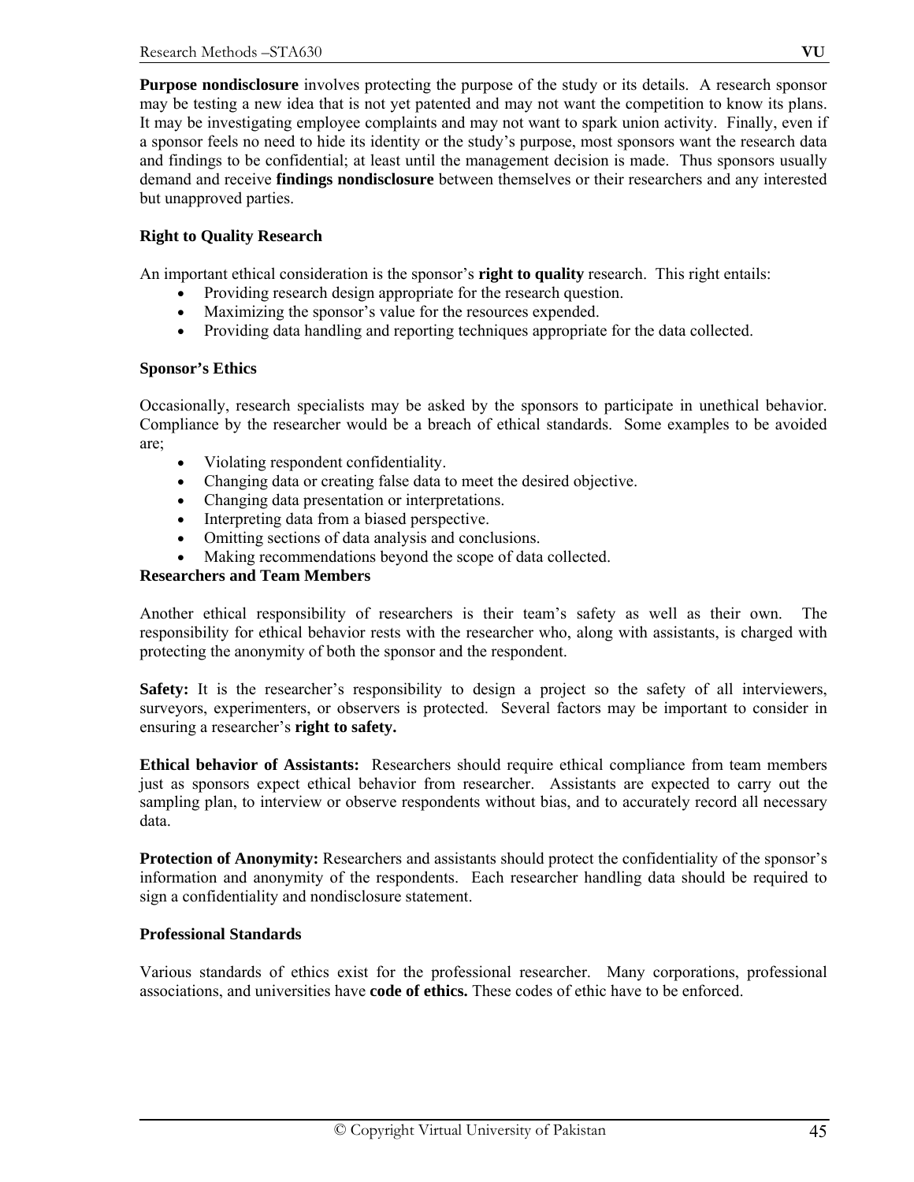**Purpose nondisclosure** involves protecting the purpose of the study or its details. A research sponsor may be testing a new idea that is not yet patented and may not want the competition to know its plans. It may be investigating employee complaints and may not want to spark union activity. Finally, even if a sponsor feels no need to hide its identity or the study's purpose, most sponsors want the research data and findings to be confidential; at least until the management decision is made. Thus sponsors usually demand and receive **findings nondisclosure** between themselves or their researchers and any interested but unapproved parties.

### Right to Quality Research

An important ethical consideration is the sponsor's **right to quality** research. This right entails:

- Providing research design appropriate for the research question.
- Maximizing the sponsor's value for the resources expended.
- Providing data handling and reporting techniques appropriate for the data collected.

### Sponsor's Ethics

Occasionally, research specialists may be asked by the sponsors to participate in unethical behavior. Compliance by the researcher would be a breach of ethical standards. Some examples to be avoided are;

- Violating respondent confidentiality.
- Changing data or creating false data to meet the desired objective.
- Changing data presentation or interpretations.
- Interpreting data from a biased perspective.
- Omitting sections of data analysis and conclusions.
- Making recommendations beyond the scope of data collected.

### Researchers and Team Members

Another ethical responsibility of researchers is their team's safety as well as their own. The responsibility for ethical behavior rests with the researcher who, along with assistants, is charged with protecting the anonymity of both the sponsor and the respondent.

**Safety:** It is the researcher's responsibility to design a project so the safety of all interviewers, surveyors, experimenters, or observers is protected. Several factors may be important to consider in ensuring a researcher's **right to safety.**

**Ethical behavior of Assistants:** Researchers should require ethical compliance from team members just as sponsors expect ethical behavior from researcher. Assistants are expected to carry out the sampling plan, to interview or observe respondents without bias, and to accurately record all necessary data.

**Protection of Anonymity:** Researchers and assistants should protect the confidentiality of the sponsor's information and anonymity of the respondents. Each researcher handling data should be required to sign a confidentiality and nondisclosure statement.

### Professional Standards

Various standards of ethics exist for the professional researcher. Many corporations, professional associations, and universities have **code of ethics.** These codes of ethic have to be enforced.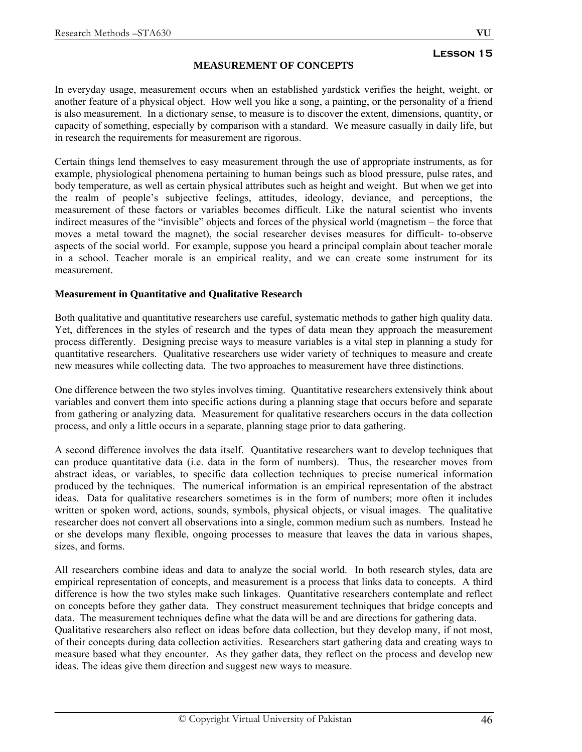**Lesson 15**

# MEASUREMENT OF CONCEPTS

In everyday usage, measurement occurs when an established yardstick verifies the height, weight, or another feature of a physical object. How well you like a song, a painting, or the personality of a friend is also measurement. In a dictionary sense, to measure is to discover the extent, dimensions, quantity, or capacity of something, especially by comparison with a standard. We measure casually in daily life, but in research the requirements for measurement are rigorous.

Certain things lend themselves to easy measurement through the use of appropriate instruments, as for example, physiological phenomena pertaining to human beings such as blood pressure, pulse rates, and body temperature, as well as certain physical attributes such as height and weight. But when we get into the realm of people's subjective feelings, attitudes, ideology, deviance, and perceptions, the measurement of these factors or variables becomes difficult. Like the natural scientist who invents indirect measures of the "invisible" objects and forces of the physical world (magnetism – the force that moves a metal toward the magnet), the social researcher devises measures for difficult- to-observe aspects of the social world. For example, suppose you heard a principal complain about teacher morale in a school. Teacher morale is an empirical reality, and we can create some instrument for its measurement.

## Measurement in Quantitative and Qualitative Research

Both qualitative and quantitative researchers use careful, systematic methods to gather high quality data. Yet, differences in the styles of research and the types of data mean they approach the measurement process differently. Designing precise ways to measure variables is a vital step in planning a study for quantitative researchers. Qualitative researchers use wider variety of techniques to measure and create new measures while collecting data. The two approaches to measurement have three distinctions.

One difference between the two styles involves timing. Quantitative researchers extensively think about variables and convert them into specific actions during a planning stage that occurs before and separate from gathering or analyzing data. Measurement for qualitative researchers occurs in the data collection process, and only a little occurs in a separate, planning stage prior to data gathering.

A second difference involves the data itself. Quantitative researchers want to develop techniques that can produce quantitative data (i.e. data in the form of numbers). Thus, the researcher moves from abstract ideas, or variables, to specific data collection techniques to precise numerical information produced by the techniques. The numerical information is an empirical representation of the abstract ideas. Data for qualitative researchers sometimes is in the form of numbers; more often it includes written or spoken word, actions, sounds, symbols, physical objects, or visual images. The qualitative researcher does not convert all observations into a single, common medium such as numbers. Instead he or she develops many flexible, ongoing processes to measure that leaves the data in various shapes, sizes, and forms.

All researchers combine ideas and data to analyze the social world. In both research styles, data are empirical representation of concepts, and measurement is a process that links data to concepts. A third difference is how the two styles make such linkages. Quantitative researchers contemplate and reflect on concepts before they gather data. They construct measurement techniques that bridge concepts and data. The measurement techniques define what the data will be and are directions for gathering data.
Qualitative researchers also reflect on ideas before data collection, but they develop many, if not most, of their concepts during data collection activities. Researchers start gathering data and creating ways to measure based what they encounter. As they gather data, they reflect on the process and develop new ideas. The ideas give them direction and suggest new ways to measure.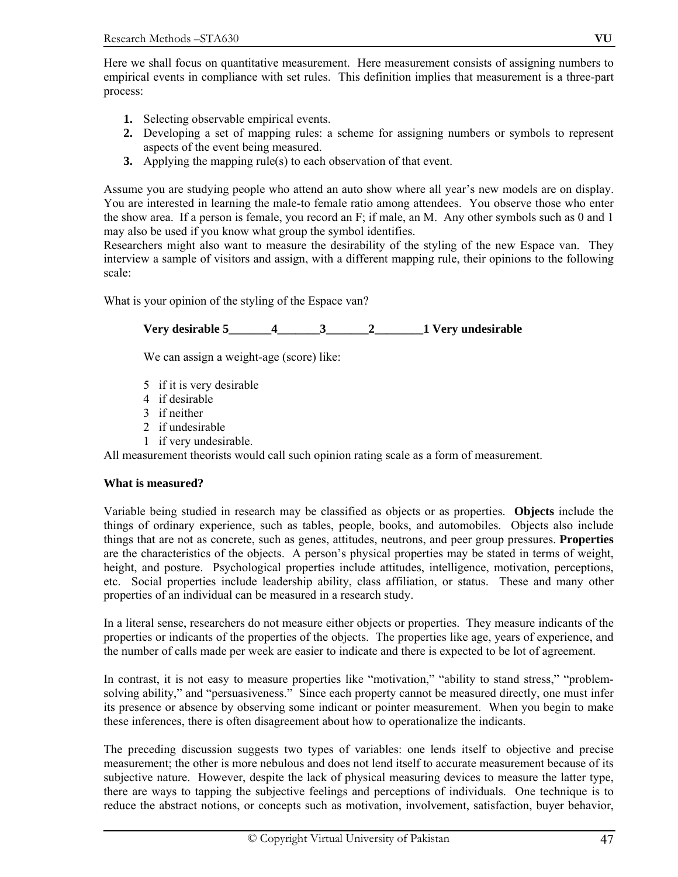Here we shall focus on quantitative measurement. Here measurement consists of assigning numbers to empirical events in compliance with set rules. This definition implies that measurement is a three-part process:

1. Selecting observable empirical events.
2. Developing a set of mapping rules: a scheme for assigning numbers or symbols to represent aspects of the event being measured.
3. Applying the mapping rule(s) to each observation of that event.

Assume you are studying people who attend an auto show where all year's new models are on display. You are interested in learning the male-to female ratio among attendees. You observe those who enter the show area. If a person is female, you record an F; if male, an M. Any other symbols such as 0 and 1 may also be used if you know what group the symbol identifies.
Researchers might also want to measure the desirability of the styling of the new Espace van. They interview a sample of visitors and assign, with a different mapping rule, their opinions to the following scale:

What is your opinion of the styling of the Espace van?

**Very desirable 5_______4_______3_______2________1 Very undesirable**

We can assign a weight-age (score) like:

5 if it is very desirable
4 if desirable
3 if neither
2 if undesirable
1 if very undesirable.

All measurement theorists would call such opinion rating scale as a form of measurement.

**What is measured?**

Variable being studied in research may be classified as objects or as properties. **Objects** include the things of ordinary experience, such as tables, people, books, and automobiles. Objects also include things that are not as concrete, such as genes, attitudes, neutrons, and peer group pressures. **Properties** are the characteristics of the objects. A person's physical properties may be stated in terms of weight, height, and posture. Psychological properties include attitudes, intelligence, motivation, perceptions, etc. Social properties include leadership ability, class affiliation, or status. These and many other properties of an individual can be measured in a research study.

In a literal sense, researchers do not measure either objects or properties. They measure indicants of the properties or indicants of the properties of the objects. The properties like age, years of experience, and the number of calls made per week are easier to indicate and there is expected to be lot of agreement.

In contrast, it is not easy to measure properties like "motivation," "ability to stand stress," "problem-solving ability," and "persuasiveness." Since each property cannot be measured directly, one must infer its presence or absence by observing some indicant or pointer measurement. When you begin to make these inferences, there is often disagreement about how to operationalize the indicants.

The preceding discussion suggests two types of variables: one lends itself to objective and precise measurement; the other is more nebulous and does not lend itself to accurate measurement because of its subjective nature. However, despite the lack of physical measuring devices to measure the latter type, there are ways to tapping the subjective feelings and perceptions of individuals. One technique is to reduce the abstract notions, or concepts such as motivation, involvement, satisfaction, buyer behavior,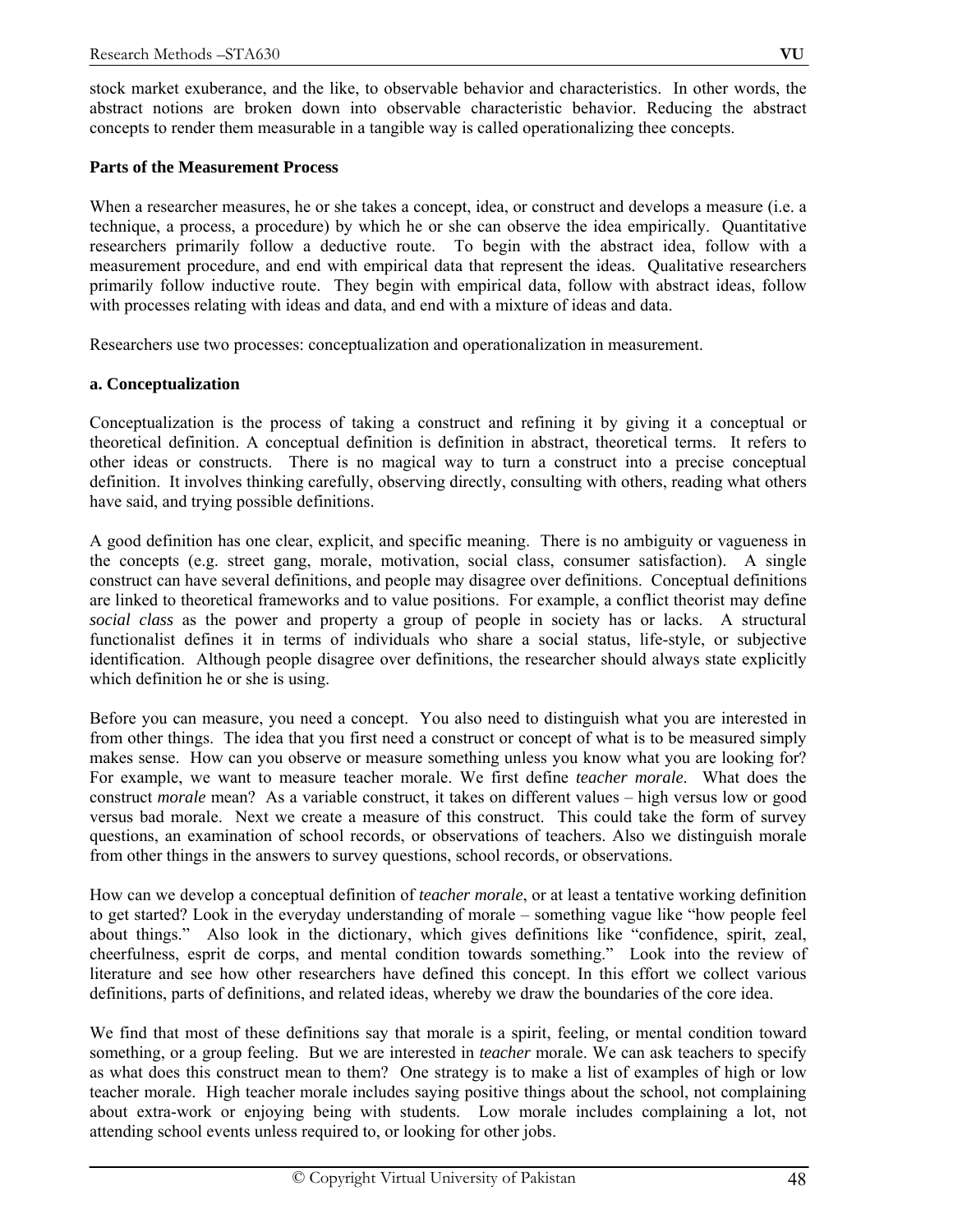stock market exuberance, and the like, to observable behavior and characteristics. In other words, the abstract notions are broken down into observable characteristic behavior. Reducing the abstract concepts to render them measurable in a tangible way is called operationalizing thee concepts.

**Parts of the Measurement Process**

When a researcher measures, he or she takes a concept, idea, or construct and develops a measure (i.e. a technique, a process, a procedure) by which he or she can observe the idea empirically. Quantitative researchers primarily follow a deductive route. To begin with the abstract idea, follow with a measurement procedure, and end with empirical data that represent the ideas. Qualitative researchers primarily follow inductive route. They begin with empirical data, follow with abstract ideas, follow with processes relating with ideas and data, and end with a mixture of ideas and data.

Researchers use two processes: conceptualization and operationalization in measurement.

**a. Conceptualization**

Conceptualization is the process of taking a construct and refining it by giving it a conceptual or theoretical definition. A conceptual definition is definition in abstract, theoretical terms. It refers to other ideas or constructs. There is no magical way to turn a construct into a precise conceptual definition. It involves thinking carefully, observing directly, consulting with others, reading what others have said, and trying possible definitions.

A good definition has one clear, explicit, and specific meaning. There is no ambiguity or vagueness in the concepts (e.g. street gang, morale, motivation, social class, consumer satisfaction). A single construct can have several definitions, and people may disagree over definitions. Conceptual definitions are linked to theoretical frameworks and to value positions. For example, a conflict theorist may define *social class* as the power and property a group of people in society has or lacks. A structural functionalist defines it in terms of individuals who share a social status, life-style, or subjective identification. Although people disagree over definitions, the researcher should always state explicitly which definition he or she is using.

Before you can measure, you need a concept. You also need to distinguish what you are interested in from other things. The idea that you first need a construct or concept of what is to be measured simply makes sense. How can you observe or measure something unless you know what you are looking for? For example, we want to measure teacher morale. We first define *teacher morale*. What does the construct *morale* mean? As a variable construct, it takes on different values – high versus low or good versus bad morale. Next we create a measure of this construct. This could take the form of survey questions, an examination of school records, or observations of teachers. Also we distinguish morale from other things in the answers to survey questions, school records, or observations.

How can we develop a conceptual definition of *teacher morale*, or at least a tentative working definition to get started? Look in the everyday understanding of morale – something vague like "how people feel about things." Also look in the dictionary, which gives definitions like "confidence, spirit, zeal, cheerfulness, esprit de corps, and mental condition towards something." Look into the review of literature and see how other researchers have defined this concept. In this effort we collect various definitions, parts of definitions, and related ideas, whereby we draw the boundaries of the core idea.

We find that most of these definitions say that morale is a spirit, feeling, or mental condition toward something, or a group feeling. But we are interested in *teacher* morale. We can ask teachers to specify as what does this construct mean to them? One strategy is to make a list of examples of high or low teacher morale. High teacher morale includes saying positive things about the school, not complaining about extra-work or enjoying being with students. Low morale includes complaining a lot, not attending school events unless required to, or looking for other jobs.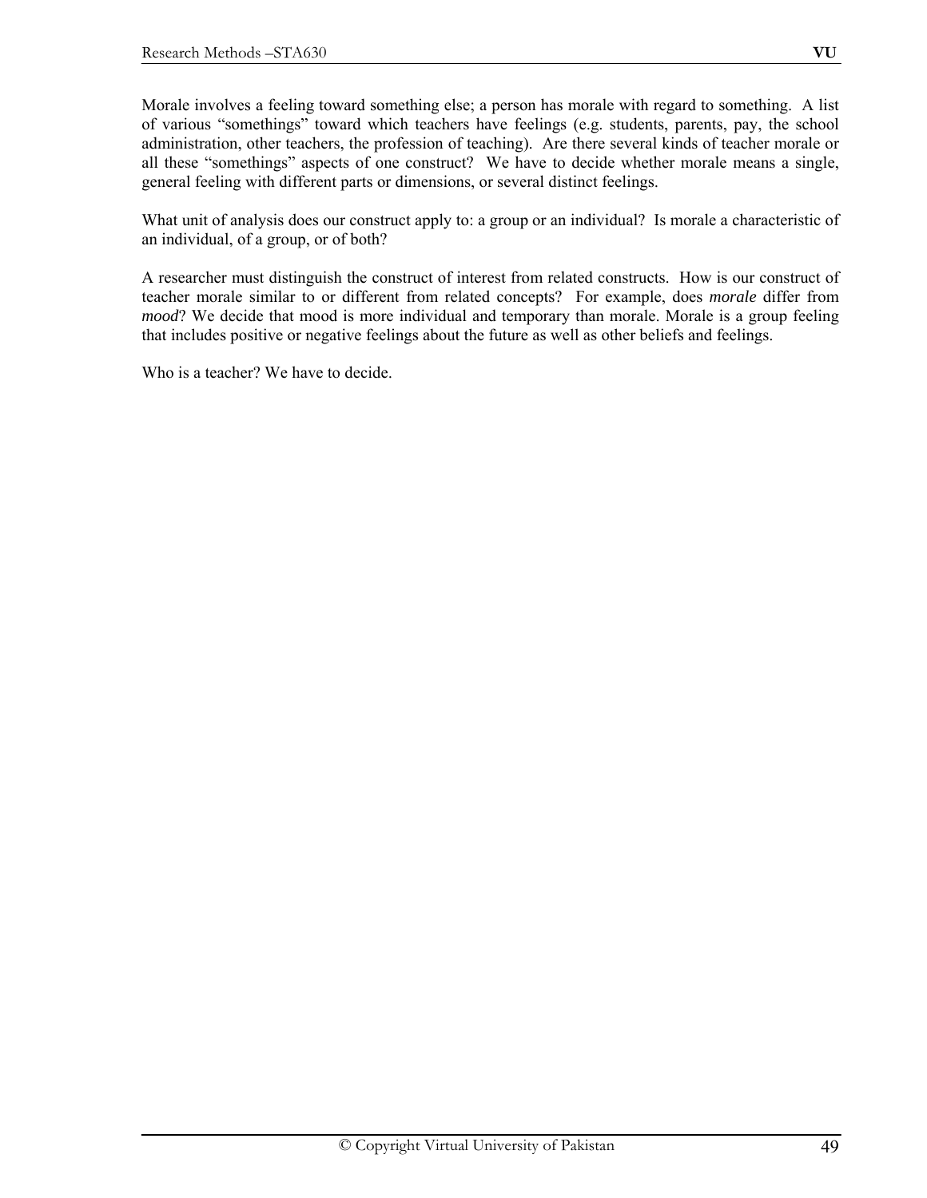Morale involves a feeling toward something else; a person has morale with regard to something. A list of various “somethings” toward which teachers have feelings (e.g. students, parents, pay, the school administration, other teachers, the profession of teaching). Are there several kinds of teacher morale or all these “somethings” aspects of one construct? We have to decide whether morale means a single, general feeling with different parts or dimensions, or several distinct feelings.

What unit of analysis does our construct apply to: a group or an individual? Is morale a characteristic of an individual, of a group, or of both?

A researcher must distinguish the construct of interest from related constructs. How is our construct of teacher morale similar to or different from related concepts? For example, does *morale* differ from *mood*? We decide that mood is more individual and temporary than morale. Morale is a group feeling that includes positive or negative feelings about the future as well as other beliefs and feelings.

Who is a teacher? We have to decide.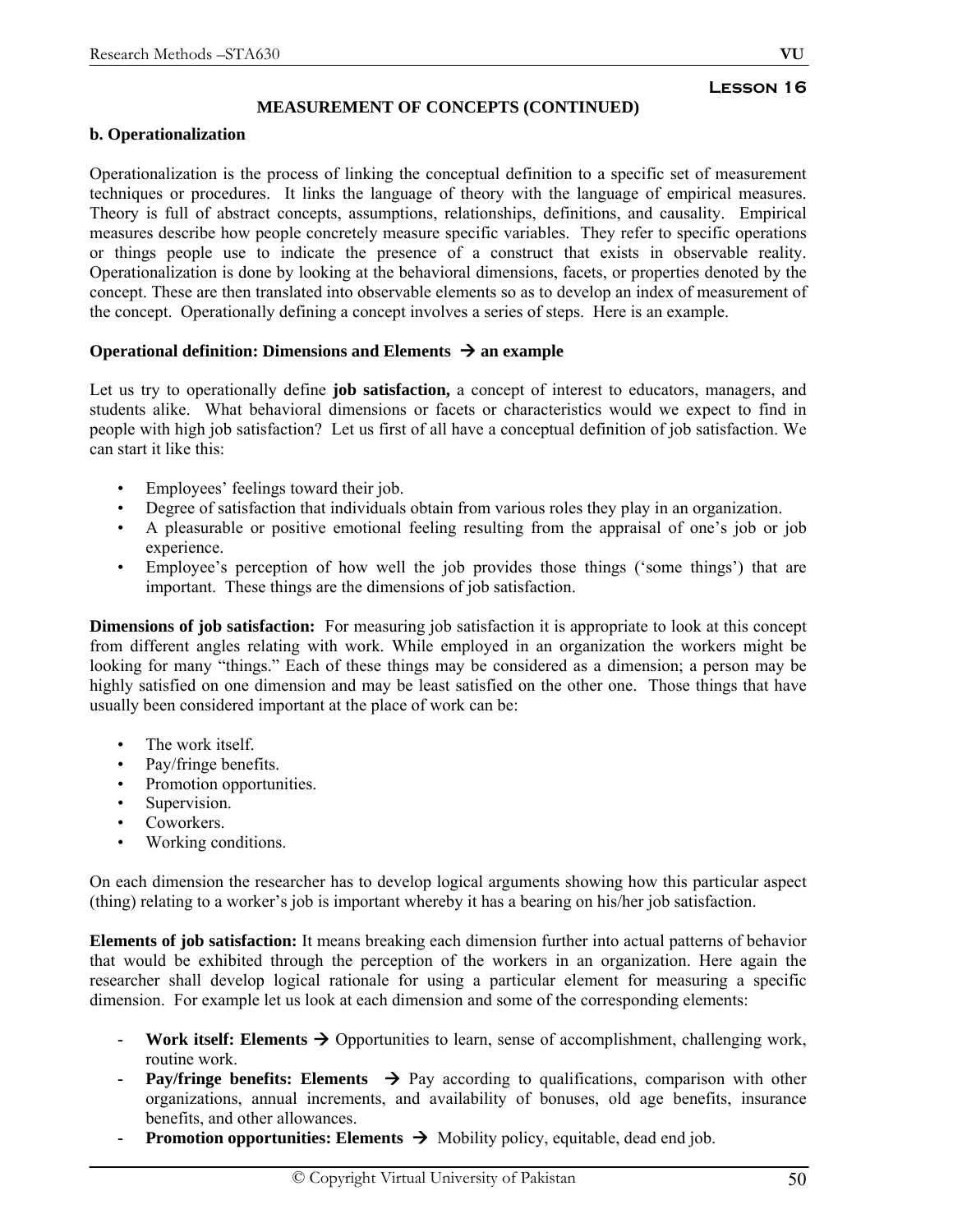## Lesson 16

### MEASUREMENT OF CONCEPTS (CONTINUED)

**b. Operationalization**

Operationalization is the process of linking the conceptual definition to a specific set of measurement techniques or procedures. It links the language of theory with the language of empirical measures. Theory is full of abstract concepts, assumptions, relationships, definitions, and causality. Empirical measures describe how people concretely measure specific variables. They refer to specific operations or things people use to indicate the presence of a construct that exists in observable reality. Operationalization is done by looking at the behavioral dimensions, facets, or properties denoted by the concept. These are then translated into observable elements so as to develop an index of measurement of the concept. Operationally defining a concept involves a series of steps. Here is an example.

**Operational definition: Dimensions and Elements → an example**

Let us try to operationally define **job satisfaction,** a concept of interest to educators, managers, and students alike. What behavioral dimensions or facets or characteristics would we expect to find in people with high job satisfaction? Let us first of all have a conceptual definition of job satisfaction. We can start it like this:

- Employees' feelings toward their job.
- Degree of satisfaction that individuals obtain from various roles they play in an organization.
- A pleasurable or positive emotional feeling resulting from the appraisal of one's job or job experience.
- Employee's perception of how well the job provides those things ('some things') that are important. These things are the dimensions of job satisfaction.

**Dimensions of job satisfaction:** For measuring job satisfaction it is appropriate to look at this concept from different angles relating with work. While employed in an organization the workers might be looking for many "things." Each of these things may be considered as a dimension; a person may be highly satisfied on one dimension and may be least satisfied on the other one. Those things that have usually been considered important at the place of work can be:

- The work itself.
- Pay/fringe benefits.
- Promotion opportunities.
- Supervision.
- Coworkers.
- Working conditions.

On each dimension the researcher has to develop logical arguments showing how this particular aspect (thing) relating to a worker's job is important whereby it has a bearing on his/her job satisfaction.

**Elements of job satisfaction:** It means breaking each dimension further into actual patterns of behavior that would be exhibited through the perception of the workers in an organization. Here again the researcher shall develop logical rationale for using a particular element for measuring a specific dimension. For example let us look at each dimension and some of the corresponding elements:

- **Work itself: Elements →** Opportunities to learn, sense of accomplishment, challenging work, routine work.
- **Pay/fringe benefits: Elements →** Pay according to qualifications, comparison with other organizations, annual increments, and availability of bonuses, old age benefits, insurance benefits, and other allowances.
- **Promotion opportunities: Elements →** Mobility policy, equitable, dead end job.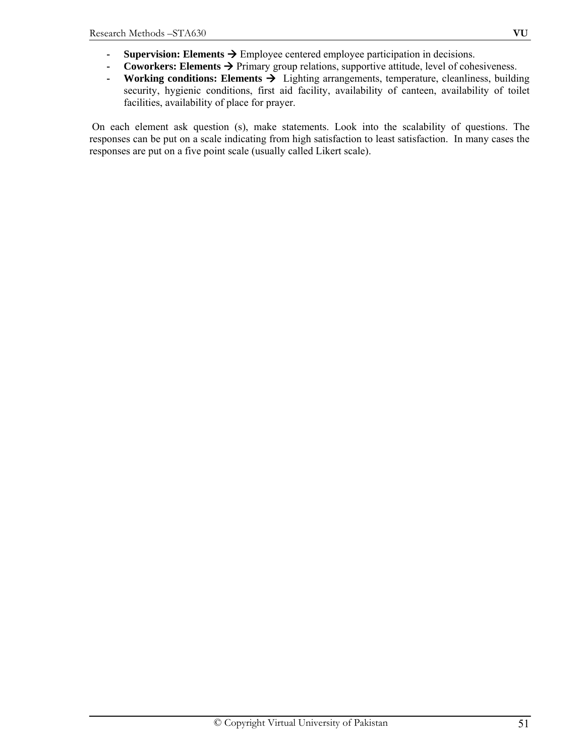- **Supervision: Elements →** Employee centered employee participation in decisions.
- **Coworkers: Elements →** Primary group relations, supportive attitude, level of cohesiveness.
- **Working conditions: Elements →** Lighting arrangements, temperature, cleanliness, building security, hygienic conditions, first aid facility, availability of canteen, availability of toilet facilities, availability of place for prayer.

On each element ask question (s), make statements. Look into the scalability of questions. The responses can be put on a scale indicating from high satisfaction to least satisfaction. In many cases the responses are put on a five point scale (usually called Likert scale).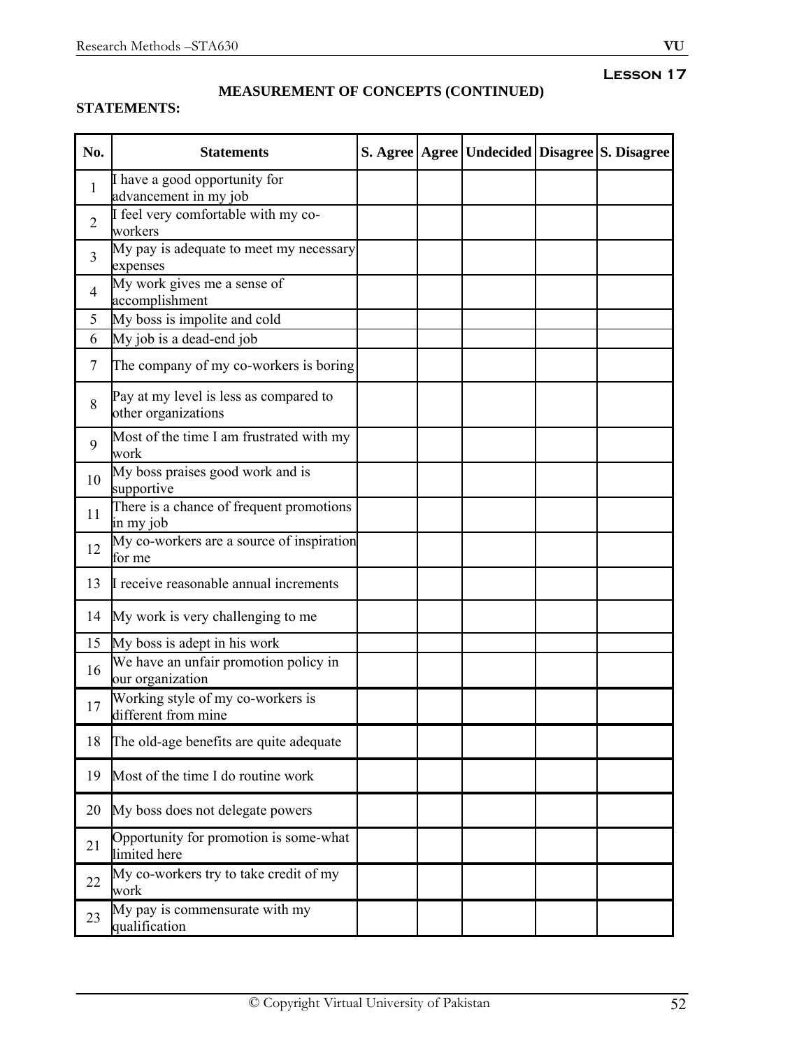**Lesson 17**

## MEASUREMENT OF CONCEPTS (CONTINUED)

**STATEMENTS:**

| No. | Statements | S. Agree | Agree | Undecided | Disagree | S. Disagree |
|---|---|---|---|---|---|---|
| 1 | I have a good opportunity for advancement in my job | | | | | |
| 2 | I feel very comfortable with my co-workers | | | | | |
| 3 | My pay is adequate to meet my necessary expenses | | | | | |
| 4 | My work gives me a sense of accomplishment | | | | | |
| 5 | My boss is impolite and cold | | | | | |
| 6 | My job is a dead-end job | | | | | |
| 7 | The company of my co-workers is boring | | | | | |
| 8 | Pay at my level is less as compared to other organizations | | | | | |
| 9 | Most of the time I am frustrated with my work | | | | | |
| 10 | My boss praises good work and is supportive | | | | | |
| 11 | There is a chance of frequent promotions in my job | | | | | |
| 12 | My co-workers are a source of inspiration for me | | | | | |
| 13 | I receive reasonable annual increments | | | | | |
| 14 | My work is very challenging to me | | | | | |
| 15 | My boss is adept in his work | | | | | |
| 16 | We have an unfair promotion policy in our organization | | | | | |
| 17 | Working style of my co-workers is different from mine | | | | | |
| 18 | The old-age benefits are quite adequate | | | | | |
| 19 | Most of the time I do routine work | | | | | |
| 20 | My boss does not delegate powers | | | | | |
| 21 | Opportunity for promotion is some-what limited here | | | | | |
| 22 | My co-workers try to take credit of my work | | | | | |
| 23 | My pay is commensurate with my qualification | | | | | |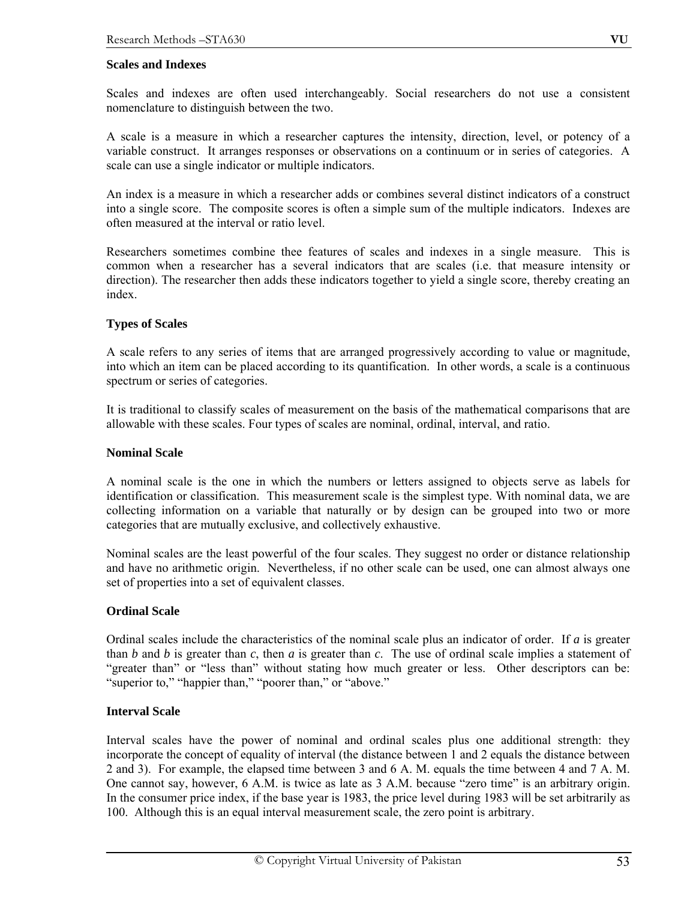## Scales and Indexes

Scales and indexes are often used interchangeably. Social researchers do not use a consistent nomenclature to distinguish between the two.

A scale is a measure in which a researcher captures the intensity, direction, level, or potency of a variable construct. It arranges responses or observations on a continuum or in series of categories. A scale can use a single indicator or multiple indicators.

An index is a measure in which a researcher adds or combines several distinct indicators of a construct into a single score. The composite scores is often a simple sum of the multiple indicators. Indexes are often measured at the interval or ratio level.

Researchers sometimes combine thee features of scales and indexes in a single measure. This is common when a researcher has a several indicators that are scales (i.e. that measure intensity or direction). The researcher then adds these indicators together to yield a single score, thereby creating an index.

## Types of Scales

A scale refers to any series of items that are arranged progressively according to value or magnitude, into which an item can be placed according to its quantification. In other words, a scale is a continuous spectrum or series of categories.

It is traditional to classify scales of measurement on the basis of the mathematical comparisons that are allowable with these scales. Four types of scales are nominal, ordinal, interval, and ratio.

### Nominal Scale

A nominal scale is the one in which the numbers or letters assigned to objects serve as labels for identification or classification. This measurement scale is the simplest type. With nominal data, we are collecting information on a variable that naturally or by design can be grouped into two or more categories that are mutually exclusive, and collectively exhaustive.

Nominal scales are the least powerful of the four scales. They suggest no order or distance relationship and have no arithmetic origin. Nevertheless, if no other scale can be used, one can almost always one set of properties into a set of equivalent classes.

### Ordinal Scale

Ordinal scales include the characteristics of the nominal scale plus an indicator of order. If *a* is greater than *b* and *b* is greater than *c*, then *a* is greater than *c*. The use of ordinal scale implies a statement of "greater than" or "less than" without stating how much greater or less. Other descriptors can be: "superior to," "happier than," "poorer than," or "above."

### Interval Scale

Interval scales have the power of nominal and ordinal scales plus one additional strength: they incorporate the concept of equality of interval (the distance between 1 and 2 equals the distance between 2 and 3). For example, the elapsed time between 3 and 6 A. M. equals the time between 4 and 7 A. M. One cannot say, however, 6 A.M. is twice as late as 3 A.M. because "zero time" is an arbitrary origin. In the consumer price index, if the base year is 1983, the price level during 1983 will be set arbitrarily as 100. Although this is an equal interval measurement scale, the zero point is arbitrary.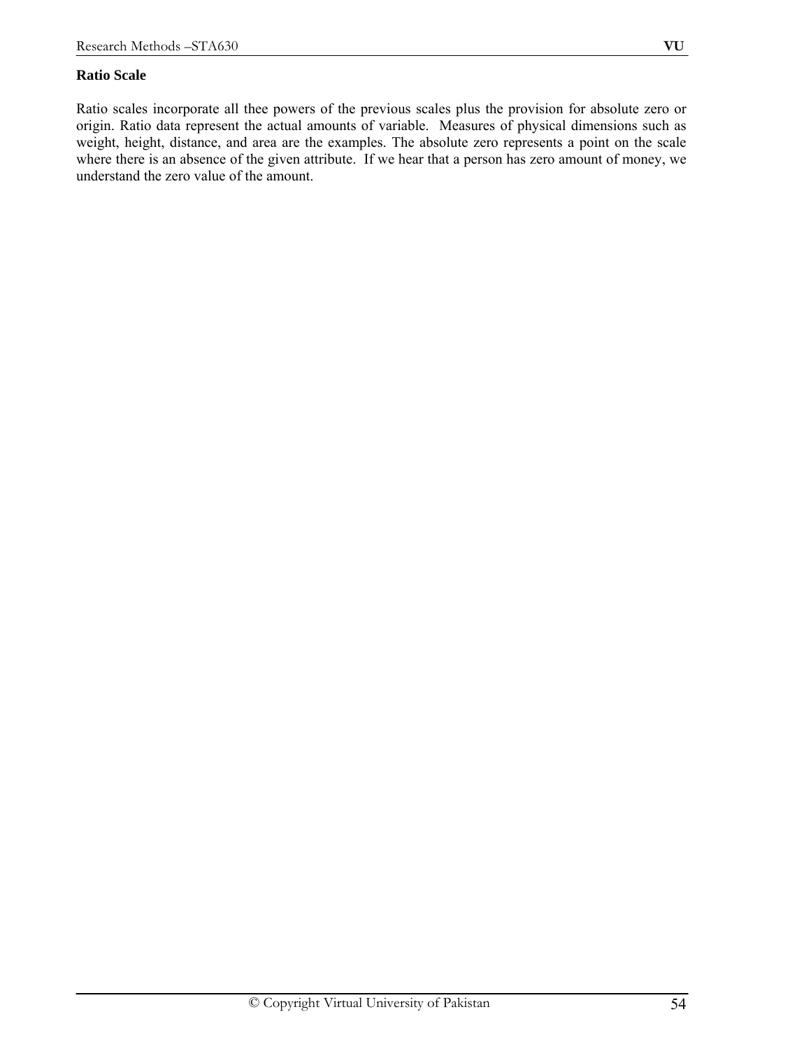**Ratio Scale**

Ratio scales incorporate all thee powers of the previous scales plus the provision for absolute zero or origin. Ratio data represent the actual amounts of variable. Measures of physical dimensions such as weight, height, distance, and area are the examples. The absolute zero represents a point on the scale where there is an absence of the given attribute. If we hear that a person has zero amount of money, we understand the zero value of the amount.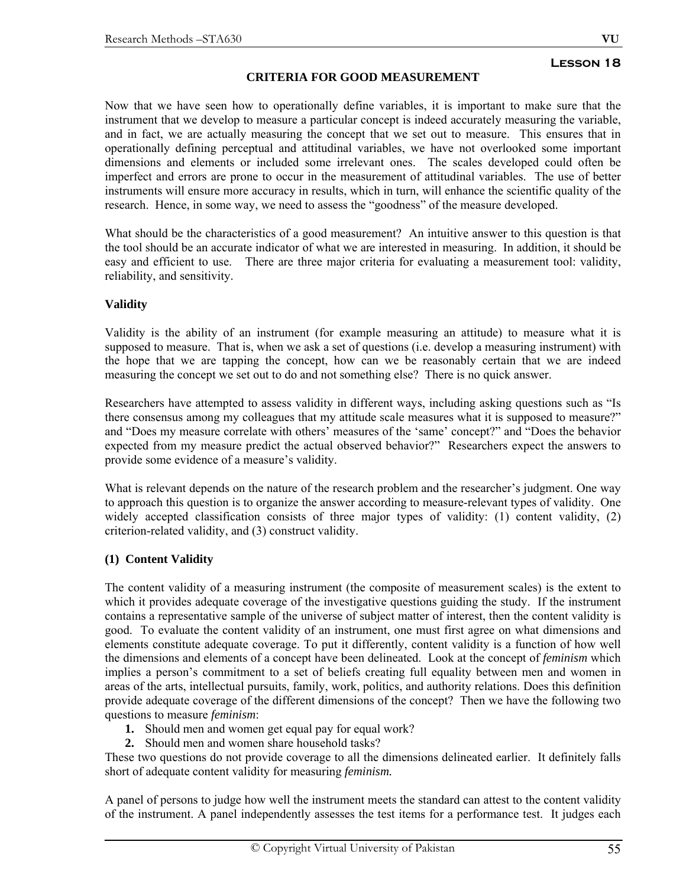## Lesson 18

### CRITERIA FOR GOOD MEASUREMENT

Now that we have seen how to operationally define variables, it is important to make sure that the instrument that we develop to measure a particular concept is indeed accurately measuring the variable, and in fact, we are actually measuring the concept that we set out to measure. This ensures that in operationally defining perceptual and attitudinal variables, we have not overlooked some important dimensions and elements or included some irrelevant ones. The scales developed could often be imperfect and errors are prone to occur in the measurement of attitudinal variables. The use of better instruments will ensure more accuracy in results, which in turn, will enhance the scientific quality of the research. Hence, in some way, we need to assess the "goodness" of the measure developed.

What should be the characteristics of a good measurement? An intuitive answer to this question is that the tool should be an accurate indicator of what we are interested in measuring. In addition, it should be easy and efficient to use. There are three major criteria for evaluating a measurement tool: validity, reliability, and sensitivity.

**Validity**

Validity is the ability of an instrument (for example measuring an attitude) to measure what it is supposed to measure. That is, when we ask a set of questions (i.e. develop a measuring instrument) with the hope that we are tapping the concept, how can we be reasonably certain that we are indeed measuring the concept we set out to do and not something else? There is no quick answer.

Researchers have attempted to assess validity in different ways, including asking questions such as "Is there consensus among my colleagues that my attitude scale measures what it is supposed to measure?" and "Does my measure correlate with others' measures of the 'same' concept?" and "Does the behavior expected from my measure predict the actual observed behavior?" Researchers expect the answers to provide some evidence of a measure's validity.

What is relevant depends on the nature of the research problem and the researcher's judgment. One way to approach this question is to organize the answer according to measure-relevant types of validity. One widely accepted classification consists of three major types of validity: (1) content validity, (2) criterion-related validity, and (3) construct validity.

**(1) Content Validity**

The content validity of a measuring instrument (the composite of measurement scales) is the extent to which it provides adequate coverage of the investigative questions guiding the study. If the instrument contains a representative sample of the universe of subject matter of interest, then the content validity is good. To evaluate the content validity of an instrument, one must first agree on what dimensions and elements constitute adequate coverage. To put it differently, content validity is a function of how well the dimensions and elements of a concept have been delineated. Look at the concept of *feminism* which implies a person's commitment to a set of beliefs creating full equality between men and women in areas of the arts, intellectual pursuits, family, work, politics, and authority relations. Does this definition provide adequate coverage of the different dimensions of the concept? Then we have the following two questions to measure *feminism*:

1. Should men and women get equal pay for equal work?
2. Should men and women share household tasks?

These two questions do not provide coverage to all the dimensions delineated earlier. It definitely falls short of adequate content validity for measuring *feminism.*

A panel of persons to judge how well the instrument meets the standard can attest to the content validity of the instrument. A panel independently assesses the test items for a performance test. It judges each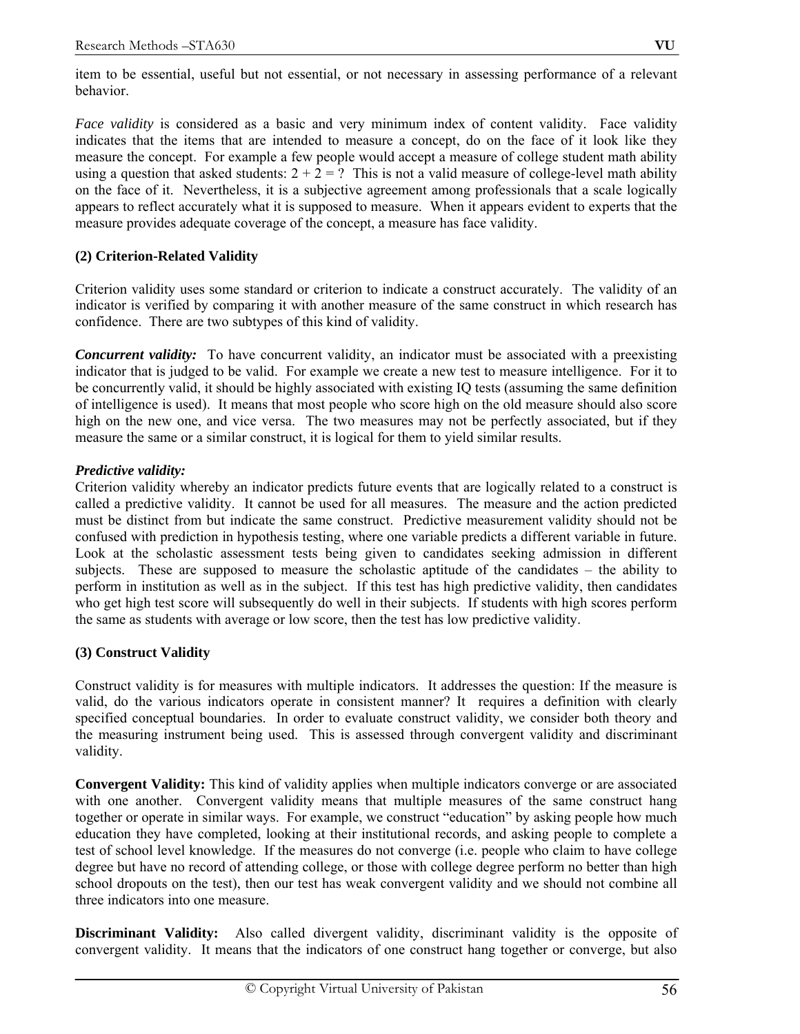item to be essential, useful but not essential, or not necessary in assessing performance of a relevant behavior.

*Face validity* is considered as a basic and very minimum index of content validity. Face validity indicates that the items that are intended to measure a concept, do on the face of it look like they measure the concept. For example a few people would accept a measure of college student math ability using a question that asked students: 2 + 2 = ? This is not a valid measure of college-level math ability on the face of it. Nevertheless, it is a subjective agreement among professionals that a scale logically appears to reflect accurately what it is supposed to measure. When it appears evident to experts that the measure provides adequate coverage of the concept, a measure has face validity.

**(2) Criterion-Related Validity**

Criterion validity uses some standard or criterion to indicate a construct accurately. The validity of an indicator is verified by comparing it with another measure of the same construct in which research has confidence. There are two subtypes of this kind of validity.

***Concurrent validity:*** To have concurrent validity, an indicator must be associated with a preexisting indicator that is judged to be valid. For example we create a new test to measure intelligence. For it to be concurrently valid, it should be highly associated with existing IQ tests (assuming the same definition of intelligence is used). It means that most people who score high on the old measure should also score high on the new one, and vice versa. The two measures may not be perfectly associated, but if they measure the same or a similar construct, it is logical for them to yield similar results.

***Predictive validity:***
Criterion validity whereby an indicator predicts future events that are logically related to a construct is called a predictive validity. It cannot be used for all measures. The measure and the action predicted must be distinct from but indicate the same construct. Predictive measurement validity should not be confused with prediction in hypothesis testing, where one variable predicts a different variable in future. Look at the scholastic assessment tests being given to candidates seeking admission in different subjects. These are supposed to measure the scholastic aptitude of the candidates – the ability to perform in institution as well as in the subject. If this test has high predictive validity, then candidates who get high test score will subsequently do well in their subjects. If students with high scores perform the same as students with average or low score, then the test has low predictive validity.

**(3) Construct Validity**

Construct validity is for measures with multiple indicators. It addresses the question: If the measure is valid, do the various indicators operate in consistent manner? It requires a definition with clearly specified conceptual boundaries. In order to evaluate construct validity, we consider both theory and the measuring instrument being used. This is assessed through convergent validity and discriminant validity.

**Convergent Validity:** This kind of validity applies when multiple indicators converge or are associated with one another. Convergent validity means that multiple measures of the same construct hang together or operate in similar ways. For example, we construct "education" by asking people how much education they have completed, looking at their institutional records, and asking people to complete a test of school level knowledge. If the measures do not converge (i.e. people who claim to have college degree but have no record of attending college, or those with college degree perform no better than high school dropouts on the test), then our test has weak convergent validity and we should not combine all three indicators into one measure.

**Discriminant Validity:** Also called divergent validity, discriminant validity is the opposite of convergent validity. It means that the indicators of one construct hang together or converge, but also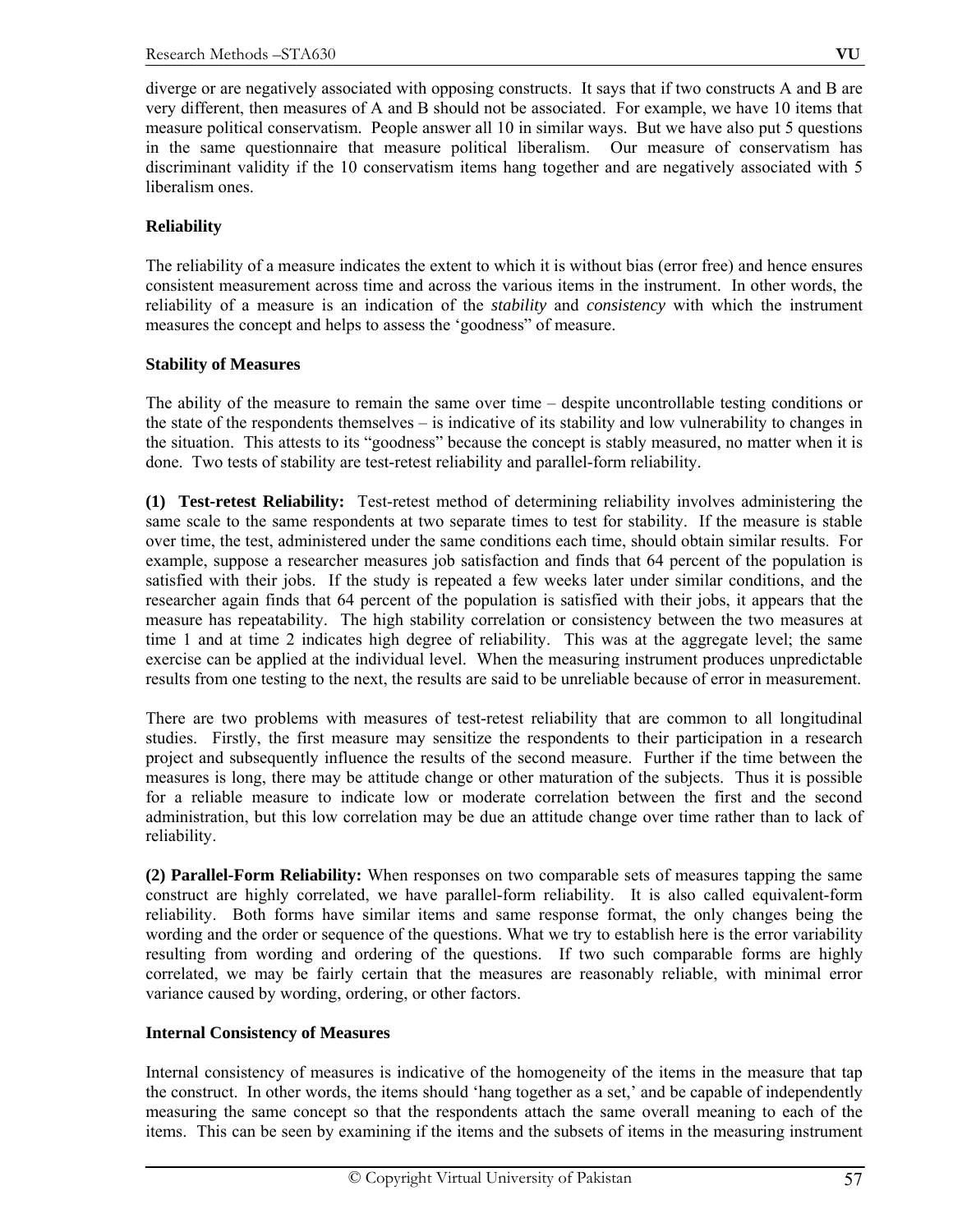diverge or are negatively associated with opposing constructs. It says that if two constructs A and B are very different, then measures of A and B should not be associated. For example, we have 10 items that measure political conservatism. People answer all 10 in similar ways. But we have also put 5 questions in the same questionnaire that measure political liberalism. Our measure of conservatism has discriminant validity if the 10 conservatism items hang together and are negatively associated with 5 liberalism ones.

**Reliability**

The reliability of a measure indicates the extent to which it is without bias (error free) and hence ensures consistent measurement across time and across the various items in the instrument. In other words, the reliability of a measure is an indication of the ***stability*** and ***consistency*** with which the instrument measures the concept and helps to assess the 'goodness" of measure.

**Stability of Measures**

The ability of the measure to remain the same over time – despite uncontrollable testing conditions or the state of the respondents themselves – is indicative of its stability and low vulnerability to changes in the situation. This attests to its "goodness" because the concept is stably measured, no matter when it is done. Two tests of stability are test-retest reliability and parallel-form reliability.

**(1) Test-retest Reliability:** Test-retest method of determining reliability involves administering the same scale to the same respondents at two separate times to test for stability. If the measure is stable over time, the test, administered under the same conditions each time, should obtain similar results. For example, suppose a researcher measures job satisfaction and finds that 64 percent of the population is satisfied with their jobs. If the study is repeated a few weeks later under similar conditions, and the researcher again finds that 64 percent of the population is satisfied with their jobs, it appears that the measure has repeatability. The high stability correlation or consistency between the two measures at time 1 and at time 2 indicates high degree of reliability. This was at the aggregate level; the same exercise can be applied at the individual level. When the measuring instrument produces unpredictable results from one testing to the next, the results are said to be unreliable because of error in measurement.

There are two problems with measures of test-retest reliability that are common to all longitudinal studies. Firstly, the first measure may sensitize the respondents to their participation in a research project and subsequently influence the results of the second measure. Further if the time between the measures is long, there may be attitude change or other maturation of the subjects. Thus it is possible for a reliable measure to indicate low or moderate correlation between the first and the second administration, but this low correlation may be due an attitude change over time rather than to lack of reliability.

**(2) Parallel-Form Reliability:** When responses on two comparable sets of measures tapping the same construct are highly correlated, we have parallel-form reliability. It is also called equivalent-form reliability. Both forms have similar items and same response format, the only changes being the wording and the order or sequence of the questions. What we try to establish here is the error variability resulting from wording and ordering of the questions. If two such comparable forms are highly correlated, we may be fairly certain that the measures are reasonably reliable, with minimal error variance caused by wording, ordering, or other factors.

**Internal Consistency of Measures**

Internal consistency of measures is indicative of the homogeneity of the items in the measure that tap the construct. In other words, the items should 'hang together as a set,' and be capable of independently measuring the same concept so that the respondents attach the same overall meaning to each of the items. This can be seen by examining if the items and the subsets of items in the measuring instrument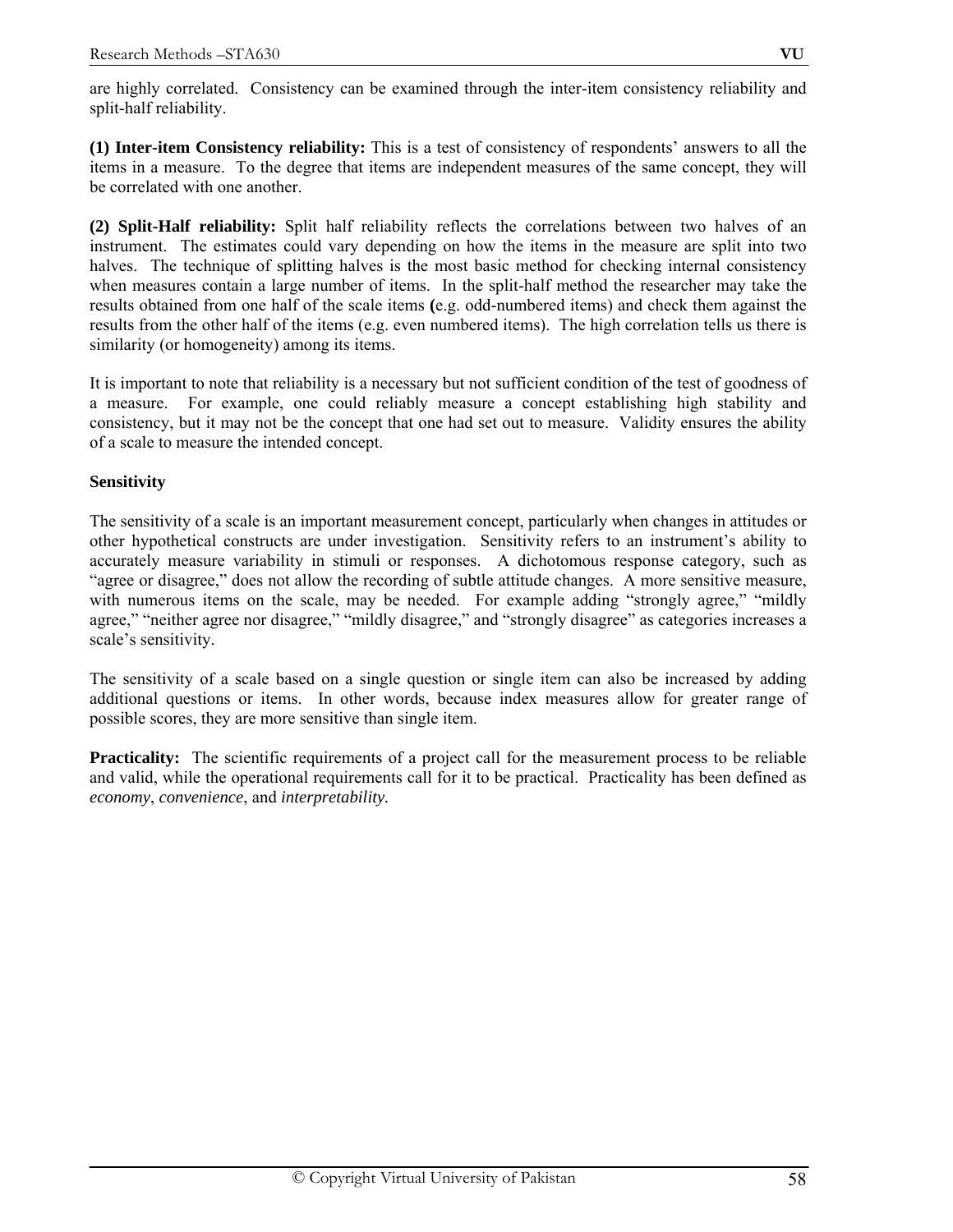are highly correlated. Consistency can be examined through the inter-item consistency reliability and split-half reliability.

**(1) Inter-item Consistency reliability:** This is a test of consistency of respondents' answers to all the items in a measure. To the degree that items are independent measures of the same concept, they will be correlated with one another.

**(2) Split-Half reliability:** Split half reliability reflects the correlations between two halves of an instrument. The estimates could vary depending on how the items in the measure are split into two halves. The technique of splitting halves is the most basic method for checking internal consistency when measures contain a large number of items. In the split-half method the researcher may take the results obtained from one half of the scale items **(**e.g. odd-numbered items) and check them against the results from the other half of the items (e.g. even numbered items). The high correlation tells us there is similarity (or homogeneity) among its items.

It is important to note that reliability is a necessary but not sufficient condition of the test of goodness of a measure. For example, one could reliably measure a concept establishing high stability and consistency, but it may not be the concept that one had set out to measure. Validity ensures the ability of a scale to measure the intended concept.

**Sensitivity**

The sensitivity of a scale is an important measurement concept, particularly when changes in attitudes or other hypothetical constructs are under investigation. Sensitivity refers to an instrument's ability to accurately measure variability in stimuli or responses. A dichotomous response category, such as "agree or disagree," does not allow the recording of subtle attitude changes. A more sensitive measure, with numerous items on the scale, may be needed. For example adding "strongly agree," "mildly agree," "neither agree nor disagree," "mildly disagree," and "strongly disagree" as categories increases a scale's sensitivity.

The sensitivity of a scale based on a single question or single item can also be increased by adding additional questions or items. In other words, because index measures allow for greater range of possible scores, they are more sensitive than single item.

**Practicality:** The scientific requirements of a project call for the measurement process to be reliable and valid, while the operational requirements call for it to be practical. Practicality has been defined as *economy*, *convenience*, and *interpretability.*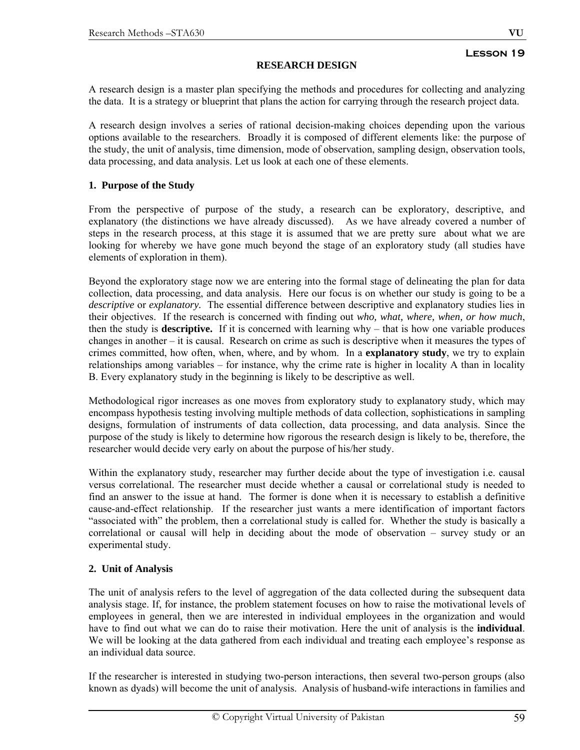**Lesson 19**

## RESEARCH DESIGN

A research design is a master plan specifying the methods and procedures for collecting and analyzing the data. It is a strategy or blueprint that plans the action for carrying through the research project data.

A research design involves a series of rational decision-making choices depending upon the various options available to the researchers. Broadly it is composed of different elements like: the purpose of the study, the unit of analysis, time dimension, mode of observation, sampling design, observation tools, data processing, and data analysis. Let us look at each one of these elements.

### 1. Purpose of the Study

From the perspective of purpose of the study, a research can be exploratory, descriptive, and explanatory (the distinctions we have already discussed). As we have already covered a number of steps in the research process, at this stage it is assumed that we are pretty sure about what we are looking for whereby we have gone much beyond the stage of an exploratory study (all studies have elements of exploration in them).

Beyond the exploratory stage now we are entering into the formal stage of delineating the plan for data collection, data processing, and data analysis. Here our focus is on whether our study is going to be a *descriptive* or *explanatory.* The essential difference between descriptive and explanatory studies lies in their objectives. If the research is concerned with finding out *who, what, where, when, or how much*, then the study is **descriptive.** If it is concerned with learning why – that is how one variable produces changes in another – it is causal. Research on crime as such is descriptive when it measures the types of crimes committed, how often, when, where, and by whom. In a **explanatory study**, we try to explain relationships among variables – for instance, why the crime rate is higher in locality A than in locality B. Every explanatory study in the beginning is likely to be descriptive as well.

Methodological rigor increases as one moves from exploratory study to explanatory study, which may encompass hypothesis testing involving multiple methods of data collection, sophistications in sampling designs, formulation of instruments of data collection, data processing, and data analysis. Since the purpose of the study is likely to determine how rigorous the research design is likely to be, therefore, the researcher would decide very early on about the purpose of his/her study.

Within the explanatory study, researcher may further decide about the type of investigation i.e. causal versus correlational. The researcher must decide whether a causal or correlational study is needed to find an answer to the issue at hand. The former is done when it is necessary to establish a definitive cause-and-effect relationship. If the researcher just wants a mere identification of important factors "associated with" the problem, then a correlational study is called for. Whether the study is basically a correlational or causal will help in deciding about the mode of observation – survey study or an experimental study.

### 2. Unit of Analysis

The unit of analysis refers to the level of aggregation of the data collected during the subsequent data analysis stage. If, for instance, the problem statement focuses on how to raise the motivational levels of employees in general, then we are interested in individual employees in the organization and would have to find out what we can do to raise their motivation. Here the unit of analysis is the **individual**. We will be looking at the data gathered from each individual and treating each employee's response as an individual data source.

If the researcher is interested in studying two-person interactions, then several two-person groups (also known as dyads) will become the unit of analysis. Analysis of husband-wife interactions in families and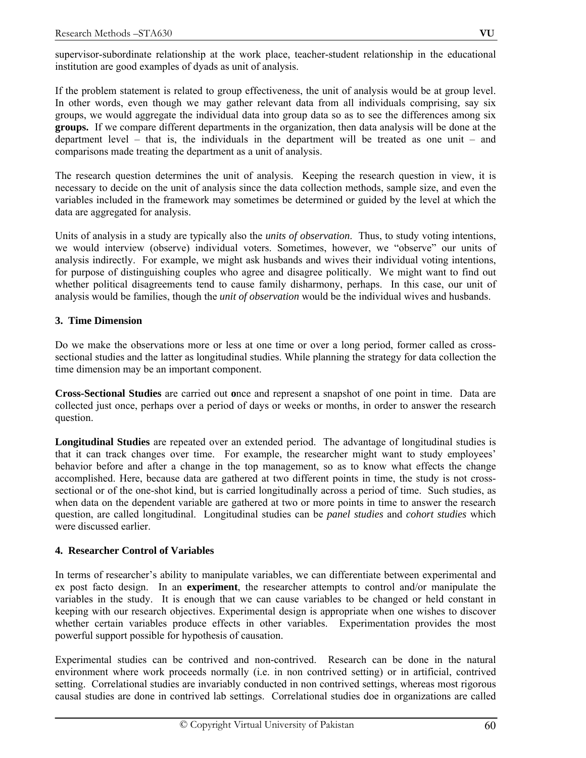supervisor-subordinate relationship at the work place, teacher-student relationship in the educational institution are good examples of dyads as unit of analysis.

If the problem statement is related to group effectiveness, the unit of analysis would be at group level. In other words, even though we may gather relevant data from all individuals comprising, say six groups, we would aggregate the individual data into group data so as to see the differences among six **groups.** If we compare different departments in the organization, then data analysis will be done at the department level – that is, the individuals in the department will be treated as one unit – and comparisons made treating the department as a unit of analysis.

The research question determines the unit of analysis. Keeping the research question in view, it is necessary to decide on the unit of analysis since the data collection methods, sample size, and even the variables included in the framework may sometimes be determined or guided by the level at which the data are aggregated for analysis.

Units of analysis in a study are typically also the *units of observation*. Thus, to study voting intentions, we would interview (observe) individual voters. Sometimes, however, we "observe" our units of analysis indirectly. For example, we might ask husbands and wives their individual voting intentions, for purpose of distinguishing couples who agree and disagree politically. We might want to find out whether political disagreements tend to cause family disharmony, perhaps. In this case, our unit of analysis would be families, though the *unit of observation* would be the individual wives and husbands.

### 3. Time Dimension

Do we make the observations more or less at one time or over a long period, former called as cross-sectional studies and the latter as longitudinal studies. While planning the strategy for data collection the time dimension may be an important component.

**Cross-Sectional Studies** are carried out **o**nce and represent a snapshot of one point in time. Data are collected just once, perhaps over a period of days or weeks or months, in order to answer the research question.

**Longitudinal Studies** are repeated over an extended period. The advantage of longitudinal studies is that it can track changes over time. For example, the researcher might want to study employees' behavior before and after a change in the top management, so as to know what effects the change accomplished. Here, because data are gathered at two different points in time, the study is not cross-sectional or of the one-shot kind, but is carried longitudinally across a period of time. Such studies, as when data on the dependent variable are gathered at two or more points in time to answer the research question, are called longitudinal. Longitudinal studies can be *panel studies* and *cohort studies* which were discussed earlier.

### 4. Researcher Control of Variables

In terms of researcher's ability to manipulate variables, we can differentiate between experimental and ex post facto design. In an **experiment**, the researcher attempts to control and/or manipulate the variables in the study. It is enough that we can cause variables to be changed or held constant in keeping with our research objectives. Experimental design is appropriate when one wishes to discover whether certain variables produce effects in other variables. Experimentation provides the most powerful support possible for hypothesis of causation.

Experimental studies can be contrived and non-contrived. Research can be done in the natural environment where work proceeds normally (i.e. in non contrived setting) or in artificial, contrived setting. Correlational studies are invariably conducted in non contrived settings, whereas most rigorous causal studies are done in contrived lab settings. Correlational studies doe in organizations are called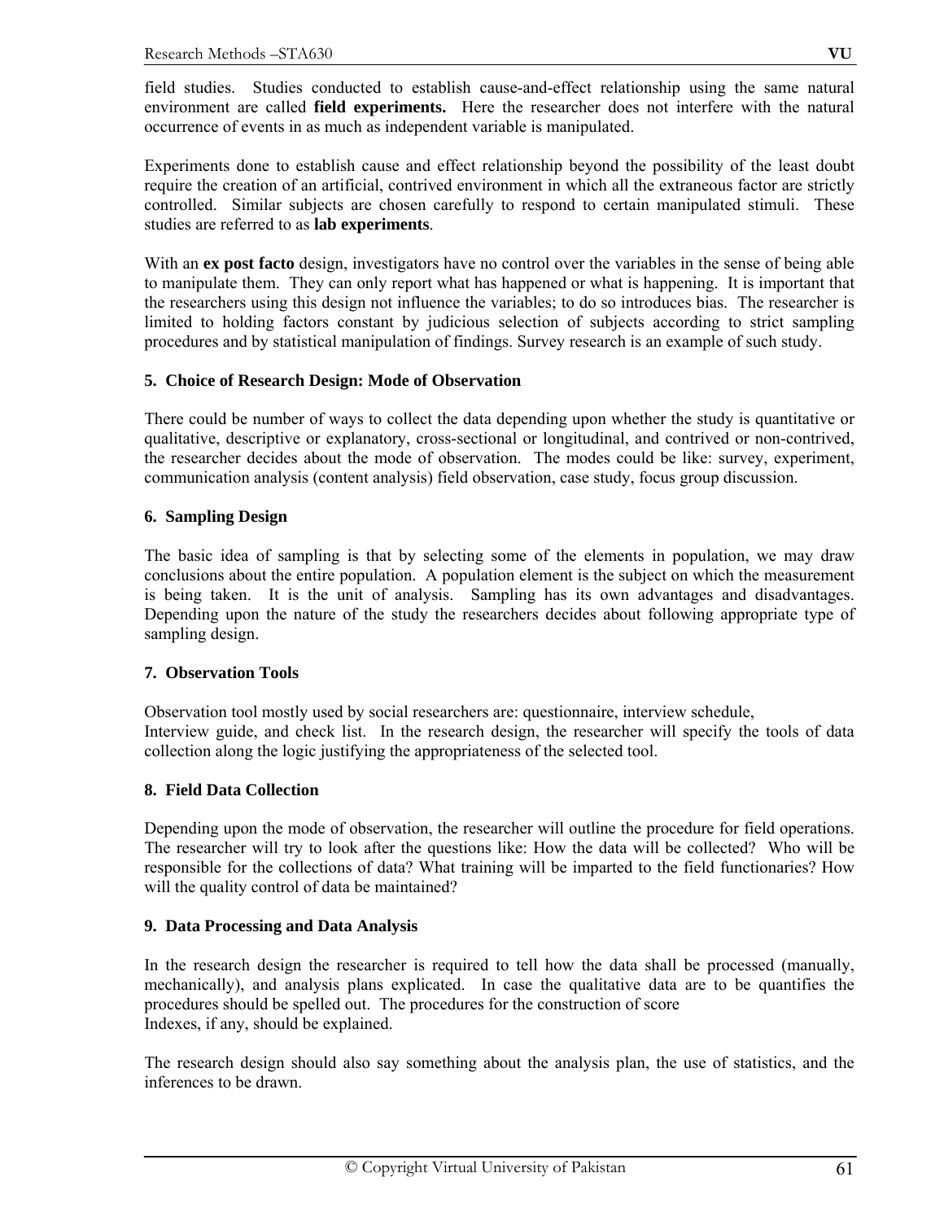field studies. Studies conducted to establish cause-and-effect relationship using the same natural environment are called **field experiments.** Here the researcher does not interfere with the natural occurrence of events in as much as independent variable is manipulated.

Experiments done to establish cause and effect relationship beyond the possibility of the least doubt require the creation of an artificial, contrived environment in which all the extraneous factor are strictly controlled. Similar subjects are chosen carefully to respond to certain manipulated stimuli. These studies are referred to as **lab experiments**.

With an **ex post facto** design, investigators have no control over the variables in the sense of being able to manipulate them. They can only report what has happened or what is happening. It is important that the researchers using this design not influence the variables; to do so introduces bias. The researcher is limited to holding factors constant by judicious selection of subjects according to strict sampling procedures and by statistical manipulation of findings. Survey research is an example of such study.

**5. Choice of Research Design: Mode of Observation**

There could be number of ways to collect the data depending upon whether the study is quantitative or qualitative, descriptive or explanatory, cross-sectional or longitudinal, and contrived or non-contrived, the researcher decides about the mode of observation. The modes could be like: survey, experiment, communication analysis (content analysis) field observation, case study, focus group discussion.

**6. Sampling Design**

The basic idea of sampling is that by selecting some of the elements in population, we may draw conclusions about the entire population. A population element is the subject on which the measurement is being taken. It is the unit of analysis. Sampling has its own advantages and disadvantages. Depending upon the nature of the study the researchers decides about following appropriate type of sampling design.

**7. Observation Tools**

Observation tool mostly used by social researchers are: questionnaire, interview schedule, Interview guide, and check list. In the research design, the researcher will specify the tools of data collection along the logic justifying the appropriateness of the selected tool.

**8. Field Data Collection**

Depending upon the mode of observation, the researcher will outline the procedure for field operations. The researcher will try to look after the questions like: How the data will be collected? Who will be responsible for the collections of data? What training will be imparted to the field functionaries? How will the quality control of data be maintained?

**9. Data Processing and Data Analysis**

In the research design the researcher is required to tell how the data shall be processed (manually, mechanically), and analysis plans explicated. In case the qualitative data are to be quantifies the procedures should be spelled out. The procedures for the construction of score Indexes, if any, should be explained.

The research design should also say something about the analysis plan, the use of statistics, and the inferences to be drawn.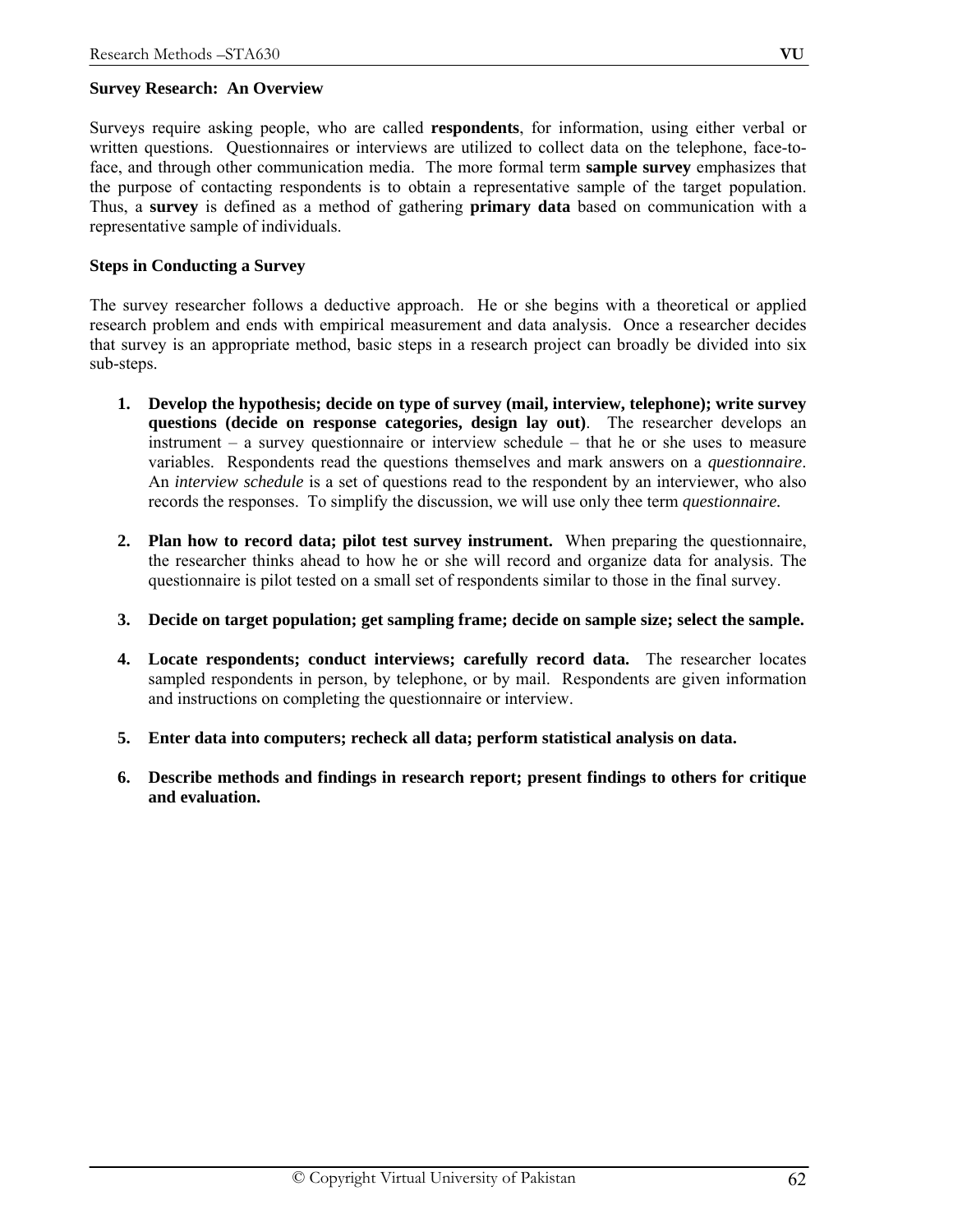## Survey Research: An Overview

Surveys require asking people, who are called **respondents**, for information, using either verbal or written questions. Questionnaires or interviews are utilized to collect data on the telephone, face-to-face, and through other communication media. The more formal term **sample survey** emphasizes that the purpose of contacting respondents is to obtain a representative sample of the target population. Thus, a **survey** is defined as a method of gathering **primary data** based on communication with a representative sample of individuals.

## Steps in Conducting a Survey

The survey researcher follows a deductive approach. He or she begins with a theoretical or applied research problem and ends with empirical measurement and data analysis. Once a researcher decides that survey is an appropriate method, basic steps in a research project can broadly be divided into six sub-steps.

1. **Develop the hypothesis; decide on type of survey (mail, interview, telephone); write survey questions (decide on response categories, design lay out)**. The researcher develops an instrument – a survey questionnaire or interview schedule – that he or she uses to measure variables. Respondents read the questions themselves and mark answers on a *questionnaire*. An *interview schedule* is a set of questions read to the respondent by an interviewer, who also records the responses. To simplify the discussion, we will use only thee term *questionnaire.*

2. **Plan how to record data; pilot test survey instrument.** When preparing the questionnaire, the researcher thinks ahead to how he or she will record and organize data for analysis. The questionnaire is pilot tested on a small set of respondents similar to those in the final survey.

3. **Decide on target population; get sampling frame; decide on sample size; select the sample.**

4. **Locate respondents; conduct interviews; carefully record data.** The researcher locates sampled respondents in person, by telephone, or by mail. Respondents are given information and instructions on completing the questionnaire or interview.

5. **Enter data into computers; recheck all data; perform statistical analysis on data.**

6. **Describe methods and findings in research report; present findings to others for critique and evaluation.**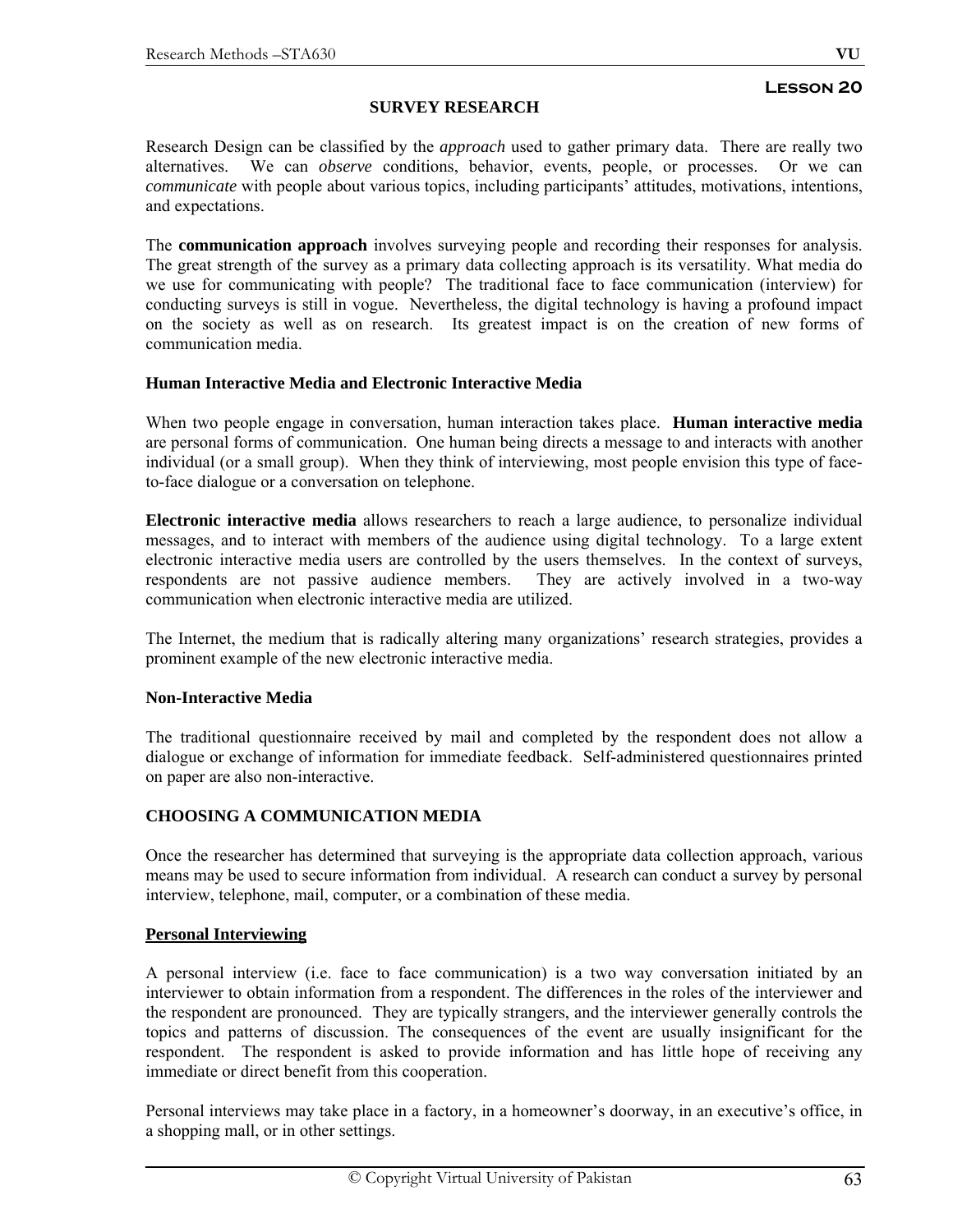**Lesson 20**

# SURVEY RESEARCH

Research Design can be classified by the *approach* used to gather primary data. There are really two alternatives. We can *observe* conditions, behavior, events, people, or processes. Or we can *communicate* with people about various topics, including participants' attitudes, motivations, intentions, and expectations.

The **communication approach** involves surveying people and recording their responses for analysis. The great strength of the survey as a primary data collecting approach is its versatility. What media do we use for communicating with people? The traditional face to face communication (interview) for conducting surveys is still in vogue. Nevertheless, the digital technology is having a profound impact on the society as well as on research. Its greatest impact is on the creation of new forms of communication media.

### Human Interactive Media and Electronic Interactive Media

When two people engage in conversation, human interaction takes place. **Human interactive media** are personal forms of communication. One human being directs a message to and interacts with another individual (or a small group). When they think of interviewing, most people envision this type of face-to-face dialogue or a conversation on telephone.

**Electronic interactive media** allows researchers to reach a large audience, to personalize individual messages, and to interact with members of the audience using digital technology. To a large extent electronic interactive media users are controlled by the users themselves. In the context of surveys, respondents are not passive audience members. They are actively involved in a two-way communication when electronic interactive media are utilized.

The Internet, the medium that is radically altering many organizations' research strategies, provides a prominent example of the new electronic interactive media.

### Non-Interactive Media

The traditional questionnaire received by mail and completed by the respondent does not allow a dialogue or exchange of information for immediate feedback. Self-administered questionnaires printed on paper are also non-interactive.

## CHOOSING A COMMUNICATION MEDIA

Once the researcher has determined that surveying is the appropriate data collection approach, various means may be used to secure information from individual. A research can conduct a survey by personal interview, telephone, mail, computer, or a combination of these media.

### Personal Interviewing

A personal interview (i.e. face to face communication) is a two way conversation initiated by an interviewer to obtain information from a respondent. The differences in the roles of the interviewer and the respondent are pronounced. They are typically strangers, and the interviewer generally controls the topics and patterns of discussion. The consequences of the event are usually insignificant for the respondent. The respondent is asked to provide information and has little hope of receiving any immediate or direct benefit from this cooperation.

Personal interviews may take place in a factory, in a homeowner's doorway, in an executive's office, in a shopping mall, or in other settings.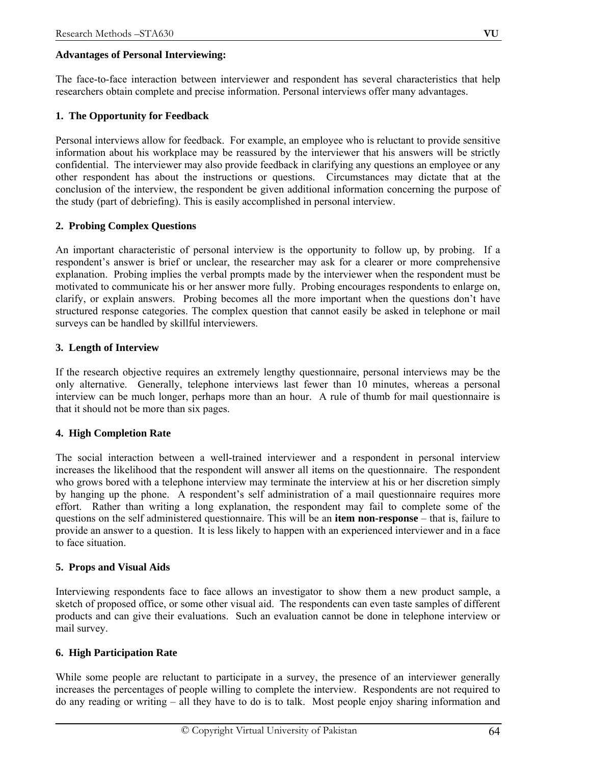**Advantages of Personal Interviewing:**

The face-to-face interaction between interviewer and respondent has several characteristics that help researchers obtain complete and precise information. Personal interviews offer many advantages.

**1. The Opportunity for Feedback**

Personal interviews allow for feedback. For example, an employee who is reluctant to provide sensitive information about his workplace may be reassured by the interviewer that his answers will be strictly confidential. The interviewer may also provide feedback in clarifying any questions an employee or any other respondent has about the instructions or questions. Circumstances may dictate that at the conclusion of the interview, the respondent be given additional information concerning the purpose of the study (part of debriefing). This is easily accomplished in personal interview.

**2. Probing Complex Questions**

An important characteristic of personal interview is the opportunity to follow up, by probing. If a respondent's answer is brief or unclear, the researcher may ask for a clearer or more comprehensive explanation. Probing implies the verbal prompts made by the interviewer when the respondent must be motivated to communicate his or her answer more fully. Probing encourages respondents to enlarge on, clarify, or explain answers. Probing becomes all the more important when the questions don't have structured response categories. The complex question that cannot easily be asked in telephone or mail surveys can be handled by skillful interviewers.

**3. Length of Interview**

If the research objective requires an extremely lengthy questionnaire, personal interviews may be the only alternative. Generally, telephone interviews last fewer than 10 minutes, whereas a personal interview can be much longer, perhaps more than an hour. A rule of thumb for mail questionnaire is that it should not be more than six pages.

**4. High Completion Rate**

The social interaction between a well-trained interviewer and a respondent in personal interview increases the likelihood that the respondent will answer all items on the questionnaire. The respondent who grows bored with a telephone interview may terminate the interview at his or her discretion simply by hanging up the phone. A respondent's self administration of a mail questionnaire requires more effort. Rather than writing a long explanation, the respondent may fail to complete some of the questions on the self administered questionnaire. This will be an **item non-response** – that is, failure to provide an answer to a question. It is less likely to happen with an experienced interviewer and in a face to face situation.

**5. Props and Visual Aids**

Interviewing respondents face to face allows an investigator to show them a new product sample, a sketch of proposed office, or some other visual aid. The respondents can even taste samples of different products and can give their evaluations. Such an evaluation cannot be done in telephone interview or mail survey.

**6. High Participation Rate**

While some people are reluctant to participate in a survey, the presence of an interviewer generally increases the percentages of people willing to complete the interview. Respondents are not required to do any reading or writing – all they have to do is to talk. Most people enjoy sharing information and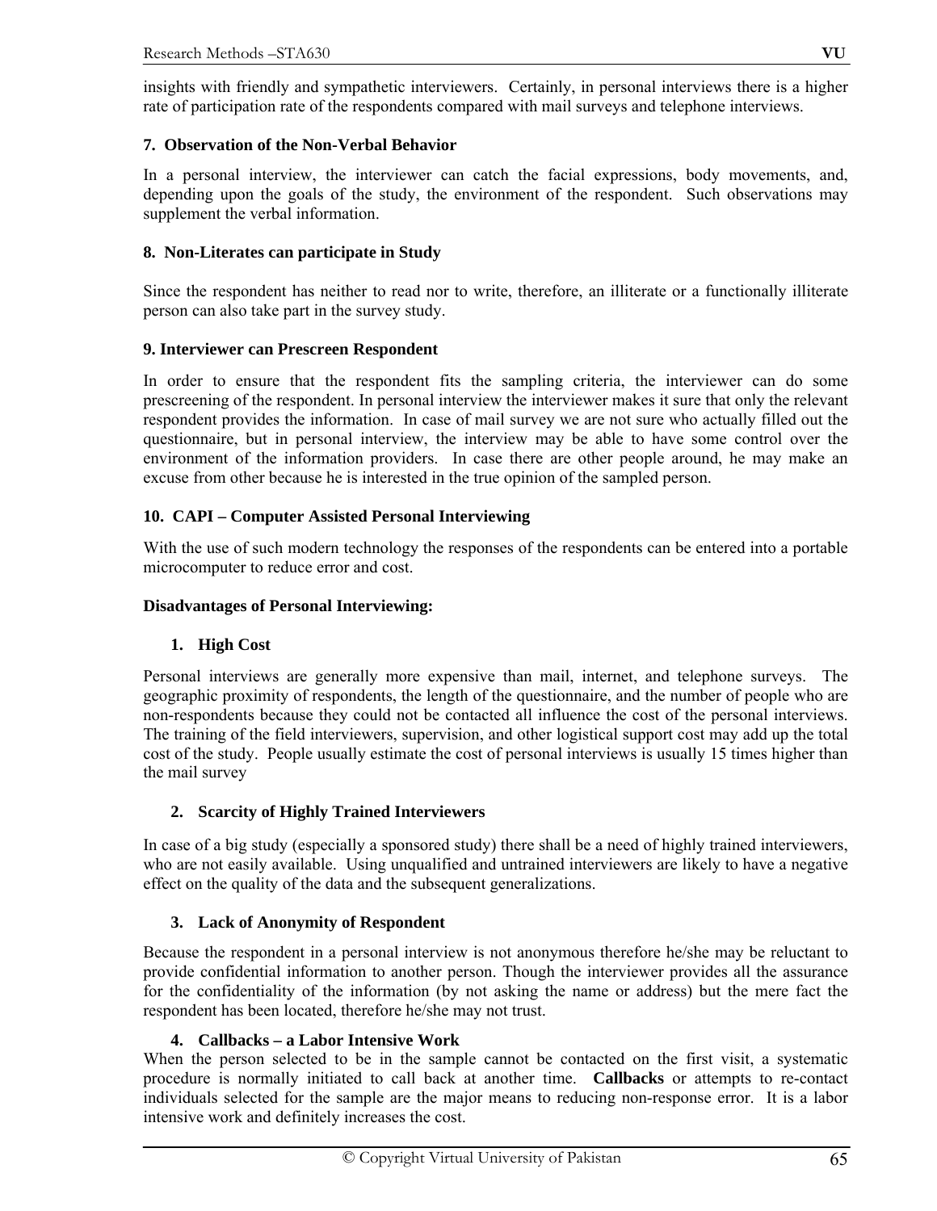insights with friendly and sympathetic interviewers. Certainly, in personal interviews there is a higher rate of participation rate of the respondents compared with mail surveys and telephone interviews.

**7. Observation of the Non-Verbal Behavior**

In a personal interview, the interviewer can catch the facial expressions, body movements, and, depending upon the goals of the study, the environment of the respondent. Such observations may supplement the verbal information.

**8. Non-Literates can participate in Study**

Since the respondent has neither to read nor to write, therefore, an illiterate or a functionally illiterate person can also take part in the survey study.

**9. Interviewer can Prescreen Respondent**

In order to ensure that the respondent fits the sampling criteria, the interviewer can do some prescreening of the respondent. In personal interview the interviewer makes it sure that only the relevant respondent provides the information. In case of mail survey we are not sure who actually filled out the questionnaire, but in personal interview, the interview may be able to have some control over the environment of the information providers. In case there are other people around, he may make an excuse from other because he is interested in the true opinion of the sampled person.

**10. CAPI – Computer Assisted Personal Interviewing**

With the use of such modern technology the responses of the respondents can be entered into a portable microcomputer to reduce error and cost.

**Disadvantages of Personal Interviewing:**

1. **High Cost**

Personal interviews are generally more expensive than mail, internet, and telephone surveys. The geographic proximity of respondents, the length of the questionnaire, and the number of people who are non-respondents because they could not be contacted all influence the cost of the personal interviews. The training of the field interviewers, supervision, and other logistical support cost may add up the total cost of the study. People usually estimate the cost of personal interviews is usually 15 times higher than the mail survey

2. **Scarcity of Highly Trained Interviewers**

In case of a big study (especially a sponsored study) there shall be a need of highly trained interviewers, who are not easily available. Using unqualified and untrained interviewers are likely to have a negative effect on the quality of the data and the subsequent generalizations.

3. **Lack of Anonymity of Respondent**

Because the respondent in a personal interview is not anonymous therefore he/she may be reluctant to provide confidential information to another person. Though the interviewer provides all the assurance for the confidentiality of the information (by not asking the name or address) but the mere fact the respondent has been located, therefore he/she may not trust.

4. **Callbacks – a Labor Intensive Work**

When the person selected to be in the sample cannot be contacted on the first visit, a systematic procedure is normally initiated to call back at another time. **Callbacks** or attempts to re-contact individuals selected for the sample are the major means to reducing non-response error. It is a labor intensive work and definitely increases the cost.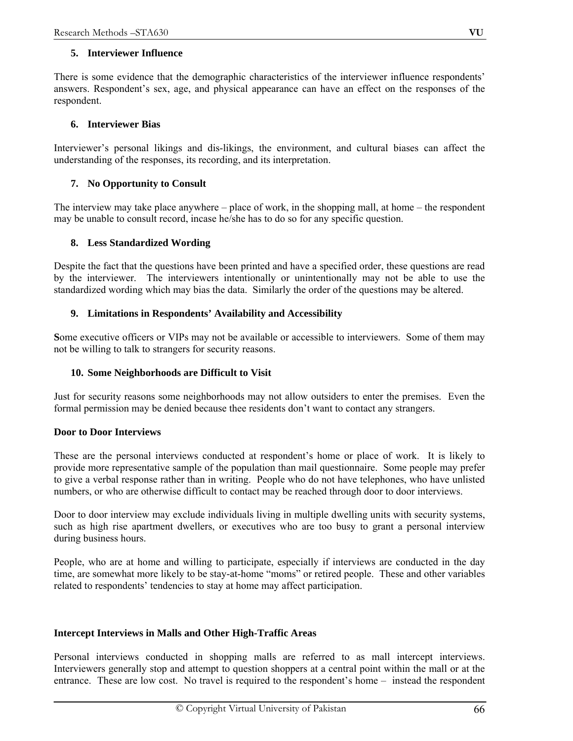5. **Interviewer Influence**

There is some evidence that the demographic characteristics of the interviewer influence respondents' answers. Respondent's sex, age, and physical appearance can have an effect on the responses of the respondent.

6. **Interviewer Bias**

Interviewer's personal likings and dis-likings, the environment, and cultural biases can affect the understanding of the responses, its recording, and its interpretation.

7. **No Opportunity to Consult**

The interview may take place anywhere – place of work, in the shopping mall, at home – the respondent may be unable to consult record, incase he/she has to do so for any specific question.

8. **Less Standardized Wording**

Despite the fact that the questions have been printed and have a specified order, these questions are read by the interviewer. The interviewers intentionally or unintentionally may not be able to use the standardized wording which may bias the data. Similarly the order of the questions may be altered.

9. **Limitations in Respondents' Availability and Accessibility**

**S**ome executive officers or VIPs may not be available or accessible to interviewers. Some of them may not be willing to talk to strangers for security reasons.

10. **Some Neighborhoods are Difficult to Visit**

Just for security reasons some neighborhoods may not allow outsiders to enter the premises. Even the formal permission may be denied because thee residents don't want to contact any strangers.

**Door to Door Interviews**

These are the personal interviews conducted at respondent's home or place of work. It is likely to provide more representative sample of the population than mail questionnaire. Some people may prefer to give a verbal response rather than in writing. People who do not have telephones, who have unlisted numbers, or who are otherwise difficult to contact may be reached through door to door interviews.

Door to door interview may exclude individuals living in multiple dwelling units with security systems, such as high rise apartment dwellers, or executives who are too busy to grant a personal interview during business hours.

People, who are at home and willing to participate, especially if interviews are conducted in the day time, are somewhat more likely to be stay-at-home "moms" or retired people. These and other variables related to respondents' tendencies to stay at home may affect participation.

**Intercept Interviews in Malls and Other High-Traffic Areas**

Personal interviews conducted in shopping malls are referred to as mall intercept interviews. Interviewers generally stop and attempt to question shoppers at a central point within the mall or at the entrance. These are low cost. No travel is required to the respondent's home – instead the respondent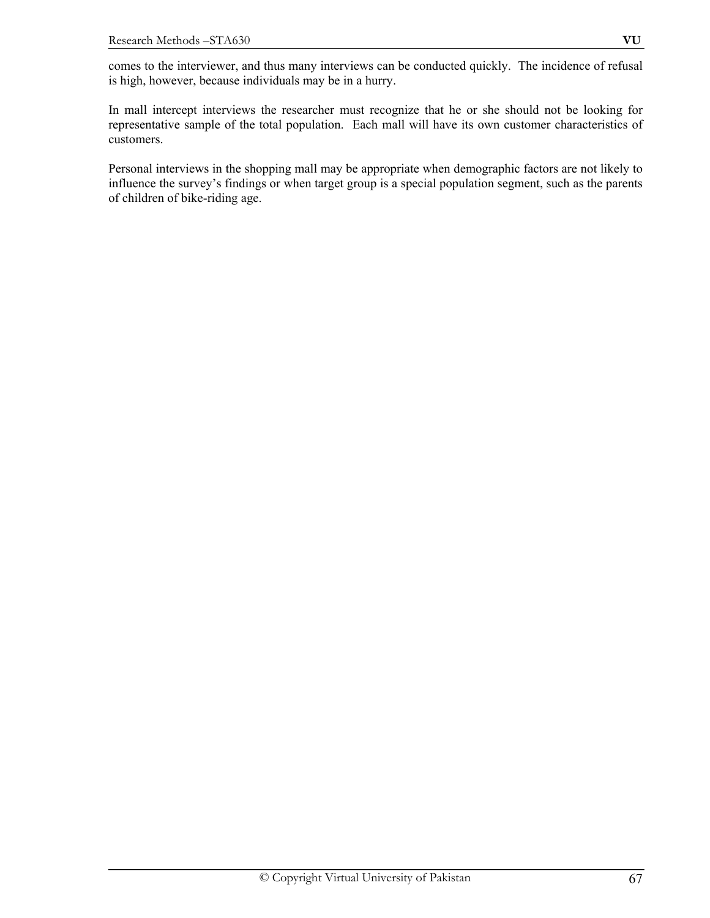comes to the interviewer, and thus many interviews can be conducted quickly. The incidence of refusal is high, however, because individuals may be in a hurry.

In mall intercept interviews the researcher must recognize that he or she should not be looking for representative sample of the total population. Each mall will have its own customer characteristics of customers.

Personal interviews in the shopping mall may be appropriate when demographic factors are not likely to influence the survey's findings or when target group is a special population segment, such as the parents of children of bike-riding age.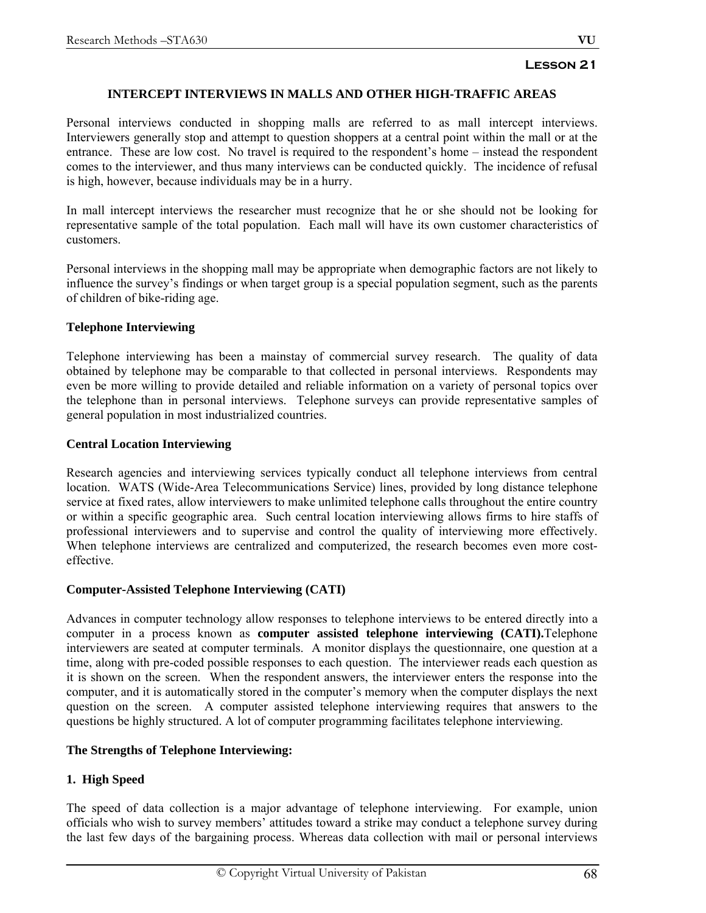**Lesson 21**

## INTERCEPT INTERVIEWS IN MALLS AND OTHER HIGH-TRAFFIC AREAS

Personal interviews conducted in shopping malls are referred to as mall intercept interviews. Interviewers generally stop and attempt to question shoppers at a central point within the mall or at the entrance. These are low cost. No travel is required to the respondent's home – instead the respondent comes to the interviewer, and thus many interviews can be conducted quickly. The incidence of refusal is high, however, because individuals may be in a hurry.

In mall intercept interviews the researcher must recognize that he or she should not be looking for representative sample of the total population. Each mall will have its own customer characteristics of customers.

Personal interviews in the shopping mall may be appropriate when demographic factors are not likely to influence the survey's findings or when target group is a special population segment, such as the parents of children of bike-riding age.

### Telephone Interviewing

Telephone interviewing has been a mainstay of commercial survey research. The quality of data obtained by telephone may be comparable to that collected in personal interviews. Respondents may even be more willing to provide detailed and reliable information on a variety of personal topics over the telephone than in personal interviews. Telephone surveys can provide representative samples of general population in most industrialized countries.

### Central Location Interviewing

Research agencies and interviewing services typically conduct all telephone interviews from central location. WATS (Wide-Area Telecommunications Service) lines, provided by long distance telephone service at fixed rates, allow interviewers to make unlimited telephone calls throughout the entire country or within a specific geographic area. Such central location interviewing allows firms to hire staffs of professional interviewers and to supervise and control the quality of interviewing more effectively. When telephone interviews are centralized and computerized, the research becomes even more cost-effective.

### Computer-Assisted Telephone Interviewing (CATI)

Advances in computer technology allow responses to telephone interviews to be entered directly into a computer in a process known as **computer assisted telephone interviewing (CATI).** Telephone interviewers are seated at computer terminals. A monitor displays the questionnaire, one question at a time, along with pre-coded possible responses to each question. The interviewer reads each question as it is shown on the screen. When the respondent answers, the interviewer enters the response into the computer, and it is automatically stored in the computer's memory when the computer displays the next question on the screen. A computer assisted telephone interviewing requires that answers to the questions be highly structured. A lot of computer programming facilitates telephone interviewing.

### The Strengths of Telephone Interviewing:

**1. High Speed**

The speed of data collection is a major advantage of telephone interviewing. For example, union officials who wish to survey members' attitudes toward a strike may conduct a telephone survey during the last few days of the bargaining process. Whereas data collection with mail or personal interviews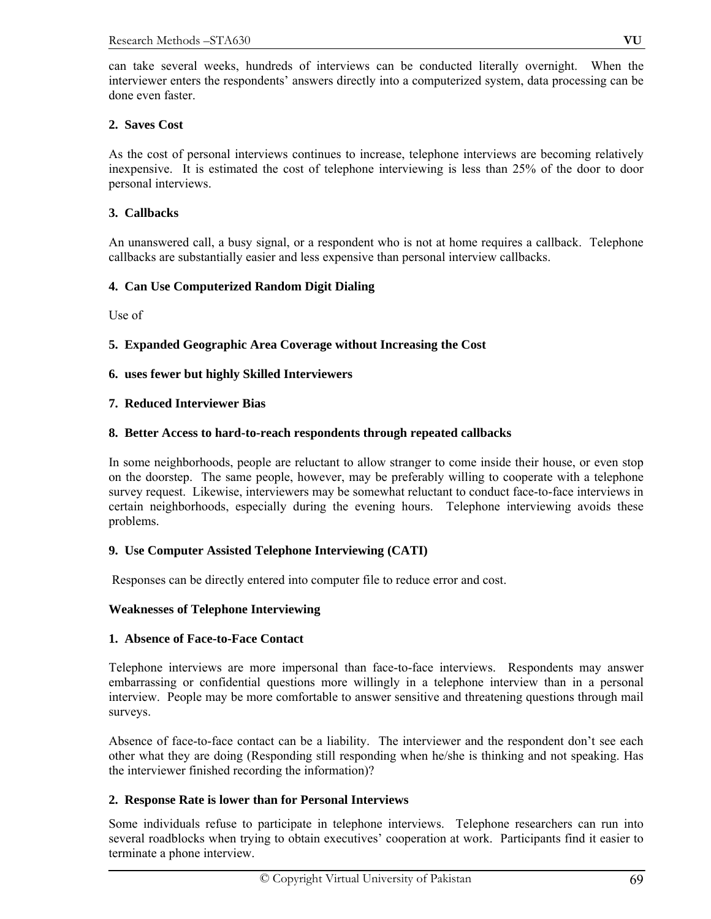can take several weeks, hundreds of interviews can be conducted literally overnight. When the interviewer enters the respondents' answers directly into a computerized system, data processing can be done even faster.

**2. Saves Cost**

As the cost of personal interviews continues to increase, telephone interviews are becoming relatively inexpensive. It is estimated the cost of telephone interviewing is less than 25% of the door to door personal interviews.

**3. Callbacks**

An unanswered call, a busy signal, or a respondent who is not at home requires a callback. Telephone callbacks are substantially easier and less expensive than personal interview callbacks.

**4. Can Use Computerized Random Digit Dialing**

Use of

**5. Expanded Geographic Area Coverage without Increasing the Cost**

**6. uses fewer but highly Skilled Interviewers**

**7. Reduced Interviewer Bias**

**8. Better Access to hard-to-reach respondents through repeated callbacks**

In some neighborhoods, people are reluctant to allow stranger to come inside their house, or even stop on the doorstep. The same people, however, may be preferably willing to cooperate with a telephone survey request. Likewise, interviewers may be somewhat reluctant to conduct face-to-face interviews in certain neighborhoods, especially during the evening hours. Telephone interviewing avoids these problems.

**9. Use Computer Assisted Telephone Interviewing (CATI)**

Responses can be directly entered into computer file to reduce error and cost.

**Weaknesses of Telephone Interviewing**

**1. Absence of Face-to-Face Contact**

Telephone interviews are more impersonal than face-to-face interviews. Respondents may answer embarrassing or confidential questions more willingly in a telephone interview than in a personal interview. People may be more comfortable to answer sensitive and threatening questions through mail surveys.

Absence of face-to-face contact can be a liability. The interviewer and the respondent don't see each other what they are doing (Responding still responding when he/she is thinking and not speaking. Has the interviewer finished recording the information)?

**2. Response Rate is lower than for Personal Interviews**

Some individuals refuse to participate in telephone interviews. Telephone researchers can run into several roadblocks when trying to obtain executives' cooperation at work. Participants find it easier to terminate a phone interview.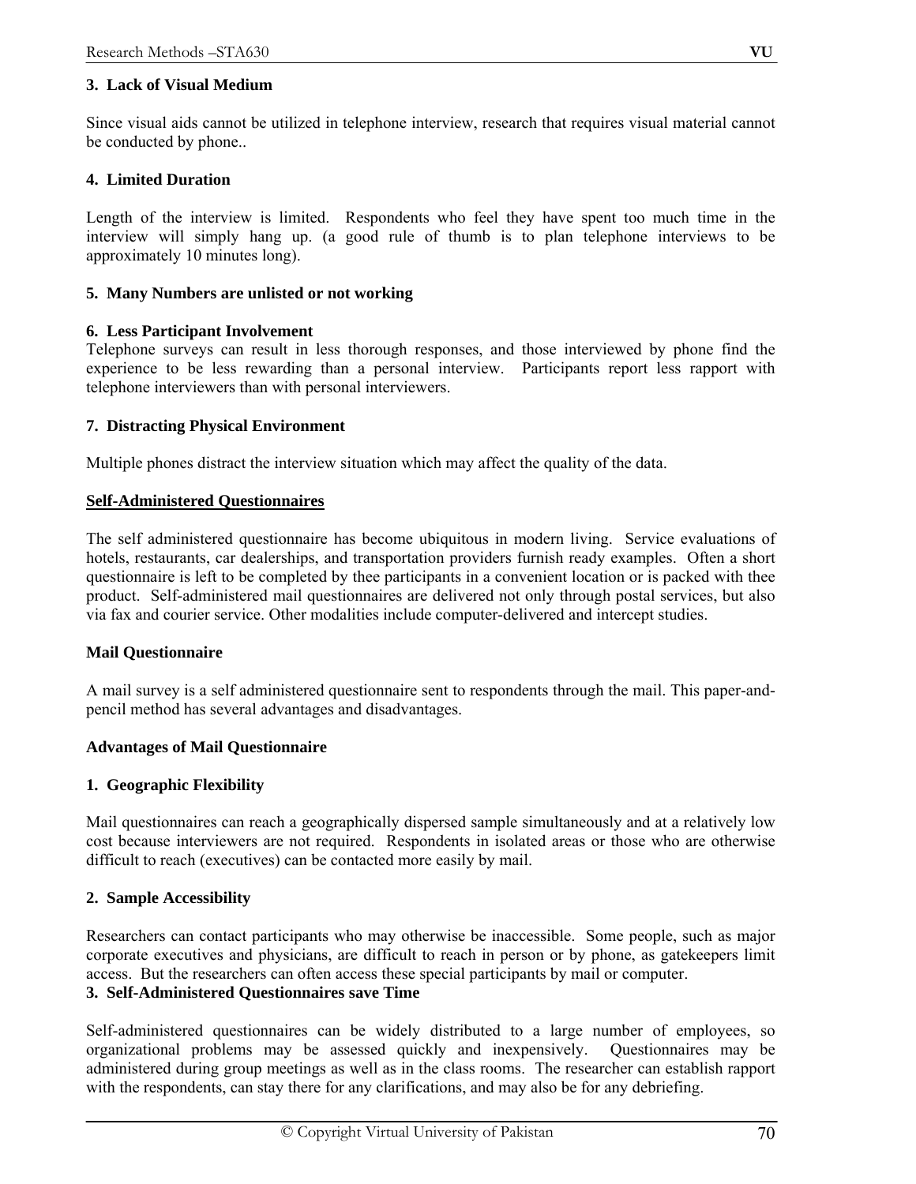**3. Lack of Visual Medium**

Since visual aids cannot be utilized in telephone interview, research that requires visual material cannot be conducted by phone..

**4. Limited Duration**

Length of the interview is limited. Respondents who feel they have spent too much time in the interview will simply hang up. (a good rule of thumb is to plan telephone interviews to be approximately 10 minutes long).

**5. Many Numbers are unlisted or not working**

**6. Less Participant Involvement**

Telephone surveys can result in less thorough responses, and those interviewed by phone find the experience to be less rewarding than a personal interview. Participants report less rapport with telephone interviewers than with personal interviewers.

**7. Distracting Physical Environment**

Multiple phones distract the interview situation which may affect the quality of the data.

## Self-Administered Questionnaires

The self administered questionnaire has become ubiquitous in modern living. Service evaluations of hotels, restaurants, car dealerships, and transportation providers furnish ready examples. Often a short questionnaire is left to be completed by thee participants in a convenient location or is packed with thee product. Self-administered mail questionnaires are delivered not only through postal services, but also via fax and courier service. Other modalities include computer-delivered and intercept studies.

### Mail Questionnaire

A mail survey is a self administered questionnaire sent to respondents through the mail. This paper-and-pencil method has several advantages and disadvantages.

### Advantages of Mail Questionnaire

**1. Geographic Flexibility**

Mail questionnaires can reach a geographically dispersed sample simultaneously and at a relatively low cost because interviewers are not required. Respondents in isolated areas or those who are otherwise difficult to reach (executives) can be contacted more easily by mail.

**2. Sample Accessibility**

Researchers can contact participants who may otherwise be inaccessible. Some people, such as major corporate executives and physicians, are difficult to reach in person or by phone, as gatekeepers limit access. But the researchers can often access these special participants by mail or computer.

**3. Self-Administered Questionnaires save Time**

Self-administered questionnaires can be widely distributed to a large number of employees, so organizational problems may be assessed quickly and inexpensively. Questionnaires may be administered during group meetings as well as in the class rooms. The researcher can establish rapport with the respondents, can stay there for any clarifications, and may also be for any debriefing.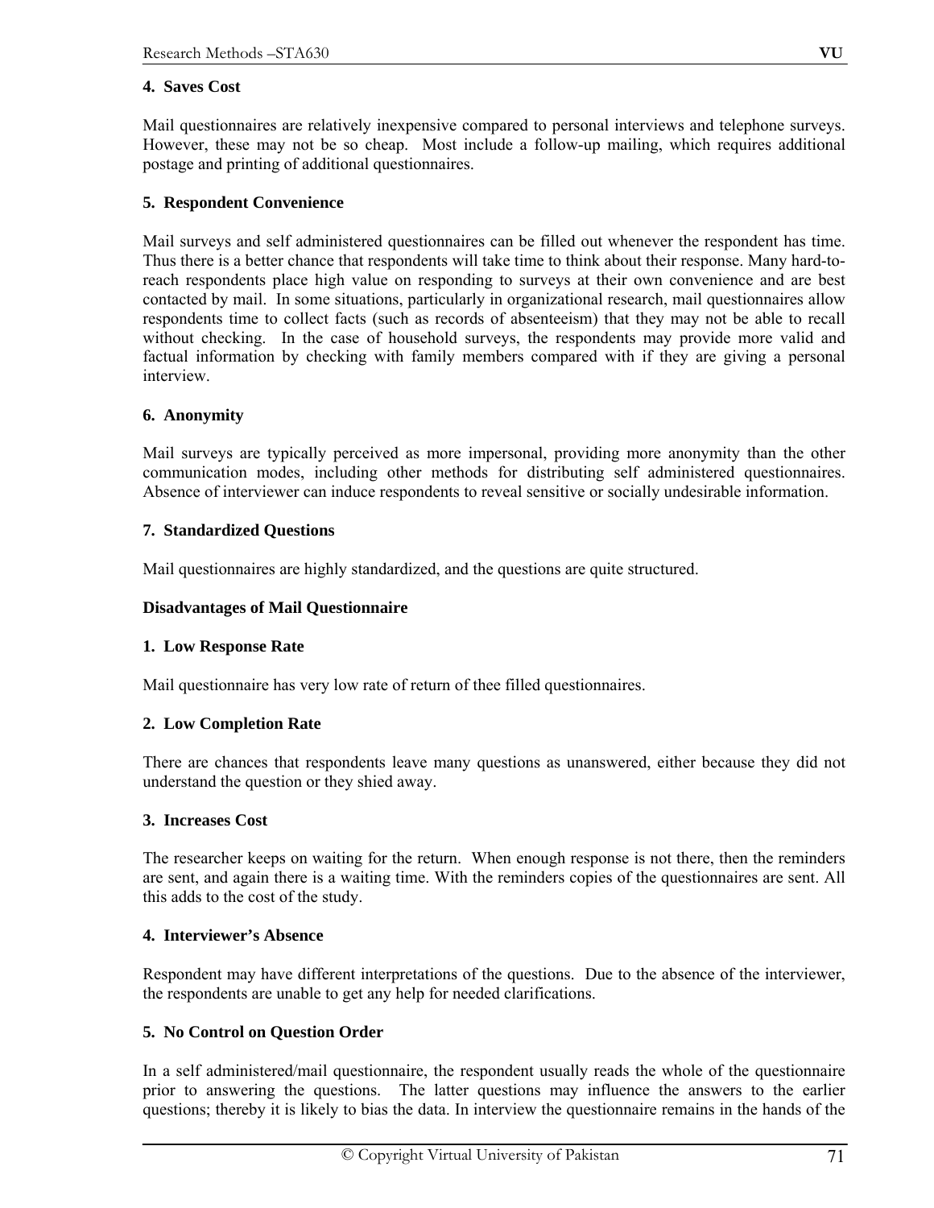**4. Saves Cost**

Mail questionnaires are relatively inexpensive compared to personal interviews and telephone surveys. However, these may not be so cheap. Most include a follow-up mailing, which requires additional postage and printing of additional questionnaires.

**5. Respondent Convenience**

Mail surveys and self administered questionnaires can be filled out whenever the respondent has time. Thus there is a better chance that respondents will take time to think about their response. Many hard-to-reach respondents place high value on responding to surveys at their own convenience and are best contacted by mail. In some situations, particularly in organizational research, mail questionnaires allow respondents time to collect facts (such as records of absenteeism) that they may not be able to recall without checking. In the case of household surveys, the respondents may provide more valid and factual information by checking with family members compared with if they are giving a personal interview.

**6. Anonymity**

Mail surveys are typically perceived as more impersonal, providing more anonymity than the other communication modes, including other methods for distributing self administered questionnaires. Absence of interviewer can induce respondents to reveal sensitive or socially undesirable information.

**7. Standardized Questions**

Mail questionnaires are highly standardized, and the questions are quite structured.

**Disadvantages of Mail Questionnaire**

**1. Low Response Rate**

Mail questionnaire has very low rate of return of thee filled questionnaires.

**2. Low Completion Rate**

There are chances that respondents leave many questions as unanswered, either because they did not understand the question or they shied away.

**3. Increases Cost**

The researcher keeps on waiting for the return. When enough response is not there, then the reminders are sent, and again there is a waiting time. With the reminders copies of the questionnaires are sent. All this adds to the cost of the study.

**4. Interviewer's Absence**

Respondent may have different interpretations of the questions. Due to the absence of the interviewer, the respondents are unable to get any help for needed clarifications.

**5. No Control on Question Order**

In a self administered/mail questionnaire, the respondent usually reads the whole of the questionnaire prior to answering the questions. The latter questions may influence the answers to the earlier questions; thereby it is likely to bias the data. In interview the questionnaire remains in the hands of the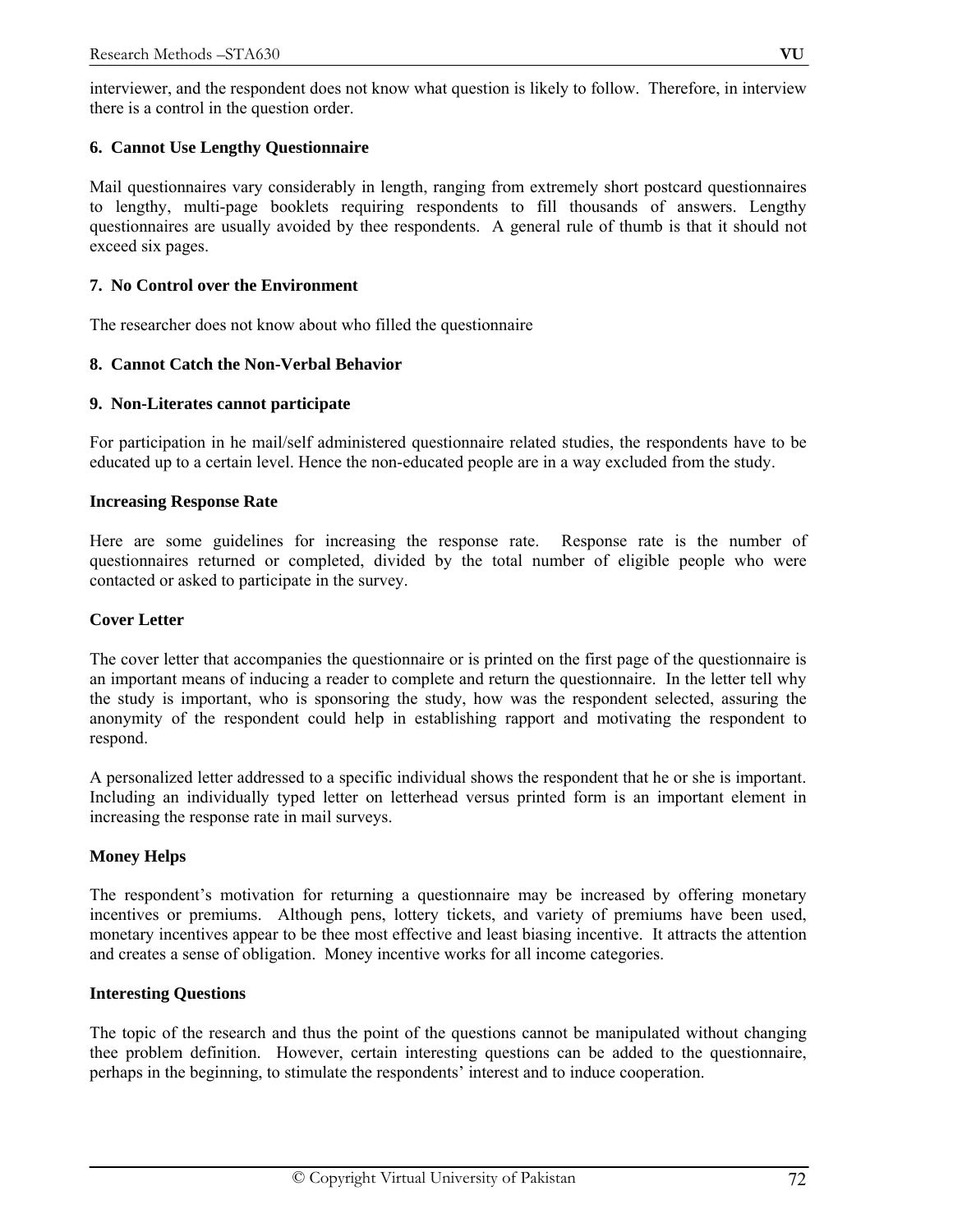interviewer, and the respondent does not know what question is likely to follow. Therefore, in interview there is a control in the question order.

**6. Cannot Use Lengthy Questionnaire**

Mail questionnaires vary considerably in length, ranging from extremely short postcard questionnaires to lengthy, multi-page booklets requiring respondents to fill thousands of answers. Lengthy questionnaires are usually avoided by thee respondents. A general rule of thumb is that it should not exceed six pages.

**7. No Control over the Environment**

The researcher does not know about who filled the questionnaire

**8. Cannot Catch the Non-Verbal Behavior**

**9. Non-Literates cannot participate**

For participation in he mail/self administered questionnaire related studies, the respondents have to be educated up to a certain level. Hence the non-educated people are in a way excluded from the study.

**Increasing Response Rate**

Here are some guidelines for increasing the response rate. Response rate is the number of questionnaires returned or completed, divided by the total number of eligible people who were contacted or asked to participate in the survey.

**Cover Letter**

The cover letter that accompanies the questionnaire or is printed on the first page of the questionnaire is an important means of inducing a reader to complete and return the questionnaire. In the letter tell why the study is important, who is sponsoring the study, how was the respondent selected, assuring the anonymity of the respondent could help in establishing rapport and motivating the respondent to respond.

A personalized letter addressed to a specific individual shows the respondent that he or she is important. Including an individually typed letter on letterhead versus printed form is an important element in increasing the response rate in mail surveys.

**Money Helps**

The respondent's motivation for returning a questionnaire may be increased by offering monetary incentives or premiums. Although pens, lottery tickets, and variety of premiums have been used, monetary incentives appear to be thee most effective and least biasing incentive. It attracts the attention and creates a sense of obligation. Money incentive works for all income categories.

**Interesting Questions**

The topic of the research and thus the point of the questions cannot be manipulated without changing thee problem definition. However, certain interesting questions can be added to the questionnaire, perhaps in the beginning, to stimulate the respondents' interest and to induce cooperation.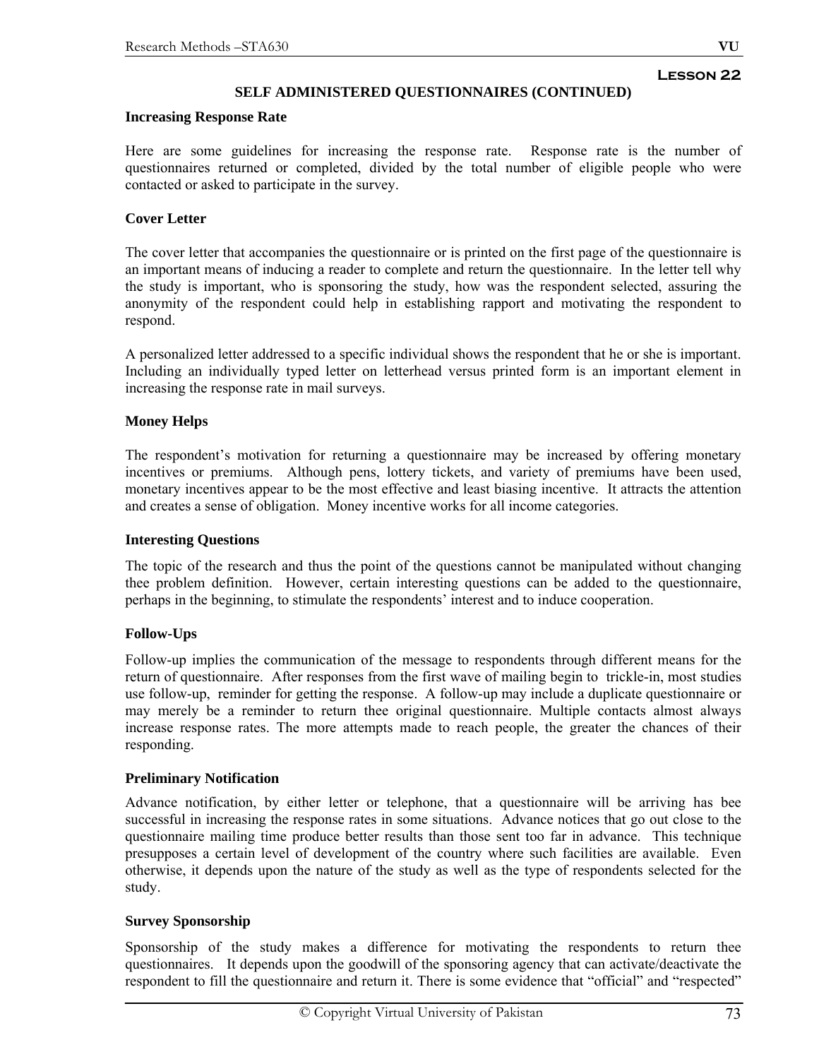**Lesson 22**

## SELF ADMINISTERED QUESTIONNAIRES (CONTINUED)

### Increasing Response Rate

Here are some guidelines for increasing the response rate. Response rate is the number of questionnaires returned or completed, divided by the total number of eligible people who were contacted or asked to participate in the survey.

### Cover Letter

The cover letter that accompanies the questionnaire or is printed on the first page of the questionnaire is an important means of inducing a reader to complete and return the questionnaire. In the letter tell why the study is important, who is sponsoring the study, how was the respondent selected, assuring the anonymity of the respondent could help in establishing rapport and motivating the respondent to respond.

A personalized letter addressed to a specific individual shows the respondent that he or she is important. Including an individually typed letter on letterhead versus printed form is an important element in increasing the response rate in mail surveys.

### Money Helps

The respondent's motivation for returning a questionnaire may be increased by offering monetary incentives or premiums. Although pens, lottery tickets, and variety of premiums have been used, monetary incentives appear to be the most effective and least biasing incentive. It attracts the attention and creates a sense of obligation. Money incentive works for all income categories.

### Interesting Questions

The topic of the research and thus the point of the questions cannot be manipulated without changing thee problem definition. However, certain interesting questions can be added to the questionnaire, perhaps in the beginning, to stimulate the respondents' interest and to induce cooperation.

### Follow-Ups

Follow-up implies the communication of the message to respondents through different means for the return of questionnaire. After responses from the first wave of mailing begin to trickle-in, most studies use follow-up, reminder for getting the response. A follow-up may include a duplicate questionnaire or may merely be a reminder to return thee original questionnaire. Multiple contacts almost always increase response rates. The more attempts made to reach people, the greater the chances of their responding.

### Preliminary Notification

Advance notification, by either letter or telephone, that a questionnaire will be arriving has bee successful in increasing the response rates in some situations. Advance notices that go out close to the questionnaire mailing time produce better results than those sent too far in advance. This technique presupposes a certain level of development of the country where such facilities are available. Even otherwise, it depends upon the nature of the study as well as the type of respondents selected for the study.

### Survey Sponsorship

Sponsorship of the study makes a difference for motivating the respondents to return thee questionnaires. It depends upon the goodwill of the sponsoring agency that can activate/deactivate the respondent to fill the questionnaire and return it. There is some evidence that "official" and "respected"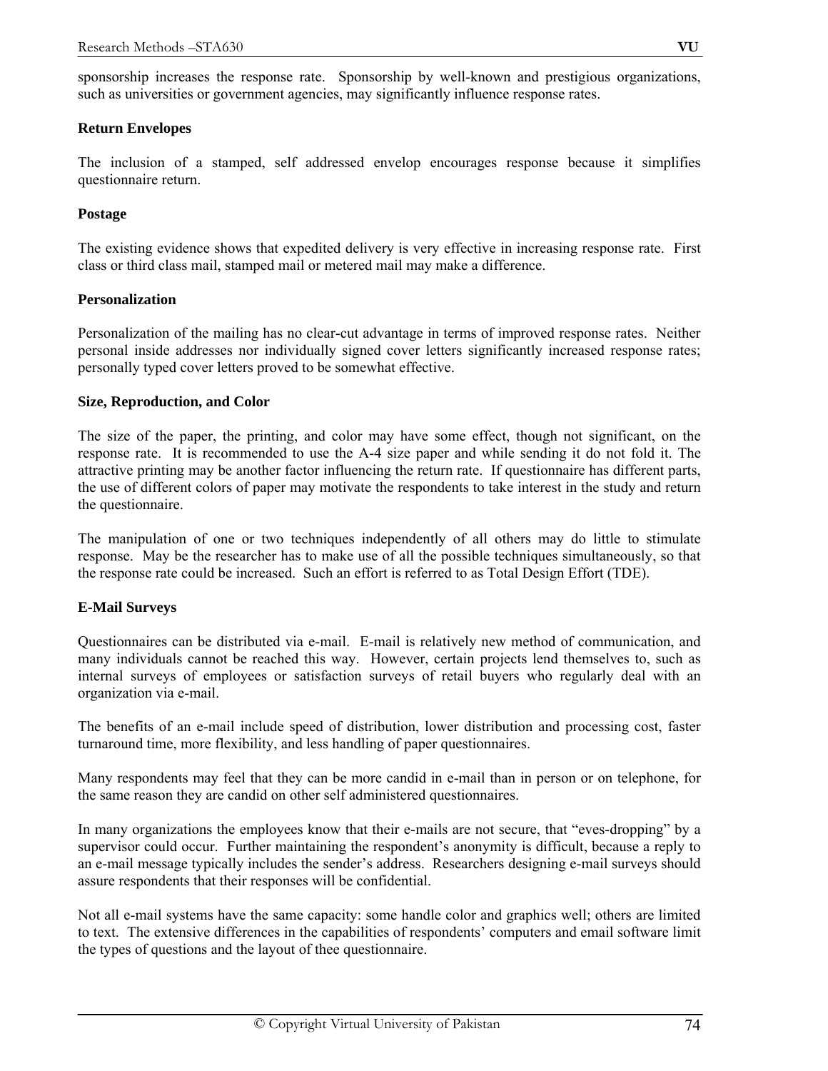sponsorship increases the response rate. Sponsorship by well-known and prestigious organizations, such as universities or government agencies, may significantly influence response rates.

**Return Envelopes**

The inclusion of a stamped, self addressed envelop encourages response because it simplifies questionnaire return.

**Postage**

The existing evidence shows that expedited delivery is very effective in increasing response rate. First class or third class mail, stamped mail or metered mail may make a difference.

**Personalization**

Personalization of the mailing has no clear-cut advantage in terms of improved response rates. Neither personal inside addresses nor individually signed cover letters significantly increased response rates; personally typed cover letters proved to be somewhat effective.

**Size, Reproduction, and Color**

The size of the paper, the printing, and color may have some effect, though not significant, on the response rate. It is recommended to use the A-4 size paper and while sending it do not fold it. The attractive printing may be another factor influencing the return rate. If questionnaire has different parts, the use of different colors of paper may motivate the respondents to take interest in the study and return the questionnaire.

The manipulation of one or two techniques independently of all others may do little to stimulate response. May be the researcher has to make use of all the possible techniques simultaneously, so that the response rate could be increased. Such an effort is referred to as Total Design Effort (TDE).

**E-Mail Surveys**

Questionnaires can be distributed via e-mail. E-mail is relatively new method of communication, and many individuals cannot be reached this way. However, certain projects lend themselves to, such as internal surveys of employees or satisfaction surveys of retail buyers who regularly deal with an organization via e-mail.

The benefits of an e-mail include speed of distribution, lower distribution and processing cost, faster turnaround time, more flexibility, and less handling of paper questionnaires.

Many respondents may feel that they can be more candid in e-mail than in person or on telephone, for the same reason they are candid on other self administered questionnaires.

In many organizations the employees know that their e-mails are not secure, that "eves-dropping" by a supervisor could occur. Further maintaining the respondent's anonymity is difficult, because a reply to an e-mail message typically includes the sender's address. Researchers designing e-mail surveys should assure respondents that their responses will be confidential.

Not all e-mail systems have the same capacity: some handle color and graphics well; others are limited to text. The extensive differences in the capabilities of respondents' computers and email software limit the types of questions and the layout of thee questionnaire.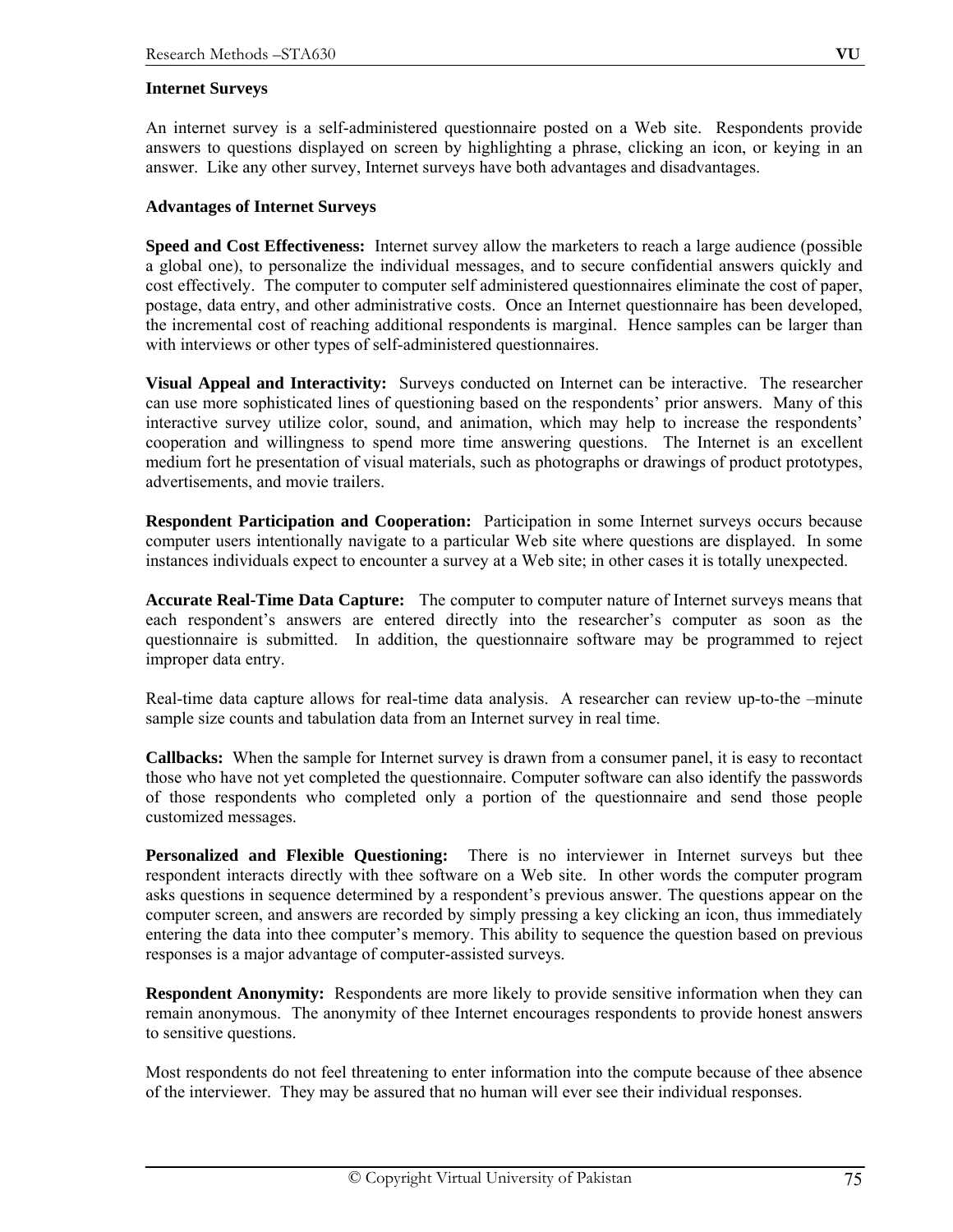**Internet Surveys**

An internet survey is a self-administered questionnaire posted on a Web site. Respondents provide answers to questions displayed on screen by highlighting a phrase, clicking an icon, or keying in an answer. Like any other survey, Internet surveys have both advantages and disadvantages.

**Advantages of Internet Surveys**

**Speed and Cost Effectiveness:** Internet survey allow the marketers to reach a large audience (possible a global one), to personalize the individual messages, and to secure confidential answers quickly and cost effectively. The computer to computer self administered questionnaires eliminate the cost of paper, postage, data entry, and other administrative costs. Once an Internet questionnaire has been developed, the incremental cost of reaching additional respondents is marginal. Hence samples can be larger than with interviews or other types of self-administered questionnaires.

**Visual Appeal and Interactivity:** Surveys conducted on Internet can be interactive. The researcher can use more sophisticated lines of questioning based on the respondents' prior answers. Many of this interactive survey utilize color, sound, and animation, which may help to increase the respondents' cooperation and willingness to spend more time answering questions. The Internet is an excellent medium fort he presentation of visual materials, such as photographs or drawings of product prototypes, advertisements, and movie trailers.

**Respondent Participation and Cooperation:** Participation in some Internet surveys occurs because computer users intentionally navigate to a particular Web site where questions are displayed. In some instances individuals expect to encounter a survey at a Web site; in other cases it is totally unexpected.

**Accurate Real-Time Data Capture:** The computer to computer nature of Internet surveys means that each respondent's answers are entered directly into the researcher's computer as soon as the questionnaire is submitted. In addition, the questionnaire software may be programmed to reject improper data entry.

Real-time data capture allows for real-time data analysis. A researcher can review up-to-the –minute sample size counts and tabulation data from an Internet survey in real time.

**Callbacks:** When the sample for Internet survey is drawn from a consumer panel, it is easy to recontact those who have not yet completed the questionnaire. Computer software can also identify the passwords of those respondents who completed only a portion of the questionnaire and send those people customized messages.

**Personalized and Flexible Questioning:** There is no interviewer in Internet surveys but thee respondent interacts directly with thee software on a Web site. In other words the computer program asks questions in sequence determined by a respondent's previous answer. The questions appear on the computer screen, and answers are recorded by simply pressing a key clicking an icon, thus immediately entering the data into thee computer's memory. This ability to sequence the question based on previous responses is a major advantage of computer-assisted surveys.

**Respondent Anonymity:** Respondents are more likely to provide sensitive information when they can remain anonymous. The anonymity of thee Internet encourages respondents to provide honest answers to sensitive questions.

Most respondents do not feel threatening to enter information into the compute because of thee absence of the interviewer. They may be assured that no human will ever see their individual responses.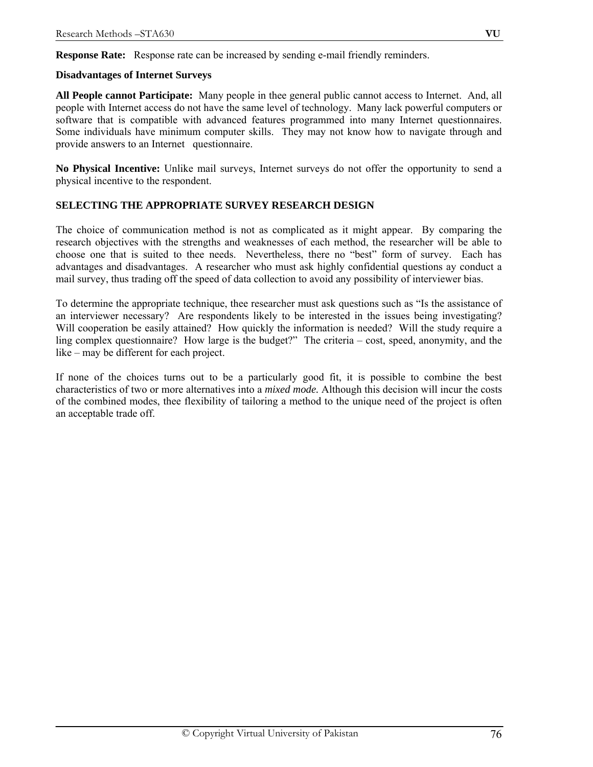**Response Rate:** Response rate can be increased by sending e-mail friendly reminders.

**Disadvantages of Internet Surveys**

**All People cannot Participate:** Many people in thee general public cannot access to Internet. And, all people with Internet access do not have the same level of technology. Many lack powerful computers or software that is compatible with advanced features programmed into many Internet questionnaires. Some individuals have minimum computer skills. They may not know how to navigate through and provide answers to an Internet questionnaire.

**No Physical Incentive:** Unlike mail surveys, Internet surveys do not offer the opportunity to send a physical incentive to the respondent.

## SELECTING THE APPROPRIATE SURVEY RESEARCH DESIGN

The choice of communication method is not as complicated as it might appear. By comparing the research objectives with the strengths and weaknesses of each method, the researcher will be able to choose one that is suited to thee needs. Nevertheless, there no "best" form of survey. Each has advantages and disadvantages. A researcher who must ask highly confidential questions ay conduct a mail survey, thus trading off the speed of data collection to avoid any possibility of interviewer bias.

To determine the appropriate technique, thee researcher must ask questions such as "Is the assistance of an interviewer necessary? Are respondents likely to be interested in the issues being investigating? Will cooperation be easily attained? How quickly the information is needed? Will the study require a ling complex questionnaire? How large is the budget?" The criteria – cost, speed, anonymity, and the like – may be different for each project.

If none of the choices turns out to be a particularly good fit, it is possible to combine the best characteristics of two or more alternatives into a *mixed mode.* Although this decision will incur the costs of the combined modes, thee flexibility of tailoring a method to the unique need of the project is often an acceptable trade off.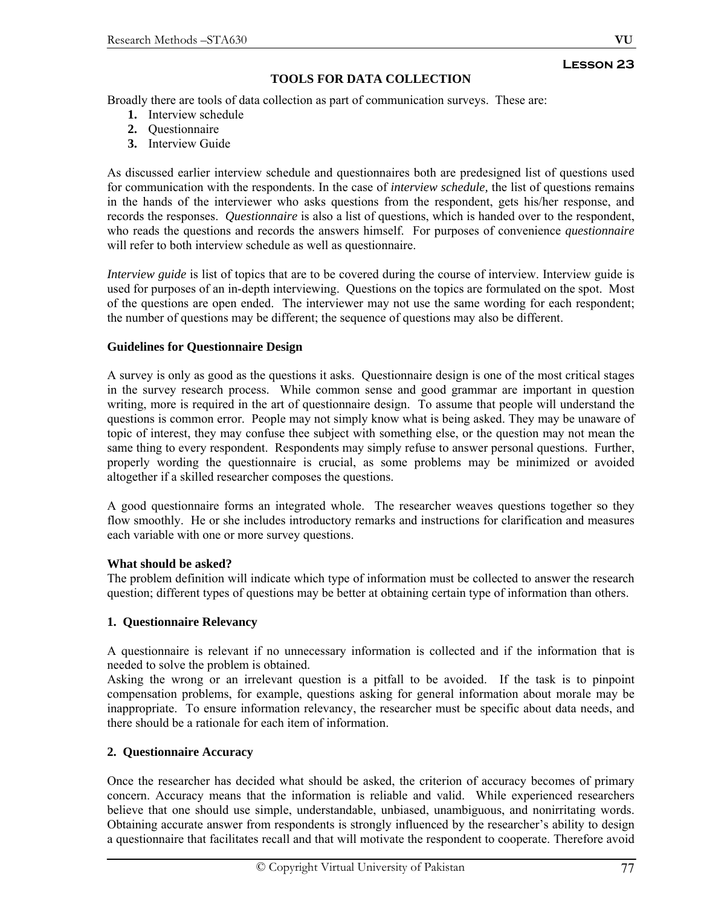**Lesson 23**

## TOOLS FOR DATA COLLECTION

Broadly there are tools of data collection as part of communication surveys. These are:

1. Interview schedule
2. Questionnaire
3. Interview Guide

As discussed earlier interview schedule and questionnaires both are predesigned list of questions used for communication with the respondents. In the case of *interview schedule,* the list of questions remains in the hands of the interviewer who asks questions from the respondent, gets his/her response, and records the responses. *Questionnaire* is also a list of questions, which is handed over to the respondent, who reads the questions and records the answers himself. For purposes of convenience *questionnaire* will refer to both interview schedule as well as questionnaire.

*Interview guide* is list of topics that are to be covered during the course of interview. Interview guide is used for purposes of an in-depth interviewing. Questions on the topics are formulated on the spot. Most of the questions are open ended. The interviewer may not use the same wording for each respondent; the number of questions may be different; the sequence of questions may also be different.

### Guidelines for Questionnaire Design

A survey is only as good as the questions it asks. Questionnaire design is one of the most critical stages in the survey research process. While common sense and good grammar are important in question writing, more is required in the art of questionnaire design. To assume that people will understand the questions is common error. People may not simply know what is being asked. They may be unaware of topic of interest, they may confuse thee subject with something else, or the question may not mean the same thing to every respondent. Respondents may simply refuse to answer personal questions. Further, properly wording the questionnaire is crucial, as some problems may be minimized or avoided altogether if a skilled researcher composes the questions.

A good questionnaire forms an integrated whole. The researcher weaves questions together so they flow smoothly. He or she includes introductory remarks and instructions for clarification and measures each variable with one or more survey questions.

### What should be asked?

The problem definition will indicate which type of information must be collected to answer the research question; different types of questions may be better at obtaining certain type of information than others.

#### 1. Questionnaire Relevancy

A questionnaire is relevant if no unnecessary information is collected and if the information that is needed to solve the problem is obtained.
Asking the wrong or an irrelevant question is a pitfall to be avoided. If the task is to pinpoint compensation problems, for example, questions asking for general information about morale may be inappropriate. To ensure information relevancy, the researcher must be specific about data needs, and there should be a rationale for each item of information.

#### 2. Questionnaire Accuracy

Once the researcher has decided what should be asked, the criterion of accuracy becomes of primary concern. Accuracy means that the information is reliable and valid. While experienced researchers believe that one should use simple, understandable, unbiased, unambiguous, and nonirritating words. Obtaining accurate answer from respondents is strongly influenced by the researcher's ability to design a questionnaire that facilitates recall and that will motivate the respondent to cooperate. Therefore avoid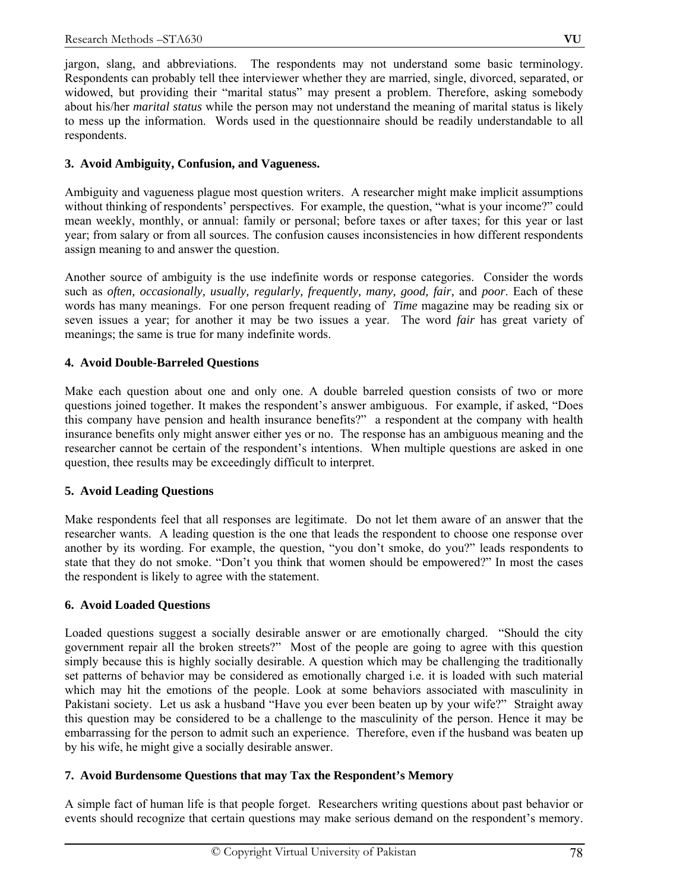jargon, slang, and abbreviations. The respondents may not understand some basic terminology. Respondents can probably tell thee interviewer whether they are married, single, divorced, separated, or widowed, but providing their "marital status" may present a problem. Therefore, asking somebody about his/her *marital status* while the person may not understand the meaning of marital status is likely to mess up the information. Words used in the questionnaire should be readily understandable to all respondents.

**3. Avoid Ambiguity, Confusion, and Vagueness.**

Ambiguity and vagueness plague most question writers. A researcher might make implicit assumptions without thinking of respondents' perspectives. For example, the question, "what is your income?" could mean weekly, monthly, or annual: family or personal; before taxes or after taxes; for this year or last year; from salary or from all sources. The confusion causes inconsistencies in how different respondents assign meaning to and answer the question.

Another source of ambiguity is the use indefinite words or response categories. Consider the words such as *often, occasionally, usually, regularly, frequently, many, good, fair,* and *poor*. Each of these words has many meanings. For one person frequent reading of *Time* magazine may be reading six or seven issues a year; for another it may be two issues a year. The word *fair* has great variety of meanings; the same is true for many indefinite words.

**4. Avoid Double-Barreled Questions**

Make each question about one and only one. A double barreled question consists of two or more questions joined together. It makes the respondent's answer ambiguous. For example, if asked, "Does this company have pension and health insurance benefits?" a respondent at the company with health insurance benefits only might answer either yes or no. The response has an ambiguous meaning and the researcher cannot be certain of the respondent's intentions. When multiple questions are asked in one question, thee results may be exceedingly difficult to interpret.

**5. Avoid Leading Questions**

Make respondents feel that all responses are legitimate. Do not let them aware of an answer that the researcher wants. A leading question is the one that leads the respondent to choose one response over another by its wording. For example, the question, "you don't smoke, do you?" leads respondents to state that they do not smoke. "Don't you think that women should be empowered?" In most the cases the respondent is likely to agree with the statement.

**6. Avoid Loaded Questions**

Loaded questions suggest a socially desirable answer or are emotionally charged. "Should the city government repair all the broken streets?" Most of the people are going to agree with this question simply because this is highly socially desirable. A question which may be challenging the traditionally set patterns of behavior may be considered as emotionally charged i.e. it is loaded with such material which may hit the emotions of the people. Look at some behaviors associated with masculinity in Pakistani society. Let us ask a husband "Have you ever been beaten up by your wife?" Straight away this question may be considered to be a challenge to the masculinity of the person. Hence it may be embarrassing for the person to admit such an experience. Therefore, even if the husband was beaten up by his wife, he might give a socially desirable answer.

**7. Avoid Burdensome Questions that may Tax the Respondent's Memory**

A simple fact of human life is that people forget. Researchers writing questions about past behavior or events should recognize that certain questions may make serious demand on the respondent's memory.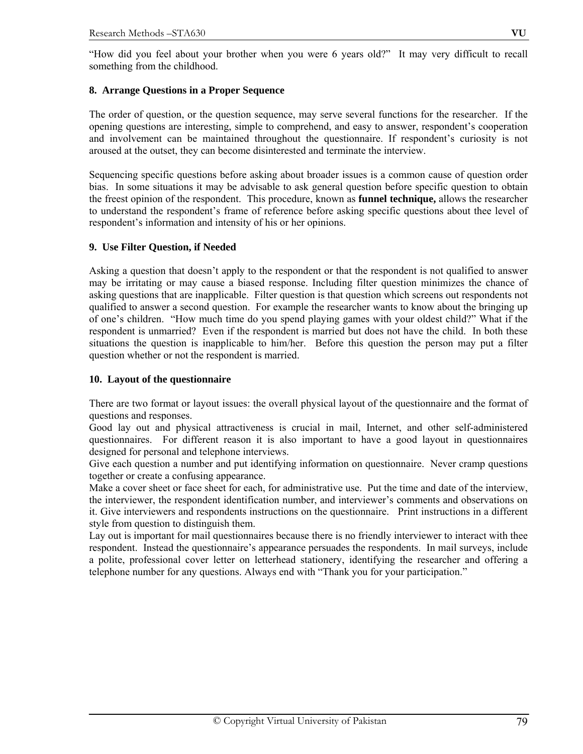"How did you feel about your brother when you were 6 years old?" It may very difficult to recall something from the childhood.

**8. Arrange Questions in a Proper Sequence**

The order of question, or the question sequence, may serve several functions for the researcher. If the opening questions are interesting, simple to comprehend, and easy to answer, respondent's cooperation and involvement can be maintained throughout the questionnaire. If respondent's curiosity is not aroused at the outset, they can become disinterested and terminate the interview.

Sequencing specific questions before asking about broader issues is a common cause of question order bias. In some situations it may be advisable to ask general question before specific question to obtain the freest opinion of the respondent. This procedure, known as **funnel technique,** allows the researcher to understand the respondent's frame of reference before asking specific questions about thee level of respondent's information and intensity of his or her opinions.

**9. Use Filter Question, if Needed**

Asking a question that doesn't apply to the respondent or that the respondent is not qualified to answer may be irritating or may cause a biased response. Including filter question minimizes the chance of asking questions that are inapplicable. Filter question is that question which screens out respondents not qualified to answer a second question. For example the researcher wants to know about the bringing up of one's children. "How much time do you spend playing games with your oldest child?" What if the respondent is unmarried? Even if the respondent is married but does not have the child. In both these situations the question is inapplicable to him/her. Before this question the person may put a filter question whether or not the respondent is married.

**10. Layout of the questionnaire**

There are two format or layout issues: the overall physical layout of the questionnaire and the format of questions and responses.

Good lay out and physical attractiveness is crucial in mail, Internet, and other self-administered questionnaires. For different reason it is also important to have a good layout in questionnaires designed for personal and telephone interviews.

Give each question a number and put identifying information on questionnaire. Never cramp questions together or create a confusing appearance.

Make a cover sheet or face sheet for each, for administrative use. Put the time and date of the interview, the interviewer, the respondent identification number, and interviewer's comments and observations on it. Give interviewers and respondents instructions on the questionnaire. Print instructions in a different style from question to distinguish them.

Lay out is important for mail questionnaires because there is no friendly interviewer to interact with thee respondent. Instead the questionnaire's appearance persuades the respondents. In mail surveys, include a polite, professional cover letter on letterhead stationery, identifying the researcher and offering a telephone number for any questions. Always end with "Thank you for your participation."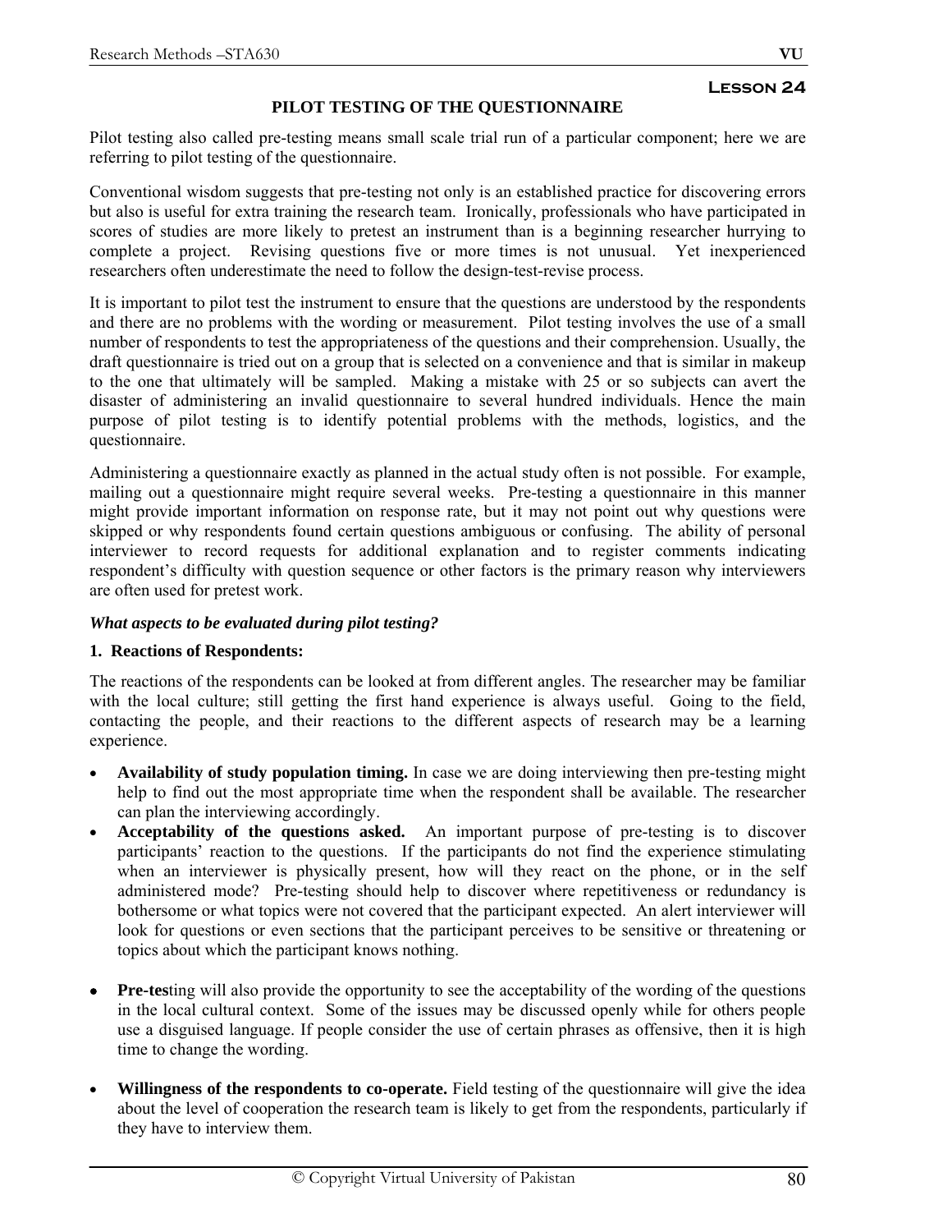**Lesson 24**

## PILOT TESTING OF THE QUESTIONNAIRE

Pilot testing also called pre-testing means small scale trial run of a particular component; here we are referring to pilot testing of the questionnaire.

Conventional wisdom suggests that pre-testing not only is an established practice for discovering errors but also is useful for extra training the research team. Ironically, professionals who have participated in scores of studies are more likely to pretest an instrument than is a beginning researcher hurrying to complete a project. Revising questions five or more times is not unusual. Yet inexperienced researchers often underestimate the need to follow the design-test-revise process.

It is important to pilot test the instrument to ensure that the questions are understood by the respondents and there are no problems with the wording or measurement. Pilot testing involves the use of a small number of respondents to test the appropriateness of the questions and their comprehension. Usually, the draft questionnaire is tried out on a group that is selected on a convenience and that is similar in makeup to the one that ultimately will be sampled. Making a mistake with 25 or so subjects can avert the disaster of administering an invalid questionnaire to several hundred individuals. Hence the main purpose of pilot testing is to identify potential problems with the methods, logistics, and the questionnaire.

Administering a questionnaire exactly as planned in the actual study often is not possible. For example, mailing out a questionnaire might require several weeks. Pre-testing a questionnaire in this manner might provide important information on response rate, but it may not point out why questions were skipped or why respondents found certain questions ambiguous or confusing. The ability of personal interviewer to record requests for additional explanation and to register comments indicating respondent's difficulty with question sequence or other factors is the primary reason why interviewers are often used for pretest work.

***What aspects to be evaluated during pilot testing?***

**1. Reactions of Respondents:**

The reactions of the respondents can be looked at from different angles. The researcher may be familiar with the local culture; still getting the first hand experience is always useful. Going to the field, contacting the people, and their reactions to the different aspects of research may be a learning experience.

- **Availability of study population timing.** In case we are doing interviewing then pre-testing might help to find out the most appropriate time when the respondent shall be available. The researcher can plan the interviewing accordingly.
- **Acceptability of the questions asked.** An important purpose of pre-testing is to discover participants' reaction to the questions. If the participants do not find the experience stimulating when an interviewer is physically present, how will they react on the phone, or in the self administered mode? Pre-testing should help to discover where repetitiveness or redundancy is bothersome or what topics were not covered that the participant expected. An alert interviewer will look for questions or even sections that the participant perceives to be sensitive or threatening or topics about which the participant knows nothing.

- **Pre-tes**ting will also provide the opportunity to see the acceptability of the wording of the questions in the local cultural context. Some of the issues may be discussed openly while for others people use a disguised language. If people consider the use of certain phrases as offensive, then it is high time to change the wording.

- **Willingness of the respondents to co-operate.** Field testing of the questionnaire will give the idea about the level of cooperation the research team is likely to get from the respondents, particularly if they have to interview them.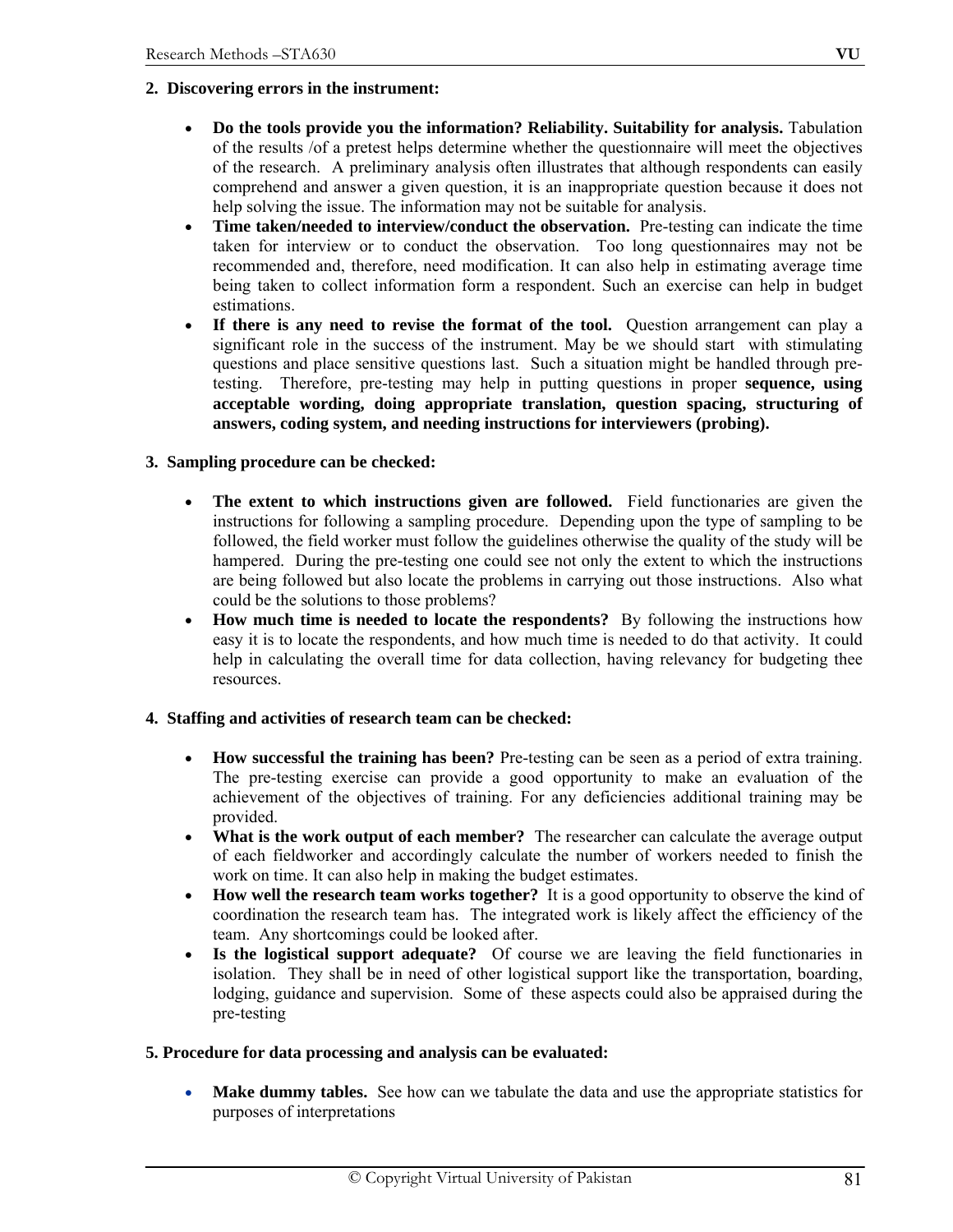**2. Discovering errors in the instrument:**

- **Do the tools provide you the information? Reliability. Suitability for analysis.** Tabulation of the results /of a pretest helps determine whether the questionnaire will meet the objectives of the research. A preliminary analysis often illustrates that although respondents can easily comprehend and answer a given question, it is an inappropriate question because it does not help solving the issue. The information may not be suitable for analysis.
- **Time taken/needed to interview/conduct the observation.** Pre-testing can indicate the time taken for interview or to conduct the observation. Too long questionnaires may not be recommended and, therefore, need modification. It can also help in estimating average time being taken to collect information form a respondent. Such an exercise can help in budget estimations.
- **If there is any need to revise the format of the tool.** Question arrangement can play a significant role in the success of the instrument. May be we should start with stimulating questions and place sensitive questions last. Such a situation might be handled through pre-testing. Therefore, pre-testing may help in putting questions in proper **sequence, using acceptable wording, doing appropriate translation, question spacing, structuring of answers, coding system, and needing instructions for interviewers (probing).**

**3. Sampling procedure can be checked:**

- **The extent to which instructions given are followed.** Field functionaries are given the instructions for following a sampling procedure. Depending upon the type of sampling to be followed, the field worker must follow the guidelines otherwise the quality of the study will be hampered. During the pre-testing one could see not only the extent to which the instructions are being followed but also locate the problems in carrying out those instructions. Also what could be the solutions to those problems?
- **How much time is needed to locate the respondents?** By following the instructions how easy it is to locate the respondents, and how much time is needed to do that activity. It could help in calculating the overall time for data collection, having relevancy for budgeting thee resources.

**4. Staffing and activities of research team can be checked:**

- **How successful the training has been?** Pre-testing can be seen as a period of extra training. The pre-testing exercise can provide a good opportunity to make an evaluation of the achievement of the objectives of training. For any deficiencies additional training may be provided.
- **What is the work output of each member?** The researcher can calculate the average output of each fieldworker and accordingly calculate the number of workers needed to finish the work on time. It can also help in making the budget estimates.
- **How well the research team works together?** It is a good opportunity to observe the kind of coordination the research team has. The integrated work is likely affect the efficiency of the team. Any shortcomings could be looked after.
- **Is the logistical support adequate?** Of course we are leaving the field functionaries in isolation. They shall be in need of other logistical support like the transportation, boarding, lodging, guidance and supervision. Some of these aspects could also be appraised during the pre-testing

**5. Procedure for data processing and analysis can be evaluated:**

- **Make dummy tables.** See how can we tabulate the data and use the appropriate statistics for purposes of interpretations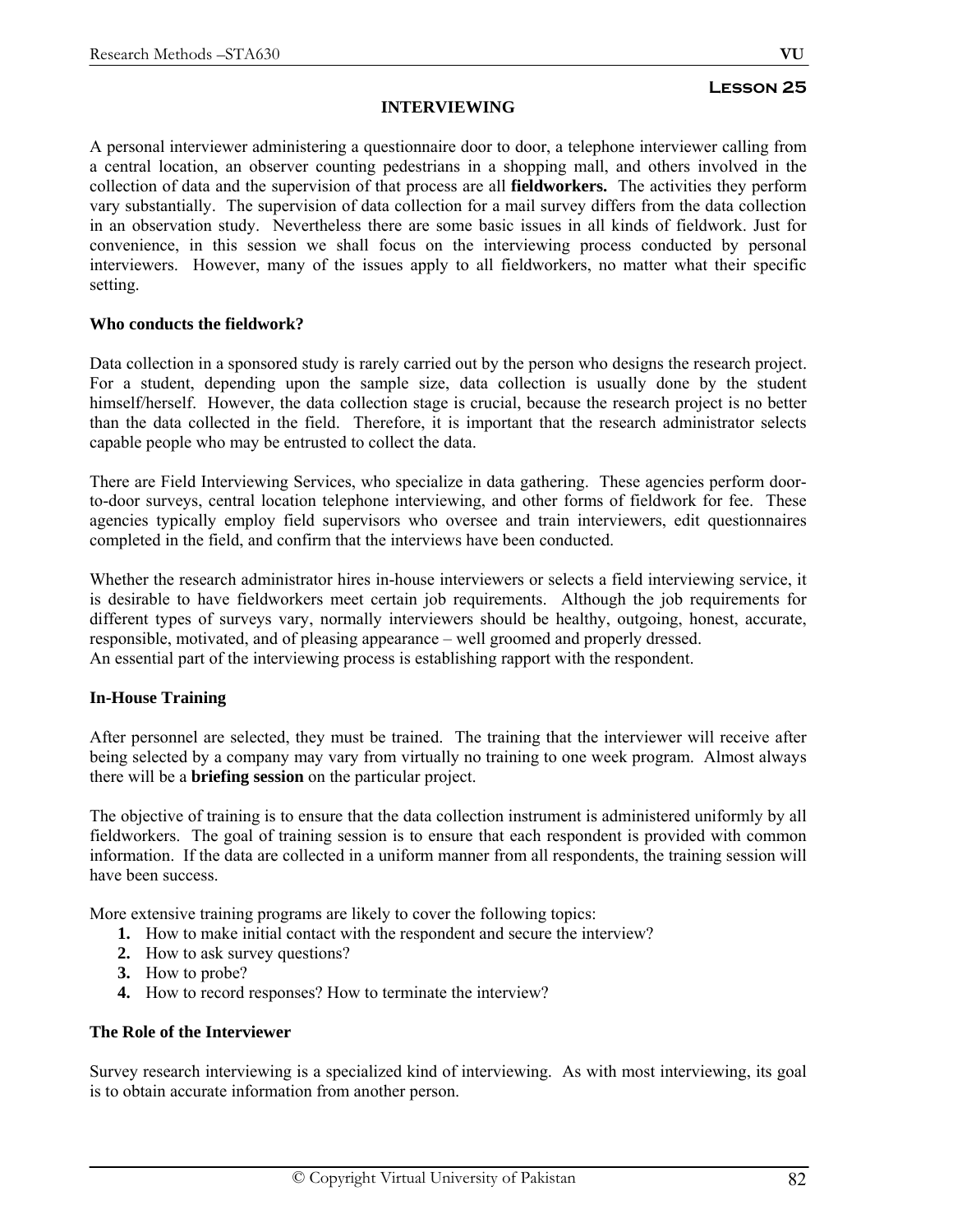**Lesson 25**

# INTERVIEWING

A personal interviewer administering a questionnaire door to door, a telephone interviewer calling from a central location, an observer counting pedestrians in a shopping mall, and others involved in the collection of data and the supervision of that process are all **fieldworkers.** The activities they perform vary substantially. The supervision of data collection for a mail survey differs from the data collection in an observation study. Nevertheless there are some basic issues in all kinds of fieldwork. Just for convenience, in this session we shall focus on the interviewing process conducted by personal interviewers. However, many of the issues apply to all fieldworkers, no matter what their specific setting.

## Who conducts the fieldwork?

Data collection in a sponsored study is rarely carried out by the person who designs the research project. For a student, depending upon the sample size, data collection is usually done by the student himself/herself. However, the data collection stage is crucial, because the research project is no better than the data collected in the field. Therefore, it is important that the research administrator selects capable people who may be entrusted to collect the data.

There are Field Interviewing Services, who specialize in data gathering. These agencies perform door-to-door surveys, central location telephone interviewing, and other forms of fieldwork for fee. These agencies typically employ field supervisors who oversee and train interviewers, edit questionnaires completed in the field, and confirm that the interviews have been conducted.

Whether the research administrator hires in-house interviewers or selects a field interviewing service, it is desirable to have fieldworkers meet certain job requirements. Although the job requirements for different types of surveys vary, normally interviewers should be healthy, outgoing, honest, accurate, responsible, motivated, and of pleasing appearance – well groomed and properly dressed.
An essential part of the interviewing process is establishing rapport with the respondent.

## In-House Training

After personnel are selected, they must be trained. The training that the interviewer will receive after being selected by a company may vary from virtually no training to one week program. Almost always there will be a **briefing session** on the particular project.

The objective of training is to ensure that the data collection instrument is administered uniformly by all fieldworkers. The goal of training session is to ensure that each respondent is provided with common information. If the data are collected in a uniform manner from all respondents, the training session will have been success.

More extensive training programs are likely to cover the following topics:

1. How to make initial contact with the respondent and secure the interview?
2. How to ask survey questions?
3. How to probe?
4. How to record responses? How to terminate the interview?

## The Role of the Interviewer

Survey research interviewing is a specialized kind of interviewing. As with most interviewing, its goal is to obtain accurate information from another person.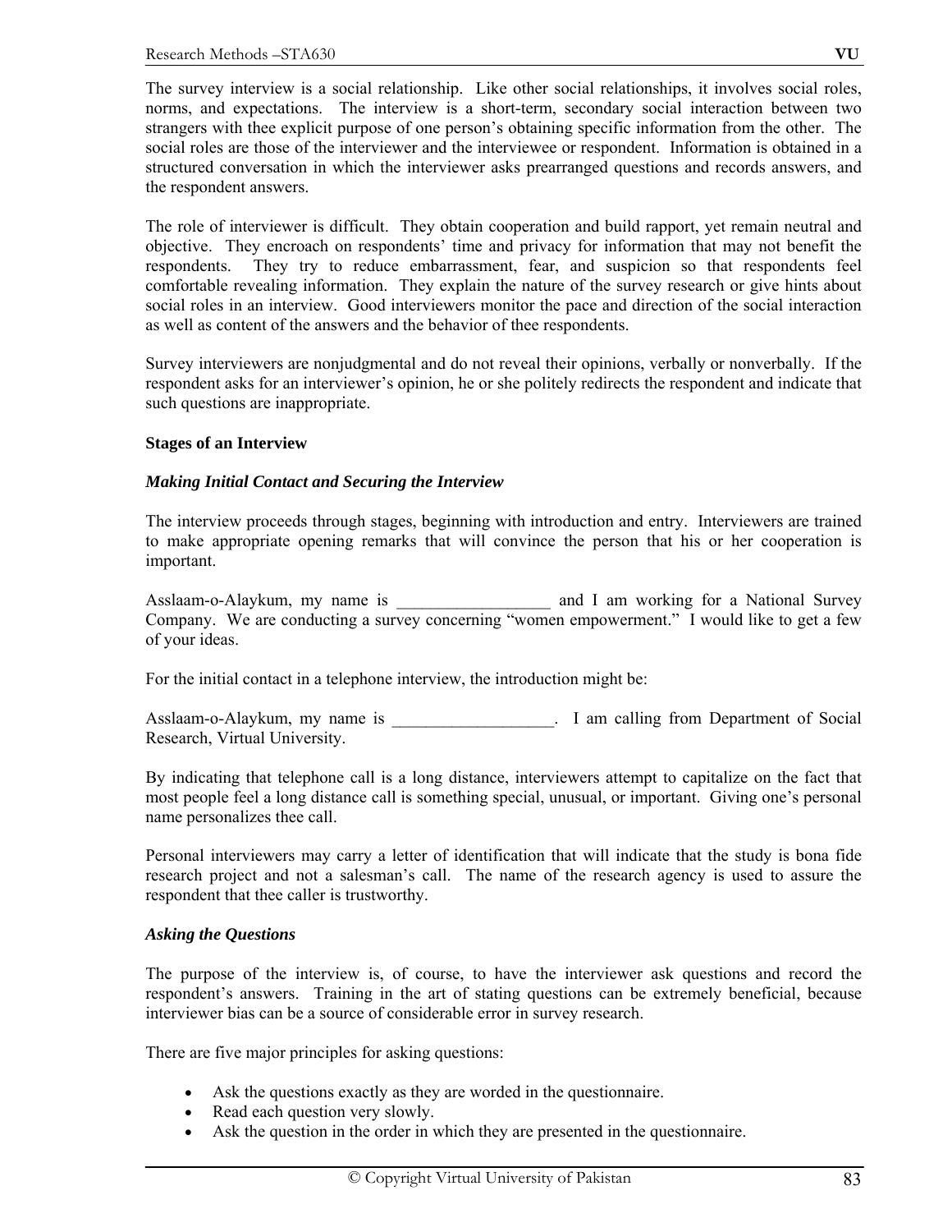The survey interview is a social relationship. Like other social relationships, it involves social roles, norms, and expectations. The interview is a short-term, secondary social interaction between two strangers with thee explicit purpose of one person's obtaining specific information from the other. The social roles are those of the interviewer and the interviewee or respondent. Information is obtained in a structured conversation in which the interviewer asks prearranged questions and records answers, and the respondent answers.

The role of interviewer is difficult. They obtain cooperation and build rapport, yet remain neutral and objective. They encroach on respondents' time and privacy for information that may not benefit the respondents. They try to reduce embarrassment, fear, and suspicion so that respondents feel comfortable revealing information. They explain the nature of the survey research or give hints about social roles in an interview. Good interviewers monitor the pace and direction of the social interaction as well as content of the answers and the behavior of thee respondents.

Survey interviewers are nonjudgmental and do not reveal their opinions, verbally or nonverbally. If the respondent asks for an interviewer's opinion, he or she politely redirects the respondent and indicate that such questions are inappropriate.

**Stages of an Interview**

***Making Initial Contact and Securing the Interview***

The interview proceeds through stages, beginning with introduction and entry. Interviewers are trained to make appropriate opening remarks that will convince the person that his or her cooperation is important.

Asslaam-o-Alaykum, my name is __________________ and I am working for a National Survey Company. We are conducting a survey concerning "women empowerment." I would like to get a few of your ideas.

For the initial contact in a telephone interview, the introduction might be:

Asslaam-o-Alaykum, my name is ___________________. I am calling from Department of Social Research, Virtual University.

By indicating that telephone call is a long distance, interviewers attempt to capitalize on the fact that most people feel a long distance call is something special, unusual, or important. Giving one's personal name personalizes thee call.

Personal interviewers may carry a letter of identification that will indicate that the study is bona fide research project and not a salesman's call. The name of the research agency is used to assure the respondent that thee caller is trustworthy.

***Asking the Questions***

The purpose of the interview is, of course, to have the interviewer ask questions and record the respondent's answers. Training in the art of stating questions can be extremely beneficial, because interviewer bias can be a source of considerable error in survey research.

There are five major principles for asking questions:

- Ask the questions exactly as they are worded in the questionnaire.
- Read each question very slowly.
- Ask the question in the order in which they are presented in the questionnaire.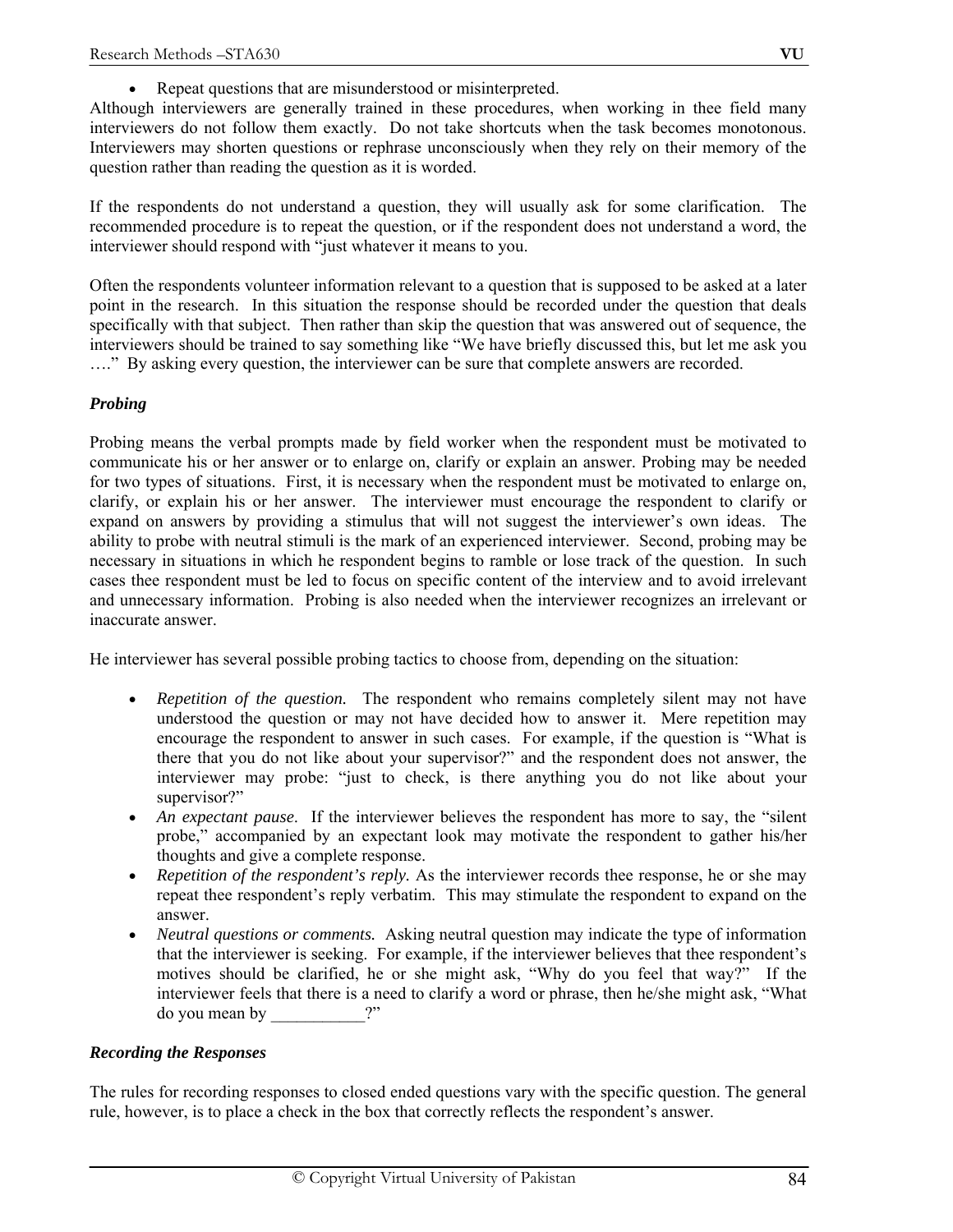- Repeat questions that are misunderstood or misinterpreted.

Although interviewers are generally trained in these procedures, when working in thee field many interviewers do not follow them exactly. Do not take shortcuts when the task becomes monotonous. Interviewers may shorten questions or rephrase unconsciously when they rely on their memory of the question rather than reading the question as it is worded.

If the respondents do not understand a question, they will usually ask for some clarification. The recommended procedure is to repeat the question, or if the respondent does not understand a word, the interviewer should respond with "just whatever it means to you.

Often the respondents volunteer information relevant to a question that is supposed to be asked at a later point in the research. In this situation the response should be recorded under the question that deals specifically with that subject. Then rather than skip the question that was answered out of sequence, the interviewers should be trained to say something like "We have briefly discussed this, but let me ask you …." By asking every question, the interviewer can be sure that complete answers are recorded.

***Probing***

Probing means the verbal prompts made by field worker when the respondent must be motivated to communicate his or her answer or to enlarge on, clarify or explain an answer. Probing may be needed for two types of situations. First, it is necessary when the respondent must be motivated to enlarge on, clarify, or explain his or her answer. The interviewer must encourage the respondent to clarify or expand on answers by providing a stimulus that will not suggest the interviewer's own ideas. The ability to probe with neutral stimuli is the mark of an experienced interviewer. Second, probing may be necessary in situations in which he respondent begins to ramble or lose track of the question. In such cases thee respondent must be led to focus on specific content of the interview and to avoid irrelevant and unnecessary information. Probing is also needed when the interviewer recognizes an irrelevant or inaccurate answer.

He interviewer has several possible probing tactics to choose from, depending on the situation:

- *Repetition of the question.* The respondent who remains completely silent may not have understood the question or may not have decided how to answer it. Mere repetition may encourage the respondent to answer in such cases. For example, if the question is "What is there that you do not like about your supervisor?" and the respondent does not answer, the interviewer may probe: "just to check, is there anything you do not like about your supervisor?"
- *An expectant pause*. If the interviewer believes the respondent has more to say, the "silent probe," accompanied by an expectant look may motivate the respondent to gather his/her thoughts and give a complete response.
- *Repetition of the respondent's reply.* As the interviewer records thee response, he or she may repeat thee respondent's reply verbatim. This may stimulate the respondent to expand on the answer.
- *Neutral questions or comments.* Asking neutral question may indicate the type of information that the interviewer is seeking. For example, if the interviewer believes that thee respondent's motives should be clarified, he or she might ask, "Why do you feel that way?" If the interviewer feels that there is a need to clarify a word or phrase, then he/she might ask, "What do you mean by ___________?"

***Recording the Responses***

The rules for recording responses to closed ended questions vary with the specific question. The general rule, however, is to place a check in the box that correctly reflects the respondent's answer.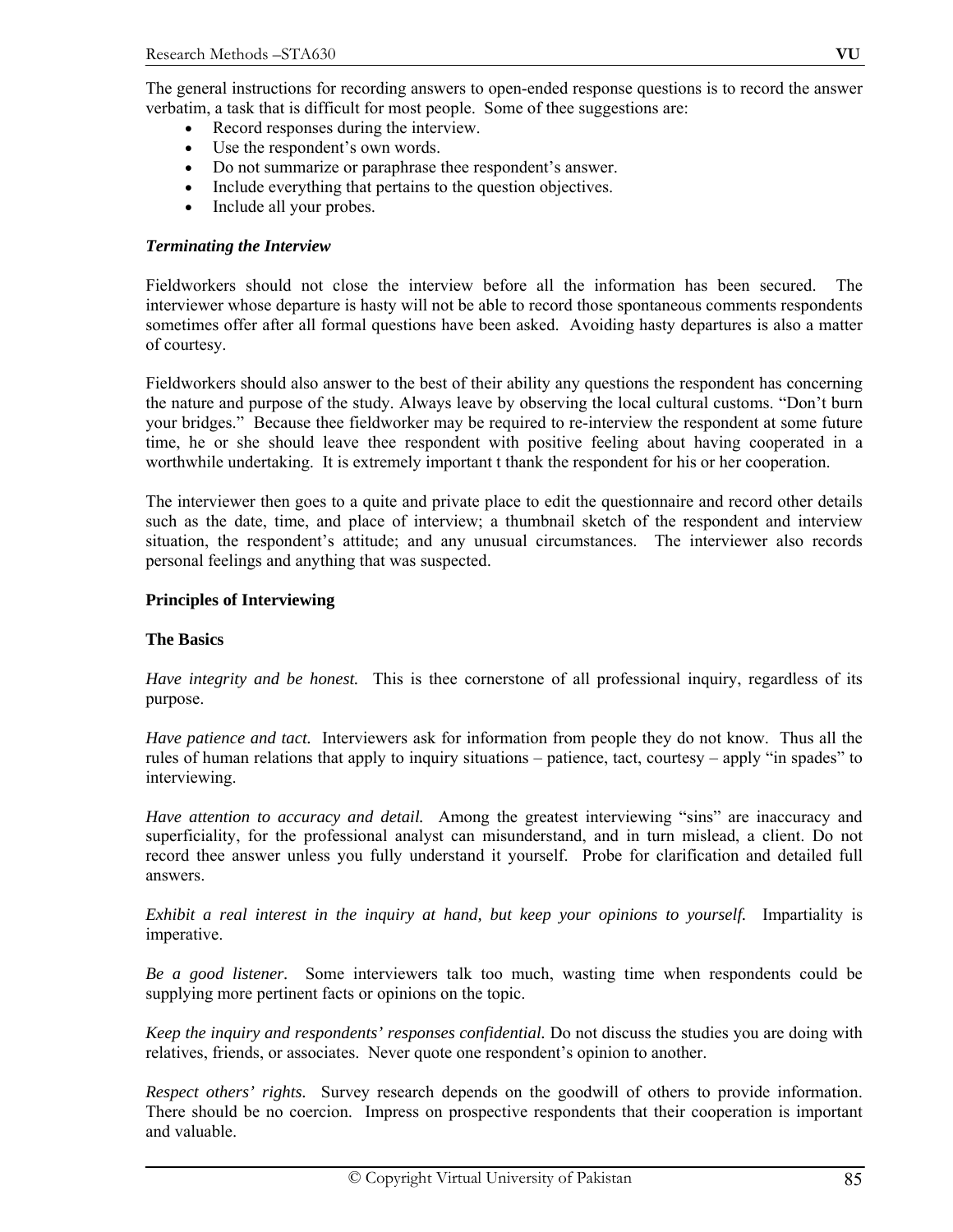The general instructions for recording answers to open-ended response questions is to record the answer verbatim, a task that is difficult for most people. Some of thee suggestions are:

- Record responses during the interview.
- Use the respondent's own words.
- Do not summarize or paraphrase thee respondent's answer.
- Include everything that pertains to the question objectives.
- Include all your probes.

***Terminating the Interview***

Fieldworkers should not close the interview before all the information has been secured. The interviewer whose departure is hasty will not be able to record those spontaneous comments respondents sometimes offer after all formal questions have been asked. Avoiding hasty departures is also a matter of courtesy.

Fieldworkers should also answer to the best of their ability any questions the respondent has concerning the nature and purpose of the study. Always leave by observing the local cultural customs. "Don't burn your bridges." Because thee fieldworker may be required to re-interview the respondent at some future time, he or she should leave thee respondent with positive feeling about having cooperated in a worthwhile undertaking. It is extremely important t thank the respondent for his or her cooperation.

The interviewer then goes to a quite and private place to edit the questionnaire and record other details such as the date, time, and place of interview; a thumbnail sketch of the respondent and interview situation, the respondent's attitude; and any unusual circumstances. The interviewer also records personal feelings and anything that was suspected.

**Principles of Interviewing**

**The Basics**

*Have integrity and be honest.* This is thee cornerstone of all professional inquiry, regardless of its purpose.

*Have patience and tact.* Interviewers ask for information from people they do not know. Thus all the rules of human relations that apply to inquiry situations – patience, tact, courtesy – apply "in spades" to interviewing.

*Have attention to accuracy and detail.* Among the greatest interviewing "sins" are inaccuracy and superficiality, for the professional analyst can misunderstand, and in turn mislead, a client. Do not record thee answer unless you fully understand it yourself. Probe for clarification and detailed full answers.

*Exhibit a real interest in the inquiry at hand, but keep your opinions to yourself.* Impartiality is imperative.

*Be a good listener.* Some interviewers talk too much, wasting time when respondents could be supplying more pertinent facts or opinions on the topic.

*Keep the inquiry and respondents' responses confidential.* Do not discuss the studies you are doing with relatives, friends, or associates. Never quote one respondent's opinion to another.

*Respect others' rights.* Survey research depends on the goodwill of others to provide information. There should be no coercion. Impress on prospective respondents that their cooperation is important and valuable.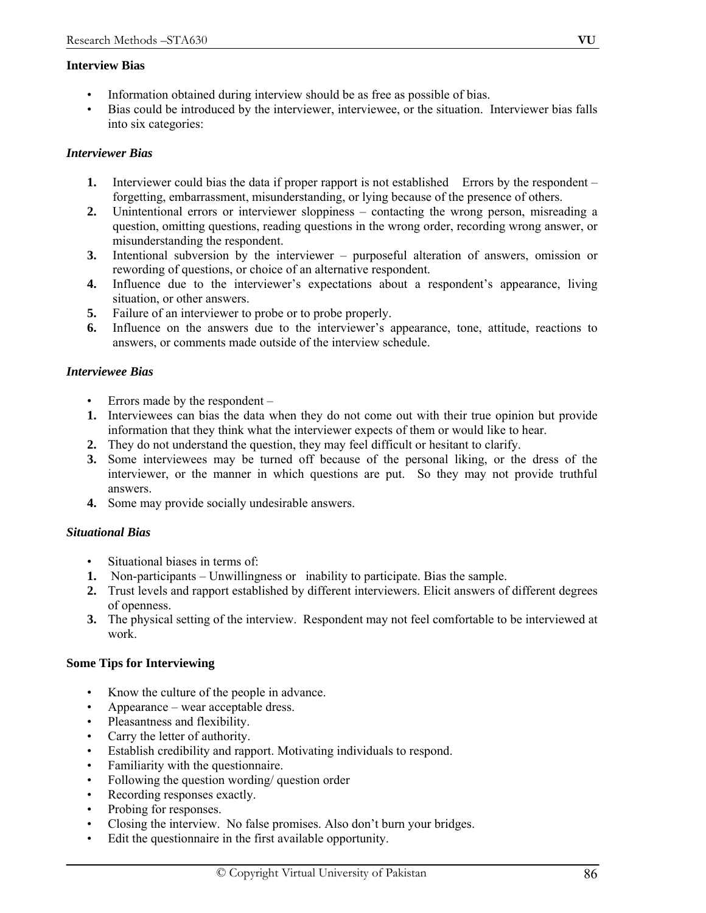**Interview Bias**

- Information obtained during interview should be as free as possible of bias.
- Bias could be introduced by the interviewer, interviewee, or the situation. Interviewer bias falls into six categories:

***Interviewer Bias***

1. Interviewer could bias the data if proper rapport is not established Errors by the respondent – forgetting, embarrassment, misunderstanding, or lying because of the presence of others.
2. Unintentional errors or interviewer sloppiness – contacting the wrong person, misreading a question, omitting questions, reading questions in the wrong order, recording wrong answer, or misunderstanding the respondent.
3. Intentional subversion by the interviewer – purposeful alteration of answers, omission or rewording of questions, or choice of an alternative respondent.
4. Influence due to the interviewer's expectations about a respondent's appearance, living situation, or other answers.
5. Failure of an interviewer to probe or to probe properly.
6. Influence on the answers due to the interviewer's appearance, tone, attitude, reactions to answers, or comments made outside of the interview schedule.

***Interviewee Bias***

- Errors made by the respondent –

1. Interviewees can bias the data when they do not come out with their true opinion but provide information that they think what the interviewer expects of them or would like to hear.
2. They do not understand the question, they may feel difficult or hesitant to clarify.
3. Some interviewees may be turned off because of the personal liking, or the dress of the interviewer, or the manner in which questions are put. So they may not provide truthful answers.
4. Some may provide socially undesirable answers.

***Situational Bias***

- Situational biases in terms of:

1. Non-participants – Unwillingness or inability to participate. Bias the sample.
2. Trust levels and rapport established by different interviewers. Elicit answers of different degrees of openness.
3. The physical setting of the interview. Respondent may not feel comfortable to be interviewed at work.

**Some Tips for Interviewing**

- Know the culture of the people in advance.
- Appearance – wear acceptable dress.
- Pleasantness and flexibility.
- Carry the letter of authority.
- Establish credibility and rapport. Motivating individuals to respond.
- Familiarity with the questionnaire.
- Following the question wording/ question order
- Recording responses exactly.
- Probing for responses.
- Closing the interview. No false promises. Also don't burn your bridges.
- Edit the questionnaire in the first available opportunity.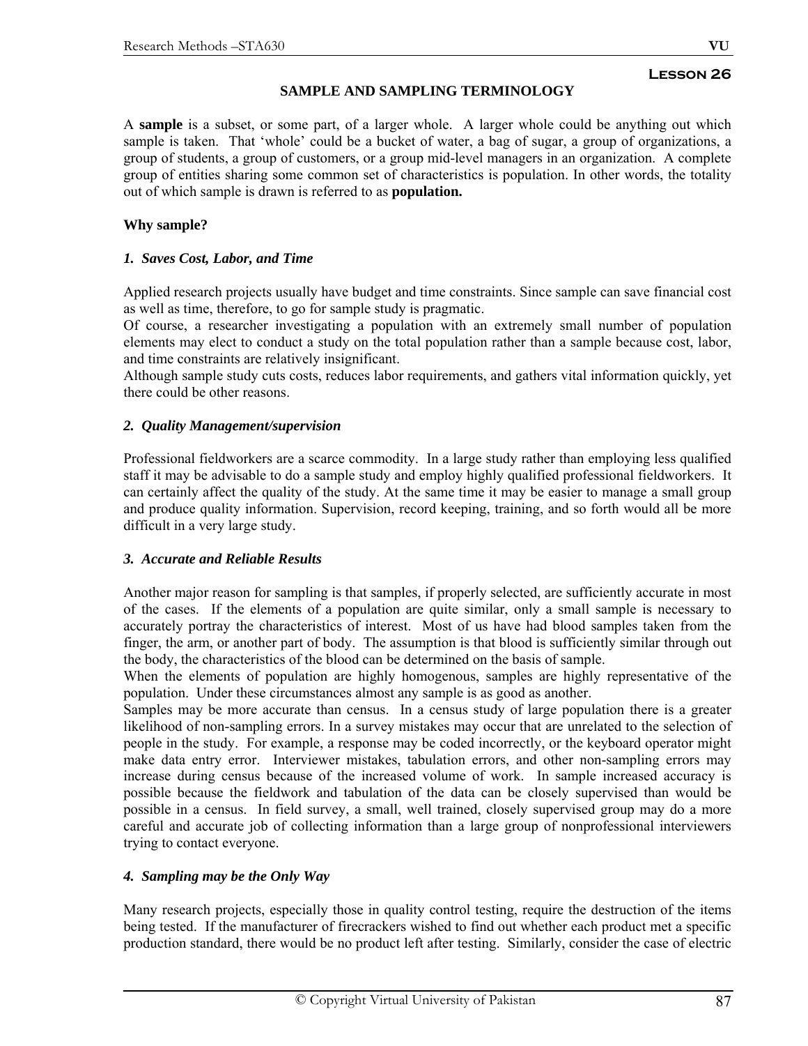## Lesson 26

### SAMPLE AND SAMPLING TERMINOLOGY

A **sample** is a subset, or some part, of a larger whole. A larger whole could be anything out which sample is taken. That 'whole' could be a bucket of water, a bag of sugar, a group of organizations, a group of students, a group of customers, or a group mid-level managers in an organization. A complete group of entities sharing some common set of characteristics is population. In other words, the totality out of which sample is drawn is referred to as **population.**

**Why sample?**

***1. Saves Cost, Labor, and Time***

Applied research projects usually have budget and time constraints. Since sample can save financial cost as well as time, therefore, to go for sample study is pragmatic.
Of course, a researcher investigating a population with an extremely small number of population elements may elect to conduct a study on the total population rather than a sample because cost, labor, and time constraints are relatively insignificant.
Although sample study cuts costs, reduces labor requirements, and gathers vital information quickly, yet there could be other reasons.

***2. Quality Management/supervision***

Professional fieldworkers are a scarce commodity. In a large study rather than employing less qualified staff it may be advisable to do a sample study and employ highly qualified professional fieldworkers. It can certainly affect the quality of the study. At the same time it may be easier to manage a small group and produce quality information. Supervision, record keeping, training, and so forth would all be more difficult in a very large study.

***3. Accurate and Reliable Results***

Another major reason for sampling is that samples, if properly selected, are sufficiently accurate in most of the cases. If the elements of a population are quite similar, only a small sample is necessary to accurately portray the characteristics of interest. Most of us have had blood samples taken from the finger, the arm, or another part of body. The assumption is that blood is sufficiently similar through out the body, the characteristics of the blood can be determined on the basis of sample.
When the elements of population are highly homogenous, samples are highly representative of the population. Under these circumstances almost any sample is as good as another.
Samples may be more accurate than census. In a census study of large population there is a greater likelihood of non-sampling errors. In a survey mistakes may occur that are unrelated to the selection of people in the study. For example, a response may be coded incorrectly, or the keyboard operator might make data entry error. Interviewer mistakes, tabulation errors, and other non-sampling errors may increase during census because of the increased volume of work. In sample increased accuracy is possible because the fieldwork and tabulation of the data can be closely supervised than would be possible in a census. In field survey, a small, well trained, closely supervised group may do a more careful and accurate job of collecting information than a large group of nonprofessional interviewers trying to contact everyone.

***4. Sampling may be the Only Way***

Many research projects, especially those in quality control testing, require the destruction of the items being tested. If the manufacturer of firecrackers wished to find out whether each product met a specific production standard, there would be no product left after testing. Similarly, consider the case of electric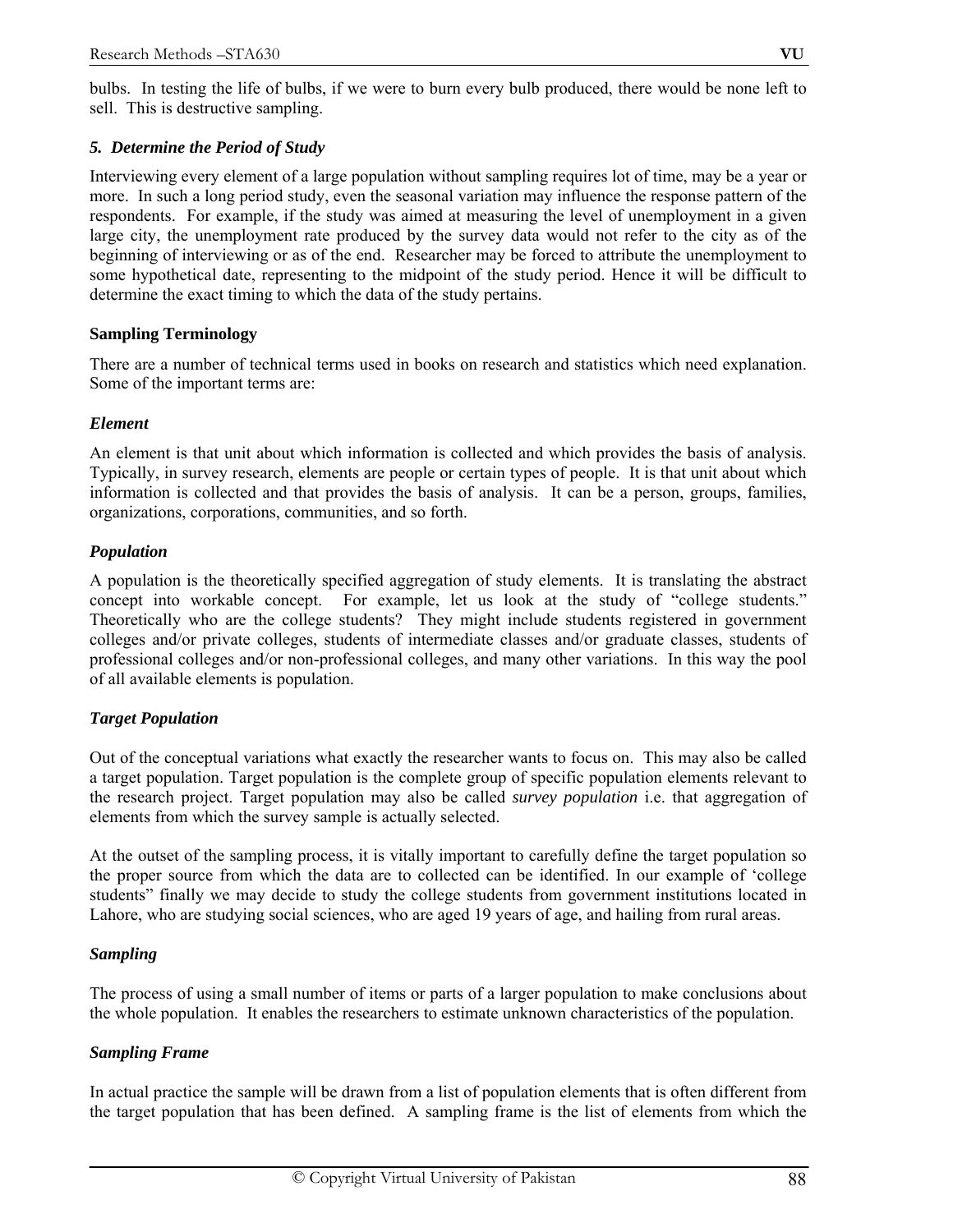bulbs. In testing the life of bulbs, if we were to burn every bulb produced, there would be none left to sell. This is destructive sampling.

### *5. Determine the Period of Study*

Interviewing every element of a large population without sampling requires lot of time, may be a year or more. In such a long period study, even the seasonal variation may influence the response pattern of the respondents. For example, if the study was aimed at measuring the level of unemployment in a given large city, the unemployment rate produced by the survey data would not refer to the city as of the beginning of interviewing or as of the end. Researcher may be forced to attribute the unemployment to some hypothetical date, representing to the midpoint of the study period. Hence it will be difficult to determine the exact timing to which the data of the study pertains.

## Sampling Terminology

There are a number of technical terms used in books on research and statistics which need explanation. Some of the important terms are:

### *Element*

An element is that unit about which information is collected and which provides the basis of analysis. Typically, in survey research, elements are people or certain types of people. It is that unit about which information is collected and that provides the basis of analysis. It can be a person, groups, families, organizations, corporations, communities, and so forth.

### *Population*

A population is the theoretically specified aggregation of study elements. It is translating the abstract concept into workable concept. For example, let us look at the study of "college students." Theoretically who are the college students? They might include students registered in government colleges and/or private colleges, students of intermediate classes and/or graduate classes, students of professional colleges and/or non-professional colleges, and many other variations. In this way the pool of all available elements is population.

### *Target Population*

Out of the conceptual variations what exactly the researcher wants to focus on. This may also be called a target population. Target population is the complete group of specific population elements relevant to the research project. Target population may also be called *survey population* i.e. that aggregation of elements from which the survey sample is actually selected.

At the outset of the sampling process, it is vitally important to carefully define the target population so the proper source from which the data are to collected can be identified. In our example of 'college students" finally we may decide to study the college students from government institutions located in Lahore, who are studying social sciences, who are aged 19 years of age, and hailing from rural areas.

### *Sampling*

The process of using a small number of items or parts of a larger population to make conclusions about the whole population. It enables the researchers to estimate unknown characteristics of the population.

### *Sampling Frame*

In actual practice the sample will be drawn from a list of population elements that is often different from the target population that has been defined. A sampling frame is the list of elements from which the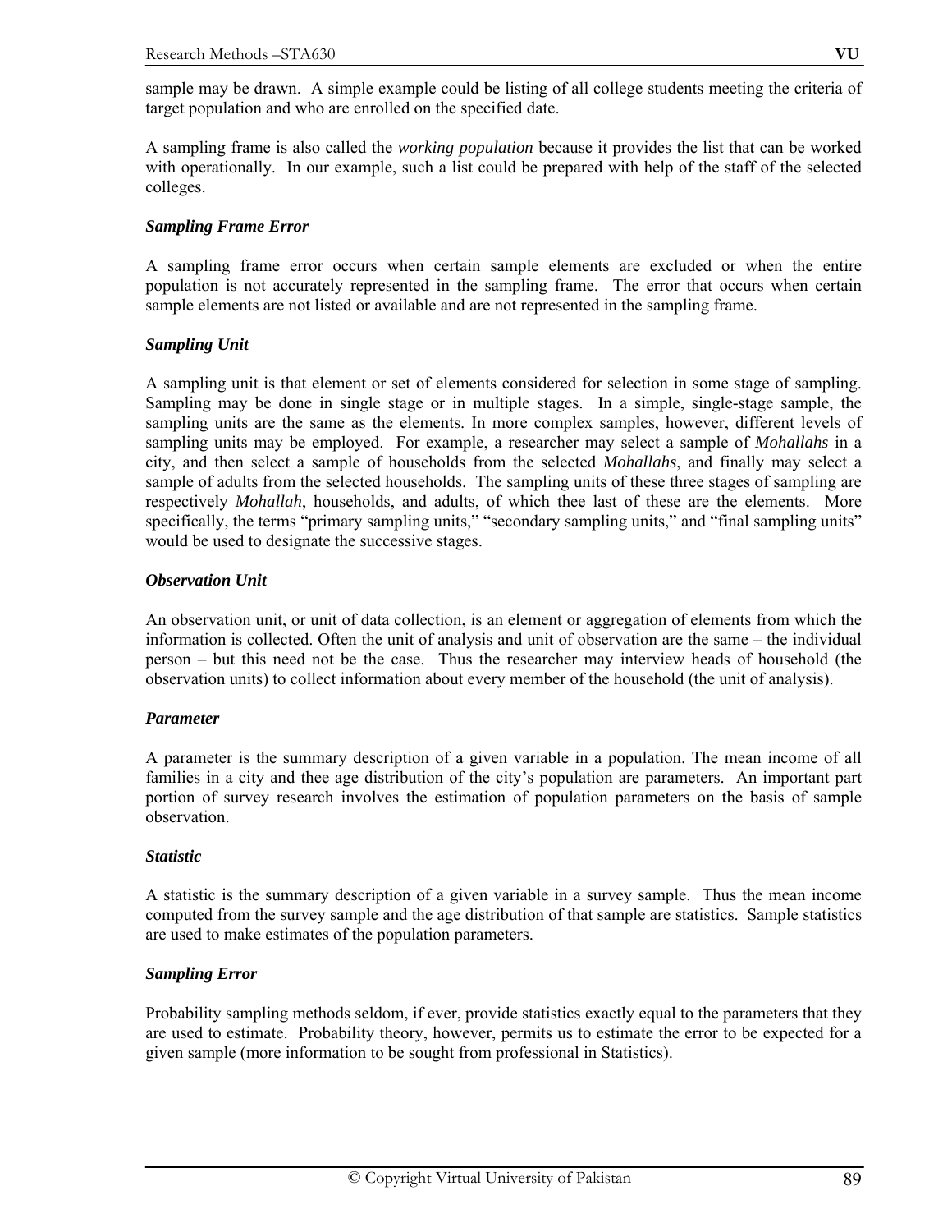sample may be drawn. A simple example could be listing of all college students meeting the criteria of target population and who are enrolled on the specified date.

A sampling frame is also called the *working population* because it provides the list that can be worked with operationally. In our example, such a list could be prepared with help of the staff of the selected colleges.

***Sampling Frame Error***

A sampling frame error occurs when certain sample elements are excluded or when the entire population is not accurately represented in the sampling frame. The error that occurs when certain sample elements are not listed or available and are not represented in the sampling frame.

***Sampling Unit***

A sampling unit is that element or set of elements considered for selection in some stage of sampling. Sampling may be done in single stage or in multiple stages. In a simple, single-stage sample, the sampling units are the same as the elements. In more complex samples, however, different levels of sampling units may be employed. For example, a researcher may select a sample of *Mohallahs* in a city, and then select a sample of households from the selected *Mohallahs*, and finally may select a sample of adults from the selected households. The sampling units of these three stages of sampling are respectively *Mohallah*, households, and adults, of which thee last of these are the elements. More specifically, the terms "primary sampling units," "secondary sampling units," and "final sampling units" would be used to designate the successive stages.

***Observation Unit***

An observation unit, or unit of data collection, is an element or aggregation of elements from which the information is collected. Often the unit of analysis and unit of observation are the same – the individual person – but this need not be the case. Thus the researcher may interview heads of household (the observation units) to collect information about every member of the household (the unit of analysis).

***Parameter***

A parameter is the summary description of a given variable in a population. The mean income of all families in a city and thee age distribution of the city's population are parameters. An important part portion of survey research involves the estimation of population parameters on the basis of sample observation.

***Statistic***

A statistic is the summary description of a given variable in a survey sample. Thus the mean income computed from the survey sample and the age distribution of that sample are statistics. Sample statistics are used to make estimates of the population parameters.

***Sampling Error***

Probability sampling methods seldom, if ever, provide statistics exactly equal to the parameters that they are used to estimate. Probability theory, however, permits us to estimate the error to be expected for a given sample (more information to be sought from professional in Statistics).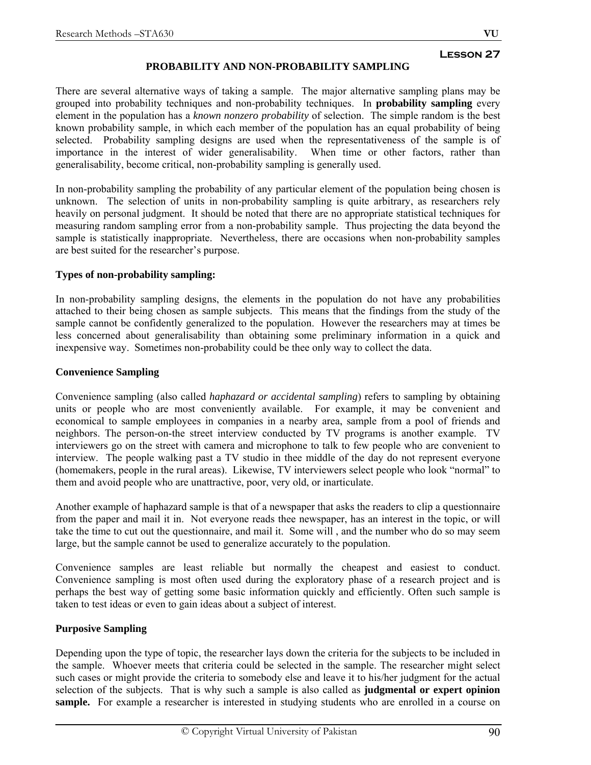**Lesson 27**

## PROBABILITY AND NON-PROBABILITY SAMPLING

There are several alternative ways of taking a sample. The major alternative sampling plans may be grouped into probability techniques and non-probability techniques. In **probability sampling** every element in the population has a *known nonzero probability* of selection. The simple random is the best known probability sample, in which each member of the population has an equal probability of being selected. Probability sampling designs are used when the representativeness of the sample is of importance in the interest of wider generalisability. When time or other factors, rather than generalisability, become critical, non-probability sampling is generally used.

In non-probability sampling the probability of any particular element of the population being chosen is unknown. The selection of units in non-probability sampling is quite arbitrary, as researchers rely heavily on personal judgment. It should be noted that there are no appropriate statistical techniques for measuring random sampling error from a non-probability sample. Thus projecting the data beyond the sample is statistically inappropriate. Nevertheless, there are occasions when non-probability samples are best suited for the researcher's purpose.

### Types of non-probability sampling:

In non-probability sampling designs, the elements in the population do not have any probabilities attached to their being chosen as sample subjects. This means that the findings from the study of the sample cannot be confidently generalized to the population. However the researchers may at times be less concerned about generalisability than obtaining some preliminary information in a quick and inexpensive way. Sometimes non-probability could be thee only way to collect the data.

### Convenience Sampling

Convenience sampling (also called *haphazard or accidental sampling*) refers to sampling by obtaining units or people who are most conveniently available. For example, it may be convenient and economical to sample employees in companies in a nearby area, sample from a pool of friends and neighbors. The person-on-the street interview conducted by TV programs is another example. TV interviewers go on the street with camera and microphone to talk to few people who are convenient to interview. The people walking past a TV studio in thee middle of the day do not represent everyone (homemakers, people in the rural areas). Likewise, TV interviewers select people who look "normal" to them and avoid people who are unattractive, poor, very old, or inarticulate.

Another example of haphazard sample is that of a newspaper that asks the readers to clip a questionnaire from the paper and mail it in. Not everyone reads thee newspaper, has an interest in the topic, or will take the time to cut out the questionnaire, and mail it. Some will , and the number who do so may seem large, but the sample cannot be used to generalize accurately to the population.

Convenience samples are least reliable but normally the cheapest and easiest to conduct. Convenience sampling is most often used during the exploratory phase of a research project and is perhaps the best way of getting some basic information quickly and efficiently. Often such sample is taken to test ideas or even to gain ideas about a subject of interest.

### Purposive Sampling

Depending upon the type of topic, the researcher lays down the criteria for the subjects to be included in the sample. Whoever meets that criteria could be selected in the sample. The researcher might select such cases or might provide the criteria to somebody else and leave it to his/her judgment for the actual selection of the subjects. That is why such a sample is also called as **judgmental or expert opinion sample.** For example a researcher is interested in studying students who are enrolled in a course on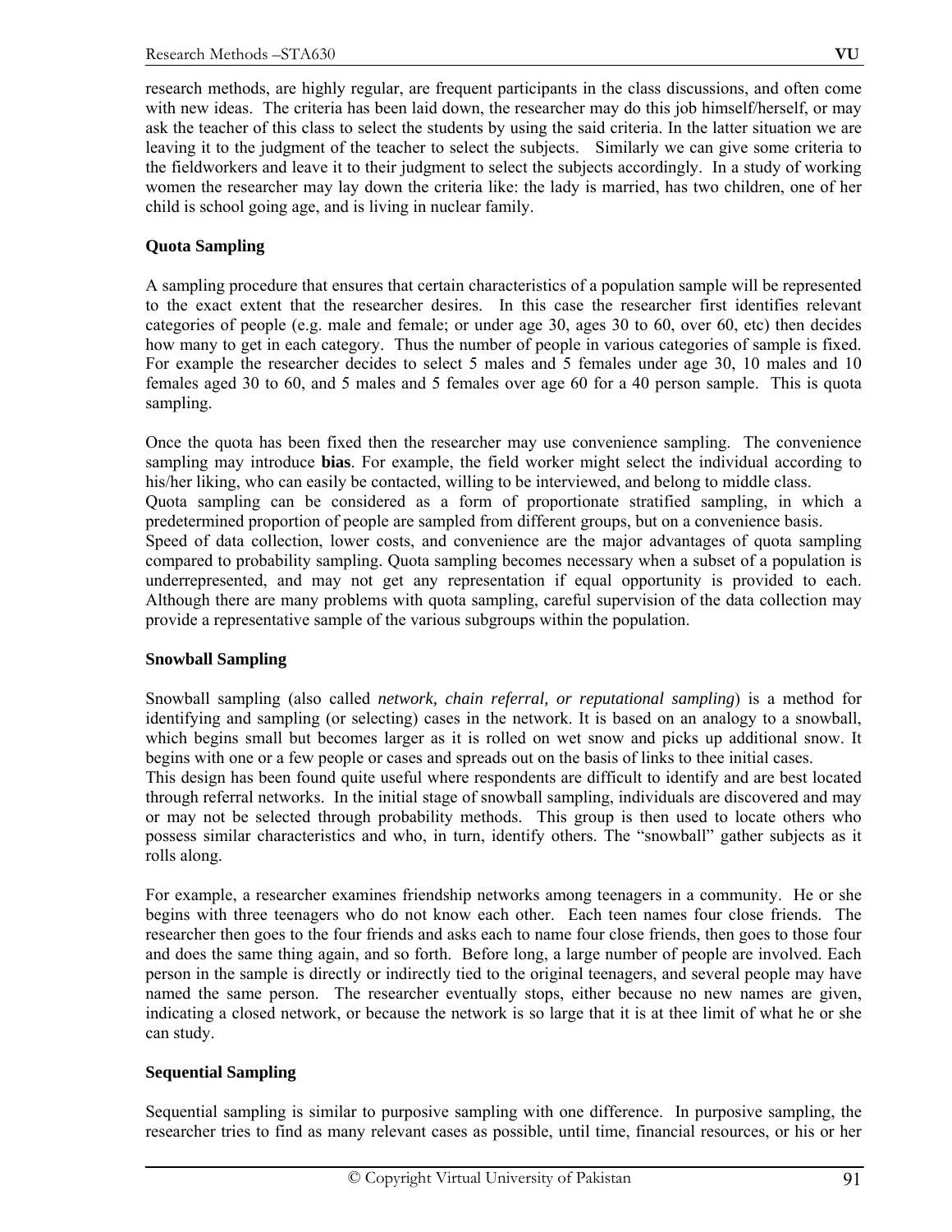research methods, are highly regular, are frequent participants in the class discussions, and often come with new ideas. The criteria has been laid down, the researcher may do this job himself/herself, or may ask the teacher of this class to select the students by using the said criteria. In the latter situation we are leaving it to the judgment of the teacher to select the subjects. Similarly we can give some criteria to the fieldworkers and leave it to their judgment to select the subjects accordingly. In a study of working women the researcher may lay down the criteria like: the lady is married, has two children, one of her child is school going age, and is living in nuclear family.

### Quota Sampling

A sampling procedure that ensures that certain characteristics of a population sample will be represented to the exact extent that the researcher desires. In this case the researcher first identifies relevant categories of people (e.g. male and female; or under age 30, ages 30 to 60, over 60, etc) then decides how many to get in each category. Thus the number of people in various categories of sample is fixed. For example the researcher decides to select 5 males and 5 females under age 30, 10 males and 10 females aged 30 to 60, and 5 males and 5 females over age 60 for a 40 person sample. This is quota sampling.

Once the quota has been fixed then the researcher may use convenience sampling. The convenience sampling may introduce **bias**. For example, the field worker might select the individual according to his/her liking, who can easily be contacted, willing to be interviewed, and belong to middle class.
Quota sampling can be considered as a form of proportionate stratified sampling, in which a predetermined proportion of people are sampled from different groups, but on a convenience basis.
Speed of data collection, lower costs, and convenience are the major advantages of quota sampling compared to probability sampling. Quota sampling becomes necessary when a subset of a population is underrepresented, and may not get any representation if equal opportunity is provided to each. Although there are many problems with quota sampling, careful supervision of the data collection may provide a representative sample of the various subgroups within the population.

### Snowball Sampling

Snowball sampling (also called *network, chain referral, or reputational sampling*) is a method for identifying and sampling (or selecting) cases in the network. It is based on an analogy to a snowball, which begins small but becomes larger as it is rolled on wet snow and picks up additional snow. It begins with one or a few people or cases and spreads out on the basis of links to thee initial cases.
This design has been found quite useful where respondents are difficult to identify and are best located through referral networks. In the initial stage of snowball sampling, individuals are discovered and may or may not be selected through probability methods. This group is then used to locate others who possess similar characteristics and who, in turn, identify others. The "snowball" gather subjects as it rolls along.

For example, a researcher examines friendship networks among teenagers in a community. He or she begins with three teenagers who do not know each other. Each teen names four close friends. The researcher then goes to the four friends and asks each to name four close friends, then goes to those four and does the same thing again, and so forth. Before long, a large number of people are involved. Each person in the sample is directly or indirectly tied to the original teenagers, and several people may have named the same person. The researcher eventually stops, either because no new names are given, indicating a closed network, or because the network is so large that it is at thee limit of what he or she can study.

### Sequential Sampling

Sequential sampling is similar to purposive sampling with one difference. In purposive sampling, the researcher tries to find as many relevant cases as possible, until time, financial resources, or his or her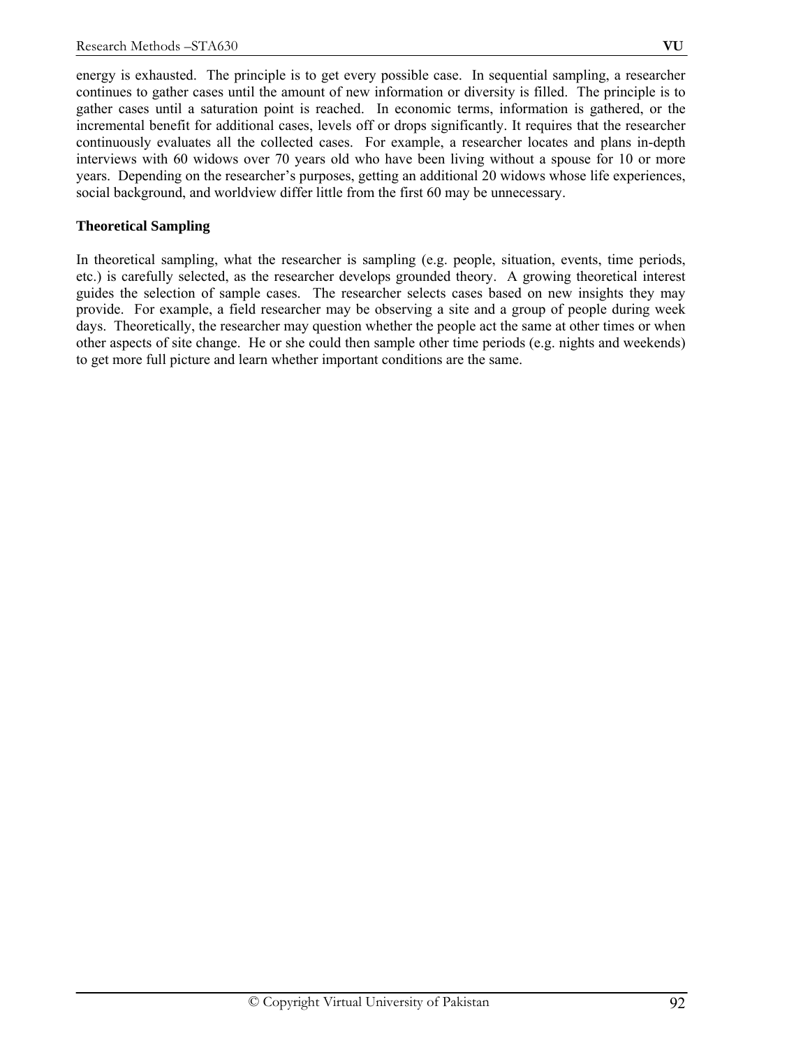energy is exhausted. The principle is to get every possible case. In sequential sampling, a researcher continues to gather cases until the amount of new information or diversity is filled. The principle is to gather cases until a saturation point is reached. In economic terms, information is gathered, or the incremental benefit for additional cases, levels off or drops significantly. It requires that the researcher continuously evaluates all the collected cases. For example, a researcher locates and plans in-depth interviews with 60 widows over 70 years old who have been living without a spouse for 10 or more years. Depending on the researcher's purposes, getting an additional 20 widows whose life experiences, social background, and worldview differ little from the first 60 may be unnecessary.

**Theoretical Sampling**

In theoretical sampling, what the researcher is sampling (e.g. people, situation, events, time periods, etc.) is carefully selected, as the researcher develops grounded theory. A growing theoretical interest guides the selection of sample cases. The researcher selects cases based on new insights they may provide. For example, a field researcher may be observing a site and a group of people during week days. Theoretically, the researcher may question whether the people act the same at other times or when other aspects of site change. He or she could then sample other time periods (e.g. nights and weekends) to get more full picture and learn whether important conditions are the same.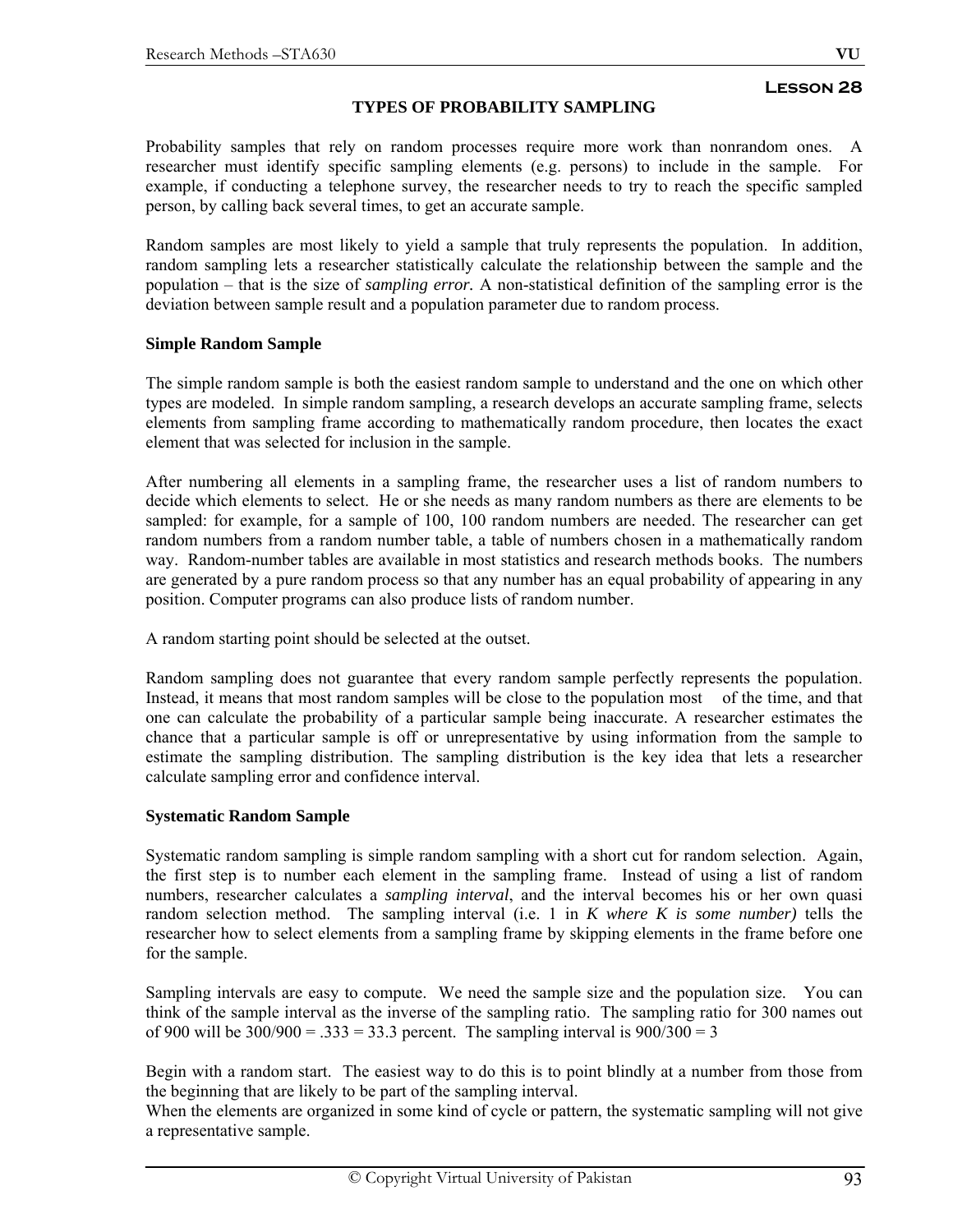## Lesson 28

### TYPES OF PROBABILITY SAMPLING

Probability samples that rely on random processes require more work than nonrandom ones. A researcher must identify specific sampling elements (e.g. persons) to include in the sample. For example, if conducting a telephone survey, the researcher needs to try to reach the specific sampled person, by calling back several times, to get an accurate sample.

Random samples are most likely to yield a sample that truly represents the population. In addition, random sampling lets a researcher statistically calculate the relationship between the sample and the population – that is the size of *sampling error.* A non-statistical definition of the sampling error is the deviation between sample result and a population parameter due to random process.

**Simple Random Sample**

The simple random sample is both the easiest random sample to understand and the one on which other types are modeled. In simple random sampling, a research develops an accurate sampling frame, selects elements from sampling frame according to mathematically random procedure, then locates the exact element that was selected for inclusion in the sample.

After numbering all elements in a sampling frame, the researcher uses a list of random numbers to decide which elements to select. He or she needs as many random numbers as there are elements to be sampled: for example, for a sample of 100, 100 random numbers are needed. The researcher can get random numbers from a random number table, a table of numbers chosen in a mathematically random way. Random-number tables are available in most statistics and research methods books. The numbers are generated by a pure random process so that any number has an equal probability of appearing in any position. Computer programs can also produce lists of random number.

A random starting point should be selected at the outset.

Random sampling does not guarantee that every random sample perfectly represents the population. Instead, it means that most random samples will be close to the population most of the time, and that one can calculate the probability of a particular sample being inaccurate. A researcher estimates the chance that a particular sample is off or unrepresentative by using information from the sample to estimate the sampling distribution. The sampling distribution is the key idea that lets a researcher calculate sampling error and confidence interval.

**Systematic Random Sample**

Systematic random sampling is simple random sampling with a short cut for random selection. Again, the first step is to number each element in the sampling frame. Instead of using a list of random numbers, researcher calculates a *sampling interval*, and the interval becomes his or her own quasi random selection method. The sampling interval (i.e. 1 in *K where K is some number)* tells the researcher how to select elements from a sampling frame by skipping elements in the frame before one for the sample.

Sampling intervals are easy to compute. We need the sample size and the population size. You can think of the sample interval as the inverse of the sampling ratio. The sampling ratio for 300 names out of 900 will be 300/900 = .333 = 33.3 percent. The sampling interval is 900/300 = 3

Begin with a random start. The easiest way to do this is to point blindly at a number from those from the beginning that are likely to be part of the sampling interval.
When the elements are organized in some kind of cycle or pattern, the systematic sampling will not give a representative sample.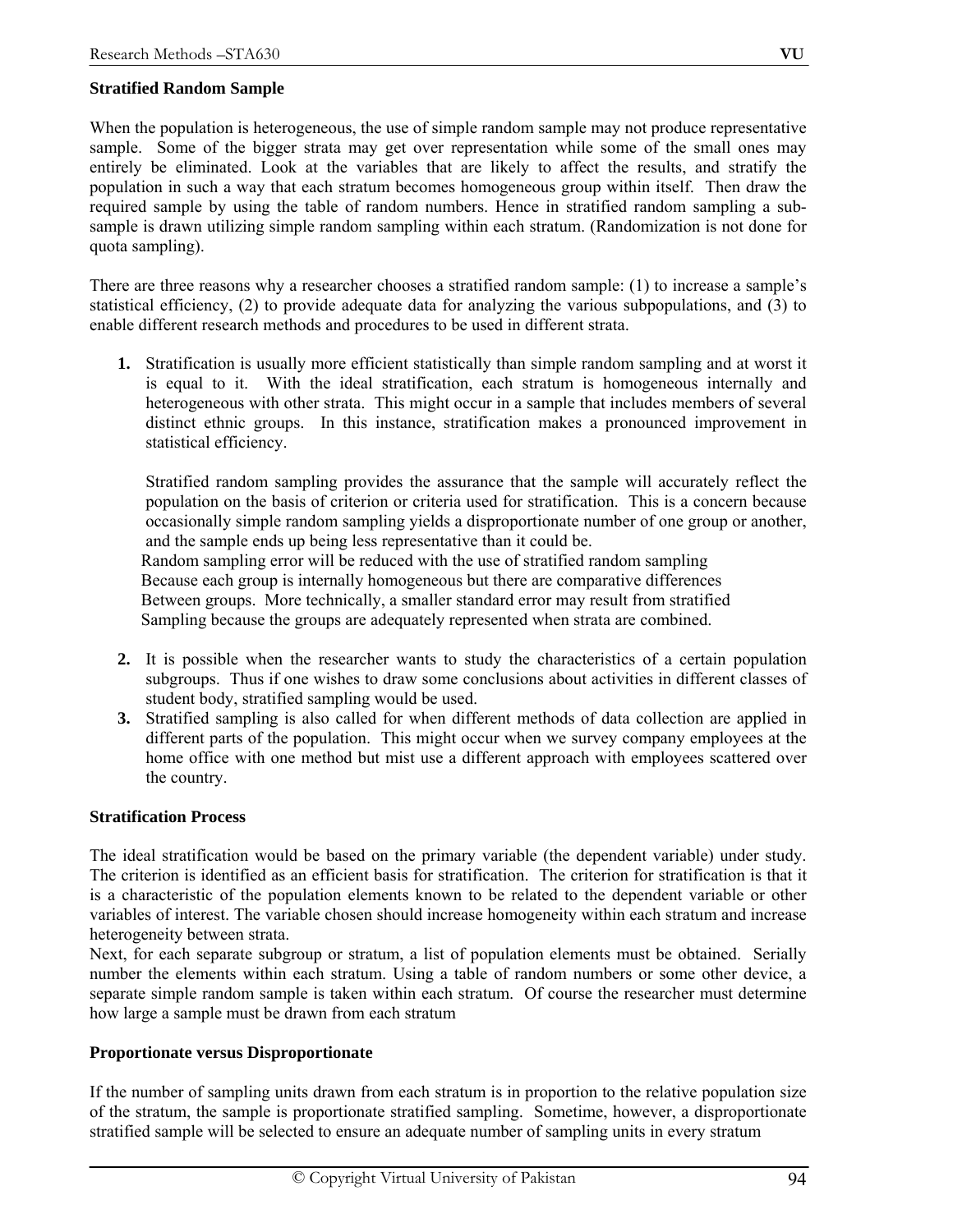**Stratified Random Sample**

When the population is heterogeneous, the use of simple random sample may not produce representative sample. Some of the bigger strata may get over representation while some of the small ones may entirely be eliminated. Look at the variables that are likely to affect the results, and stratify the population in such a way that each stratum becomes homogeneous group within itself. Then draw the required sample by using the table of random numbers. Hence in stratified random sampling a sub-sample is drawn utilizing simple random sampling within each stratum. (Randomization is not done for quota sampling).

There are three reasons why a researcher chooses a stratified random sample: (1) to increase a sample's statistical efficiency, (2) to provide adequate data for analyzing the various subpopulations, and (3) to enable different research methods and procedures to be used in different strata.

1. Stratification is usually more efficient statistically than simple random sampling and at worst it is equal to it. With the ideal stratification, each stratum is homogeneous internally and heterogeneous with other strata. This might occur in a sample that includes members of several distinct ethnic groups. In this instance, stratification makes a pronounced improvement in statistical efficiency.

   Stratified random sampling provides the assurance that the sample will accurately reflect the population on the basis of criterion or criteria used for stratification. This is a concern because occasionally simple random sampling yields a disproportionate number of one group or another, and the sample ends up being less representative than it could be.
   Random sampling error will be reduced with the use of stratified random sampling
   Because each group is internally homogeneous but there are comparative differences
   Between groups. More technically, a smaller standard error may result from stratified
   Sampling because the groups are adequately represented when strata are combined.

2. It is possible when the researcher wants to study the characteristics of a certain population subgroups. Thus if one wishes to draw some conclusions about activities in different classes of student body, stratified sampling would be used.
3. Stratified sampling is also called for when different methods of data collection are applied in different parts of the population. This might occur when we survey company employees at the home office with one method but mist use a different approach with employees scattered over the country.

**Stratification Process**

The ideal stratification would be based on the primary variable (the dependent variable) under study. The criterion is identified as an efficient basis for stratification. The criterion for stratification is that it is a characteristic of the population elements known to be related to the dependent variable or other variables of interest. The variable chosen should increase homogeneity within each stratum and increase heterogeneity between strata.
Next, for each separate subgroup or stratum, a list of population elements must be obtained. Serially number the elements within each stratum. Using a table of random numbers or some other device, a separate simple random sample is taken within each stratum. Of course the researcher must determine how large a sample must be drawn from each stratum

**Proportionate versus Disproportionate**

If the number of sampling units drawn from each stratum is in proportion to the relative population size of the stratum, the sample is proportionate stratified sampling. Sometime, however, a disproportionate stratified sample will be selected to ensure an adequate number of sampling units in every stratum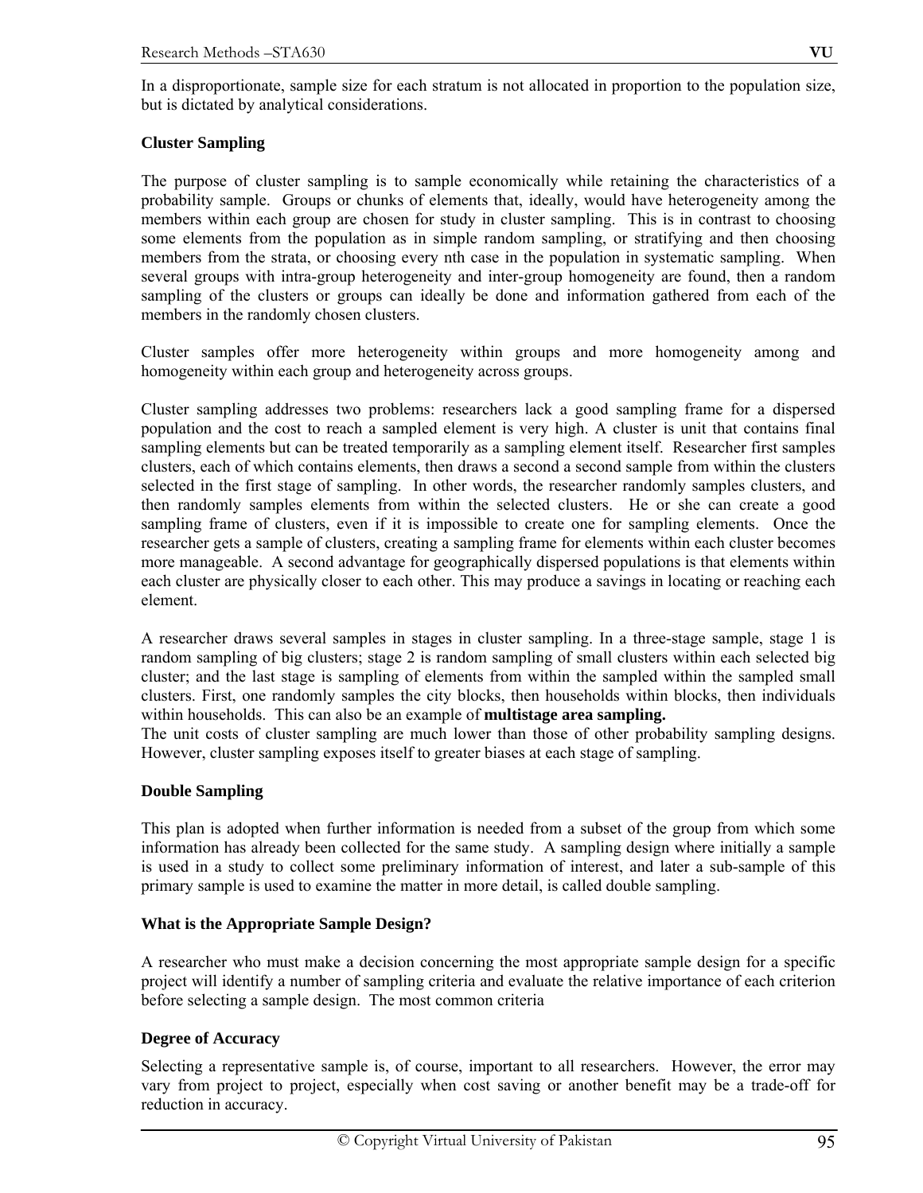In a disproportionate, sample size for each stratum is not allocated in proportion to the population size, but is dictated by analytical considerations.

**Cluster Sampling**

The purpose of cluster sampling is to sample economically while retaining the characteristics of a probability sample. Groups or chunks of elements that, ideally, would have heterogeneity among the members within each group are chosen for study in cluster sampling. This is in contrast to choosing some elements from the population as in simple random sampling, or stratifying and then choosing members from the strata, or choosing every nth case in the population in systematic sampling. When several groups with intra-group heterogeneity and inter-group homogeneity are found, then a random sampling of the clusters or groups can ideally be done and information gathered from each of the members in the randomly chosen clusters.

Cluster samples offer more heterogeneity within groups and more homogeneity among and homogeneity within each group and heterogeneity across groups.

Cluster sampling addresses two problems: researchers lack a good sampling frame for a dispersed population and the cost to reach a sampled element is very high. A cluster is unit that contains final sampling elements but can be treated temporarily as a sampling element itself. Researcher first samples clusters, each of which contains elements, then draws a second a second sample from within the clusters selected in the first stage of sampling. In other words, the researcher randomly samples clusters, and then randomly samples elements from within the selected clusters. He or she can create a good sampling frame of clusters, even if it is impossible to create one for sampling elements. Once the researcher gets a sample of clusters, creating a sampling frame for elements within each cluster becomes more manageable. A second advantage for geographically dispersed populations is that elements within each cluster are physically closer to each other. This may produce a savings in locating or reaching each element.

A researcher draws several samples in stages in cluster sampling. In a three-stage sample, stage 1 is random sampling of big clusters; stage 2 is random sampling of small clusters within each selected big cluster; and the last stage is sampling of elements from within the sampled within the sampled small clusters. First, one randomly samples the city blocks, then households within blocks, then individuals within households. This can also be an example of **multistage area sampling.**
The unit costs of cluster sampling are much lower than those of other probability sampling designs. However, cluster sampling exposes itself to greater biases at each stage of sampling.

**Double Sampling**

This plan is adopted when further information is needed from a subset of the group from which some information has already been collected for the same study. A sampling design where initially a sample is used in a study to collect some preliminary information of interest, and later a sub-sample of this primary sample is used to examine the matter in more detail, is called double sampling.

**What is the Appropriate Sample Design?**

A researcher who must make a decision concerning the most appropriate sample design for a specific project will identify a number of sampling criteria and evaluate the relative importance of each criterion before selecting a sample design. The most common criteria

**Degree of Accuracy**

Selecting a representative sample is, of course, important to all researchers. However, the error may vary from project to project, especially when cost saving or another benefit may be a trade-off for reduction in accuracy.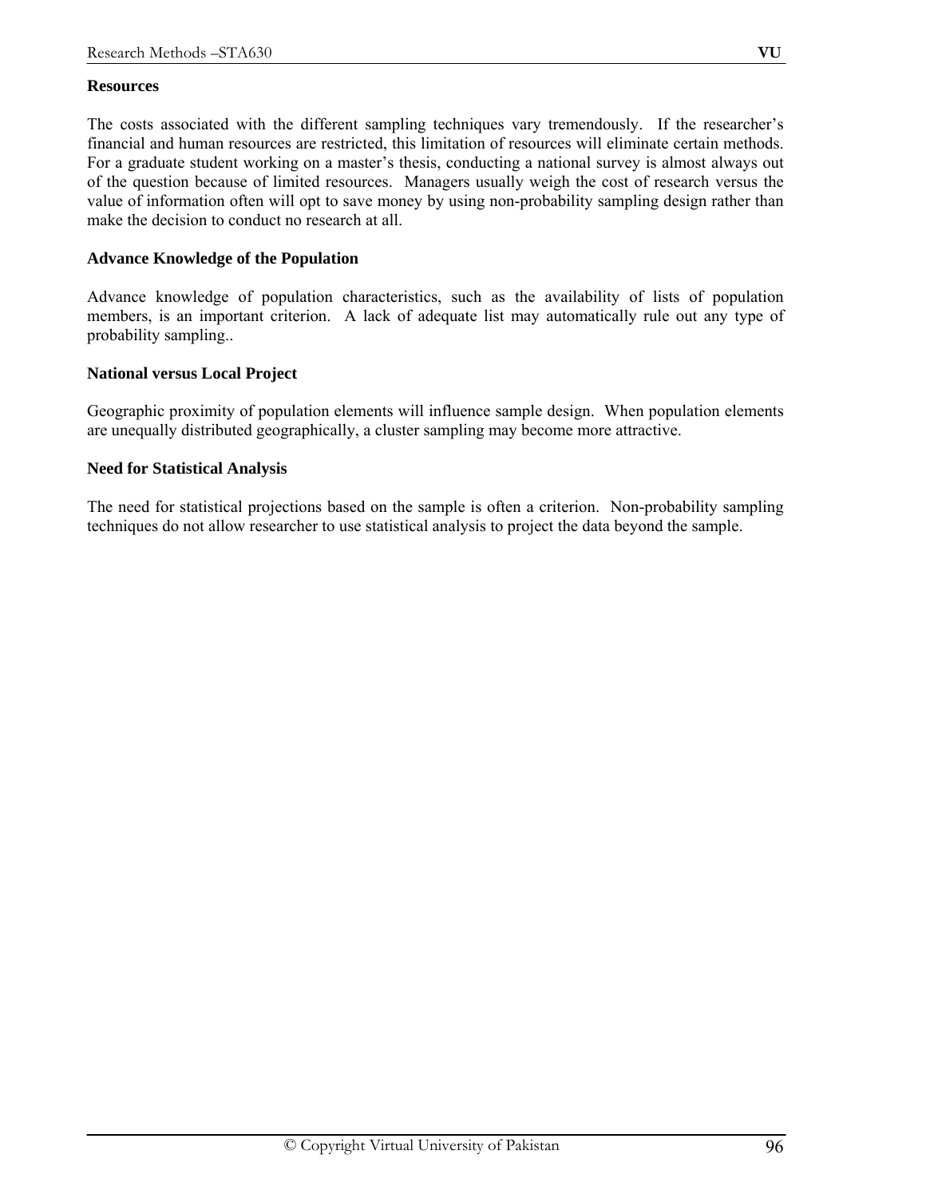**Resources**

The costs associated with the different sampling techniques vary tremendously. If the researcher's financial and human resources are restricted, this limitation of resources will eliminate certain methods. For a graduate student working on a master's thesis, conducting a national survey is almost always out of the question because of limited resources. Managers usually weigh the cost of research versus the value of information often will opt to save money by using non-probability sampling design rather than make the decision to conduct no research at all.

**Advance Knowledge of the Population**

Advance knowledge of population characteristics, such as the availability of lists of population members, is an important criterion. A lack of adequate list may automatically rule out any type of probability sampling..

**National versus Local Project**

Geographic proximity of population elements will influence sample design. When population elements are unequally distributed geographically, a cluster sampling may become more attractive.

**Need for Statistical Analysis**

The need for statistical projections based on the sample is often a criterion. Non-probability sampling techniques do not allow researcher to use statistical analysis to project the data beyond the sample.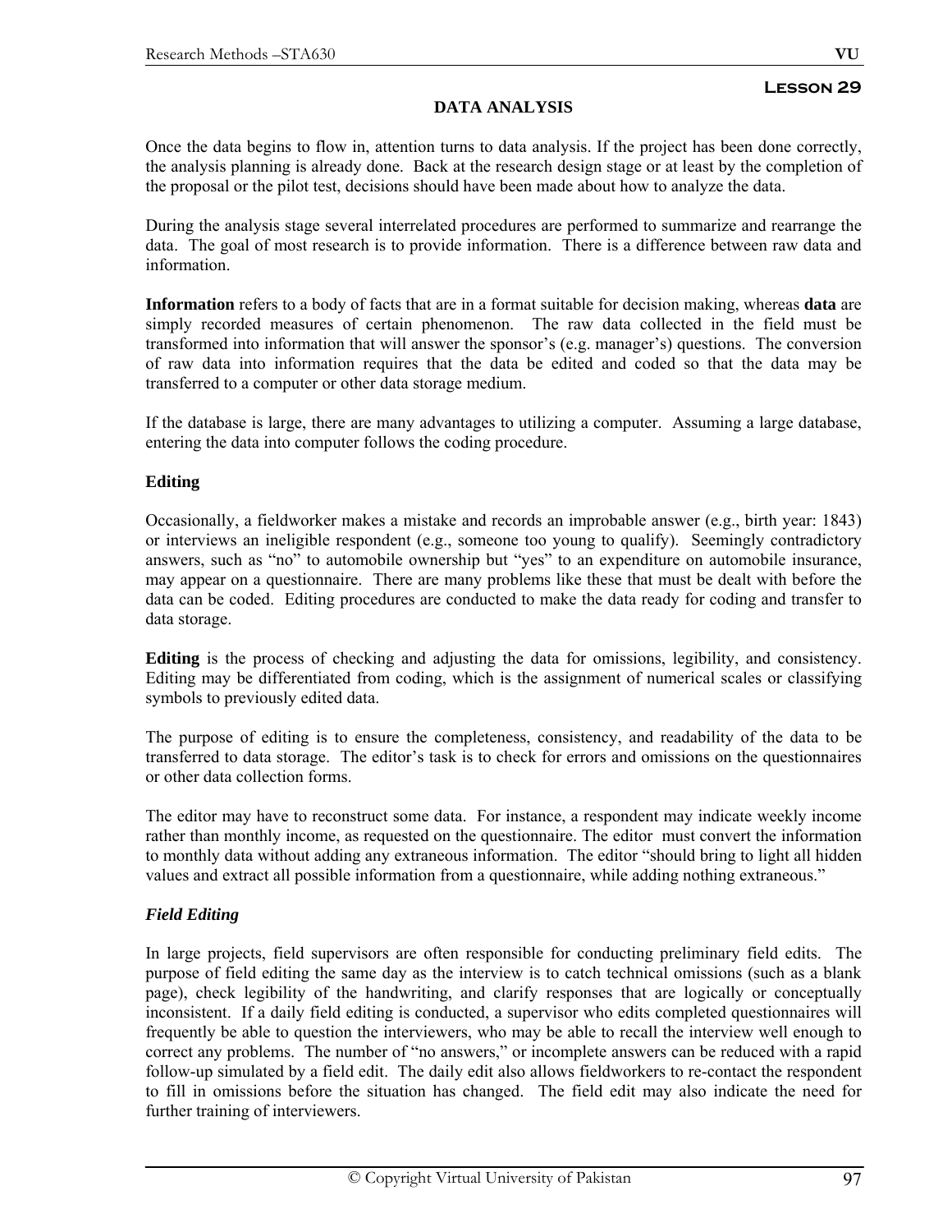**Lesson 29**

## DATA ANALYSIS

Once the data begins to flow in, attention turns to data analysis. If the project has been done correctly, the analysis planning is already done. Back at the research design stage or at least by the completion of the proposal or the pilot test, decisions should have been made about how to analyze the data.

During the analysis stage several interrelated procedures are performed to summarize and rearrange the data. The goal of most research is to provide information. There is a difference between raw data and information.

**Information** refers to a body of facts that are in a format suitable for decision making, whereas **data** are simply recorded measures of certain phenomenon. The raw data collected in the field must be transformed into information that will answer the sponsor's (e.g. manager's) questions. The conversion of raw data into information requires that the data be edited and coded so that the data may be transferred to a computer or other data storage medium.

If the database is large, there are many advantages to utilizing a computer. Assuming a large database, entering the data into computer follows the coding procedure.

### Editing

Occasionally, a fieldworker makes a mistake and records an improbable answer (e.g., birth year: 1843) or interviews an ineligible respondent (e.g., someone too young to qualify). Seemingly contradictory answers, such as "no" to automobile ownership but "yes" to an expenditure on automobile insurance, may appear on a questionnaire. There are many problems like these that must be dealt with before the data can be coded. Editing procedures are conducted to make the data ready for coding and transfer to data storage.

**Editing** is the process of checking and adjusting the data for omissions, legibility, and consistency. Editing may be differentiated from coding, which is the assignment of numerical scales or classifying symbols to previously edited data.

The purpose of editing is to ensure the completeness, consistency, and readability of the data to be transferred to data storage. The editor's task is to check for errors and omissions on the questionnaires or other data collection forms.

The editor may have to reconstruct some data. For instance, a respondent may indicate weekly income rather than monthly income, as requested on the questionnaire. The editor must convert the information to monthly data without adding any extraneous information. The editor "should bring to light all hidden values and extract all possible information from a questionnaire, while adding nothing extraneous."

#### *Field Editing*

In large projects, field supervisors are often responsible for conducting preliminary field edits. The purpose of field editing the same day as the interview is to catch technical omissions (such as a blank page), check legibility of the handwriting, and clarify responses that are logically or conceptually inconsistent. If a daily field editing is conducted, a supervisor who edits completed questionnaires will frequently be able to question the interviewers, who may be able to recall the interview well enough to correct any problems. The number of "no answers," or incomplete answers can be reduced with a rapid follow-up simulated by a field edit. The daily edit also allows fieldworkers to re-contact the respondent to fill in omissions before the situation has changed. The field edit may also indicate the need for further training of interviewers.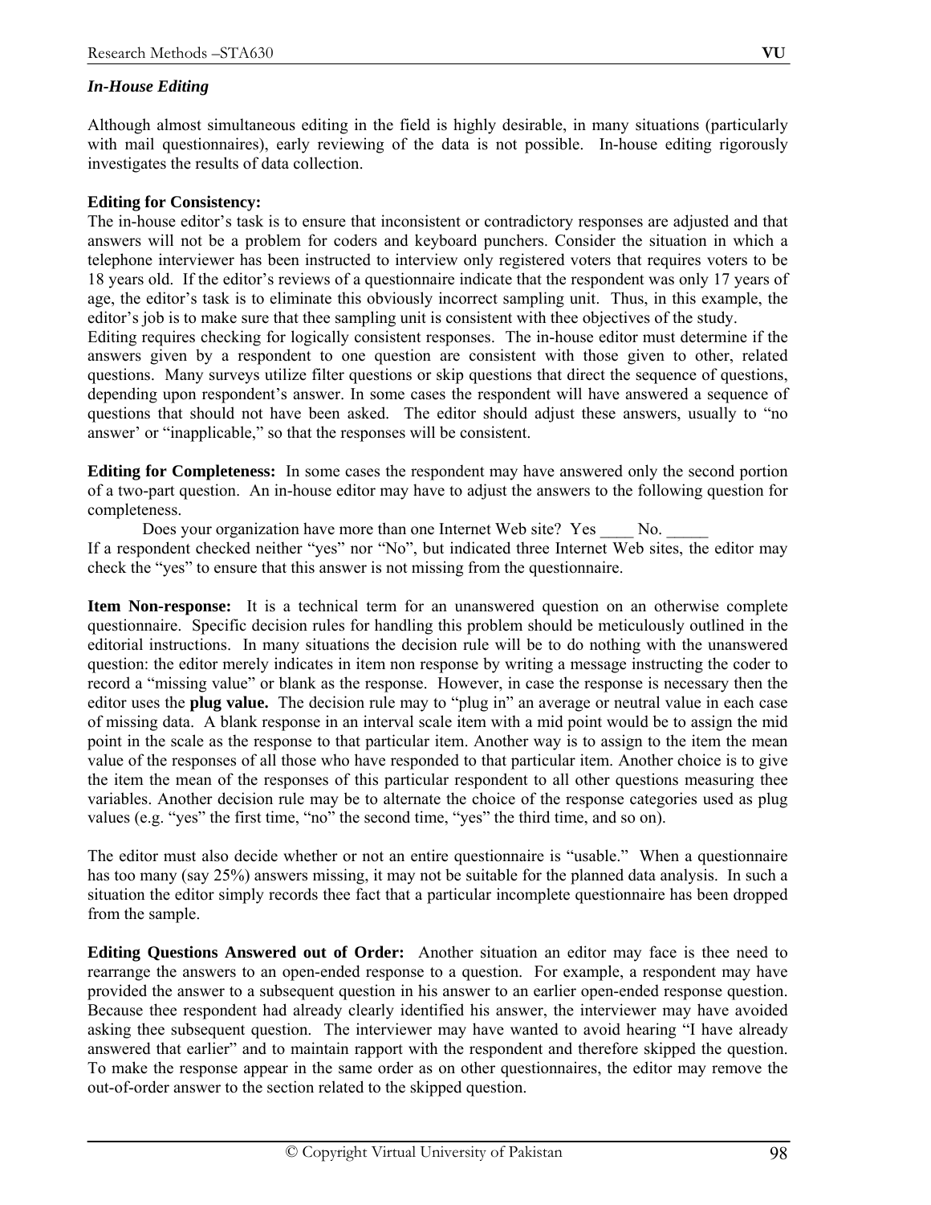***In-House Editing***

Although almost simultaneous editing in the field is highly desirable, in many situations (particularly with mail questionnaires), early reviewing of the data is not possible. In-house editing rigorously investigates the results of data collection.

**Editing for Consistency:**
The in-house editor's task is to ensure that inconsistent or contradictory responses are adjusted and that answers will not be a problem for coders and keyboard punchers. Consider the situation in which a telephone interviewer has been instructed to interview only registered voters that requires voters to be 18 years old. If the editor's reviews of a questionnaire indicate that the respondent was only 17 years of age, the editor's task is to eliminate this obviously incorrect sampling unit. Thus, in this example, the editor's job is to make sure that thee sampling unit is consistent with thee objectives of the study.
Editing requires checking for logically consistent responses. The in-house editor must determine if the answers given by a respondent to one question are consistent with those given to other, related questions. Many surveys utilize filter questions or skip questions that direct the sequence of questions, depending upon respondent's answer. In some cases the respondent will have answered a sequence of questions that should not have been asked. The editor should adjust these answers, usually to "no answer' or "inapplicable," so that the responses will be consistent.

**Editing for Completeness:** In some cases the respondent may have answered only the second portion of a two-part question. An in-house editor may have to adjust the answers to the following question for completeness.

Does your organization have more than one Internet Web site? Yes ____ No. _____

If a respondent checked neither "yes" nor "No", but indicated three Internet Web sites, the editor may check the "yes" to ensure that this answer is not missing from the questionnaire.

**Item Non-response:** It is a technical term for an unanswered question on an otherwise complete questionnaire. Specific decision rules for handling this problem should be meticulously outlined in the editorial instructions. In many situations the decision rule will be to do nothing with the unanswered question: the editor merely indicates in item non response by writing a message instructing the coder to record a "missing value" or blank as the response. However, in case the response is necessary then the editor uses the **plug value.** The decision rule may to "plug in" an average or neutral value in each case of missing data. A blank response in an interval scale item with a mid point would be to assign the mid point in the scale as the response to that particular item. Another way is to assign to the item the mean value of the responses of all those who have responded to that particular item. Another choice is to give the item the mean of the responses of this particular respondent to all other questions measuring thee variables. Another decision rule may be to alternate the choice of the response categories used as plug values (e.g. "yes" the first time, "no" the second time, "yes" the third time, and so on).

The editor must also decide whether or not an entire questionnaire is "usable." When a questionnaire has too many (say 25%) answers missing, it may not be suitable for the planned data analysis. In such a situation the editor simply records thee fact that a particular incomplete questionnaire has been dropped from the sample.

**Editing Questions Answered out of Order:** Another situation an editor may face is thee need to rearrange the answers to an open-ended response to a question. For example, a respondent may have provided the answer to a subsequent question in his answer to an earlier open-ended response question. Because thee respondent had already clearly identified his answer, the interviewer may have avoided asking thee subsequent question. The interviewer may have wanted to avoid hearing "I have already answered that earlier" and to maintain rapport with the respondent and therefore skipped the question. To make the response appear in the same order as on other questionnaires, the editor may remove the out-of-order answer to the section related to the skipped question.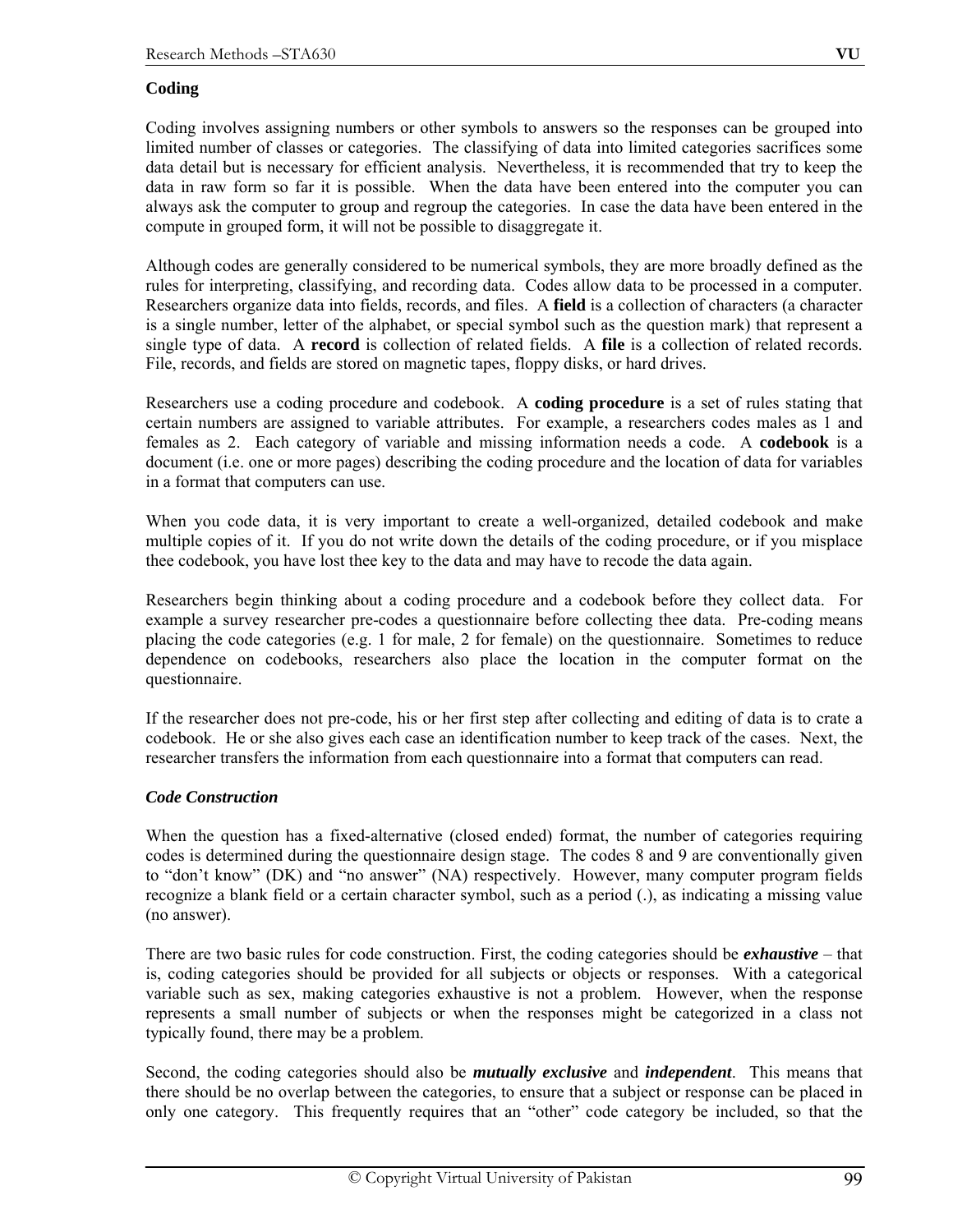**Coding**

Coding involves assigning numbers or other symbols to answers so the responses can be grouped into limited number of classes or categories. The classifying of data into limited categories sacrifices some data detail but is necessary for efficient analysis. Nevertheless, it is recommended that try to keep the data in raw form so far it is possible. When the data have been entered into the computer you can always ask the computer to group and regroup the categories. In case the data have been entered in the compute in grouped form, it will not be possible to disaggregate it.

Although codes are generally considered to be numerical symbols, they are more broadly defined as the rules for interpreting, classifying, and recording data. Codes allow data to be processed in a computer. Researchers organize data into fields, records, and files. A **field** is a collection of characters (a character is a single number, letter of the alphabet, or special symbol such as the question mark) that represent a single type of data. A **record** is collection of related fields. A **file** is a collection of related records. File, records, and fields are stored on magnetic tapes, floppy disks, or hard drives.

Researchers use a coding procedure and codebook. A **coding procedure** is a set of rules stating that certain numbers are assigned to variable attributes. For example, a researchers codes males as 1 and females as 2. Each category of variable and missing information needs a code. A **codebook** is a document (i.e. one or more pages) describing the coding procedure and the location of data for variables in a format that computers can use.

When you code data, it is very important to create a well-organized, detailed codebook and make multiple copies of it. If you do not write down the details of the coding procedure, or if you misplace thee codebook, you have lost thee key to the data and may have to recode the data again.

Researchers begin thinking about a coding procedure and a codebook before they collect data. For example a survey researcher pre-codes a questionnaire before collecting thee data. Pre-coding means placing the code categories (e.g. 1 for male, 2 for female) on the questionnaire. Sometimes to reduce dependence on codebooks, researchers also place the location in the computer format on the questionnaire.

If the researcher does not pre-code, his or her first step after collecting and editing of data is to crate a codebook. He or she also gives each case an identification number to keep track of the cases. Next, the researcher transfers the information from each questionnaire into a format that computers can read.

***Code Construction***

When the question has a fixed-alternative (closed ended) format, the number of categories requiring codes is determined during the questionnaire design stage. The codes 8 and 9 are conventionally given to "don't know" (DK) and "no answer" (NA) respectively. However, many computer program fields recognize a blank field or a certain character symbol, such as a period (.), as indicating a missing value (no answer).

There are two basic rules for code construction. First, the coding categories should be ***exhaustive*** – that is, coding categories should be provided for all subjects or objects or responses. With a categorical variable such as sex, making categories exhaustive is not a problem. However, when the response represents a small number of subjects or when the responses might be categorized in a class not typically found, there may be a problem.

Second, the coding categories should also be ***mutually exclusive*** and ***independent***. This means that there should be no overlap between the categories, to ensure that a subject or response can be placed in only one category. This frequently requires that an "other" code category be included, so that the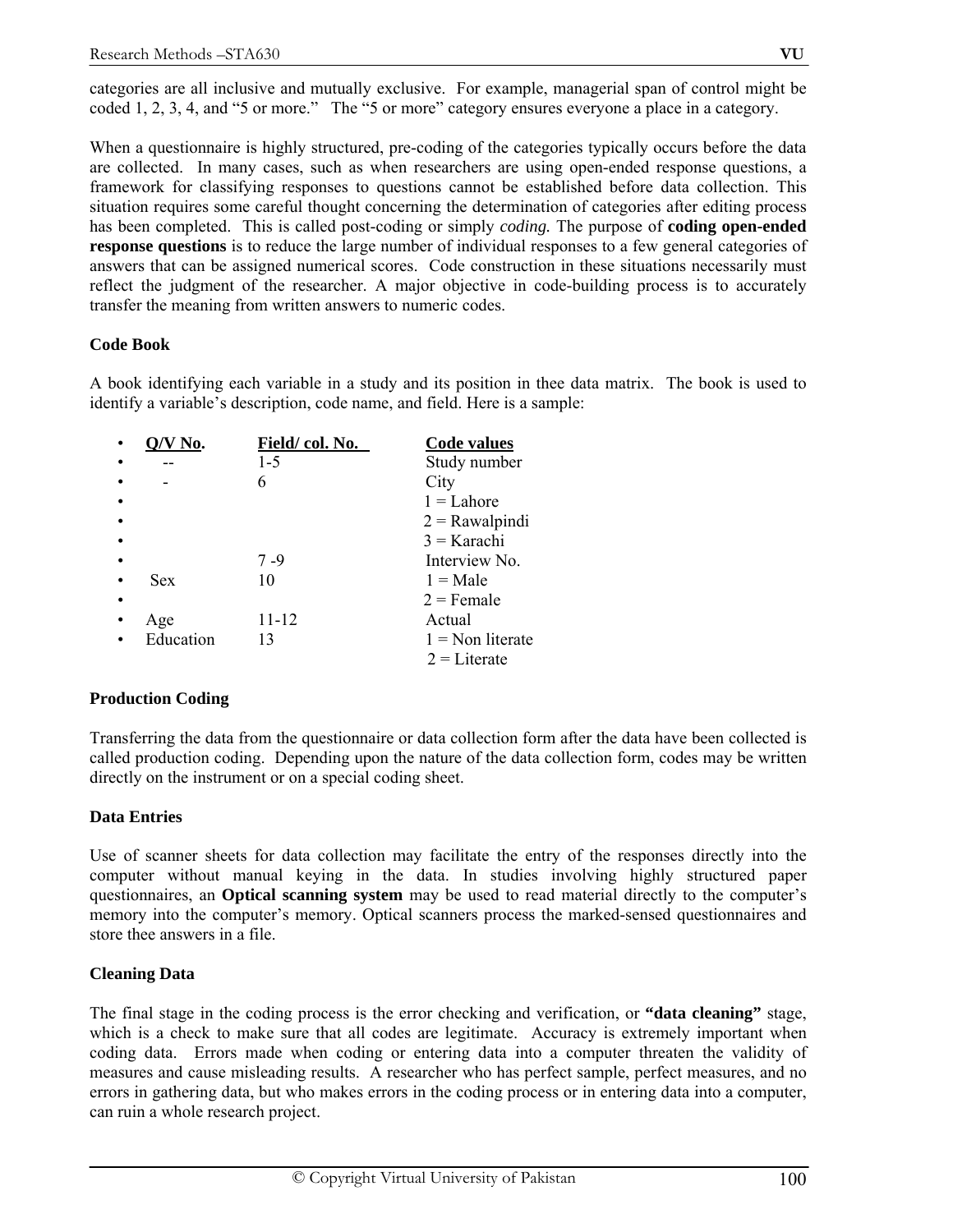categories are all inclusive and mutually exclusive. For example, managerial span of control might be coded 1, 2, 3, 4, and "5 or more." The "5 or more" category ensures everyone a place in a category.

When a questionnaire is highly structured, pre-coding of the categories typically occurs before the data are collected. In many cases, such as when researchers are using open-ended response questions, a framework for classifying responses to questions cannot be established before data collection. This situation requires some careful thought concerning the determination of categories after editing process has been completed. This is called post-coding or simply *coding.* The purpose of **coding open-ended response questions** is to reduce the large number of individual responses to a few general categories of answers that can be assigned numerical scores. Code construction in these situations necessarily must reflect the judgment of the researcher. A major objective in code-building process is to accurately transfer the meaning from written answers to numeric codes.

**Code Book**

A book identifying each variable in a study and its position in thee data matrix. The book is used to identify a variable's description, code name, and field. Here is a sample:

| Q/V No. | Field/ col. No. | Code values |
|---|---|---|
| -- | 1-5 | Study number |
| - | 6 | City |
| | | 1 = Lahore |
| | | 2 = Rawalpindi |
| | | 3 = Karachi |
| | 7 -9 | Interview No. |
| Sex | 10 | 1 = Male |
| | | 2 = Female |
| Age | 11-12 | Actual |
| Education | 13 | 1 = Non literate |
| | | 2 = Literate |

**Production Coding**

Transferring the data from the questionnaire or data collection form after the data have been collected is called production coding. Depending upon the nature of the data collection form, codes may be written directly on the instrument or on a special coding sheet.

**Data Entries**

Use of scanner sheets for data collection may facilitate the entry of the responses directly into the computer without manual keying in the data. In studies involving highly structured paper questionnaires, an **Optical scanning system** may be used to read material directly to the computer's memory into the computer's memory. Optical scanners process the marked-sensed questionnaires and store thee answers in a file.

**Cleaning Data**

The final stage in the coding process is the error checking and verification, or **"data cleaning"** stage, which is a check to make sure that all codes are legitimate. Accuracy is extremely important when coding data. Errors made when coding or entering data into a computer threaten the validity of measures and cause misleading results. A researcher who has perfect sample, perfect measures, and no errors in gathering data, but who makes errors in the coding process or in entering data into a computer, can ruin a whole research project.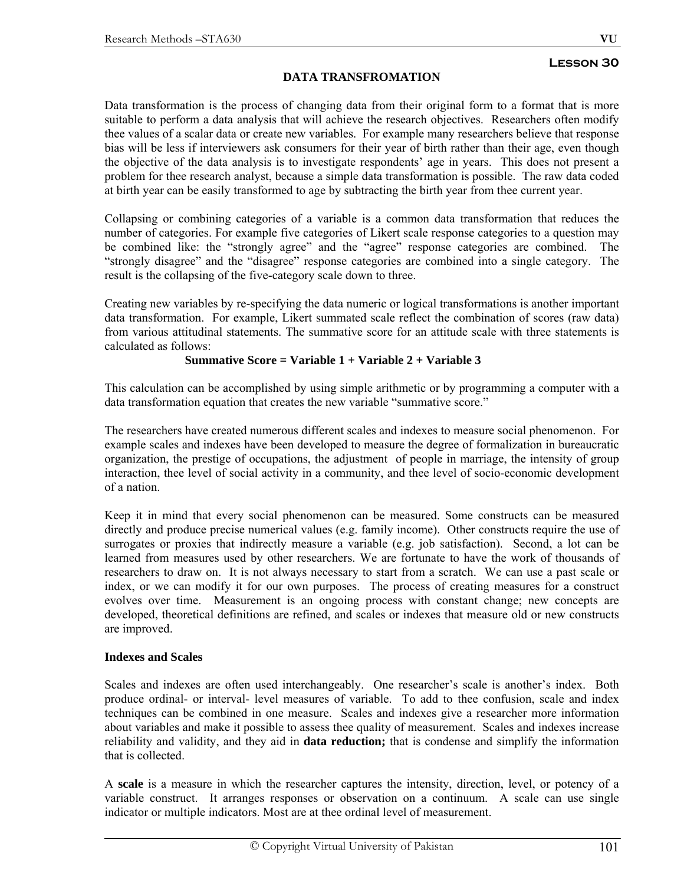**Lesson 30**

## DATA TRANSFROMATION

Data transformation is the process of changing data from their original form to a format that is more suitable to perform a data analysis that will achieve the research objectives. Researchers often modify thee values of a scalar data or create new variables. For example many researchers believe that response bias will be less if interviewers ask consumers for their year of birth rather than their age, even though the objective of the data analysis is to investigate respondents' age in years. This does not present a problem for thee research analyst, because a simple data transformation is possible. The raw data coded at birth year can be easily transformed to age by subtracting the birth year from thee current year.

Collapsing or combining categories of a variable is a common data transformation that reduces the number of categories. For example five categories of Likert scale response categories to a question may be combined like: the "strongly agree" and the "agree" response categories are combined. The "strongly disagree" and the "disagree" response categories are combined into a single category. The result is the collapsing of the five-category scale down to three.

Creating new variables by re-specifying the data numeric or logical transformations is another important data transformation. For example, Likert summated scale reflect the combination of scores (raw data) from various attitudinal statements. The summative score for an attitude scale with three statements is calculated as follows:

**Summative Score = Variable 1 + Variable 2 + Variable 3**

This calculation can be accomplished by using simple arithmetic or by programming a computer with a data transformation equation that creates the new variable "summative score."

The researchers have created numerous different scales and indexes to measure social phenomenon. For example scales and indexes have been developed to measure the degree of formalization in bureaucratic organization, the prestige of occupations, the adjustment of people in marriage, the intensity of group interaction, thee level of social activity in a community, and thee level of socio-economic development of a nation.

Keep it in mind that every social phenomenon can be measured. Some constructs can be measured directly and produce precise numerical values (e.g. family income). Other constructs require the use of surrogates or proxies that indirectly measure a variable (e.g. job satisfaction). Second, a lot can be learned from measures used by other researchers. We are fortunate to have the work of thousands of researchers to draw on. It is not always necessary to start from a scratch. We can use a past scale or index, or we can modify it for our own purposes. The process of creating measures for a construct evolves over time. Measurement is an ongoing process with constant change; new concepts are developed, theoretical definitions are refined, and scales or indexes that measure old or new constructs are improved.

### Indexes and Scales

Scales and indexes are often used interchangeably. One researcher's scale is another's index. Both produce ordinal- or interval- level measures of variable. To add to thee confusion, scale and index techniques can be combined in one measure. Scales and indexes give a researcher more information about variables and make it possible to assess thee quality of measurement. Scales and indexes increase reliability and validity, and they aid in **data reduction;** that is condense and simplify the information that is collected.

A **scale** is a measure in which the researcher captures the intensity, direction, level, or potency of a variable construct. It arranges responses or observation on a continuum. A scale can use single indicator or multiple indicators. Most are at thee ordinal level of measurement.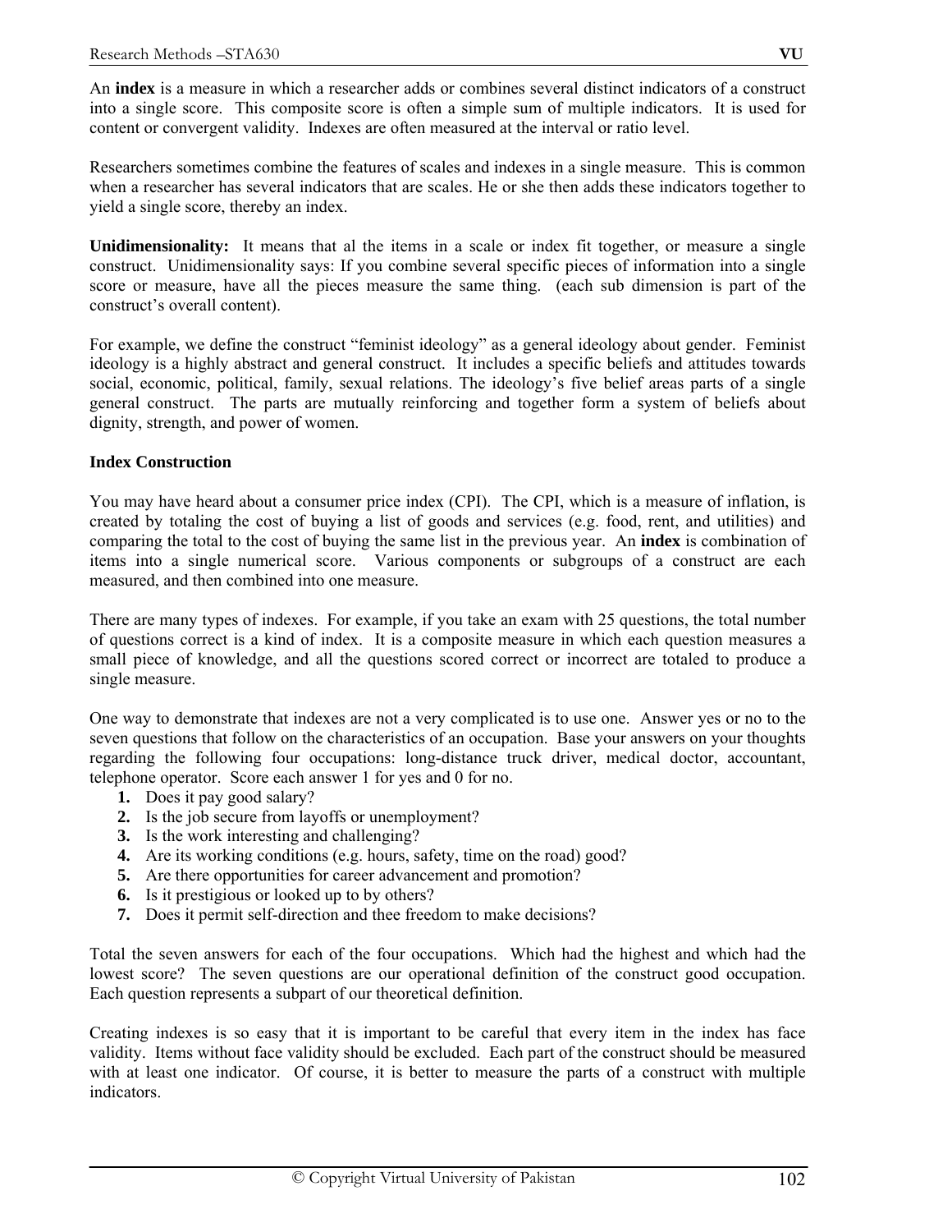An **index** is a measure in which a researcher adds or combines several distinct indicators of a construct into a single score. This composite score is often a simple sum of multiple indicators. It is used for content or convergent validity. Indexes are often measured at the interval or ratio level.

Researchers sometimes combine the features of scales and indexes in a single measure. This is common when a researcher has several indicators that are scales. He or she then adds these indicators together to yield a single score, thereby an index.

**Unidimensionality:** It means that al the items in a scale or index fit together, or measure a single construct. Unidimensionality says: If you combine several specific pieces of information into a single score or measure, have all the pieces measure the same thing. (each sub dimension is part of the construct's overall content).

For example, we define the construct "feminist ideology" as a general ideology about gender. Feminist ideology is a highly abstract and general construct. It includes a specific beliefs and attitudes towards social, economic, political, family, sexual relations. The ideology's five belief areas parts of a single general construct. The parts are mutually reinforcing and together form a system of beliefs about dignity, strength, and power of women.

**Index Construction**

You may have heard about a consumer price index (CPI). The CPI, which is a measure of inflation, is created by totaling the cost of buying a list of goods and services (e.g. food, rent, and utilities) and comparing the total to the cost of buying the same list in the previous year. An **index** is combination of items into a single numerical score. Various components or subgroups of a construct are each measured, and then combined into one measure.

There are many types of indexes. For example, if you take an exam with 25 questions, the total number of questions correct is a kind of index. It is a composite measure in which each question measures a small piece of knowledge, and all the questions scored correct or incorrect are totaled to produce a single measure.

One way to demonstrate that indexes are not a very complicated is to use one. Answer yes or no to the seven questions that follow on the characteristics of an occupation. Base your answers on your thoughts regarding the following four occupations: long-distance truck driver, medical doctor, accountant, telephone operator. Score each answer 1 for yes and 0 for no.

1. Does it pay good salary?
2. Is the job secure from layoffs or unemployment?
3. Is the work interesting and challenging?
4. Are its working conditions (e.g. hours, safety, time on the road) good?
5. Are there opportunities for career advancement and promotion?
6. Is it prestigious or looked up to by others?
7. Does it permit self-direction and thee freedom to make decisions?

Total the seven answers for each of the four occupations. Which had the highest and which had the lowest score? The seven questions are our operational definition of the construct good occupation. Each question represents a subpart of our theoretical definition.

Creating indexes is so easy that it is important to be careful that every item in the index has face validity. Items without face validity should be excluded. Each part of the construct should be measured with at least one indicator. Of course, it is better to measure the parts of a construct with multiple indicators.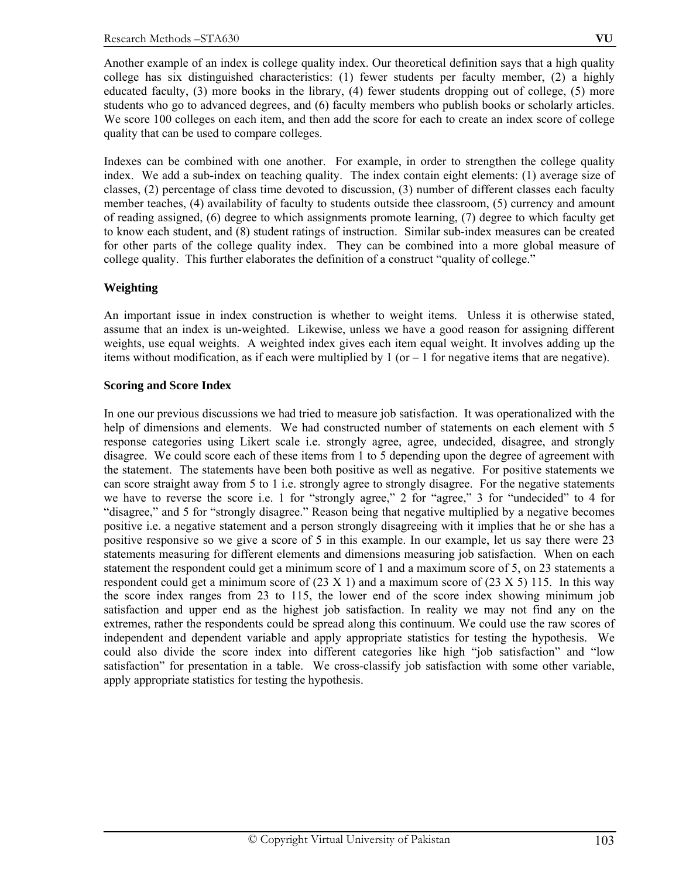Another example of an index is college quality index. Our theoretical definition says that a high quality college has six distinguished characteristics: (1) fewer students per faculty member, (2) a highly educated faculty, (3) more books in the library, (4) fewer students dropping out of college, (5) more students who go to advanced degrees, and (6) faculty members who publish books or scholarly articles. We score 100 colleges on each item, and then add the score for each to create an index score of college quality that can be used to compare colleges.

Indexes can be combined with one another. For example, in order to strengthen the college quality index. We add a sub-index on teaching quality. The index contain eight elements: (1) average size of classes, (2) percentage of class time devoted to discussion, (3) number of different classes each faculty member teaches, (4) availability of faculty to students outside thee classroom, (5) currency and amount of reading assigned, (6) degree to which assignments promote learning, (7) degree to which faculty get to know each student, and (8) student ratings of instruction. Similar sub-index measures can be created for other parts of the college quality index. They can be combined into a more global measure of college quality. This further elaborates the definition of a construct "quality of college."

### Weighting

An important issue in index construction is whether to weight items. Unless it is otherwise stated, assume that an index is un-weighted. Likewise, unless we have a good reason for assigning different weights, use equal weights. A weighted index gives each item equal weight. It involves adding up the items without modification, as if each were multiplied by 1 (or – 1 for negative items that are negative).

### Scoring and Score Index

In one our previous discussions we had tried to measure job satisfaction. It was operationalized with the help of dimensions and elements. We had constructed number of statements on each element with 5 response categories using Likert scale i.e. strongly agree, agree, undecided, disagree, and strongly disagree. We could score each of these items from 1 to 5 depending upon the degree of agreement with the statement. The statements have been both positive as well as negative. For positive statements we can score straight away from 5 to 1 i.e. strongly agree to strongly disagree. For the negative statements we have to reverse the score i.e. 1 for "strongly agree," 2 for "agree," 3 for "undecided" to 4 for "disagree," and 5 for "strongly disagree." Reason being that negative multiplied by a negative becomes positive i.e. a negative statement and a person strongly disagreeing with it implies that he or she has a positive responsive so we give a score of 5 in this example. In our example, let us say there were 23 statements measuring for different elements and dimensions measuring job satisfaction. When on each statement the respondent could get a minimum score of 1 and a maximum score of 5, on 23 statements a respondent could get a minimum score of (23 X 1) and a maximum score of (23 X 5) 115. In this way the score index ranges from 23 to 115, the lower end of the score index showing minimum job satisfaction and upper end as the highest job satisfaction. In reality we may not find any on the extremes, rather the respondents could be spread along this continuum. We could use the raw scores of independent and dependent variable and apply appropriate statistics for testing the hypothesis. We could also divide the score index into different categories like high "job satisfaction" and "low satisfaction" for presentation in a table. We cross-classify job satisfaction with some other variable, apply appropriate statistics for testing the hypothesis.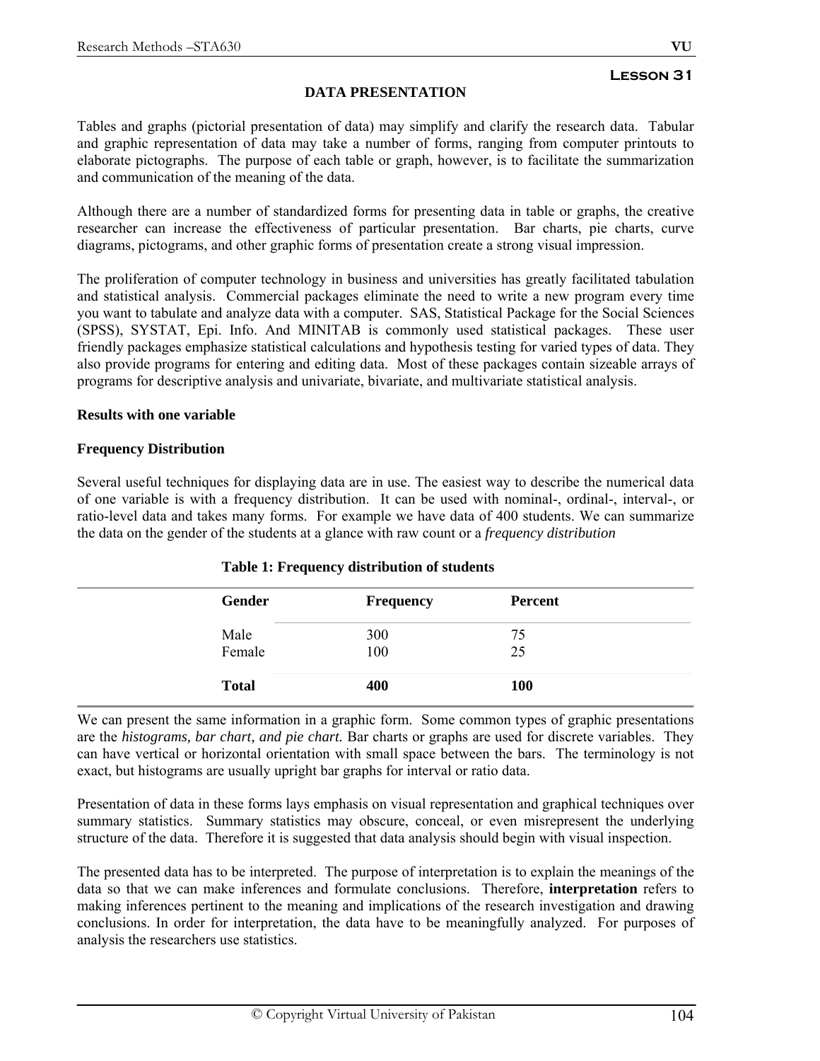**Lesson 31**

## DATA PRESENTATION

Tables and graphs (pictorial presentation of data) may simplify and clarify the research data. Tabular and graphic representation of data may take a number of forms, ranging from computer printouts to elaborate pictographs. The purpose of each table or graph, however, is to facilitate the summarization and communication of the meaning of the data.

Although there are a number of standardized forms for presenting data in table or graphs, the creative researcher can increase the effectiveness of particular presentation. Bar charts, pie charts, curve diagrams, pictograms, and other graphic forms of presentation create a strong visual impression.

The proliferation of computer technology in business and universities has greatly facilitated tabulation and statistical analysis. Commercial packages eliminate the need to write a new program every time you want to tabulate and analyze data with a computer. SAS, Statistical Package for the Social Sciences (SPSS), SYSTAT, Epi. Info. And MINITAB is commonly used statistical packages. These user friendly packages emphasize statistical calculations and hypothesis testing for varied types of data. They also provide programs for entering and editing data. Most of these packages contain sizeable arrays of programs for descriptive analysis and univariate, bivariate, and multivariate statistical analysis.

**Results with one variable**

**Frequency Distribution**

Several useful techniques for displaying data are in use. The easiest way to describe the numerical data of one variable is with a frequency distribution. It can be used with nominal-, ordinal-, interval-, or ratio-level data and takes many forms. For example we have data of 400 students. We can summarize the data on the gender of the students at a glance with raw count or a *frequency distribution*

**Table 1: Frequency distribution of students**

| Gender | Frequency | Percent |
|---|---|---|
| Male | 300 | 75 |
| Female | 100 | 25 |
| **Total** | **400** | **100** |

We can present the same information in a graphic form. Some common types of graphic presentations are the *histograms, bar chart, and pie chart.* Bar charts or graphs are used for discrete variables. They can have vertical or horizontal orientation with small space between the bars. The terminology is not exact, but histograms are usually upright bar graphs for interval or ratio data.

Presentation of data in these forms lays emphasis on visual representation and graphical techniques over summary statistics. Summary statistics may obscure, conceal, or even misrepresent the underlying structure of the data. Therefore it is suggested that data analysis should begin with visual inspection.

The presented data has to be interpreted. The purpose of interpretation is to explain the meanings of the data so that we can make inferences and formulate conclusions. Therefore, **interpretation** refers to making inferences pertinent to the meaning and implications of the research investigation and drawing conclusions. In order for interpretation, the data have to be meaningfully analyzed. For purposes of analysis the researchers use statistics.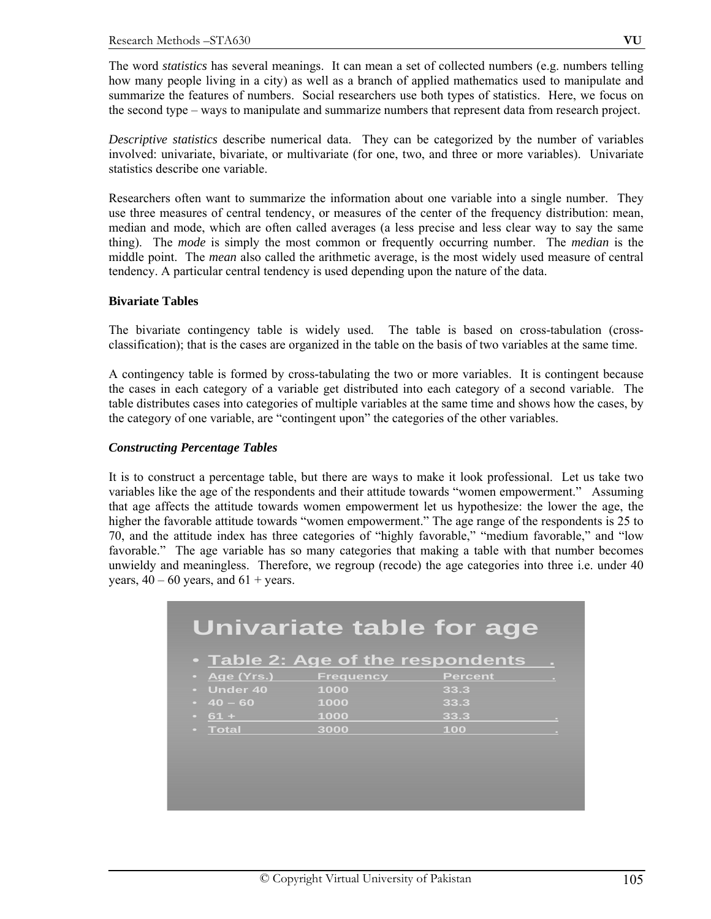The word *statistics* has several meanings. It can mean a set of collected numbers (e.g. numbers telling how many people living in a city) as well as a branch of applied mathematics used to manipulate and summarize the features of numbers. Social researchers use both types of statistics. Here, we focus on the second type – ways to manipulate and summarize numbers that represent data from research project.

*Descriptive statistics* describe numerical data. They can be categorized by the number of variables involved: univariate, bivariate, or multivariate (for one, two, and three or more variables). Univariate statistics describe one variable.

Researchers often want to summarize the information about one variable into a single number. They use three measures of central tendency, or measures of the center of the frequency distribution: mean, median and mode, which are often called averages (a less precise and less clear way to say the same thing). The *mode* is simply the most common or frequently occurring number. The *median* is the middle point. The *mean* also called the arithmetic average, is the most widely used measure of central tendency. A particular central tendency is used depending upon the nature of the data.

### Bivariate Tables

The bivariate contingency table is widely used. The table is based on cross-tabulation (cross-classification); that is the cases are organized in the table on the basis of two variables at the same time.

A contingency table is formed by cross-tabulating the two or more variables. It is contingent because the cases in each category of a variable get distributed into each category of a second variable. The table distributes cases into categories of multiple variables at the same time and shows how the cases, by the category of one variable, are "contingent upon" the categories of the other variables.

#### *Constructing Percentage Tables*

It is to construct a percentage table, but there are ways to make it look professional. Let us take two variables like the age of the respondents and their attitude towards "women empowerment." Assuming that age affects the attitude towards women empowerment let us hypothesize: the lower the age, the higher the favorable attitude towards "women empowerment." The age range of the respondents is 25 to 70, and the attitude index has three categories of "highly favorable," "medium favorable," and "low favorable." The age variable has so many categories that making a table with that number becomes unwieldy and meaningless. Therefore, we regroup (recode) the age categories into three i.e. under 40 years, 40 – 60 years, and 61 + years.

**Univariate table for age**

**Table 2: Age of the respondents**

| Age (Yrs.) | Frequency | Percent |
|---|---|---|
| Under 40 | 1000 | 33.3 |
| 40 – 60 | 1000 | 33.3 |
| 61 + | 1000 | 33.3 |
| Total | 3000 | 100 |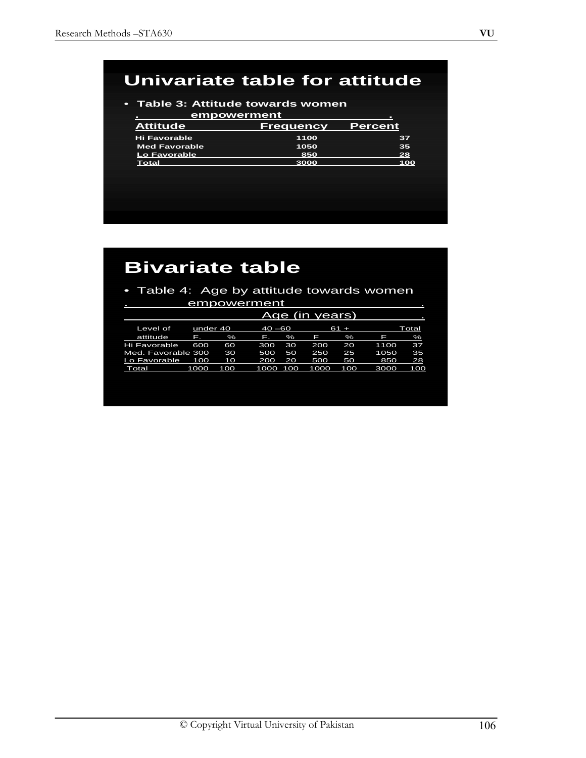## Univariate table for attitude

- **Table 3: Attitude towards women empowerment**

| Attitude | Frequency | Percent |
|---|---|---|
| Hi Favorable | 1100 | 37 |
| Med Favorable | 1050 | 35 |
| Lo Favorable | 850 | 28 |
| Total | 3000 | 100 |

## Bivariate table

- Table 4: Age by attitude towards women empowerment

| Level of attitude | under 40 F. | under 40 % | 40 –60 F. | 40 –60 % | 61 + F | 61 + % | Total F | Total % |
|---|---|---|---|---|---|---|---|---|
| Hi Favorable | 600 | 60 | 300 | 30 | 200 | 20 | 1100 | 37 |
| Med. Favorable | 300 | 30 | 500 | 50 | 250 | 25 | 1050 | 35 |
| Lo Favorable | 100 | 10 | 200 | 20 | 500 | 50 | 850 | 28 |
| Total | 1000 | 100 | 1000 | 100 | 1000 | 100 | 3000 | 100 |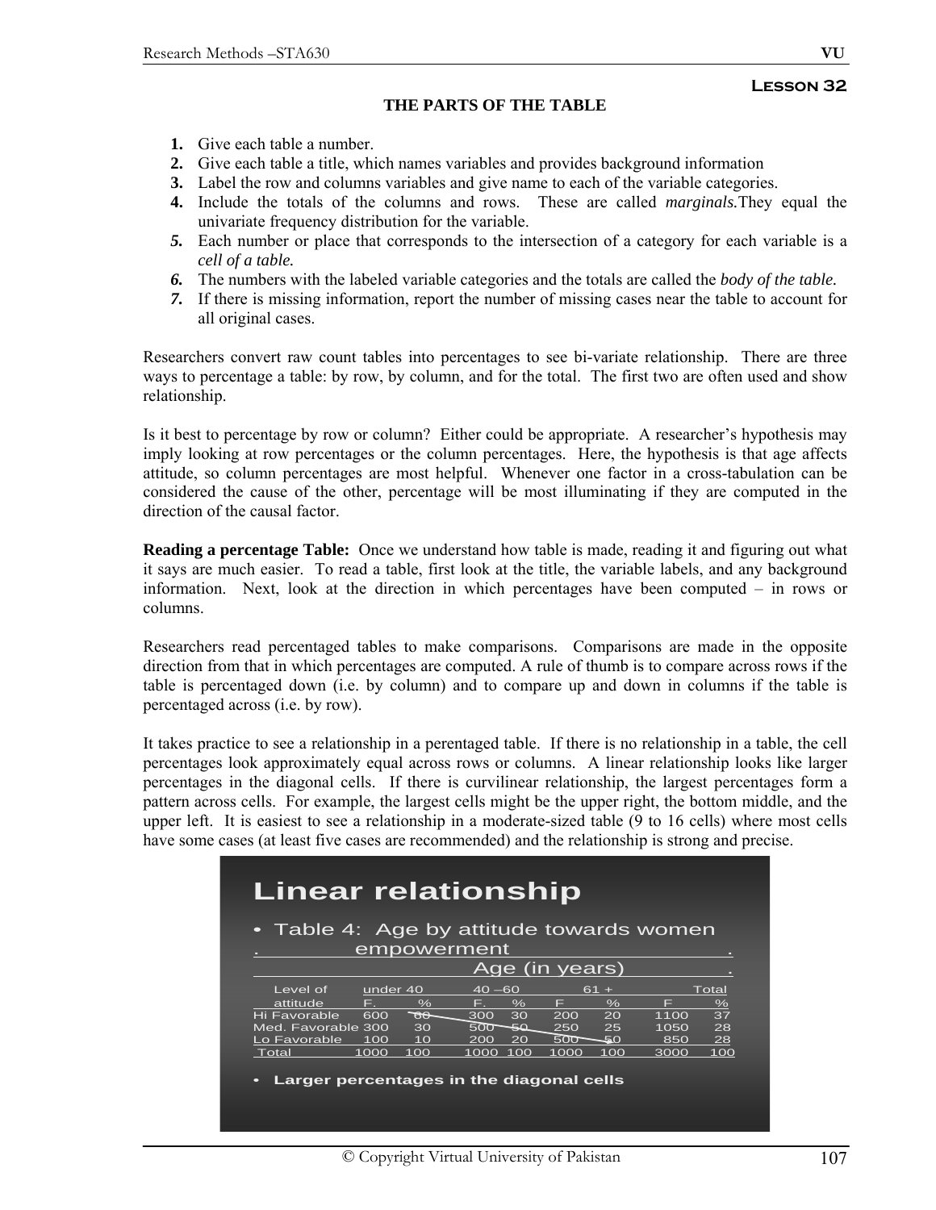**Lesson 32**

**THE PARTS OF THE TABLE**

1. Give each table a number.
2. Give each table a title, which names variables and provides background information
3. Label the row and columns variables and give name to each of the variable categories.
4. Include the totals of the columns and rows. These are called *marginals.*They equal the univariate frequency distribution for the variable.
5. Each number or place that corresponds to the intersection of a category for each variable is a *cell of a table.*
6. The numbers with the labeled variable categories and the totals are called the *body of the table.*
7. If there is missing information, report the number of missing cases near the table to account for all original cases.

Researchers convert raw count tables into percentages to see bi-variate relationship. There are three ways to percentage a table: by row, by column, and for the total. The first two are often used and show relationship.

Is it best to percentage by row or column? Either could be appropriate. A researcher's hypothesis may imply looking at row percentages or the column percentages. Here, the hypothesis is that age affects attitude, so column percentages are most helpful. Whenever one factor in a cross-tabulation can be considered the cause of the other, percentage will be most illuminating if they are computed in the direction of the causal factor.

**Reading a percentage Table:** Once we understand how table is made, reading it and figuring out what it says are much easier. To read a table, first look at the title, the variable labels, and any background information. Next, look at the direction in which percentages have been computed – in rows or columns.

Researchers read percentaged tables to make comparisons. Comparisons are made in the opposite direction from that in which percentages are computed. A rule of thumb is to compare across rows if the table is percentaged down (i.e. by column) and to compare up and down in columns if the table is percentaged across (i.e. by row).

It takes practice to see a relationship in a perentaged table. If there is no relationship in a table, the cell percentages look approximately equal across rows or columns. A linear relationship looks like larger percentages in the diagonal cells. If there is curvilinear relationship, the largest percentages form a pattern across cells. For example, the largest cells might be the upper right, the bottom middle, and the upper left. It is easiest to see a relationship in a moderate-sized table (9 to 16 cells) where most cells have some cases (at least five cases are recommended) and the relationship is strong and precise.

## Linear relationship

- Table 4: Age by attitude towards women empowerment

| Level of attitude | Age (in years): under 40 | | 40 –60 | | 61 + | | Total | |
|---|---|---|---|---|---|---|---|---|
| | F. | % | F. | % | F | % | F | % |
| Hi Favorable | 600 | 60 | 300 | 30 | 200 | 20 | 1100 | 37 |
| Med. Favorable | 300 | 30 | 500 | 50 | 250 | 25 | 1050 | 28 |
| Lo Favorable | 100 | 10 | 200 | 20 | 500 | 50 | 850 | 28 |
| Total | 1000 | 100 | 1000 | 100 | 1000 | 100 | 3000 | 100 |

- **Larger percentages in the diagonal cells**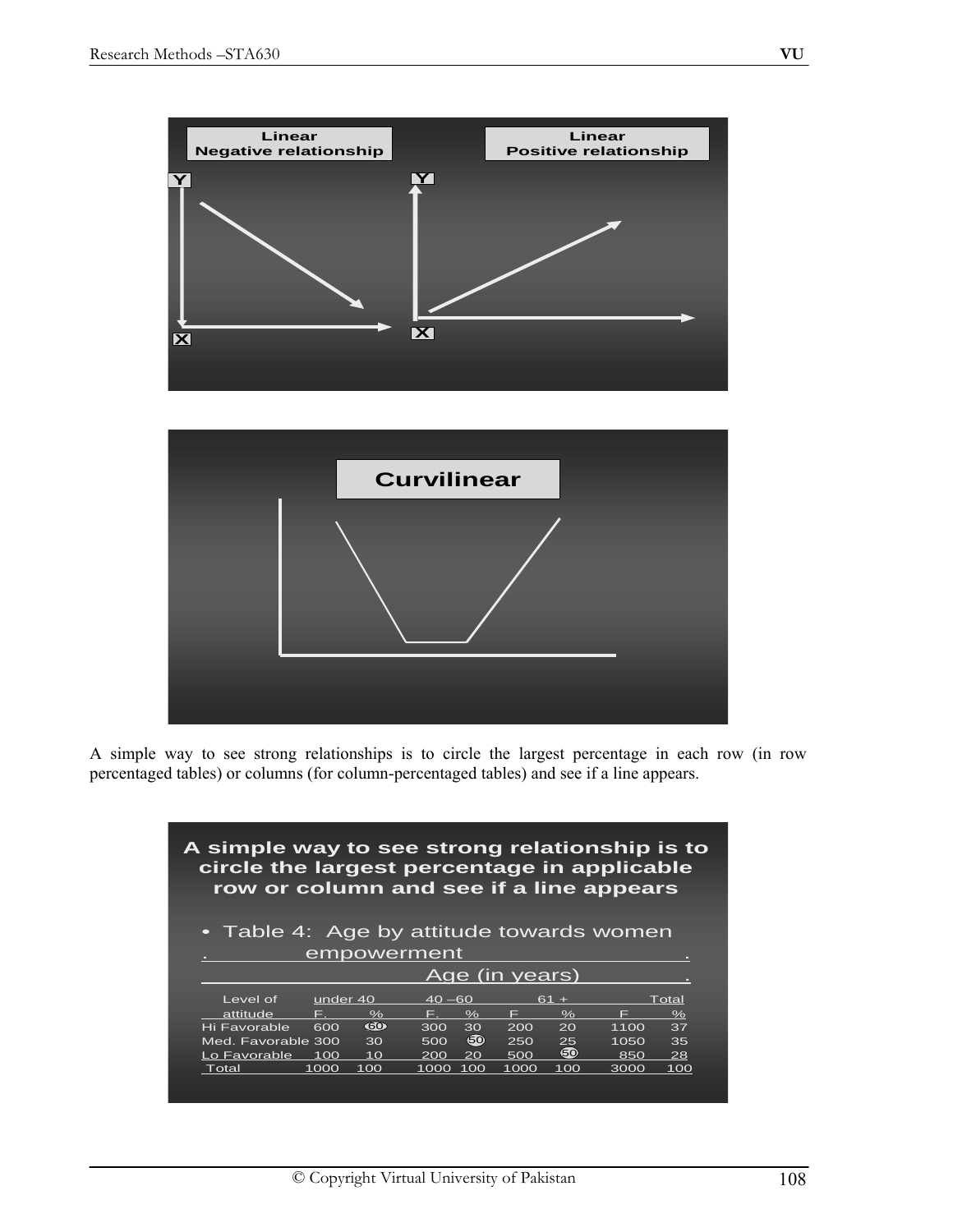**Linear Negative relationship**

**Linear Positive relationship**

**Curvilinear**

A simple way to see strong relationships is to circle the largest percentage in each row (in row percentaged tables) or columns (for column-percentaged tables) and see if a line appears.

**A simple way to see strong relationship is to circle the largest percentage in applicable row or column and see if a line appears**

- Table 4: Age by attitude towards women empowerment

| Level of attitude | under 40 F. | under 40 % | 40 – 60 F. | 40 – 60 % | 61 + F | 61 + % | Total F | Total % |
|---|---|---|---|---|---|---|---|---|
| Hi Favorable | 600 | 60 | 300 | 30 | 200 | 20 | 1100 | 37 |
| Med. Favorable | 300 | 30 | 500 | 50 | 250 | 25 | 1050 | 35 |
| Lo Favorable | 100 | 10 | 200 | 20 | 500 | 50 | 850 | 28 |
| Total | 1000 | 100 | 1000 | 100 | 1000 | 100 | 3000 | 100 |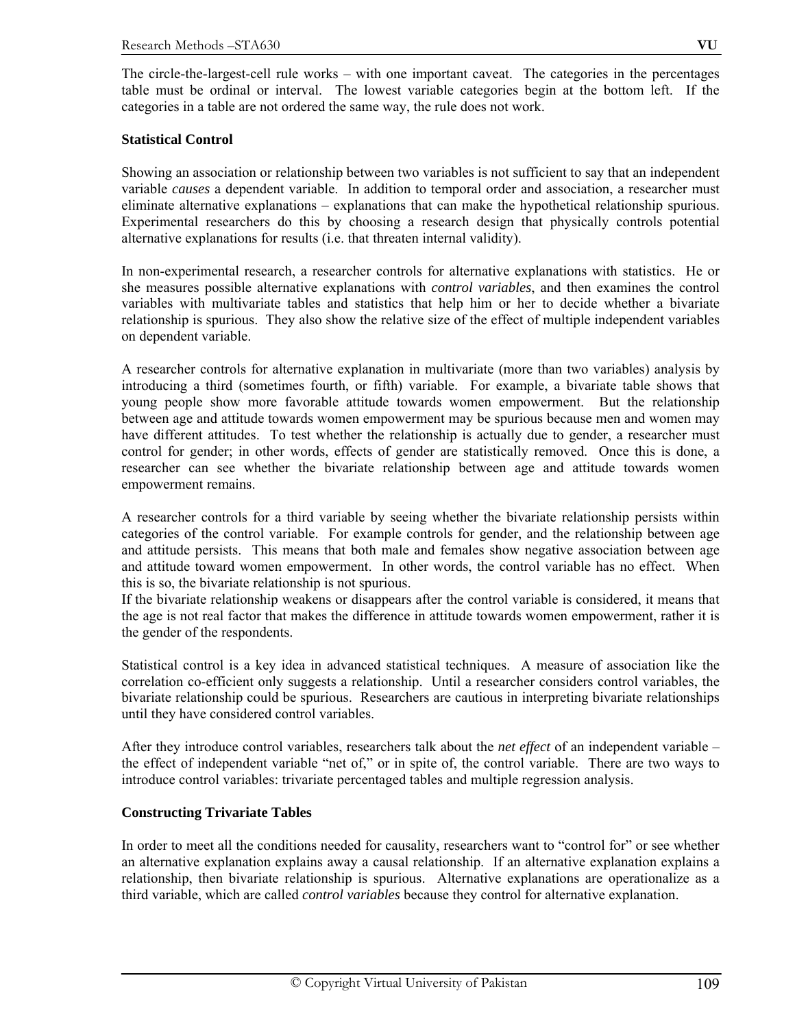The circle-the-largest-cell rule works – with one important caveat. The categories in the percentages table must be ordinal or interval. The lowest variable categories begin at the bottom left. If the categories in a table are not ordered the same way, the rule does not work.

**Statistical Control**

Showing an association or relationship between two variables is not sufficient to say that an independent variable *causes* a dependent variable. In addition to temporal order and association, a researcher must eliminate alternative explanations – explanations that can make the hypothetical relationship spurious. Experimental researchers do this by choosing a research design that physically controls potential alternative explanations for results (i.e. that threaten internal validity).

In non-experimental research, a researcher controls for alternative explanations with statistics. He or she measures possible alternative explanations with *control variables*, and then examines the control variables with multivariate tables and statistics that help him or her to decide whether a bivariate relationship is spurious. They also show the relative size of the effect of multiple independent variables on dependent variable.

A researcher controls for alternative explanation in multivariate (more than two variables) analysis by introducing a third (sometimes fourth, or fifth) variable. For example, a bivariate table shows that young people show more favorable attitude towards women empowerment. But the relationship between age and attitude towards women empowerment may be spurious because men and women may have different attitudes. To test whether the relationship is actually due to gender, a researcher must control for gender; in other words, effects of gender are statistically removed. Once this is done, a researcher can see whether the bivariate relationship between age and attitude towards women empowerment remains.

A researcher controls for a third variable by seeing whether the bivariate relationship persists within categories of the control variable. For example controls for gender, and the relationship between age and attitude persists. This means that both male and females show negative association between age and attitude toward women empowerment. In other words, the control variable has no effect. When this is so, the bivariate relationship is not spurious.
If the bivariate relationship weakens or disappears after the control variable is considered, it means that the age is not real factor that makes the difference in attitude towards women empowerment, rather it is the gender of the respondents.

Statistical control is a key idea in advanced statistical techniques. A measure of association like the correlation co-efficient only suggests a relationship. Until a researcher considers control variables, the bivariate relationship could be spurious. Researchers are cautious in interpreting bivariate relationships until they have considered control variables.

After they introduce control variables, researchers talk about the *net effect* of an independent variable – the effect of independent variable "net of," or in spite of, the control variable. There are two ways to introduce control variables: trivariate percentaged tables and multiple regression analysis.

**Constructing Trivariate Tables**

In order to meet all the conditions needed for causality, researchers want to "control for" or see whether an alternative explanation explains away a causal relationship. If an alternative explanation explains a relationship, then bivariate relationship is spurious. Alternative explanations are operationalize as a third variable, which are called *control variables* because they control for alternative explanation.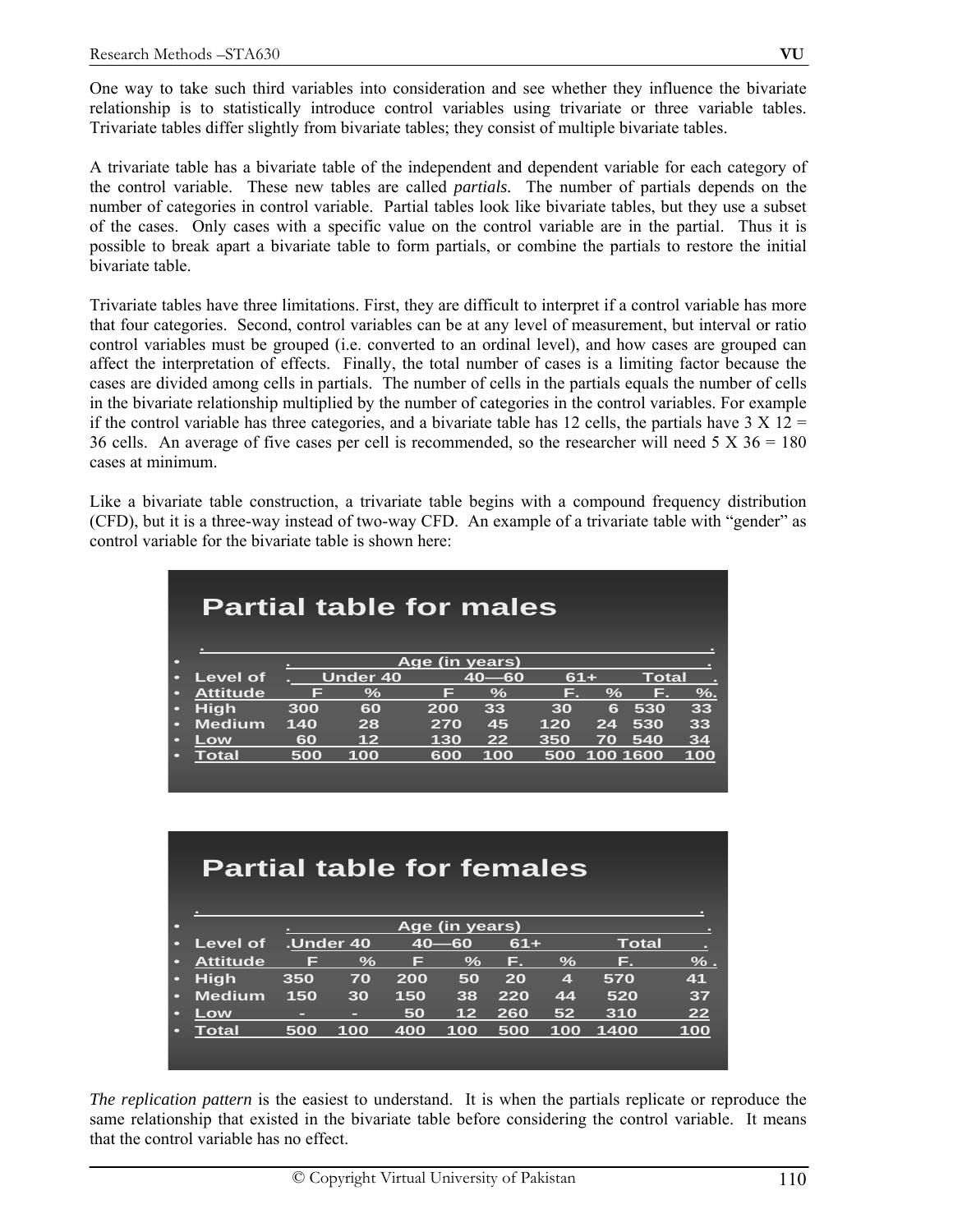One way to take such third variables into consideration and see whether they influence the bivariate relationship is to statistically introduce control variables using trivariate or three variable tables. Trivariate tables differ slightly from bivariate tables; they consist of multiple bivariate tables.

A trivariate table has a bivariate table of the independent and dependent variable for each category of the control variable. These new tables are called *partials.* The number of partials depends on the number of categories in control variable. Partial tables look like bivariate tables, but they use a subset of the cases. Only cases with a specific value on the control variable are in the partial. Thus it is possible to break apart a bivariate table to form partials, or combine the partials to restore the initial bivariate table.

Trivariate tables have three limitations. First, they are difficult to interpret if a control variable has more that four categories. Second, control variables can be at any level of measurement, but interval or ratio control variables must be grouped (i.e. converted to an ordinal level), and how cases are grouped can affect the interpretation of effects. Finally, the total number of cases is a limiting factor because the cases are divided among cells in partials. The number of cells in the partials equals the number of cells in the bivariate relationship multiplied by the number of categories in the control variables. For example if the control variable has three categories, and a bivariate table has 12 cells, the partials have 3 X 12 = 36 cells. An average of five cases per cell is recommended, so the researcher will need 5 X 36 = 180 cases at minimum.

Like a bivariate table construction, a trivariate table begins with a compound frequency distribution (CFD), but it is a three-way instead of two-way CFD. An example of a trivariate table with "gender" as control variable for the bivariate table is shown here:

**Partial table for males**

| Level of Attitude | Age (in years) Under 40 F | % | 40—60 F | % | 61+ F. | % | Total F. | %. |
|---|---|---|---|---|---|---|---|---|
| High | 300 | 60 | 200 | 33 | 30 | 6 | 530 | 33 |
| Medium | 140 | 28 | 270 | 45 | 120 | 24 | 530 | 33 |
| Low | 60 | 12 | 130 | 22 | 350 | 70 | 540 | 34 |
| Total | 500 | 100 | 600 | 100 | 500 | 100 | 1600 | 100 |

**Partial table for females**

| Level of Attitude | Age (in years) Under 40 F | % | 40—60 F | % | 61+ F. | % | Total F. | % |
|---|---|---|---|---|---|---|---|---|
| High | 350 | 70 | 200 | 50 | 20 | 4 | 570 | 41 |
| Medium | 150 | 30 | 150 | 38 | 220 | 44 | 520 | 37 |
| Low | - | - | 50 | 12 | 260 | 52 | 310 | 22 |
| Total | 500 | 100 | 400 | 100 | 500 | 100 | 1400 | 100 |

*The replication pattern* is the easiest to understand. It is when the partials replicate or reproduce the same relationship that existed in the bivariate table before considering the control variable. It means that the control variable has no effect.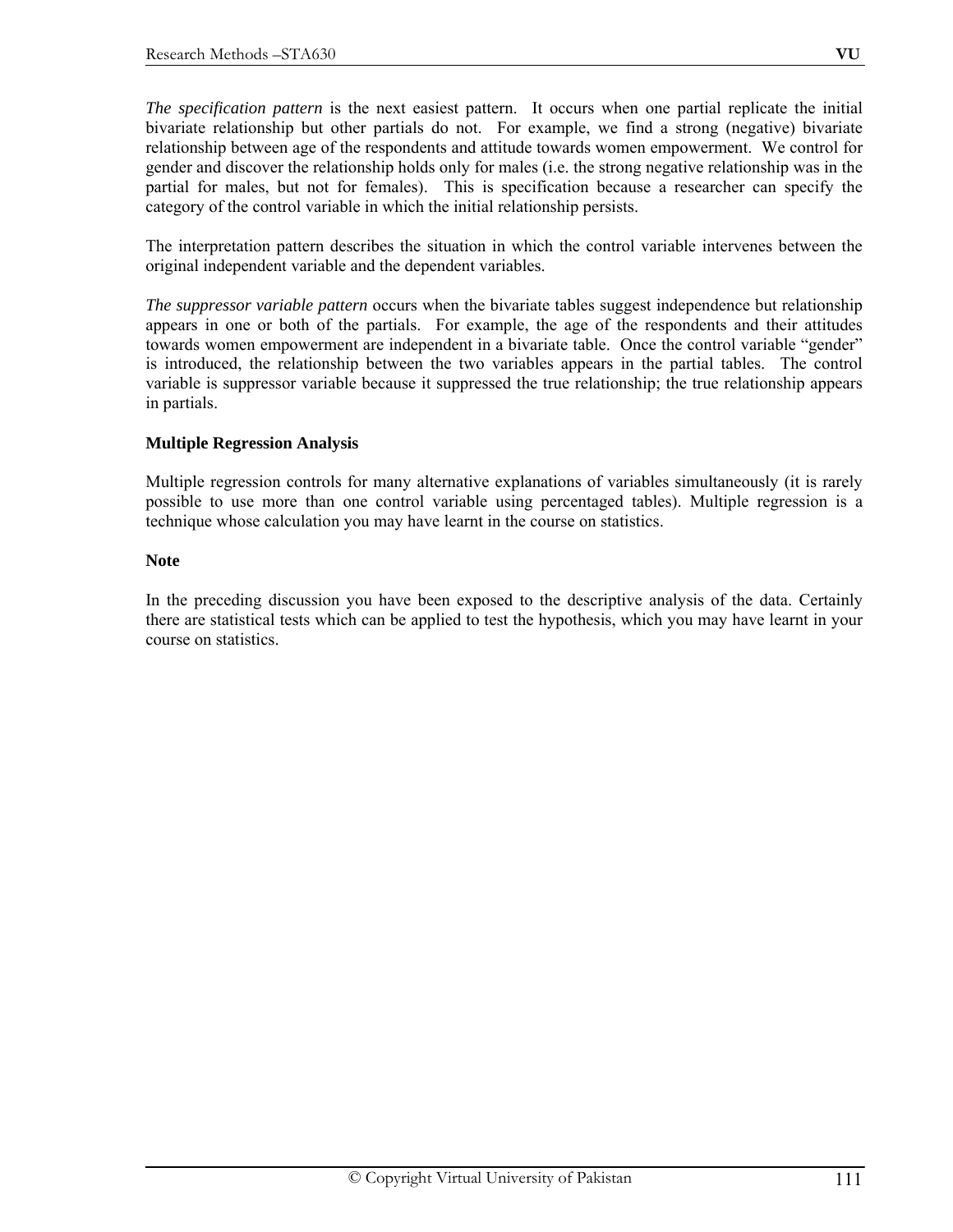*The specification pattern* is the next easiest pattern. It occurs when one partial replicate the initial bivariate relationship but other partials do not. For example, we find a strong (negative) bivariate relationship between age of the respondents and attitude towards women empowerment. We control for gender and discover the relationship holds only for males (i.e. the strong negative relationship was in the partial for males, but not for females). This is specification because a researcher can specify the category of the control variable in which the initial relationship persists.

The interpretation pattern describes the situation in which the control variable intervenes between the original independent variable and the dependent variables.

*The suppressor variable pattern* occurs when the bivariate tables suggest independence but relationship appears in one or both of the partials. For example, the age of the respondents and their attitudes towards women empowerment are independent in a bivariate table. Once the control variable "gender" is introduced, the relationship between the two variables appears in the partial tables. The control variable is suppressor variable because it suppressed the true relationship; the true relationship appears in partials.

**Multiple Regression Analysis**

Multiple regression controls for many alternative explanations of variables simultaneously (it is rarely possible to use more than one control variable using percentaged tables). Multiple regression is a technique whose calculation you may have learnt in the course on statistics.

**Note**

In the preceding discussion you have been exposed to the descriptive analysis of the data. Certainly there are statistical tests which can be applied to test the hypothesis, which you may have learnt in your course on statistics.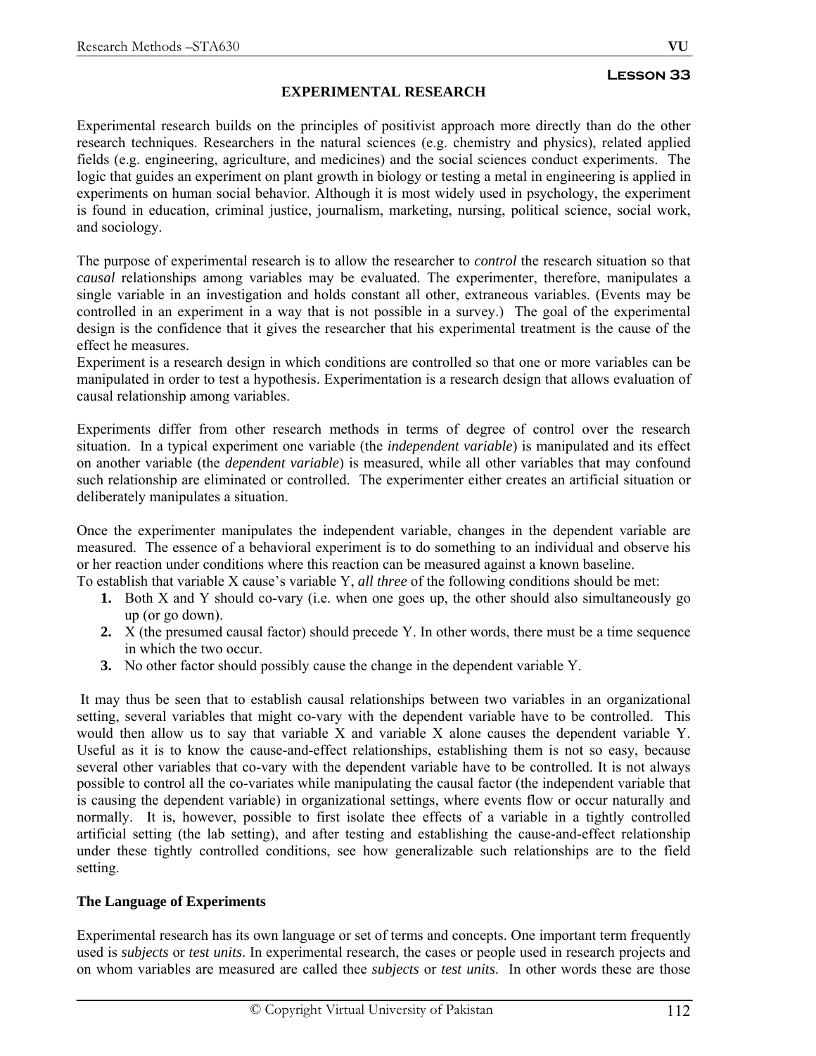**Lesson 33**

## EXPERIMENTAL RESEARCH

Experimental research builds on the principles of positivist approach more directly than do the other research techniques. Researchers in the natural sciences (e.g. chemistry and physics), related applied fields (e.g. engineering, agriculture, and medicines) and the social sciences conduct experiments. The logic that guides an experiment on plant growth in biology or testing a metal in engineering is applied in experiments on human social behavior. Although it is most widely used in psychology, the experiment is found in education, criminal justice, journalism, marketing, nursing, political science, social work, and sociology.

The purpose of experimental research is to allow the researcher to *control* the research situation so that *causal* relationships among variables may be evaluated. The experimenter, therefore, manipulates a single variable in an investigation and holds constant all other, extraneous variables. (Events may be controlled in an experiment in a way that is not possible in a survey.) The goal of the experimental design is the confidence that it gives the researcher that his experimental treatment is the cause of the effect he measures.
Experiment is a research design in which conditions are controlled so that one or more variables can be manipulated in order to test a hypothesis. Experimentation is a research design that allows evaluation of causal relationship among variables.

Experiments differ from other research methods in terms of degree of control over the research situation. In a typical experiment one variable (the *independent variable*) is manipulated and its effect on another variable (the *dependent variable*) is measured, while all other variables that may confound such relationship are eliminated or controlled. The experimenter either creates an artificial situation or deliberately manipulates a situation.

Once the experimenter manipulates the independent variable, changes in the dependent variable are measured. The essence of a behavioral experiment is to do something to an individual and observe his or her reaction under conditions where this reaction can be measured against a known baseline.
To establish that variable X cause's variable Y, *all three* of the following conditions should be met:

1. Both X and Y should co-vary (i.e. when one goes up, the other should also simultaneously go up (or go down).
2. X (the presumed causal factor) should precede Y. In other words, there must be a time sequence in which the two occur.
3. No other factor should possibly cause the change in the dependent variable Y.

It may thus be seen that to establish causal relationships between two variables in an organizational setting, several variables that might co-vary with the dependent variable have to be controlled. This would then allow us to say that variable X and variable X alone causes the dependent variable Y. Useful as it is to know the cause-and-effect relationships, establishing them is not so easy, because several other variables that co-vary with the dependent variable have to be controlled. It is not always possible to control all the co-variates while manipulating the causal factor (the independent variable that is causing the dependent variable) in organizational settings, where events flow or occur naturally and normally. It is, however, possible to first isolate thee effects of a variable in a tightly controlled artificial setting (the lab setting), and after testing and establishing the cause-and-effect relationship under these tightly controlled conditions, see how generalizable such relationships are to the field setting.

### The Language of Experiments

Experimental research has its own language or set of terms and concepts. One important term frequently used is *subjects* or *test units*. In experimental research, the cases or people used in research projects and on whom variables are measured are called thee *subjects* or *test units*. In other words these are those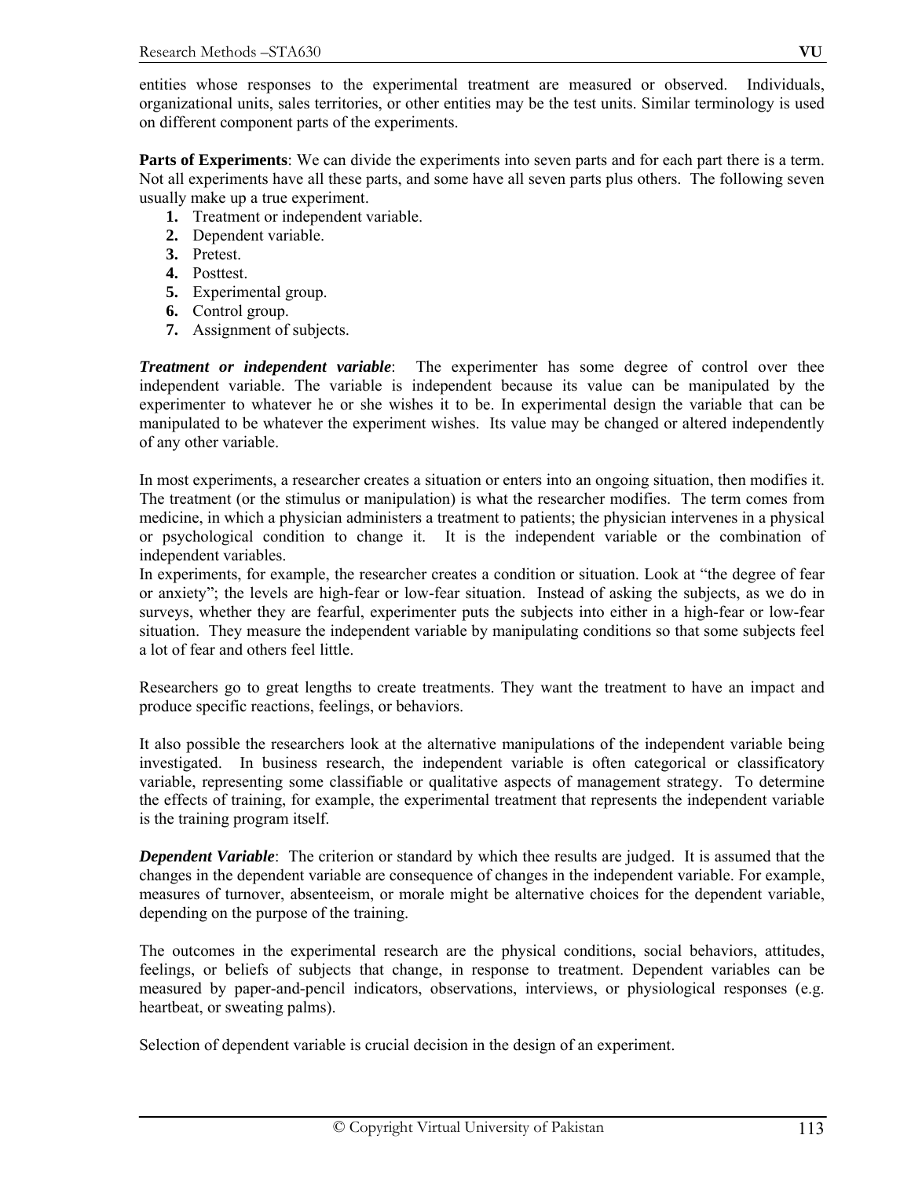entities whose responses to the experimental treatment are measured or observed. Individuals, organizational units, sales territories, or other entities may be the test units. Similar terminology is used on different component parts of the experiments.

**Parts of Experiments**: We can divide the experiments into seven parts and for each part there is a term. Not all experiments have all these parts, and some have all seven parts plus others. The following seven usually make up a true experiment.

1. Treatment or independent variable.
2. Dependent variable.
3. Pretest.
4. Posttest.
5. Experimental group.
6. Control group.
7. Assignment of subjects.

***Treatment or independent variable***: The experimenter has some degree of control over thee independent variable. The variable is independent because its value can be manipulated by the experimenter to whatever he or she wishes it to be. In experimental design the variable that can be manipulated to be whatever the experiment wishes. Its value may be changed or altered independently of any other variable.

In most experiments, a researcher creates a situation or enters into an ongoing situation, then modifies it. The treatment (or the stimulus or manipulation) is what the researcher modifies. The term comes from medicine, in which a physician administers a treatment to patients; the physician intervenes in a physical or psychological condition to change it. It is the independent variable or the combination of independent variables.
In experiments, for example, the researcher creates a condition or situation. Look at "the degree of fear or anxiety"; the levels are high-fear or low-fear situation. Instead of asking the subjects, as we do in surveys, whether they are fearful, experimenter puts the subjects into either in a high-fear or low-fear situation. They measure the independent variable by manipulating conditions so that some subjects feel a lot of fear and others feel little.

Researchers go to great lengths to create treatments. They want the treatment to have an impact and produce specific reactions, feelings, or behaviors.

It also possible the researchers look at the alternative manipulations of the independent variable being investigated. In business research, the independent variable is often categorical or classificatory variable, representing some classifiable or qualitative aspects of management strategy. To determine the effects of training, for example, the experimental treatment that represents the independent variable is the training program itself.

***Dependent Variable***: The criterion or standard by which thee results are judged. It is assumed that the changes in the dependent variable are consequence of changes in the independent variable. For example, measures of turnover, absenteeism, or morale might be alternative choices for the dependent variable, depending on the purpose of the training.

The outcomes in the experimental research are the physical conditions, social behaviors, attitudes, feelings, or beliefs of subjects that change, in response to treatment. Dependent variables can be measured by paper-and-pencil indicators, observations, interviews, or physiological responses (e.g. heartbeat, or sweating palms).

Selection of dependent variable is crucial decision in the design of an experiment.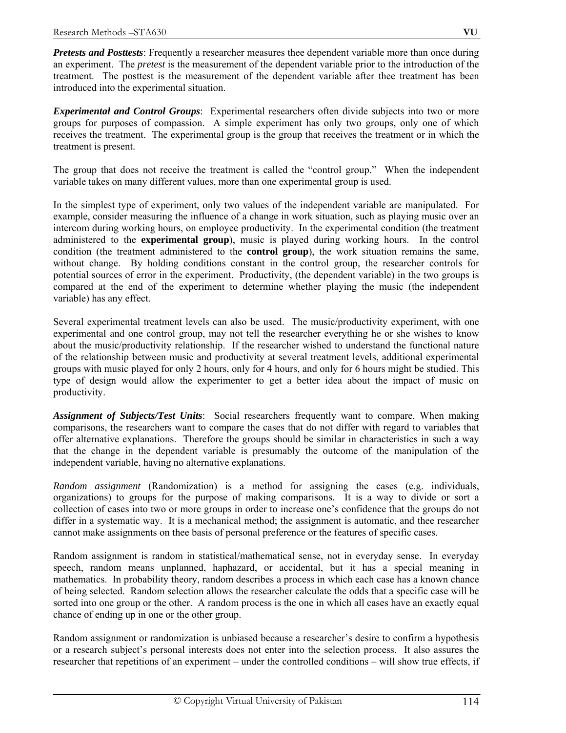***Pretests and Posttests***: Frequently a researcher measures thee dependent variable more than once during an experiment. The *pretest* is the measurement of the dependent variable prior to the introduction of the treatment. The posttest is the measurement of the dependent variable after thee treatment has been introduced into the experimental situation.

***Experimental and Control Groups***: Experimental researchers often divide subjects into two or more groups for purposes of compassion. A simple experiment has only two groups, only one of which receives the treatment. The experimental group is the group that receives the treatment or in which the treatment is present.

The group that does not receive the treatment is called the "control group." When the independent variable takes on many different values, more than one experimental group is used.

In the simplest type of experiment, only two values of the independent variable are manipulated. For example, consider measuring the influence of a change in work situation, such as playing music over an intercom during working hours, on employee productivity. In the experimental condition (the treatment administered to the **experimental group**), music is played during working hours. In the control condition (the treatment administered to the **control group**), the work situation remains the same, without change. By holding conditions constant in the control group, the researcher controls for potential sources of error in the experiment. Productivity, (the dependent variable) in the two groups is compared at the end of the experiment to determine whether playing the music (the independent variable) has any effect.

Several experimental treatment levels can also be used. The music/productivity experiment, with one experimental and one control group, may not tell the researcher everything he or she wishes to know about the music/productivity relationship. If the researcher wished to understand the functional nature of the relationship between music and productivity at several treatment levels, additional experimental groups with music played for only 2 hours, only for 4 hours, and only for 6 hours might be studied. This type of design would allow the experimenter to get a better idea about the impact of music on productivity.

***Assignment of Subjects/Test Units***: Social researchers frequently want to compare. When making comparisons, the researchers want to compare the cases that do not differ with regard to variables that offer alternative explanations. Therefore the groups should be similar in characteristics in such a way that the change in the dependent variable is presumably the outcome of the manipulation of the independent variable, having no alternative explanations.

*Random assignment* (Randomization) is a method for assigning the cases (e.g. individuals, organizations) to groups for the purpose of making comparisons. It is a way to divide or sort a collection of cases into two or more groups in order to increase one's confidence that the groups do not differ in a systematic way. It is a mechanical method; the assignment is automatic, and thee researcher cannot make assignments on thee basis of personal preference or the features of specific cases.

Random assignment is random in statistical/mathematical sense, not in everyday sense. In everyday speech, random means unplanned, haphazard, or accidental, but it has a special meaning in mathematics. In probability theory, random describes a process in which each case has a known chance of being selected. Random selection allows the researcher calculate the odds that a specific case will be sorted into one group or the other. A random process is the one in which all cases have an exactly equal chance of ending up in one or the other group.

Random assignment or randomization is unbiased because a researcher's desire to confirm a hypothesis or a research subject's personal interests does not enter into the selection process. It also assures the researcher that repetitions of an experiment – under the controlled conditions – will show true effects, if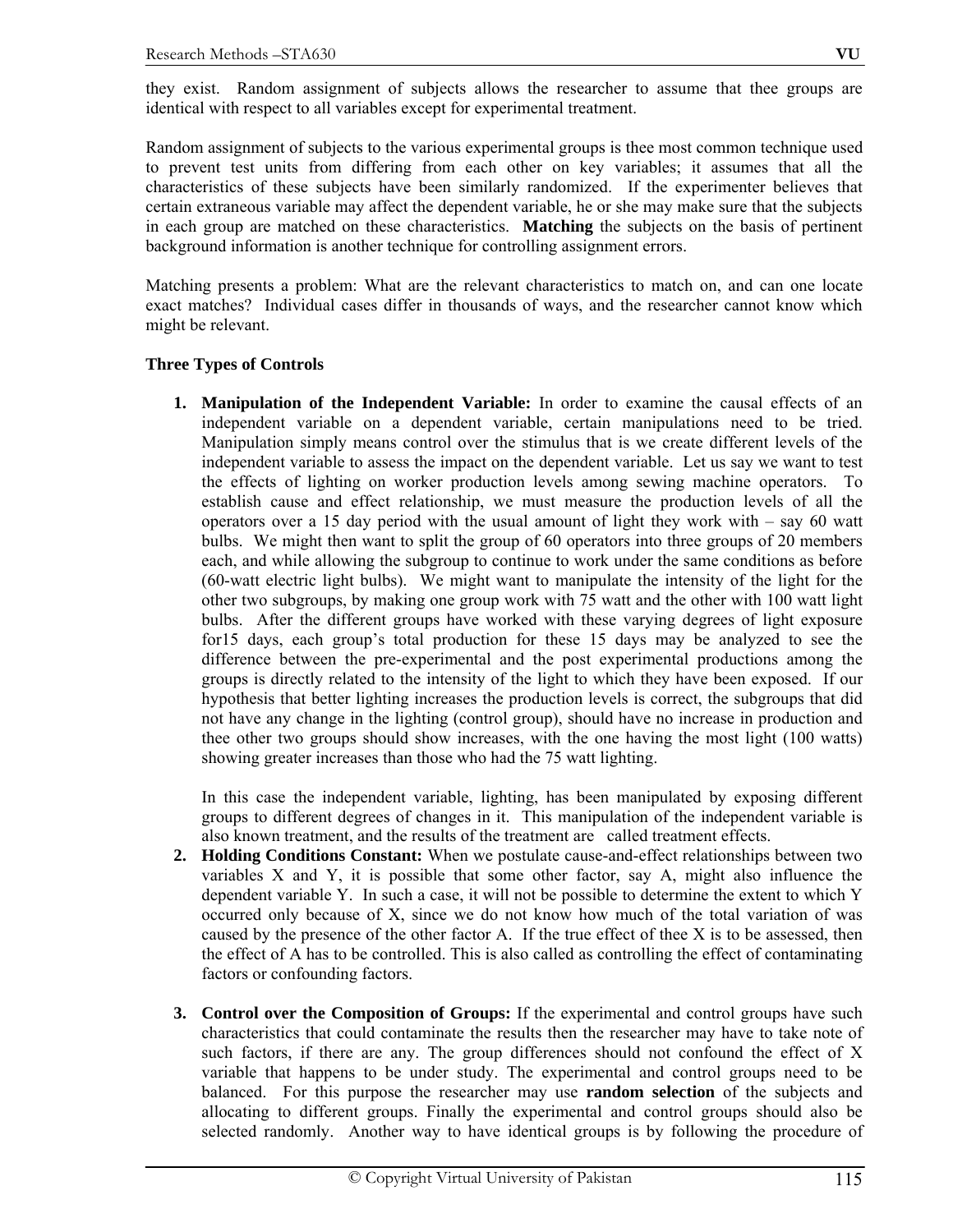they exist. Random assignment of subjects allows the researcher to assume that thee groups are identical with respect to all variables except for experimental treatment.

Random assignment of subjects to the various experimental groups is thee most common technique used to prevent test units from differing from each other on key variables; it assumes that all the characteristics of these subjects have been similarly randomized. If the experimenter believes that certain extraneous variable may affect the dependent variable, he or she may make sure that the subjects in each group are matched on these characteristics. **Matching** the subjects on the basis of pertinent background information is another technique for controlling assignment errors.

Matching presents a problem: What are the relevant characteristics to match on, and can one locate exact matches? Individual cases differ in thousands of ways, and the researcher cannot know which might be relevant.

**Three Types of Controls**

1. **Manipulation of the Independent Variable:** In order to examine the causal effects of an independent variable on a dependent variable, certain manipulations need to be tried. Manipulation simply means control over the stimulus that is we create different levels of the independent variable to assess the impact on the dependent variable. Let us say we want to test the effects of lighting on worker production levels among sewing machine operators. To establish cause and effect relationship, we must measure the production levels of all the operators over a 15 day period with the usual amount of light they work with – say 60 watt bulbs. We might then want to split the group of 60 operators into three groups of 20 members each, and while allowing the subgroup to continue to work under the same conditions as before (60-watt electric light bulbs). We might want to manipulate the intensity of the light for the other two subgroups, by making one group work with 75 watt and the other with 100 watt light bulbs. After the different groups have worked with these varying degrees of light exposure for15 days, each group's total production for these 15 days may be analyzed to see the difference between the pre-experimental and the post experimental productions among the groups is directly related to the intensity of the light to which they have been exposed. If our hypothesis that better lighting increases the production levels is correct, the subgroups that did not have any change in the lighting (control group), should have no increase in production and thee other two groups should show increases, with the one having the most light (100 watts) showing greater increases than those who had the 75 watt lighting.

   In this case the independent variable, lighting, has been manipulated by exposing different groups to different degrees of changes in it. This manipulation of the independent variable is also known treatment, and the results of the treatment are called treatment effects.

2. **Holding Conditions Constant:** When we postulate cause-and-effect relationships between two variables X and Y, it is possible that some other factor, say A, might also influence the dependent variable Y. In such a case, it will not be possible to determine the extent to which Y occurred only because of X, since we do not know how much of the total variation of was caused by the presence of the other factor A. If the true effect of thee X is to be assessed, then the effect of A has to be controlled. This is also called as controlling the effect of contaminating factors or confounding factors.

3. **Control over the Composition of Groups:** If the experimental and control groups have such characteristics that could contaminate the results then the researcher may have to take note of such factors, if there are any. The group differences should not confound the effect of X variable that happens to be under study. The experimental and control groups need to be balanced. For this purpose the researcher may use **random selection** of the subjects and allocating to different groups. Finally the experimental and control groups should also be selected randomly. Another way to have identical groups is by following the procedure of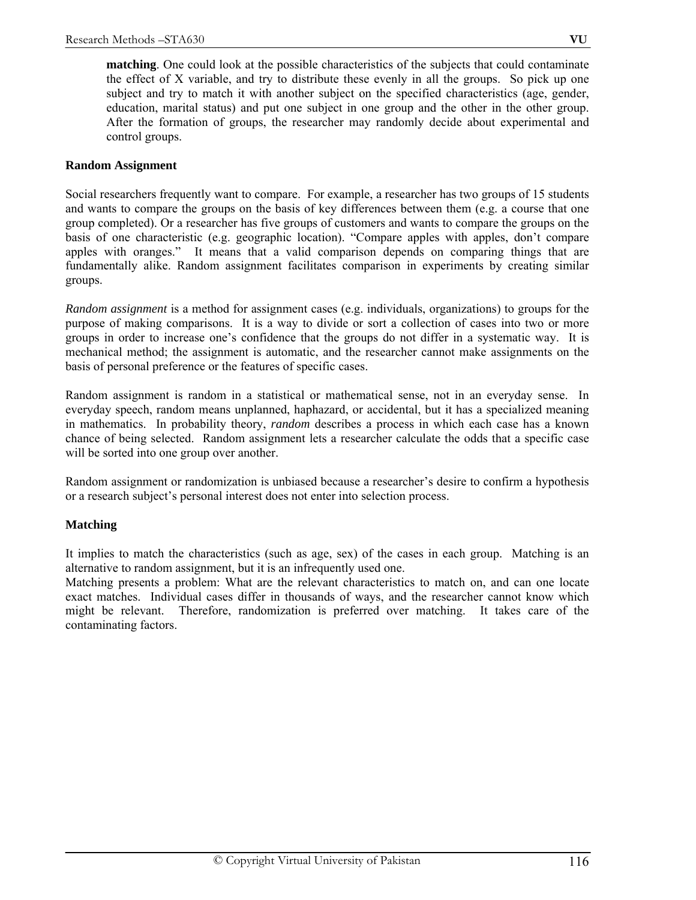**matching**. One could look at the possible characteristics of the subjects that could contaminate the effect of X variable, and try to distribute these evenly in all the groups. So pick up one subject and try to match it with another subject on the specified characteristics (age, gender, education, marital status) and put one subject in one group and the other in the other group. After the formation of groups, the researcher may randomly decide about experimental and control groups.

**Random Assignment**

Social researchers frequently want to compare. For example, a researcher has two groups of 15 students and wants to compare the groups on the basis of key differences between them (e.g. a course that one group completed). Or a researcher has five groups of customers and wants to compare the groups on the basis of one characteristic (e.g. geographic location). "Compare apples with apples, don't compare apples with oranges." It means that a valid comparison depends on comparing things that are fundamentally alike. Random assignment facilitates comparison in experiments by creating similar groups.

*Random assignment* is a method for assignment cases (e.g. individuals, organizations) to groups for the purpose of making comparisons. It is a way to divide or sort a collection of cases into two or more groups in order to increase one's confidence that the groups do not differ in a systematic way. It is mechanical method; the assignment is automatic, and the researcher cannot make assignments on the basis of personal preference or the features of specific cases.

Random assignment is random in a statistical or mathematical sense, not in an everyday sense. In everyday speech, random means unplanned, haphazard, or accidental, but it has a specialized meaning in mathematics. In probability theory, *random* describes a process in which each case has a known chance of being selected. Random assignment lets a researcher calculate the odds that a specific case will be sorted into one group over another.

Random assignment or randomization is unbiased because a researcher's desire to confirm a hypothesis or a research subject's personal interest does not enter into selection process.

**Matching**

It implies to match the characteristics (such as age, sex) of the cases in each group. Matching is an alternative to random assignment, but it is an infrequently used one.
Matching presents a problem: What are the relevant characteristics to match on, and can one locate exact matches. Individual cases differ in thousands of ways, and the researcher cannot know which might be relevant. Therefore, randomization is preferred over matching. It takes care of the contaminating factors.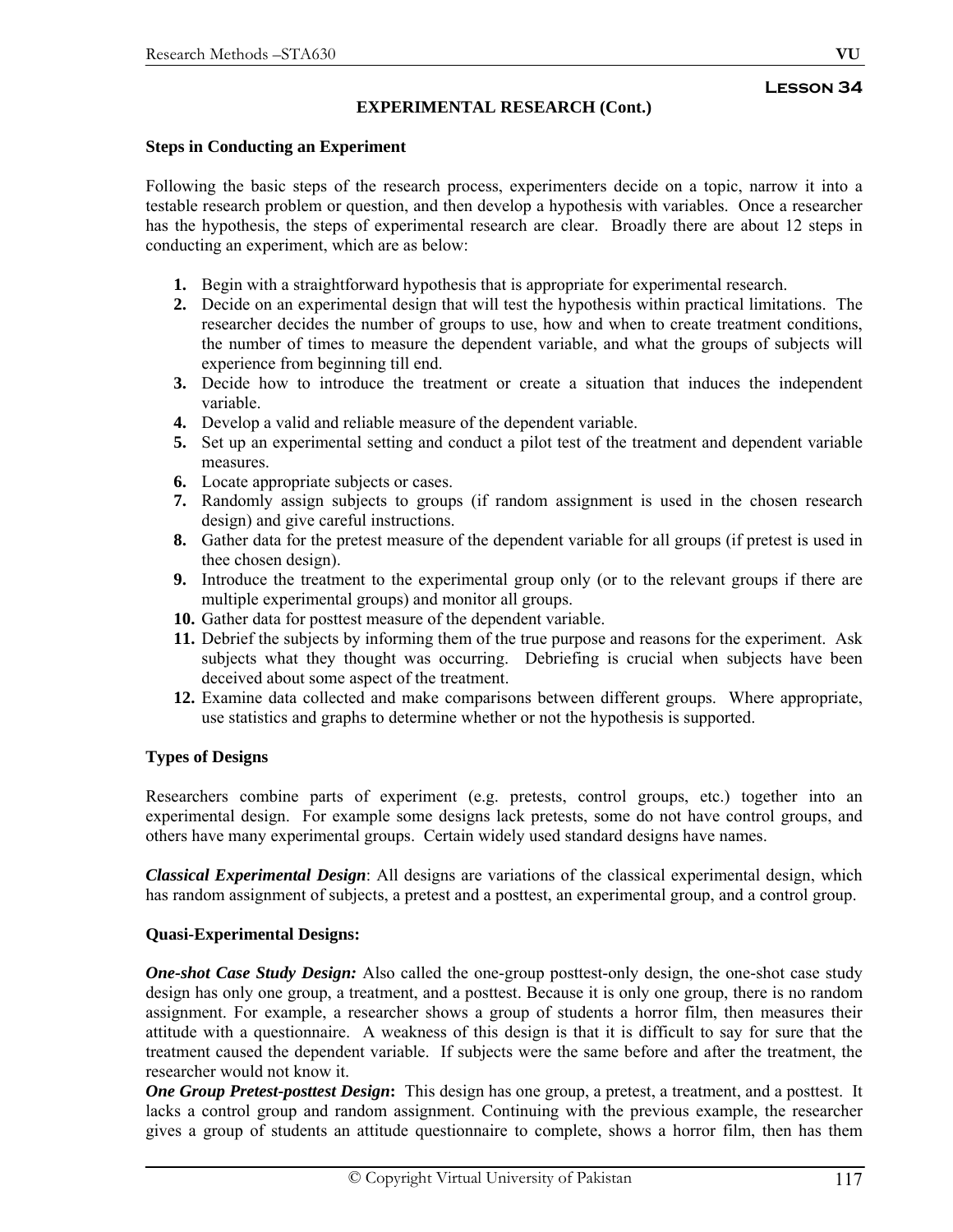**Lesson 34**

## EXPERIMENTAL RESEARCH (Cont.)

### Steps in Conducting an Experiment

Following the basic steps of the research process, experimenters decide on a topic, narrow it into a testable research problem or question, and then develop a hypothesis with variables. Once a researcher has the hypothesis, the steps of experimental research are clear. Broadly there are about 12 steps in conducting an experiment, which are as below:

1. Begin with a straightforward hypothesis that is appropriate for experimental research.
2. Decide on an experimental design that will test the hypothesis within practical limitations. The researcher decides the number of groups to use, how and when to create treatment conditions, the number of times to measure the dependent variable, and what the groups of subjects will experience from beginning till end.
3. Decide how to introduce the treatment or create a situation that induces the independent variable.
4. Develop a valid and reliable measure of the dependent variable.
5. Set up an experimental setting and conduct a pilot test of the treatment and dependent variable measures.
6. Locate appropriate subjects or cases.
7. Randomly assign subjects to groups (if random assignment is used in the chosen research design) and give careful instructions.
8. Gather data for the pretest measure of the dependent variable for all groups (if pretest is used in thee chosen design).
9. Introduce the treatment to the experimental group only (or to the relevant groups if there are multiple experimental groups) and monitor all groups.
10. Gather data for posttest measure of the dependent variable.
11. Debrief the subjects by informing them of the true purpose and reasons for the experiment. Ask subjects what they thought was occurring. Debriefing is crucial when subjects have been deceived about some aspect of the treatment.
12. Examine data collected and make comparisons between different groups. Where appropriate, use statistics and graphs to determine whether or not the hypothesis is supported.

### Types of Designs

Researchers combine parts of experiment (e.g. pretests, control groups, etc.) together into an experimental design. For example some designs lack pretests, some do not have control groups, and others have many experimental groups. Certain widely used standard designs have names.

***Classical Experimental Design***: All designs are variations of the classical experimental design, which has random assignment of subjects, a pretest and a posttest, an experimental group, and a control group.

### Quasi-Experimental Designs:

***One-shot Case Study Design:*** Also called the one-group posttest-only design, the one-shot case study design has only one group, a treatment, and a posttest. Because it is only one group, there is no random assignment. For example, a researcher shows a group of students a horror film, then measures their attitude with a questionnaire. A weakness of this design is that it is difficult to say for sure that the treatment caused the dependent variable. If subjects were the same before and after the treatment, the researcher would not know it.

***One Group Pretest-posttest Design*:** This design has one group, a pretest, a treatment, and a posttest. It lacks a control group and random assignment. Continuing with the previous example, the researcher gives a group of students an attitude questionnaire to complete, shows a horror film, then has them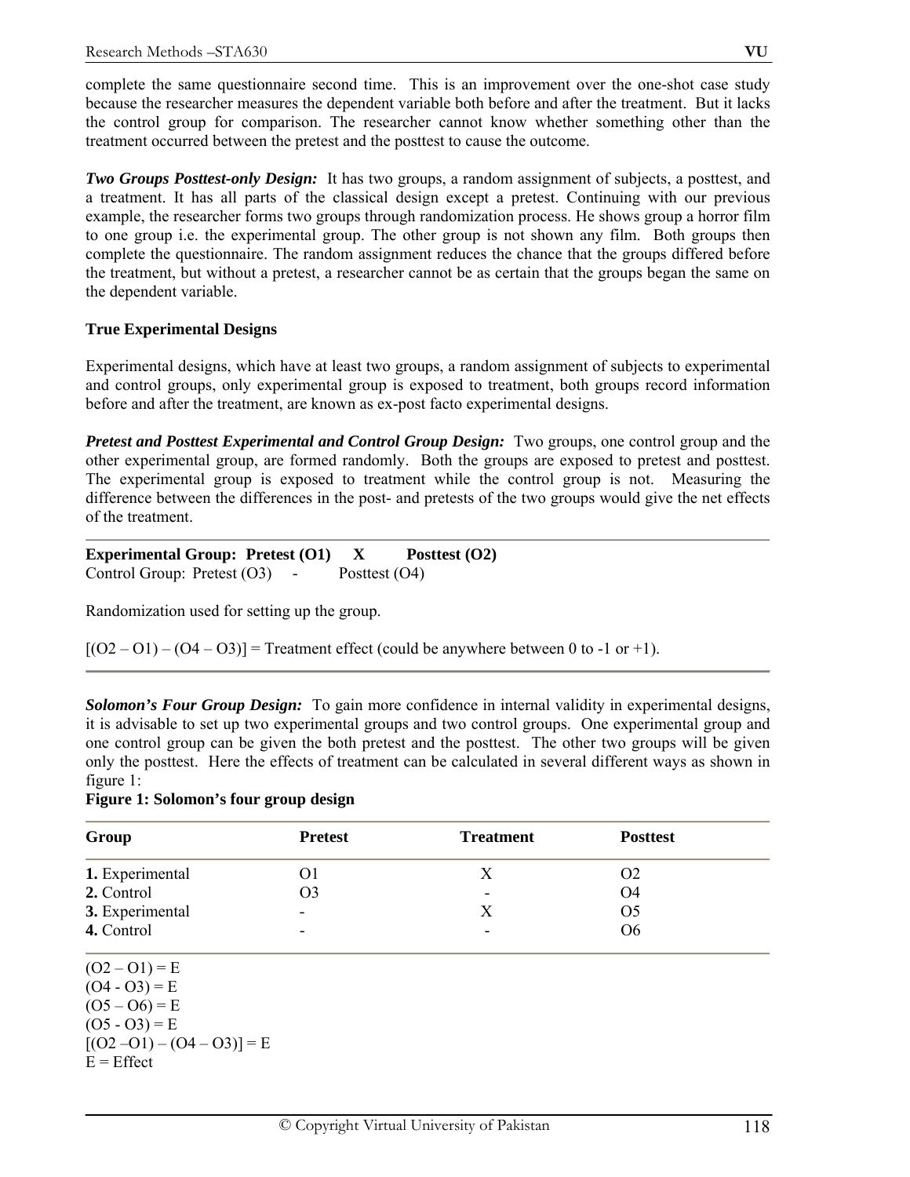complete the same questionnaire second time. This is an improvement over the one-shot case study because the researcher measures the dependent variable both before and after the treatment. But it lacks the control group for comparison. The researcher cannot know whether something other than the treatment occurred between the pretest and the posttest to cause the outcome.

***Two Groups Posttest-only Design:*** It has two groups, a random assignment of subjects, a posttest, and a treatment. It has all parts of the classical design except a pretest. Continuing with our previous example, the researcher forms two groups through randomization process. He shows group a horror film to one group i.e. the experimental group. The other group is not shown any film. Both groups then complete the questionnaire. The random assignment reduces the chance that the groups differed before the treatment, but without a pretest, a researcher cannot be as certain that the groups began the same on the dependent variable.

**True Experimental Designs**

Experimental designs, which have at least two groups, a random assignment of subjects to experimental and control groups, only experimental group is exposed to treatment, both groups record information before and after the treatment, are known as ex-post facto experimental designs.

***Pretest and Posttest Experimental and Control Group Design:*** Two groups, one control group and the other experimental group, are formed randomly. Both the groups are exposed to pretest and posttest. The experimental group is exposed to treatment while the control group is not. Measuring the difference between the differences in the post- and pretests of the two groups would give the net effects of the treatment.

---

**Experimental Group: Pretest (O1) X Posttest (O2)**
Control Group: Pretest (O3) - Posttest (O4)

Randomization used for setting up the group.

[(O2 – O1) – (O4 – O3)] = Treatment effect (could be anywhere between 0 to -1 or +1).

---

***Solomon's Four Group Design:*** To gain more confidence in internal validity in experimental designs, it is advisable to set up two experimental groups and two control groups. One experimental group and one control group can be given the both pretest and the posttest. The other two groups will be given only the posttest. Here the effects of treatment can be calculated in several different ways as shown in figure 1:

**Figure 1: Solomon's four group design**

| Group | Pretest | Treatment | Posttest |
|---|---|---|---|
| **1.** Experimental | O1 | X | O2 |
| **2.** Control | O3 | - | O4 |
| **3.** Experimental | - | X | O5 |
| **4.** Control | - | - | O6 |

(O2 – O1) = E
(O4 - O3) = E
(O5 – O6) = E
(O5 - O3) = E
[(O2 –O1) – (O4 – O3)] = E
E = Effect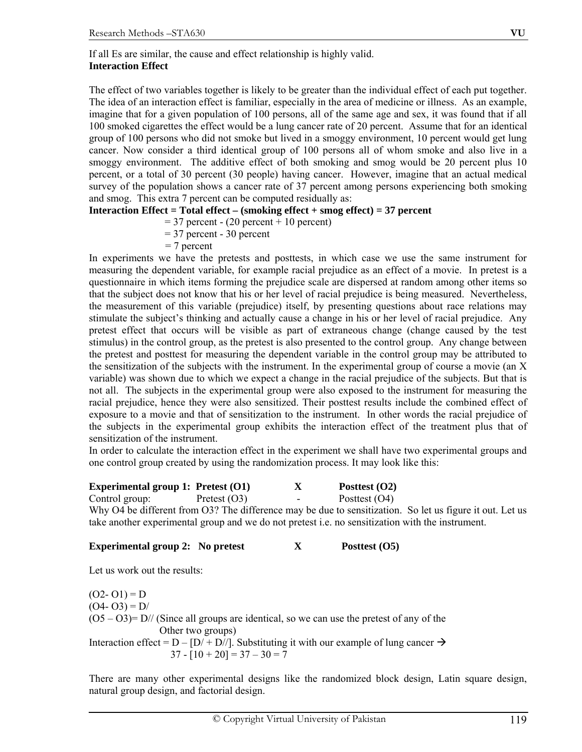If all Es are similar, the cause and effect relationship is highly valid.

**Interaction Effect**

The effect of two variables together is likely to be greater than the individual effect of each put together. The idea of an interaction effect is familiar, especially in the area of medicine or illness. As an example, imagine that for a given population of 100 persons, all of the same age and sex, it was found that if all 100 smoked cigarettes the effect would be a lung cancer rate of 20 percent. Assume that for an identical group of 100 persons who did not smoke but lived in a smoggy environment, 10 percent would get lung cancer. Now consider a third identical group of 100 persons all of whom smoke and also live in a smoggy environment. The additive effect of both smoking and smog would be 20 percent plus 10 percent, or a total of 30 percent (30 people) having cancer. However, imagine that an actual medical survey of the population shows a cancer rate of 37 percent among persons experiencing both smoking and smog. This extra 7 percent can be computed residually as:

**Interaction Effect = Total effect – (smoking effect + smog effect) = 37 percent**

= 37 percent - (20 percent + 10 percent)

= 37 percent - 30 percent

= 7 percent

In experiments we have the pretests and posttests, in which case we use the same instrument for measuring the dependent variable, for example racial prejudice as an effect of a movie. In pretest is a questionnaire in which items forming the prejudice scale are dispersed at random among other items so that the subject does not know that his or her level of racial prejudice is being measured. Nevertheless, the measurement of this variable (prejudice) itself, by presenting questions about race relations may stimulate the subject's thinking and actually cause a change in his or her level of racial prejudice. Any pretest effect that occurs will be visible as part of extraneous change (change caused by the test stimulus) in the control group, as the pretest is also presented to the control group. Any change between the pretest and posttest for measuring the dependent variable in the control group may be attributed to the sensitization of the subjects with the instrument. In the experimental group of course a movie (an X variable) was shown due to which we expect a change in the racial prejudice of the subjects. But that is not all. The subjects in the experimental group were also exposed to the instrument for measuring the racial prejudice, hence they were also sensitized. Their posttest results include the combined effect of exposure to a movie and that of sensitization to the instrument. In other words the racial prejudice of the subjects in the experimental group exhibits the interaction effect of the treatment plus that of sensitization of the instrument.

In order to calculate the interaction effect in the experiment we shall have two experimental groups and one control group created by using the randomization process. It may look like this:

| | | | |
|---|---|---|---|
| **Experimental group 1:** | **Pretest (O1)** | **X** | **Posttest (O2)** |
| Control group: | Pretest (O3) | - | Posttest (O4) |

Why O4 be different from O3? The difference may be due to sensitization. So let us figure it out. Let us take another experimental group and we do not pretest i.e. no sensitization with the instrument.

| | | | |
|---|---|---|---|
| **Experimental group 2:** | **No pretest** | **X** | **Posttest (O5)** |

Let us work out the results:

(O2- O1) = D

(O4- O3) = D/

(O5 – O3)= D// (Since all groups are identical, so we can use the pretest of any of the Other two groups)

Interaction effect = D – [D/ + D//]. Substituting it with our example of lung cancer →

37 - [10 + 20] = 37 – 30 = 7

There are many other experimental designs like the randomized block design, Latin square design, natural group design, and factorial design.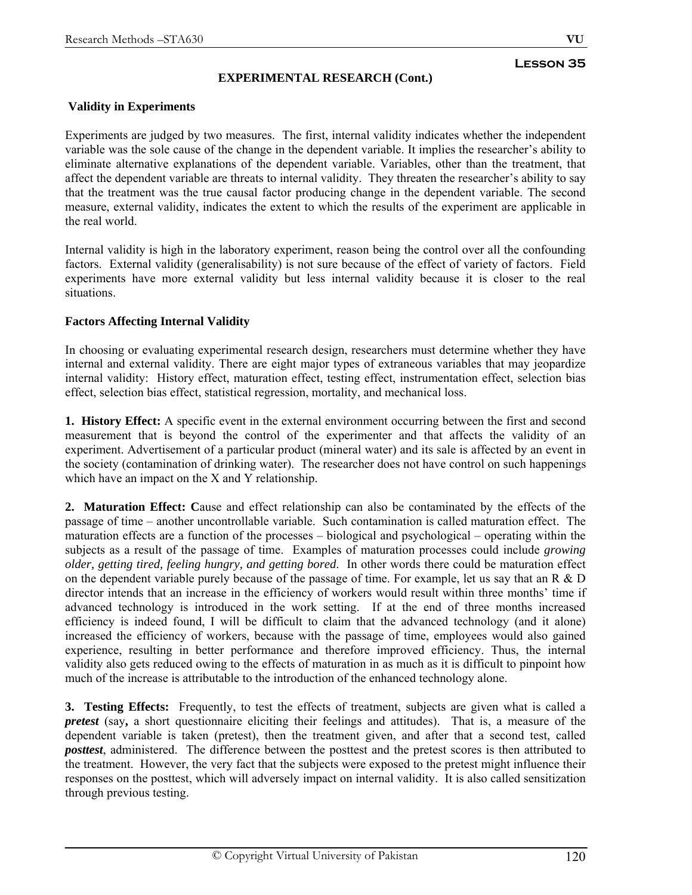**Lesson 35**

## EXPERIMENTAL RESEARCH (Cont.)

### Validity in Experiments

Experiments are judged by two measures. The first, internal validity indicates whether the independent variable was the sole cause of the change in the dependent variable. It implies the researcher's ability to eliminate alternative explanations of the dependent variable. Variables, other than the treatment, that affect the dependent variable are threats to internal validity. They threaten the researcher's ability to say that the treatment was the true causal factor producing change in the dependent variable. The second measure, external validity, indicates the extent to which the results of the experiment are applicable in the real world.

Internal validity is high in the laboratory experiment, reason being the control over all the confounding factors. External validity (generalisability) is not sure because of the effect of variety of factors. Field experiments have more external validity but less internal validity because it is closer to the real situations.

### Factors Affecting Internal Validity

In choosing or evaluating experimental research design, researchers must determine whether they have internal and external validity. There are eight major types of extraneous variables that may jeopardize internal validity: History effect, maturation effect, testing effect, instrumentation effect, selection bias effect, selection bias effect, statistical regression, mortality, and mechanical loss.

**1. History Effect:** A specific event in the external environment occurring between the first and second measurement that is beyond the control of the experimenter and that affects the validity of an experiment. Advertisement of a particular product (mineral water) and its sale is affected by an event in the society (contamination of drinking water). The researcher does not have control on such happenings which have an impact on the X and Y relationship.

**2. Maturation Effect: C**ause and effect relationship can also be contaminated by the effects of the passage of time – another uncontrollable variable. Such contamination is called maturation effect. The maturation effects are a function of the processes – biological and psychological – operating within the subjects as a result of the passage of time. Examples of maturation processes could include *growing older, getting tired, feeling hungry, and getting bored*. In other words there could be maturation effect on the dependent variable purely because of the passage of time. For example, let us say that an R & D director intends that an increase in the efficiency of workers would result within three months' time if advanced technology is introduced in the work setting. If at the end of three months increased efficiency is indeed found, I will be difficult to claim that the advanced technology (and it alone) increased the efficiency of workers, because with the passage of time, employees would also gained experience, resulting in better performance and therefore improved efficiency. Thus, the internal validity also gets reduced owing to the effects of maturation in as much as it is difficult to pinpoint how much of the increase is attributable to the introduction of the enhanced technology alone.

**3. Testing Effects:** Frequently, to test the effects of treatment, subjects are given what is called a ***pretest*** (say***,*** a short questionnaire eliciting their feelings and attitudes). That is, a measure of the dependent variable is taken (pretest), then the treatment given, and after that a second test, called ***posttest***, administered. The difference between the posttest and the pretest scores is then attributed to the treatment. However, the very fact that the subjects were exposed to the pretest might influence their responses on the posttest, which will adversely impact on internal validity. It is also called sensitization through previous testing.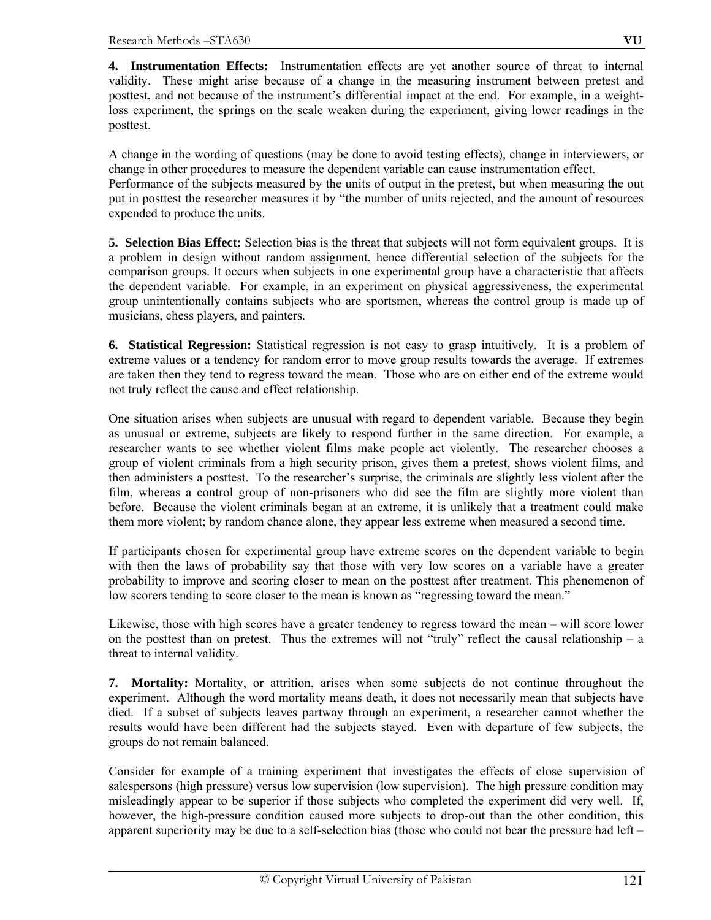**4. Instrumentation Effects:** Instrumentation effects are yet another source of threat to internal validity. These might arise because of a change in the measuring instrument between pretest and posttest, and not because of the instrument's differential impact at the end. For example, in a weight-loss experiment, the springs on the scale weaken during the experiment, giving lower readings in the posttest.

A change in the wording of questions (may be done to avoid testing effects), change in interviewers, or change in other procedures to measure the dependent variable can cause instrumentation effect.
Performance of the subjects measured by the units of output in the pretest, but when measuring the out put in posttest the researcher measures it by "the number of units rejected, and the amount of resources expended to produce the units.

**5. Selection Bias Effect:** Selection bias is the threat that subjects will not form equivalent groups. It is a problem in design without random assignment, hence differential selection of the subjects for the comparison groups. It occurs when subjects in one experimental group have a characteristic that affects the dependent variable. For example, in an experiment on physical aggressiveness, the experimental group unintentionally contains subjects who are sportsmen, whereas the control group is made up of musicians, chess players, and painters.

**6. Statistical Regression:** Statistical regression is not easy to grasp intuitively. It is a problem of extreme values or a tendency for random error to move group results towards the average. If extremes are taken then they tend to regress toward the mean. Those who are on either end of the extreme would not truly reflect the cause and effect relationship.

One situation arises when subjects are unusual with regard to dependent variable. Because they begin as unusual or extreme, subjects are likely to respond further in the same direction. For example, a researcher wants to see whether violent films make people act violently. The researcher chooses a group of violent criminals from a high security prison, gives them a pretest, shows violent films, and then administers a posttest. To the researcher's surprise, the criminals are slightly less violent after the film, whereas a control group of non-prisoners who did see the film are slightly more violent than before. Because the violent criminals began at an extreme, it is unlikely that a treatment could make them more violent; by random chance alone, they appear less extreme when measured a second time.

If participants chosen for experimental group have extreme scores on the dependent variable to begin with then the laws of probability say that those with very low scores on a variable have a greater probability to improve and scoring closer to mean on the posttest after treatment. This phenomenon of low scorers tending to score closer to the mean is known as "regressing toward the mean."

Likewise, those with high scores have a greater tendency to regress toward the mean – will score lower on the posttest than on pretest. Thus the extremes will not "truly" reflect the causal relationship – a threat to internal validity.

**7. Mortality:** Mortality, or attrition, arises when some subjects do not continue throughout the experiment. Although the word mortality means death, it does not necessarily mean that subjects have died. If a subset of subjects leaves partway through an experiment, a researcher cannot whether the results would have been different had the subjects stayed. Even with departure of few subjects, the groups do not remain balanced.

Consider for example of a training experiment that investigates the effects of close supervision of salespersons (high pressure) versus low supervision (low supervision). The high pressure condition may misleadingly appear to be superior if those subjects who completed the experiment did very well. If, however, the high-pressure condition caused more subjects to drop-out than the other condition, this apparent superiority may be due to a self-selection bias (those who could not bear the pressure had left –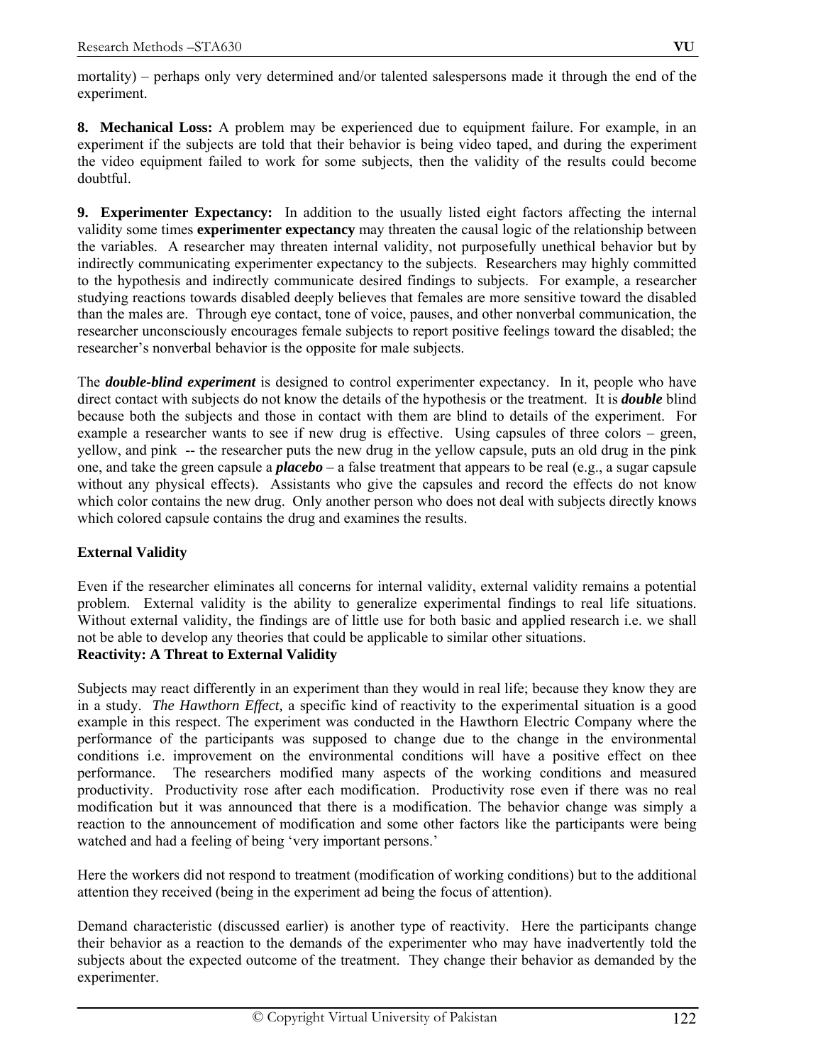mortality) – perhaps only very determined and/or talented salespersons made it through the end of the experiment.

**8. Mechanical Loss:** A problem may be experienced due to equipment failure. For example, in an experiment if the subjects are told that their behavior is being video taped, and during the experiment the video equipment failed to work for some subjects, then the validity of the results could become doubtful.

**9. Experimenter Expectancy:** In addition to the usually listed eight factors affecting the internal validity some times **experimenter expectancy** may threaten the causal logic of the relationship between the variables. A researcher may threaten internal validity, not purposefully unethical behavior but by indirectly communicating experimenter expectancy to the subjects. Researchers may highly committed to the hypothesis and indirectly communicate desired findings to subjects. For example, a researcher studying reactions towards disabled deeply believes that females are more sensitive toward the disabled than the males are. Through eye contact, tone of voice, pauses, and other nonverbal communication, the researcher unconsciously encourages female subjects to report positive feelings toward the disabled; the researcher's nonverbal behavior is the opposite for male subjects.

The ***double-blind experiment*** is designed to control experimenter expectancy. In it, people who have direct contact with subjects do not know the details of the hypothesis or the treatment. It is ***double*** blind because both the subjects and those in contact with them are blind to details of the experiment. For example a researcher wants to see if new drug is effective. Using capsules of three colors – green, yellow, and pink -- the researcher puts the new drug in the yellow capsule, puts an old drug in the pink one, and take the green capsule a ***placebo*** – a false treatment that appears to be real (e.g., a sugar capsule without any physical effects). Assistants who give the capsules and record the effects do not know which color contains the new drug. Only another person who does not deal with subjects directly knows which colored capsule contains the drug and examines the results.

**External Validity**

Even if the researcher eliminates all concerns for internal validity, external validity remains a potential problem. External validity is the ability to generalize experimental findings to real life situations. Without external validity, the findings are of little use for both basic and applied research i.e. we shall not be able to develop any theories that could be applicable to similar other situations.

**Reactivity: A Threat to External Validity**

Subjects may react differently in an experiment than they would in real life; because they know they are in a study. *The Hawthorn Effect,* a specific kind of reactivity to the experimental situation is a good example in this respect. The experiment was conducted in the Hawthorn Electric Company where the performance of the participants was supposed to change due to the change in the environmental conditions i.e. improvement on the environmental conditions will have a positive effect on thee performance. The researchers modified many aspects of the working conditions and measured productivity. Productivity rose after each modification. Productivity rose even if there was no real modification but it was announced that there is a modification. The behavior change was simply a reaction to the announcement of modification and some other factors like the participants were being watched and had a feeling of being 'very important persons.'

Here the workers did not respond to treatment (modification of working conditions) but to the additional attention they received (being in the experiment ad being the focus of attention).

Demand characteristic (discussed earlier) is another type of reactivity. Here the participants change their behavior as a reaction to the demands of the experimenter who may have inadvertently told the subjects about the expected outcome of the treatment. They change their behavior as demanded by the experimenter.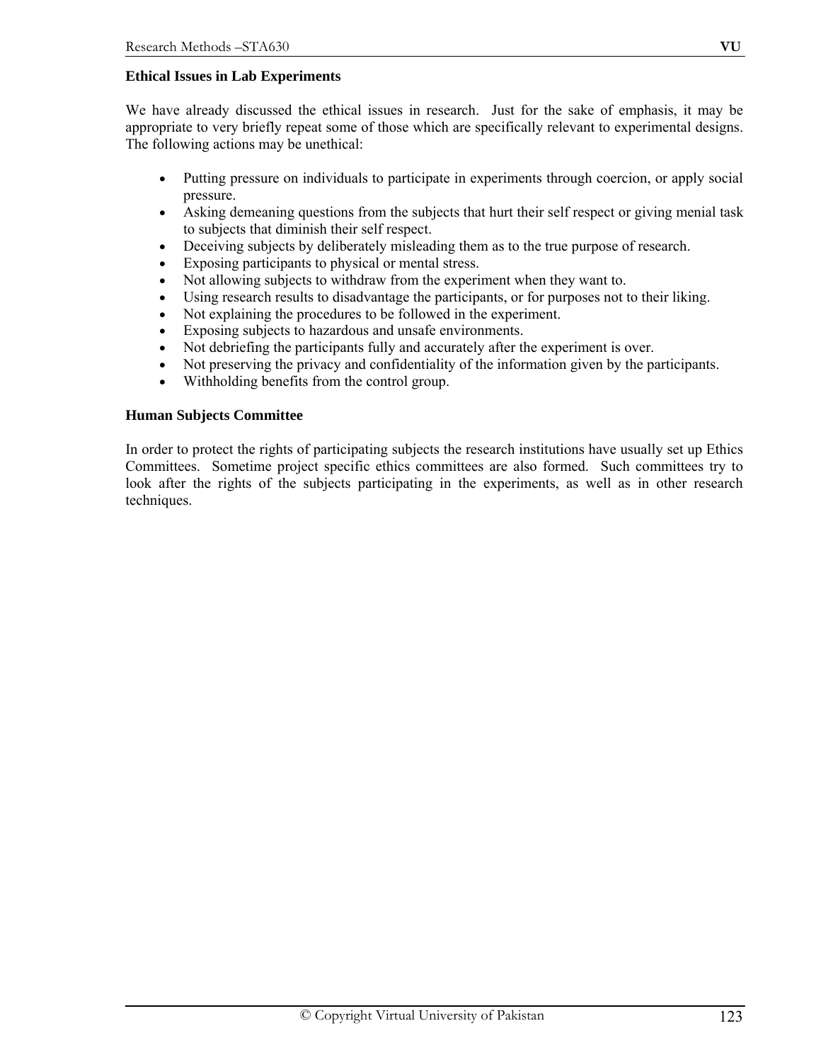### Ethical Issues in Lab Experiments

We have already discussed the ethical issues in research. Just for the sake of emphasis, it may be appropriate to very briefly repeat some of those which are specifically relevant to experimental designs. The following actions may be unethical:

- Putting pressure on individuals to participate in experiments through coercion, or apply social pressure.
- Asking demeaning questions from the subjects that hurt their self respect or giving menial task to subjects that diminish their self respect.
- Deceiving subjects by deliberately misleading them as to the true purpose of research.
- Exposing participants to physical or mental stress.
- Not allowing subjects to withdraw from the experiment when they want to.
- Using research results to disadvantage the participants, or for purposes not to their liking.
- Not explaining the procedures to be followed in the experiment.
- Exposing subjects to hazardous and unsafe environments.
- Not debriefing the participants fully and accurately after the experiment is over.
- Not preserving the privacy and confidentiality of the information given by the participants.
- Withholding benefits from the control group.

### Human Subjects Committee

In order to protect the rights of participating subjects the research institutions have usually set up Ethics Committees. Sometime project specific ethics committees are also formed. Such committees try to look after the rights of the subjects participating in the experiments, as well as in other research techniques.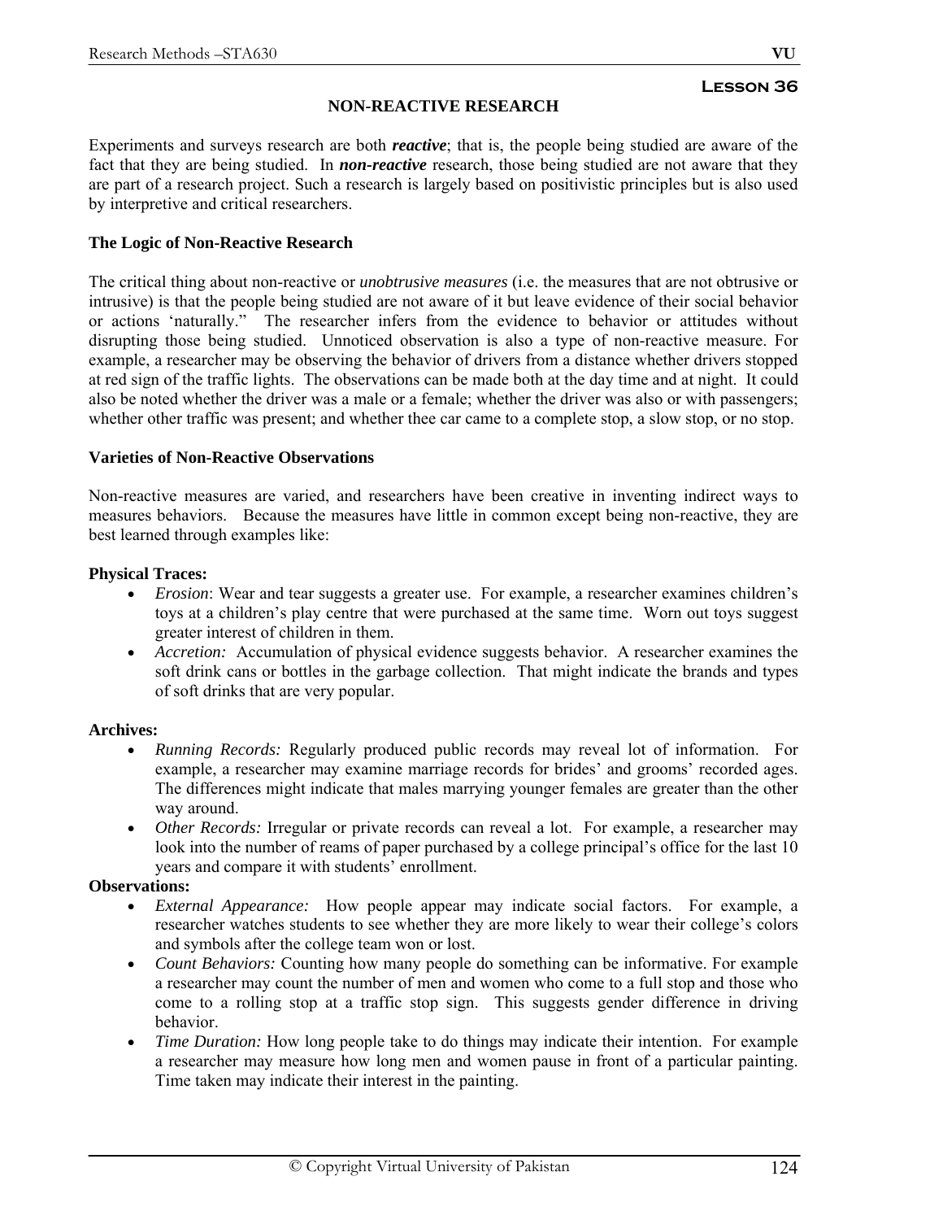**Lesson 36**

## NON-REACTIVE RESEARCH

Experiments and surveys research are both ***reactive***; that is, the people being studied are aware of the fact that they are being studied. In ***non-reactive*** research, those being studied are not aware that they are part of a research project. Such a research is largely based on positivistic principles but is also used by interpretive and critical researchers.

### The Logic of Non-Reactive Research

The critical thing about non-reactive or *unobtrusive measures* (i.e. the measures that are not obtrusive or intrusive) is that the people being studied are not aware of it but leave evidence of their social behavior or actions 'naturally." The researcher infers from the evidence to behavior or attitudes without disrupting those being studied. Unnoticed observation is also a type of non-reactive measure. For example, a researcher may be observing the behavior of drivers from a distance whether drivers stopped at red sign of the traffic lights. The observations can be made both at the day time and at night. It could also be noted whether the driver was a male or a female; whether the driver was also or with passengers; whether other traffic was present; and whether thee car came to a complete stop, a slow stop, or no stop.

### Varieties of Non-Reactive Observations

Non-reactive measures are varied, and researchers have been creative in inventing indirect ways to measures behaviors. Because the measures have little in common except being non-reactive, they are best learned through examples like:

**Physical Traces:**

- *Erosion*: Wear and tear suggests a greater use. For example, a researcher examines children's toys at a children's play centre that were purchased at the same time. Worn out toys suggest greater interest of children in them.
- *Accretion:* Accumulation of physical evidence suggests behavior. A researcher examines the soft drink cans or bottles in the garbage collection. That might indicate the brands and types of soft drinks that are very popular.

**Archives:**

- *Running Records:* Regularly produced public records may reveal lot of information. For example, a researcher may examine marriage records for brides' and grooms' recorded ages. The differences might indicate that males marrying younger females are greater than the other way around.
- *Other Records:* Irregular or private records can reveal a lot. For example, a researcher may look into the number of reams of paper purchased by a college principal's office for the last 10 years and compare it with students' enrollment.

**Observations:**

- *External Appearance:* How people appear may indicate social factors. For example, a researcher watches students to see whether they are more likely to wear their college's colors and symbols after the college team won or lost.
- *Count Behaviors:* Counting how many people do something can be informative. For example a researcher may count the number of men and women who come to a full stop and those who come to a rolling stop at a traffic stop sign. This suggests gender difference in driving behavior.
- *Time Duration:* How long people take to do things may indicate their intention. For example a researcher may measure how long men and women pause in front of a particular painting. Time taken may indicate their interest in the painting.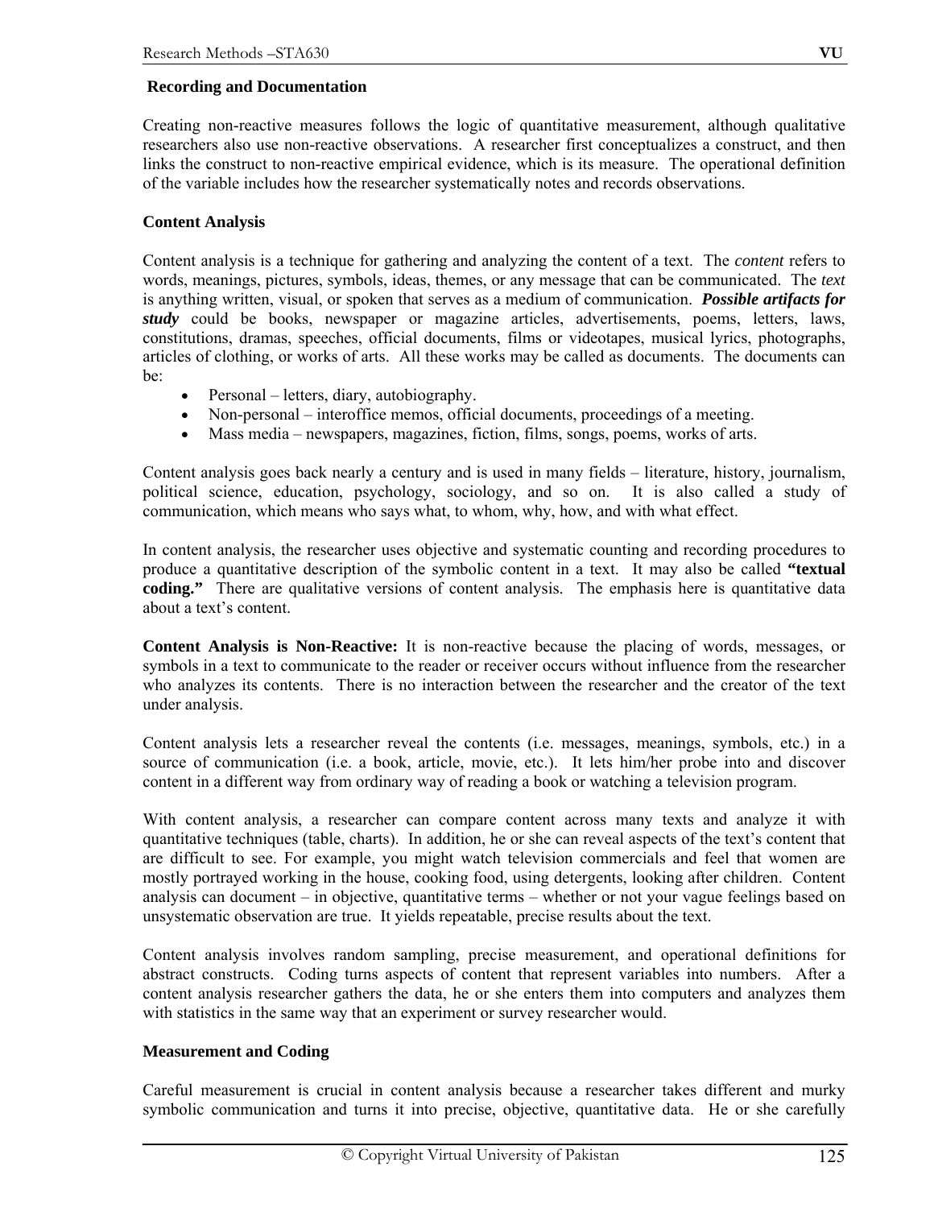**Recording and Documentation**

Creating non-reactive measures follows the logic of quantitative measurement, although qualitative researchers also use non-reactive observations. A researcher first conceptualizes a construct, and then links the construct to non-reactive empirical evidence, which is its measure. The operational definition of the variable includes how the researcher systematically notes and records observations.

**Content Analysis**

Content analysis is a technique for gathering and analyzing the content of a text. The *content* refers to words, meanings, pictures, symbols, ideas, themes, or any message that can be communicated. The *text* is anything written, visual, or spoken that serves as a medium of communication. ***Possible artifacts for study*** could be books, newspaper or magazine articles, advertisements, poems, letters, laws, constitutions, dramas, speeches, official documents, films or videotapes, musical lyrics, photographs, articles of clothing, or works of arts. All these works may be called as documents. The documents can be:

- Personal – letters, diary, autobiography.
- Non-personal – interoffice memos, official documents, proceedings of a meeting.
- Mass media – newspapers, magazines, fiction, films, songs, poems, works of arts.

Content analysis goes back nearly a century and is used in many fields – literature, history, journalism, political science, education, psychology, sociology, and so on. It is also called a study of communication, which means who says what, to whom, why, how, and with what effect.

In content analysis, the researcher uses objective and systematic counting and recording procedures to produce a quantitative description of the symbolic content in a text. It may also be called **"textual coding."** There are qualitative versions of content analysis. The emphasis here is quantitative data about a text's content.

**Content Analysis is Non-Reactive:** It is non-reactive because the placing of words, messages, or symbols in a text to communicate to the reader or receiver occurs without influence from the researcher who analyzes its contents. There is no interaction between the researcher and the creator of the text under analysis.

Content analysis lets a researcher reveal the contents (i.e. messages, meanings, symbols, etc.) in a source of communication (i.e. a book, article, movie, etc.). It lets him/her probe into and discover content in a different way from ordinary way of reading a book or watching a television program.

With content analysis, a researcher can compare content across many texts and analyze it with quantitative techniques (table, charts). In addition, he or she can reveal aspects of the text's content that are difficult to see. For example, you might watch television commercials and feel that women are mostly portrayed working in the house, cooking food, using detergents, looking after children. Content analysis can document – in objective, quantitative terms – whether or not your vague feelings based on unsystematic observation are true. It yields repeatable, precise results about the text.

Content analysis involves random sampling, precise measurement, and operational definitions for abstract constructs. Coding turns aspects of content that represent variables into numbers. After a content analysis researcher gathers the data, he or she enters them into computers and analyzes them with statistics in the same way that an experiment or survey researcher would.

**Measurement and Coding**

Careful measurement is crucial in content analysis because a researcher takes different and murky symbolic communication and turns it into precise, objective, quantitative data. He or she carefully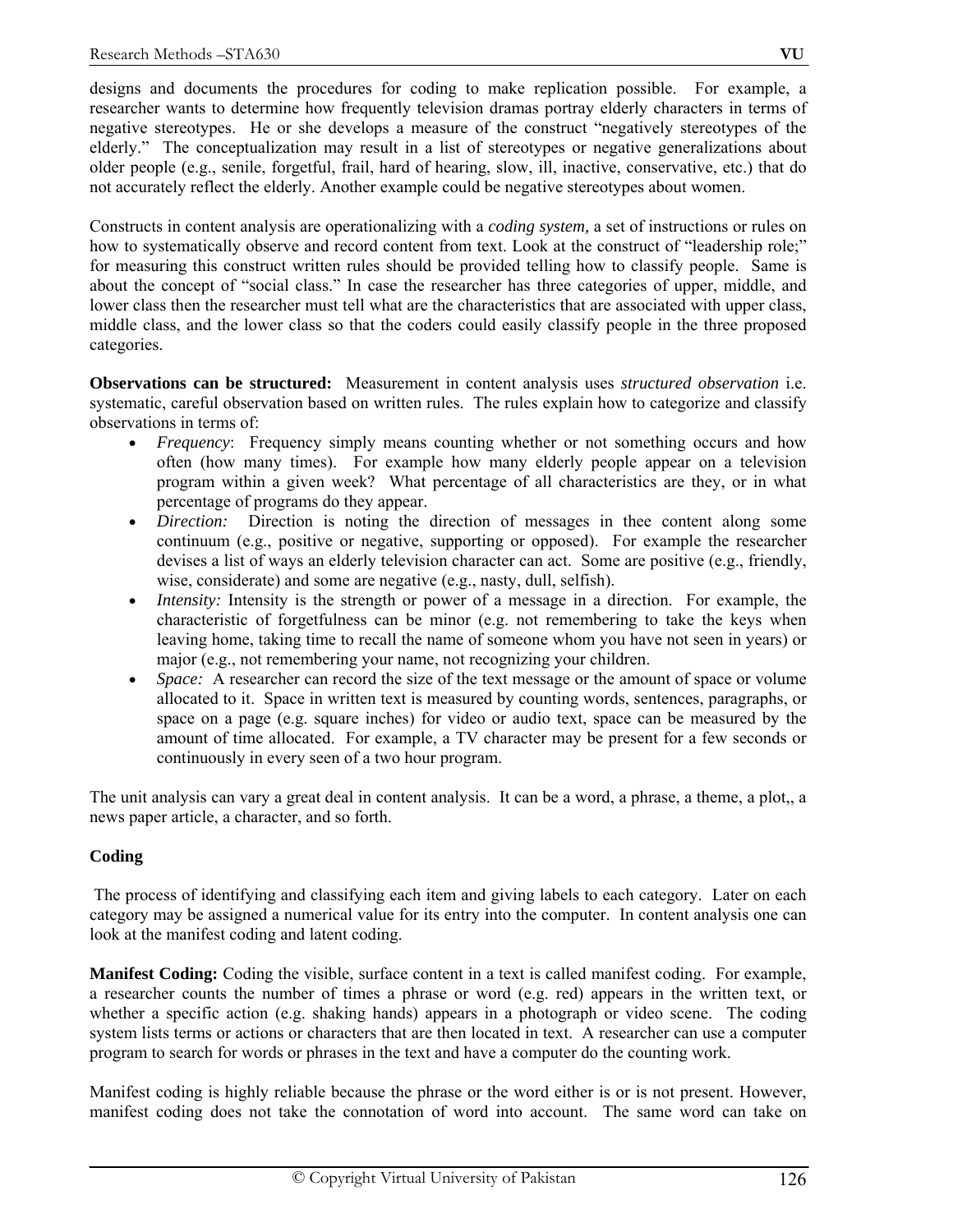designs and documents the procedures for coding to make replication possible. For example, a researcher wants to determine how frequently television dramas portray elderly characters in terms of negative stereotypes. He or she develops a measure of the construct "negatively stereotypes of the elderly." The conceptualization may result in a list of stereotypes or negative generalizations about older people (e.g., senile, forgetful, frail, hard of hearing, slow, ill, inactive, conservative, etc.) that do not accurately reflect the elderly. Another example could be negative stereotypes about women.

Constructs in content analysis are operationalizing with a *coding system,* a set of instructions or rules on how to systematically observe and record content from text. Look at the construct of "leadership role;" for measuring this construct written rules should be provided telling how to classify people. Same is about the concept of "social class." In case the researcher has three categories of upper, middle, and lower class then the researcher must tell what are the characteristics that are associated with upper class, middle class, and the lower class so that the coders could easily classify people in the three proposed categories.

**Observations can be structured:** Measurement in content analysis uses *structured observation* i.e. systematic, careful observation based on written rules. The rules explain how to categorize and classify observations in terms of:

- *Frequency*: Frequency simply means counting whether or not something occurs and how often (how many times). For example how many elderly people appear on a television program within a given week? What percentage of all characteristics are they, or in what percentage of programs do they appear.
- *Direction:* Direction is noting the direction of messages in thee content along some continuum (e.g., positive or negative, supporting or opposed). For example the researcher devises a list of ways an elderly television character can act. Some are positive (e.g., friendly, wise, considerate) and some are negative (e.g., nasty, dull, selfish).
- *Intensity:* Intensity is the strength or power of a message in a direction. For example, the characteristic of forgetfulness can be minor (e.g. not remembering to take the keys when leaving home, taking time to recall the name of someone whom you have not seen in years) or major (e.g., not remembering your name, not recognizing your children.
- *Space:* A researcher can record the size of the text message or the amount of space or volume allocated to it. Space in written text is measured by counting words, sentences, paragraphs, or space on a page (e.g. square inches) for video or audio text, space can be measured by the amount of time allocated. For example, a TV character may be present for a few seconds or continuously in every seen of a two hour program.

The unit analysis can vary a great deal in content analysis. It can be a word, a phrase, a theme, a plot,, a news paper article, a character, and so forth.

**Coding**

The process of identifying and classifying each item and giving labels to each category. Later on each category may be assigned a numerical value for its entry into the computer. In content analysis one can look at the manifest coding and latent coding.

**Manifest Coding:** Coding the visible, surface content in a text is called manifest coding. For example, a researcher counts the number of times a phrase or word (e.g. red) appears in the written text, or whether a specific action (e.g. shaking hands) appears in a photograph or video scene. The coding system lists terms or actions or characters that are then located in text. A researcher can use a computer program to search for words or phrases in the text and have a computer do the counting work.

Manifest coding is highly reliable because the phrase or the word either is or is not present. However, manifest coding does not take the connotation of word into account. The same word can take on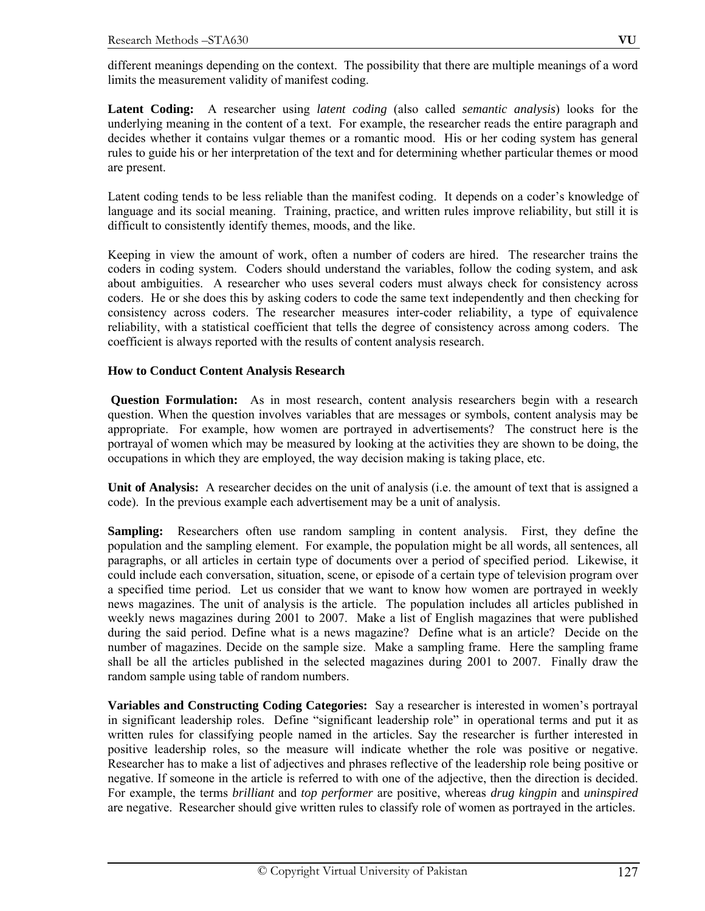different meanings depending on the context. The possibility that there are multiple meanings of a word limits the measurement validity of manifest coding.

**Latent Coding:** A researcher using *latent coding* (also called *semantic analysis*) looks for the underlying meaning in the content of a text. For example, the researcher reads the entire paragraph and decides whether it contains vulgar themes or a romantic mood. His or her coding system has general rules to guide his or her interpretation of the text and for determining whether particular themes or mood are present.

Latent coding tends to be less reliable than the manifest coding. It depends on a coder's knowledge of language and its social meaning. Training, practice, and written rules improve reliability, but still it is difficult to consistently identify themes, moods, and the like.

Keeping in view the amount of work, often a number of coders are hired. The researcher trains the coders in coding system. Coders should understand the variables, follow the coding system, and ask about ambiguities. A researcher who uses several coders must always check for consistency across coders. He or she does this by asking coders to code the same text independently and then checking for consistency across coders. The researcher measures inter-coder reliability, a type of equivalence reliability, with a statistical coefficient that tells the degree of consistency across among coders. The coefficient is always reported with the results of content analysis research.

**How to Conduct Content Analysis Research**

**Question Formulation:** As in most research, content analysis researchers begin with a research question. When the question involves variables that are messages or symbols, content analysis may be appropriate. For example, how women are portrayed in advertisements? The construct here is the portrayal of women which may be measured by looking at the activities they are shown to be doing, the occupations in which they are employed, the way decision making is taking place, etc.

**Unit of Analysis:** A researcher decides on the unit of analysis (i.e. the amount of text that is assigned a code). In the previous example each advertisement may be a unit of analysis.

**Sampling:** Researchers often use random sampling in content analysis. First, they define the population and the sampling element. For example, the population might be all words, all sentences, all paragraphs, or all articles in certain type of documents over a period of specified period. Likewise, it could include each conversation, situation, scene, or episode of a certain type of television program over a specified time period. Let us consider that we want to know how women are portrayed in weekly news magazines. The unit of analysis is the article. The population includes all articles published in weekly news magazines during 2001 to 2007. Make a list of English magazines that were published during the said period. Define what is a news magazine? Define what is an article? Decide on the number of magazines. Decide on the sample size. Make a sampling frame. Here the sampling frame shall be all the articles published in the selected magazines during 2001 to 2007. Finally draw the random sample using table of random numbers.

**Variables and Constructing Coding Categories:** Say a researcher is interested in women's portrayal in significant leadership roles. Define "significant leadership role" in operational terms and put it as written rules for classifying people named in the articles. Say the researcher is further interested in positive leadership roles, so the measure will indicate whether the role was positive or negative. Researcher has to make a list of adjectives and phrases reflective of the leadership role being positive or negative. If someone in the article is referred to with one of the adjective, then the direction is decided. For example, the terms *brilliant* and *top performer* are positive, whereas *drug kingpin* and *uninspired* are negative. Researcher should give written rules to classify role of women as portrayed in the articles.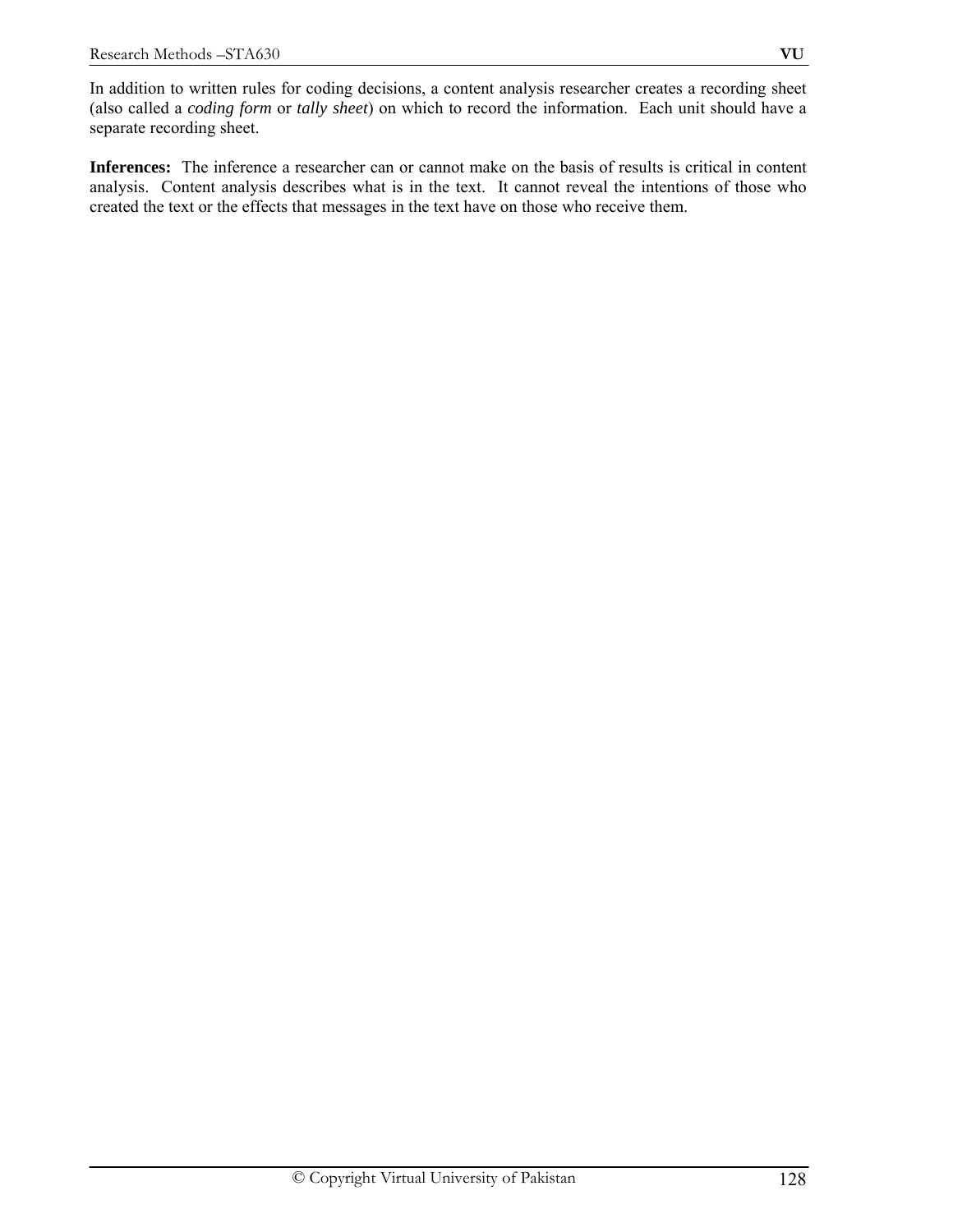In addition to written rules for coding decisions, a content analysis researcher creates a recording sheet (also called a *coding form* or *tally sheet*) on which to record the information. Each unit should have a separate recording sheet.

**Inferences:** The inference a researcher can or cannot make on the basis of results is critical in content analysis. Content analysis describes what is in the text. It cannot reveal the intentions of those who created the text or the effects that messages in the text have on those who receive them.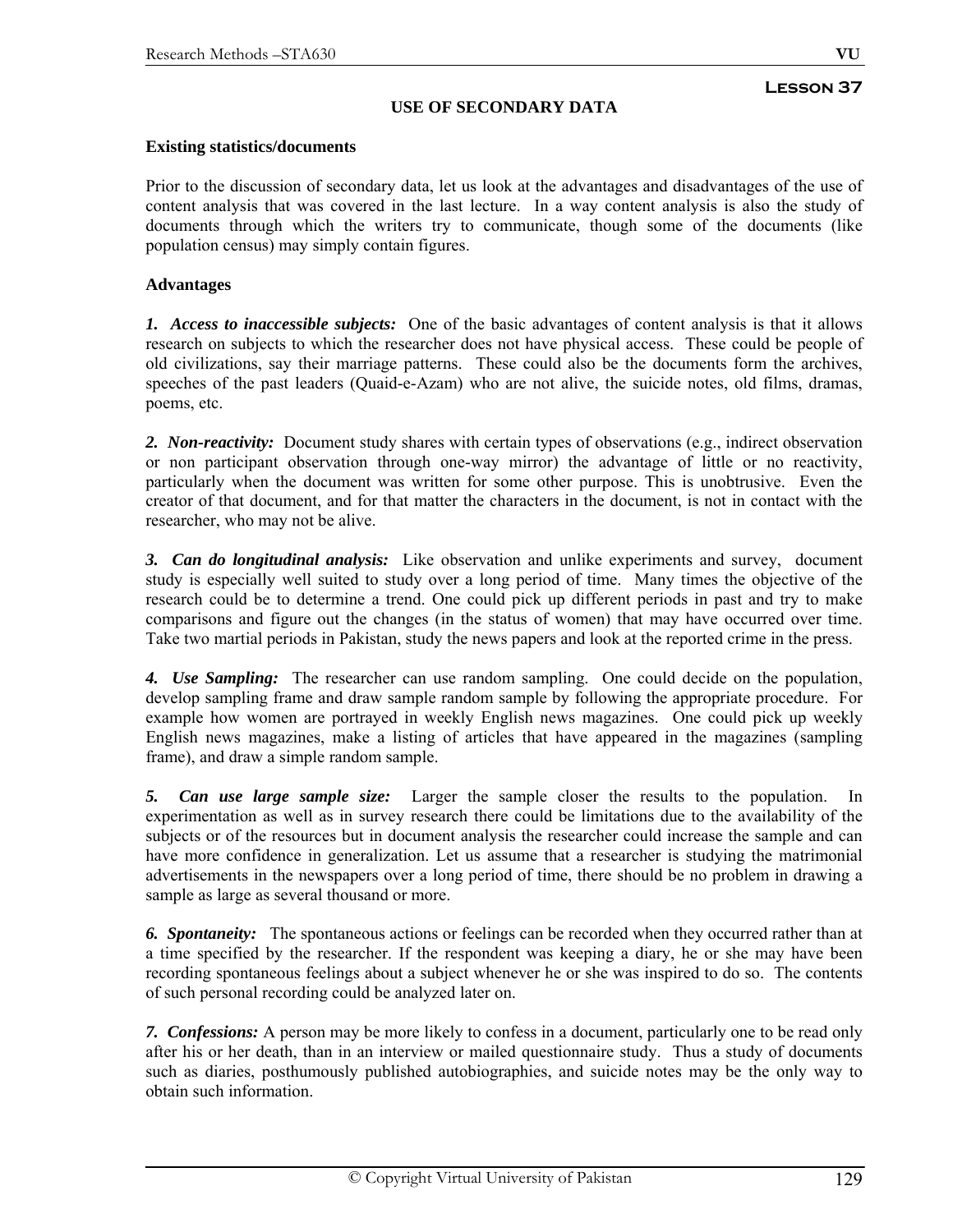**Lesson 37**

# USE OF SECONDARY DATA

**Existing statistics/documents**

Prior to the discussion of secondary data, let us look at the advantages and disadvantages of the use of content analysis that was covered in the last lecture. In a way content analysis is also the study of documents through which the writers try to communicate, though some of the documents (like population census) may simply contain figures.

**Advantages**

***1. Access to inaccessible subjects:*** One of the basic advantages of content analysis is that it allows research on subjects to which the researcher does not have physical access. These could be people of old civilizations, say their marriage patterns. These could also be the documents form the archives, speeches of the past leaders (Quaid-e-Azam) who are not alive, the suicide notes, old films, dramas, poems, etc.

***2. Non-reactivity:*** Document study shares with certain types of observations (e.g., indirect observation or non participant observation through one-way mirror) the advantage of little or no reactivity, particularly when the document was written for some other purpose. This is unobtrusive. Even the creator of that document, and for that matter the characters in the document, is not in contact with the researcher, who may not be alive.

***3. Can do longitudinal analysis:*** Like observation and unlike experiments and survey, document study is especially well suited to study over a long period of time. Many times the objective of the research could be to determine a trend. One could pick up different periods in past and try to make comparisons and figure out the changes (in the status of women) that may have occurred over time. Take two martial periods in Pakistan, study the news papers and look at the reported crime in the press.

***4. Use Sampling:*** The researcher can use random sampling. One could decide on the population, develop sampling frame and draw sample random sample by following the appropriate procedure. For example how women are portrayed in weekly English news magazines. One could pick up weekly English news magazines, make a listing of articles that have appeared in the magazines (sampling frame), and draw a simple random sample.

***5. Can use large sample size:*** Larger the sample closer the results to the population. In experimentation as well as in survey research there could be limitations due to the availability of the subjects or of the resources but in document analysis the researcher could increase the sample and can have more confidence in generalization. Let us assume that a researcher is studying the matrimonial advertisements in the newspapers over a long period of time, there should be no problem in drawing a sample as large as several thousand or more.

***6. Spontaneity:*** The spontaneous actions or feelings can be recorded when they occurred rather than at a time specified by the researcher. If the respondent was keeping a diary, he or she may have been recording spontaneous feelings about a subject whenever he or she was inspired to do so. The contents of such personal recording could be analyzed later on.

***7. Confessions:*** A person may be more likely to confess in a document, particularly one to be read only after his or her death, than in an interview or mailed questionnaire study. Thus a study of documents such as diaries, posthumously published autobiographies, and suicide notes may be the only way to obtain such information.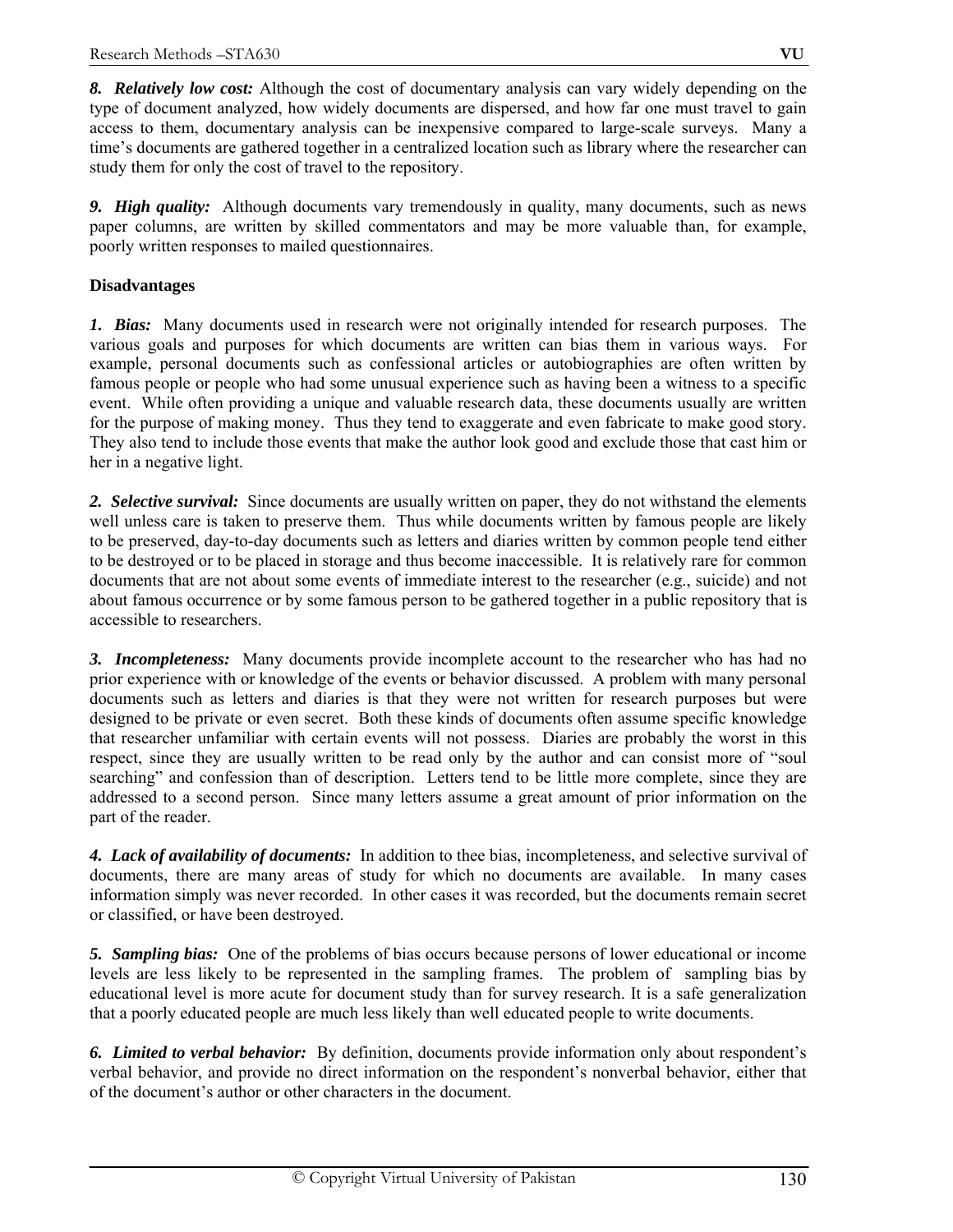***8. Relatively low cost:*** Although the cost of documentary analysis can vary widely depending on the type of document analyzed, how widely documents are dispersed, and how far one must travel to gain access to them, documentary analysis can be inexpensive compared to large-scale surveys. Many a time's documents are gathered together in a centralized location such as library where the researcher can study them for only the cost of travel to the repository.

***9. High quality:*** Although documents vary tremendously in quality, many documents, such as news paper columns, are written by skilled commentators and may be more valuable than, for example, poorly written responses to mailed questionnaires.

**Disadvantages**

***1. Bias:*** Many documents used in research were not originally intended for research purposes. The various goals and purposes for which documents are written can bias them in various ways. For example, personal documents such as confessional articles or autobiographies are often written by famous people or people who had some unusual experience such as having been a witness to a specific event. While often providing a unique and valuable research data, these documents usually are written for the purpose of making money. Thus they tend to exaggerate and even fabricate to make good story. They also tend to include those events that make the author look good and exclude those that cast him or her in a negative light.

***2. Selective survival:*** Since documents are usually written on paper, they do not withstand the elements well unless care is taken to preserve them. Thus while documents written by famous people are likely to be preserved, day-to-day documents such as letters and diaries written by common people tend either to be destroyed or to be placed in storage and thus become inaccessible. It is relatively rare for common documents that are not about some events of immediate interest to the researcher (e.g., suicide) and not about famous occurrence or by some famous person to be gathered together in a public repository that is accessible to researchers.

***3. Incompleteness:*** Many documents provide incomplete account to the researcher who has had no prior experience with or knowledge of the events or behavior discussed. A problem with many personal documents such as letters and diaries is that they were not written for research purposes but were designed to be private or even secret. Both these kinds of documents often assume specific knowledge that researcher unfamiliar with certain events will not possess. Diaries are probably the worst in this respect, since they are usually written to be read only by the author and can consist more of "soul searching" and confession than of description. Letters tend to be little more complete, since they are addressed to a second person. Since many letters assume a great amount of prior information on the part of the reader.

***4. Lack of availability of documents:*** In addition to thee bias, incompleteness, and selective survival of documents, there are many areas of study for which no documents are available. In many cases information simply was never recorded. In other cases it was recorded, but the documents remain secret or classified, or have been destroyed.

***5. Sampling bias:*** One of the problems of bias occurs because persons of lower educational or income levels are less likely to be represented in the sampling frames. The problem of sampling bias by educational level is more acute for document study than for survey research. It is a safe generalization that a poorly educated people are much less likely than well educated people to write documents.

***6. Limited to verbal behavior:*** By definition, documents provide information only about respondent's verbal behavior, and provide no direct information on the respondent's nonverbal behavior, either that of the document's author or other characters in the document.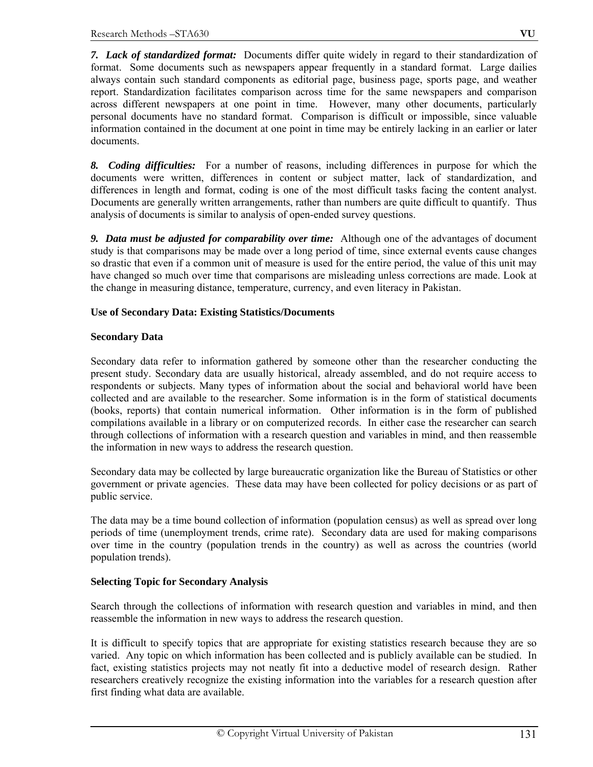***7. Lack of standardized format:*** Documents differ quite widely in regard to their standardization of format. Some documents such as newspapers appear frequently in a standard format. Large dailies always contain such standard components as editorial page, business page, sports page, and weather report. Standardization facilitates comparison across time for the same newspapers and comparison across different newspapers at one point in time. However, many other documents, particularly personal documents have no standard format. Comparison is difficult or impossible, since valuable information contained in the document at one point in time may be entirely lacking in an earlier or later documents.

***8. Coding difficulties:*** For a number of reasons, including differences in purpose for which the documents were written, differences in content or subject matter, lack of standardization, and differences in length and format, coding is one of the most difficult tasks facing the content analyst. Documents are generally written arrangements, rather than numbers are quite difficult to quantify. Thus analysis of documents is similar to analysis of open-ended survey questions.

***9. Data must be adjusted for comparability over time:*** Although one of the advantages of document study is that comparisons may be made over a long period of time, since external events cause changes so drastic that even if a common unit of measure is used for the entire period, the value of this unit may have changed so much over time that comparisons are misleading unless corrections are made. Look at the change in measuring distance, temperature, currency, and even literacy in Pakistan.

**Use of Secondary Data: Existing Statistics/Documents**

**Secondary Data**

Secondary data refer to information gathered by someone other than the researcher conducting the present study. Secondary data are usually historical, already assembled, and do not require access to respondents or subjects. Many types of information about the social and behavioral world have been collected and are available to the researcher. Some information is in the form of statistical documents (books, reports) that contain numerical information. Other information is in the form of published compilations available in a library or on computerized records. In either case the researcher can search through collections of information with a research question and variables in mind, and then reassemble the information in new ways to address the research question.

Secondary data may be collected by large bureaucratic organization like the Bureau of Statistics or other government or private agencies. These data may have been collected for policy decisions or as part of public service.

The data may be a time bound collection of information (population census) as well as spread over long periods of time (unemployment trends, crime rate). Secondary data are used for making comparisons over time in the country (population trends in the country) as well as across the countries (world population trends).

**Selecting Topic for Secondary Analysis**

Search through the collections of information with research question and variables in mind, and then reassemble the information in new ways to address the research question.

It is difficult to specify topics that are appropriate for existing statistics research because they are so varied. Any topic on which information has been collected and is publicly available can be studied. In fact, existing statistics projects may not neatly fit into a deductive model of research design. Rather researchers creatively recognize the existing information into the variables for a research question after first finding what data are available.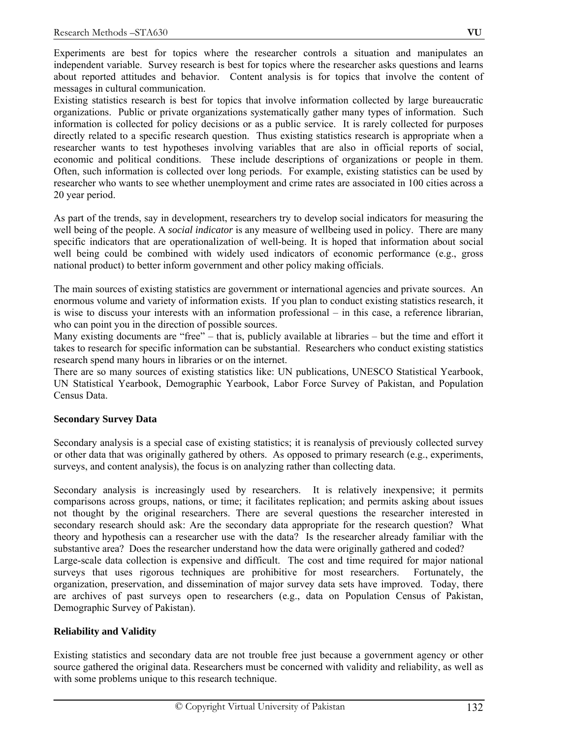Experiments are best for topics where the researcher controls a situation and manipulates an independent variable. Survey research is best for topics where the researcher asks questions and learns about reported attitudes and behavior. Content analysis is for topics that involve the content of messages in cultural communication.

Existing statistics research is best for topics that involve information collected by large bureaucratic organizations. Public or private organizations systematically gather many types of information. Such information is collected for policy decisions or as a public service. It is rarely collected for purposes directly related to a specific research question. Thus existing statistics research is appropriate when a researcher wants to test hypotheses involving variables that are also in official reports of social, economic and political conditions. These include descriptions of organizations or people in them. Often, such information is collected over long periods. For example, existing statistics can be used by researcher who wants to see whether unemployment and crime rates are associated in 100 cities across a 20 year period.

As part of the trends, say in development, researchers try to develop social indicators for measuring the well being of the people. A *social indicator* is any measure of wellbeing used in policy. There are many specific indicators that are operationalization of well-being. It is hoped that information about social well being could be combined with widely used indicators of economic performance (e.g., gross national product) to better inform government and other policy making officials.

The main sources of existing statistics are government or international agencies and private sources. An enormous volume and variety of information exists. If you plan to conduct existing statistics research, it is wise to discuss your interests with an information professional – in this case, a reference librarian, who can point you in the direction of possible sources.

Many existing documents are "free" – that is, publicly available at libraries – but the time and effort it takes to research for specific information can be substantial. Researchers who conduct existing statistics research spend many hours in libraries or on the internet.

There are so many sources of existing statistics like: UN publications, UNESCO Statistical Yearbook, UN Statistical Yearbook, Demographic Yearbook, Labor Force Survey of Pakistan, and Population Census Data.

### Secondary Survey Data

Secondary analysis is a special case of existing statistics; it is reanalysis of previously collected survey or other data that was originally gathered by others. As opposed to primary research (e.g., experiments, surveys, and content analysis), the focus is on analyzing rather than collecting data.

Secondary analysis is increasingly used by researchers. It is relatively inexpensive; it permits comparisons across groups, nations, or time; it facilitates replication; and permits asking about issues not thought by the original researchers. There are several questions the researcher interested in secondary research should ask: Are the secondary data appropriate for the research question? What theory and hypothesis can a researcher use with the data? Is the researcher already familiar with the substantive area? Does the researcher understand how the data were originally gathered and coded?

Large-scale data collection is expensive and difficult. The cost and time required for major national surveys that uses rigorous techniques are prohibitive for most researchers. Fortunately, the organization, preservation, and dissemination of major survey data sets have improved. Today, there are archives of past surveys open to researchers (e.g., data on Population Census of Pakistan, Demographic Survey of Pakistan).

### Reliability and Validity

Existing statistics and secondary data are not trouble free just because a government agency or other source gathered the original data. Researchers must be concerned with validity and reliability, as well as with some problems unique to this research technique.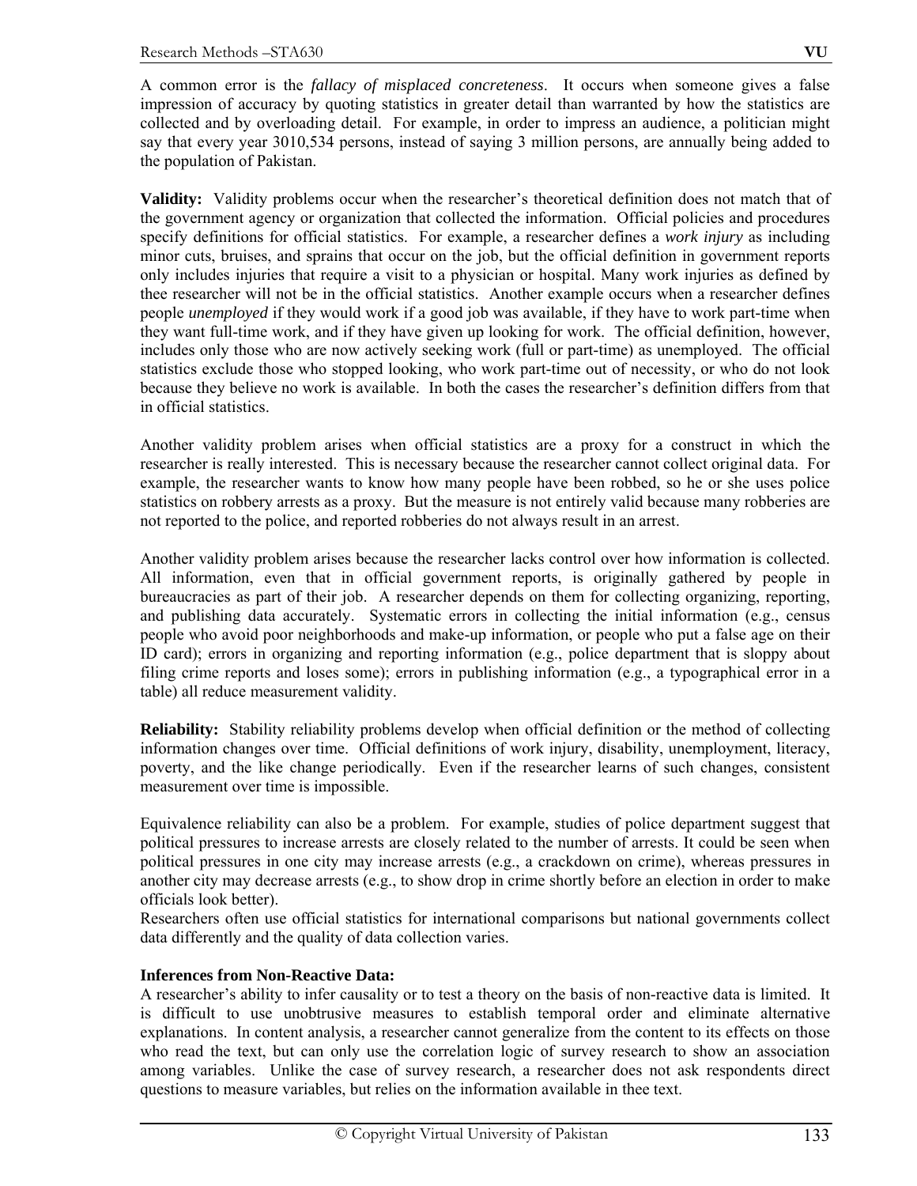A common error is the *fallacy of misplaced concreteness*. It occurs when someone gives a false impression of accuracy by quoting statistics in greater detail than warranted by how the statistics are collected and by overloading detail. For example, in order to impress an audience, a politician might say that every year 3010,534 persons, instead of saying 3 million persons, are annually being added to the population of Pakistan.

**Validity:** Validity problems occur when the researcher's theoretical definition does not match that of the government agency or organization that collected the information. Official policies and procedures specify definitions for official statistics. For example, a researcher defines a *work injury* as including minor cuts, bruises, and sprains that occur on the job, but the official definition in government reports only includes injuries that require a visit to a physician or hospital. Many work injuries as defined by thee researcher will not be in the official statistics. Another example occurs when a researcher defines people *unemployed* if they would work if a good job was available, if they have to work part-time when they want full-time work, and if they have given up looking for work. The official definition, however, includes only those who are now actively seeking work (full or part-time) as unemployed. The official statistics exclude those who stopped looking, who work part-time out of necessity, or who do not look because they believe no work is available. In both the cases the researcher's definition differs from that in official statistics.

Another validity problem arises when official statistics are a proxy for a construct in which the researcher is really interested. This is necessary because the researcher cannot collect original data. For example, the researcher wants to know how many people have been robbed, so he or she uses police statistics on robbery arrests as a proxy. But the measure is not entirely valid because many robberies are not reported to the police, and reported robberies do not always result in an arrest.

Another validity problem arises because the researcher lacks control over how information is collected. All information, even that in official government reports, is originally gathered by people in bureaucracies as part of their job. A researcher depends on them for collecting organizing, reporting, and publishing data accurately. Systematic errors in collecting the initial information (e.g., census people who avoid poor neighborhoods and make-up information, or people who put a false age on their ID card); errors in organizing and reporting information (e.g., police department that is sloppy about filing crime reports and loses some); errors in publishing information (e.g., a typographical error in a table) all reduce measurement validity.

**Reliability:** Stability reliability problems develop when official definition or the method of collecting information changes over time. Official definitions of work injury, disability, unemployment, literacy, poverty, and the like change periodically. Even if the researcher learns of such changes, consistent measurement over time is impossible.

Equivalence reliability can also be a problem. For example, studies of police department suggest that political pressures to increase arrests are closely related to the number of arrests. It could be seen when political pressures in one city may increase arrests (e.g., a crackdown on crime), whereas pressures in another city may decrease arrests (e.g., to show drop in crime shortly before an election in order to make officials look better).
Researchers often use official statistics for international comparisons but national governments collect data differently and the quality of data collection varies.

**Inferences from Non-Reactive Data:**
A researcher's ability to infer causality or to test a theory on the basis of non-reactive data is limited. It is difficult to use unobtrusive measures to establish temporal order and eliminate alternative explanations. In content analysis, a researcher cannot generalize from the content to its effects on those who read the text, but can only use the correlation logic of survey research to show an association among variables. Unlike the case of survey research, a researcher does not ask respondents direct questions to measure variables, but relies on the information available in thee text.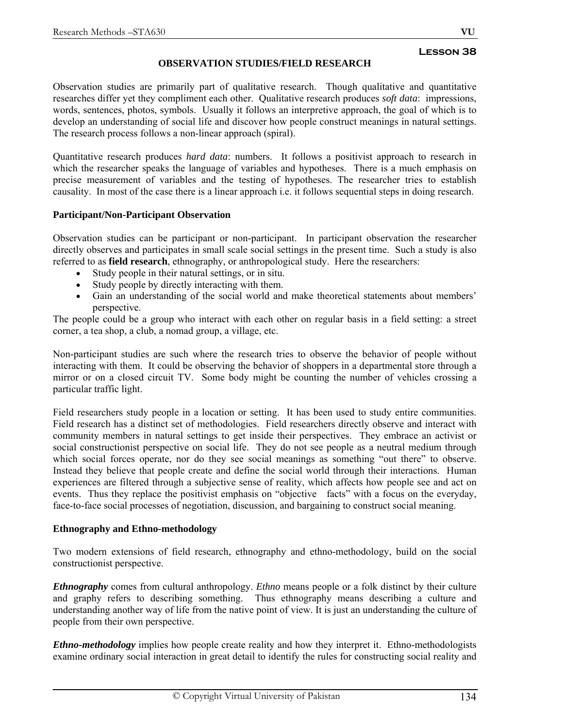**Lesson 38**

## OBSERVATION STUDIES/FIELD RESEARCH

Observation studies are primarily part of qualitative research. Though qualitative and quantitative researches differ yet they compliment each other. Qualitative research produces *soft data*: impressions, words, sentences, photos, symbols. Usually it follows an interpretive approach, the goal of which is to develop an understanding of social life and discover how people construct meanings in natural settings. The research process follows a non-linear approach (spiral).

Quantitative research produces *hard data*: numbers. It follows a positivist approach to research in which the researcher speaks the language of variables and hypotheses. There is a much emphasis on precise measurement of variables and the testing of hypotheses. The researcher tries to establish causality. In most of the case there is a linear approach i.e. it follows sequential steps in doing research.

### Participant/Non-Participant Observation

Observation studies can be participant or non-participant. In participant observation the researcher directly observes and participates in small scale social settings in the present time. Such a study is also referred to as **field research**, ethnography, or anthropological study. Here the researchers:

- Study people in their natural settings, or in situ.
- Study people by directly interacting with them.
- Gain an understanding of the social world and make theoretical statements about members' perspective.

The people could be a group who interact with each other on regular basis in a field setting: a street corner, a tea shop, a club, a nomad group, a village, etc.

Non-participant studies are such where the research tries to observe the behavior of people without interacting with them. It could be observing the behavior of shoppers in a departmental store through a mirror or on a closed circuit TV. Some body might be counting the number of vehicles crossing a particular traffic light.

Field researchers study people in a location or setting. It has been used to study entire communities. Field research has a distinct set of methodologies. Field researchers directly observe and interact with community members in natural settings to get inside their perspectives. They embrace an activist or social constructionist perspective on social life. They do not see people as a neutral medium through which social forces operate, nor do they see social meanings as something "out there" to observe. Instead they believe that people create and define the social world through their interactions. Human experiences are filtered through a subjective sense of reality, which affects how people see and act on events. Thus they replace the positivist emphasis on "objective facts" with a focus on the everyday, face-to-face social processes of negotiation, discussion, and bargaining to construct social meaning.

### Ethnography and Ethno-methodology

Two modern extensions of field research, ethnography and ethno-methodology, build on the social constructionist perspective.

***Ethnography*** comes from cultural anthropology. *Ethno* means people or a folk distinct by their culture and graphy refers to describing something. Thus ethnography means describing a culture and understanding another way of life from the native point of view. It is just an understanding the culture of people from their own perspective.

***Ethno-methodology*** implies how people create reality and how they interpret it. Ethno-methodologists examine ordinary social interaction in great detail to identify the rules for constructing social reality and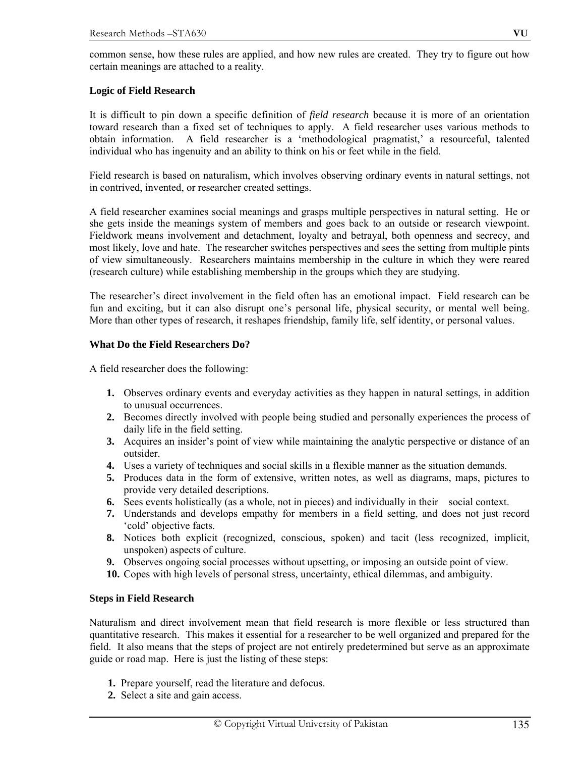common sense, how these rules are applied, and how new rules are created. They try to figure out how certain meanings are attached to a reality.

**Logic of Field Research**

It is difficult to pin down a specific definition of *field research* because it is more of an orientation toward research than a fixed set of techniques to apply. A field researcher uses various methods to obtain information. A field researcher is a 'methodological pragmatist,' a resourceful, talented individual who has ingenuity and an ability to think on his or feet while in the field.

Field research is based on naturalism, which involves observing ordinary events in natural settings, not in contrived, invented, or researcher created settings.

A field researcher examines social meanings and grasps multiple perspectives in natural setting. He or she gets inside the meanings system of members and goes back to an outside or research viewpoint. Fieldwork means involvement and detachment, loyalty and betrayal, both openness and secrecy, and most likely, love and hate. The researcher switches perspectives and sees the setting from multiple pints of view simultaneously. Researchers maintains membership in the culture in which they were reared (research culture) while establishing membership in the groups which they are studying.

The researcher's direct involvement in the field often has an emotional impact. Field research can be fun and exciting, but it can also disrupt one's personal life, physical security, or mental well being. More than other types of research, it reshapes friendship, family life, self identity, or personal values.

**What Do the Field Researchers Do?**

A field researcher does the following:

1. Observes ordinary events and everyday activities as they happen in natural settings, in addition to unusual occurrences.
2. Becomes directly involved with people being studied and personally experiences the process of daily life in the field setting.
3. Acquires an insider's point of view while maintaining the analytic perspective or distance of an outsider.
4. Uses a variety of techniques and social skills in a flexible manner as the situation demands.
5. Produces data in the form of extensive, written notes, as well as diagrams, maps, pictures to provide very detailed descriptions.
6. Sees events holistically (as a whole, not in pieces) and individually in their social context.
7. Understands and develops empathy for members in a field setting, and does not just record 'cold' objective facts.
8. Notices both explicit (recognized, conscious, spoken) and tacit (less recognized, implicit, unspoken) aspects of culture.
9. Observes ongoing social processes without upsetting, or imposing an outside point of view.
10. Copes with high levels of personal stress, uncertainty, ethical dilemmas, and ambiguity.

**Steps in Field Research**

Naturalism and direct involvement mean that field research is more flexible or less structured than quantitative research. This makes it essential for a researcher to be well organized and prepared for the field. It also means that the steps of project are not entirely predetermined but serve as an approximate guide or road map. Here is just the listing of these steps:

1. Prepare yourself, read the literature and defocus.
2. Select a site and gain access.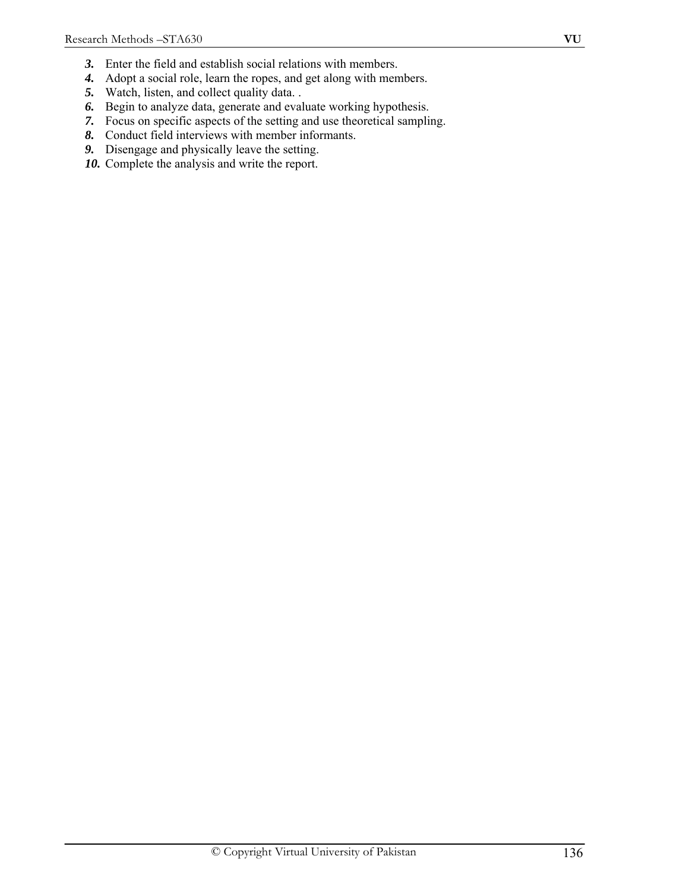3. Enter the field and establish social relations with members.
4. Adopt a social role, learn the ropes, and get along with members.
5. Watch, listen, and collect quality data. .
6. Begin to analyze data, generate and evaluate working hypothesis.
7. Focus on specific aspects of the setting and use theoretical sampling.
8. Conduct field interviews with member informants.
9. Disengage and physically leave the setting.
10. Complete the analysis and write the report.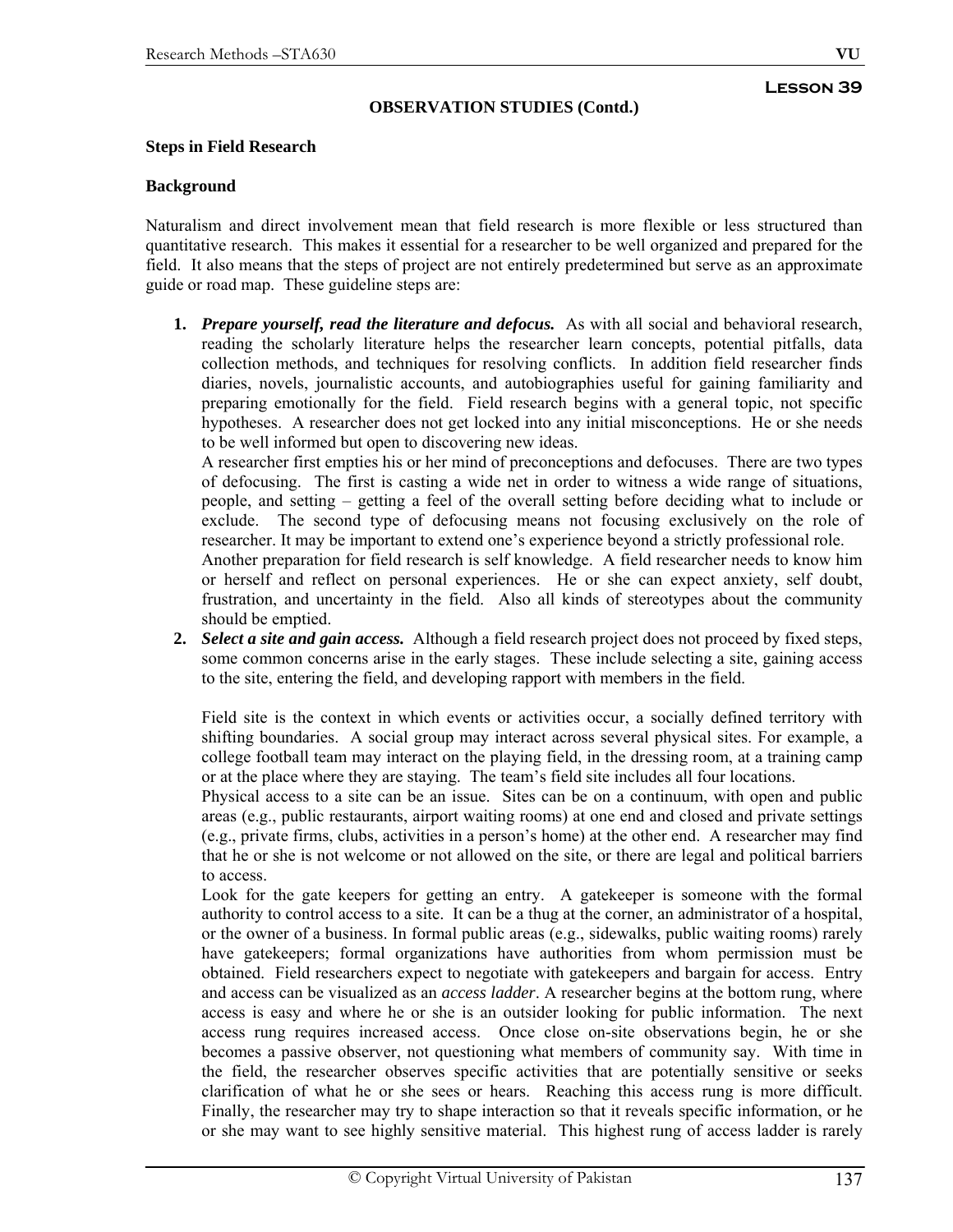**Lesson 39**

**OBSERVATION STUDIES (Contd.)**

**Steps in Field Research**

**Background**

Naturalism and direct involvement mean that field research is more flexible or less structured than quantitative research. This makes it essential for a researcher to be well organized and prepared for the field. It also means that the steps of project are not entirely predetermined but serve as an approximate guide or road map. These guideline steps are:

1. ***Prepare yourself, read the literature and defocus.*** As with all social and behavioral research, reading the scholarly literature helps the researcher learn concepts, potential pitfalls, data collection methods, and techniques for resolving conflicts. In addition field researcher finds diaries, novels, journalistic accounts, and autobiographies useful for gaining familiarity and preparing emotionally for the field. Field research begins with a general topic, not specific hypotheses. A researcher does not get locked into any initial misconceptions. He or she needs to be well informed but open to discovering new ideas.
   A researcher first empties his or her mind of preconceptions and defocuses. There are two types of defocusing. The first is casting a wide net in order to witness a wide range of situations, people, and setting – getting a feel of the overall setting before deciding what to include or exclude. The second type of defocusing means not focusing exclusively on the role of researcher. It may be important to extend one's experience beyond a strictly professional role.
   Another preparation for field research is self knowledge. A field researcher needs to know him or herself and reflect on personal experiences. He or she can expect anxiety, self doubt, frustration, and uncertainty in the field. Also all kinds of stereotypes about the community should be emptied.
2. ***Select a site and gain access.*** Although a field research project does not proceed by fixed steps, some common concerns arise in the early stages. These include selecting a site, gaining access to the site, entering the field, and developing rapport with members in the field.

   Field site is the context in which events or activities occur, a socially defined territory with shifting boundaries. A social group may interact across several physical sites. For example, a college football team may interact on the playing field, in the dressing room, at a training camp or at the place where they are staying. The team's field site includes all four locations.
   Physical access to a site can be an issue. Sites can be on a continuum, with open and public areas (e.g., public restaurants, airport waiting rooms) at one end and closed and private settings (e.g., private firms, clubs, activities in a person's home) at the other end. A researcher may find that he or she is not welcome or not allowed on the site, or there are legal and political barriers to access.
   Look for the gate keepers for getting an entry. A gatekeeper is someone with the formal authority to control access to a site. It can be a thug at the corner, an administrator of a hospital, or the owner of a business. In formal public areas (e.g., sidewalks, public waiting rooms) rarely have gatekeepers; formal organizations have authorities from whom permission must be obtained. Field researchers expect to negotiate with gatekeepers and bargain for access. Entry and access can be visualized as an *access ladder*. A researcher begins at the bottom rung, where access is easy and where he or she is an outsider looking for public information. The next access rung requires increased access. Once close on-site observations begin, he or she becomes a passive observer, not questioning what members of community say. With time in the field, the researcher observes specific activities that are potentially sensitive or seeks clarification of what he or she sees or hears. Reaching this access rung is more difficult. Finally, the researcher may try to shape interaction so that it reveals specific information, or he or she may want to see highly sensitive material. This highest rung of access ladder is rarely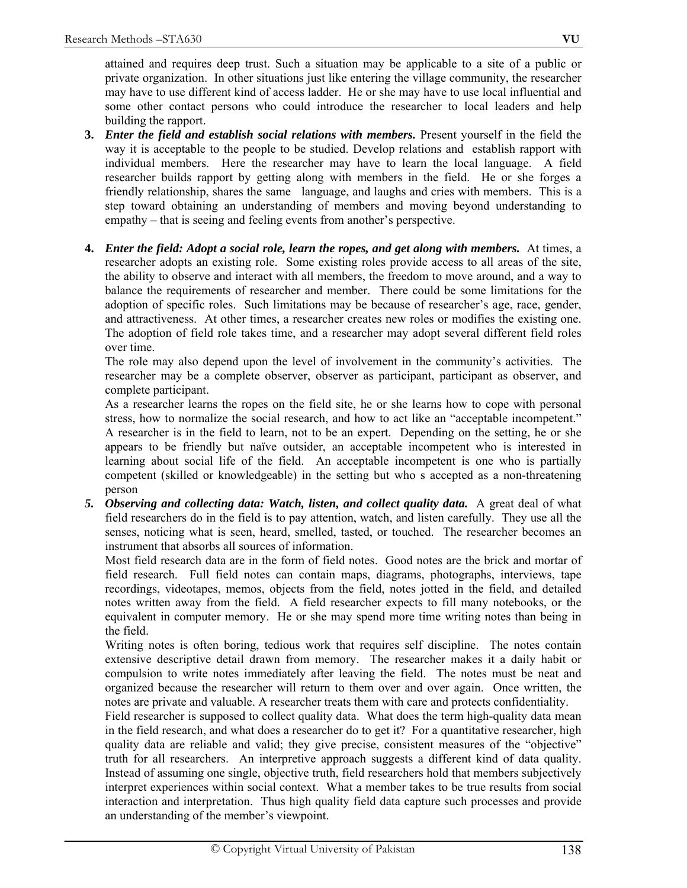attained and requires deep trust. Such a situation may be applicable to a site of a public or private organization. In other situations just like entering the village community, the researcher may have to use different kind of access ladder. He or she may have to use local influential and some other contact persons who could introduce the researcher to local leaders and help building the rapport.

3. ***Enter the field and establish social relations with members.*** Present yourself in the field the way it is acceptable to the people to be studied. Develop relations and establish rapport with individual members. Here the researcher may have to learn the local language. A field researcher builds rapport by getting along with members in the field. He or she forges a friendly relationship, shares the same language, and laughs and cries with members. This is a step toward obtaining an understanding of members and moving beyond understanding to empathy – that is seeing and feeling events from another's perspective.

4. ***Enter the field: Adopt a social role, learn the ropes, and get along with members.*** At times, a researcher adopts an existing role. Some existing roles provide access to all areas of the site, the ability to observe and interact with all members, the freedom to move around, and a way to balance the requirements of researcher and member. There could be some limitations for the adoption of specific roles. Such limitations may be because of researcher's age, race, gender, and attractiveness. At other times, a researcher creates new roles or modifies the existing one. The adoption of field role takes time, and a researcher may adopt several different field roles over time.

   The role may also depend upon the level of involvement in the community's activities. The researcher may be a complete observer, observer as participant, participant as observer, and complete participant.

   As a researcher learns the ropes on the field site, he or she learns how to cope with personal stress, how to normalize the social research, and how to act like an "acceptable incompetent." A researcher is in the field to learn, not to be an expert. Depending on the setting, he or she appears to be friendly but naïve outsider, an acceptable incompetent who is interested in learning about social life of the field. An acceptable incompetent is one who is partially competent (skilled or knowledgeable) in the setting but who s accepted as a non-threatening person

5. ***Observing and collecting data: Watch, listen, and collect quality data.*** A great deal of what field researchers do in the field is to pay attention, watch, and listen carefully. They use all the senses, noticing what is seen, heard, smelled, tasted, or touched. The researcher becomes an instrument that absorbs all sources of information.

   Most field research data are in the form of field notes. Good notes are the brick and mortar of field research. Full field notes can contain maps, diagrams, photographs, interviews, tape recordings, videotapes, memos, objects from the field, notes jotted in the field, and detailed notes written away from the field. A field researcher expects to fill many notebooks, or the equivalent in computer memory. He or she may spend more time writing notes than being in the field.

   Writing notes is often boring, tedious work that requires self discipline. The notes contain extensive descriptive detail drawn from memory. The researcher makes it a daily habit or compulsion to write notes immediately after leaving the field. The notes must be neat and organized because the researcher will return to them over and over again. Once written, the notes are private and valuable. A researcher treats them with care and protects confidentiality.

   Field researcher is supposed to collect quality data. What does the term high-quality data mean in the field research, and what does a researcher do to get it? For a quantitative researcher, high quality data are reliable and valid; they give precise, consistent measures of the "objective" truth for all researchers. An interpretive approach suggests a different kind of data quality. Instead of assuming one single, objective truth, field researchers hold that members subjectively interpret experiences within social context. What a member takes to be true results from social interaction and interpretation. Thus high quality field data capture such processes and provide an understanding of the member's viewpoint.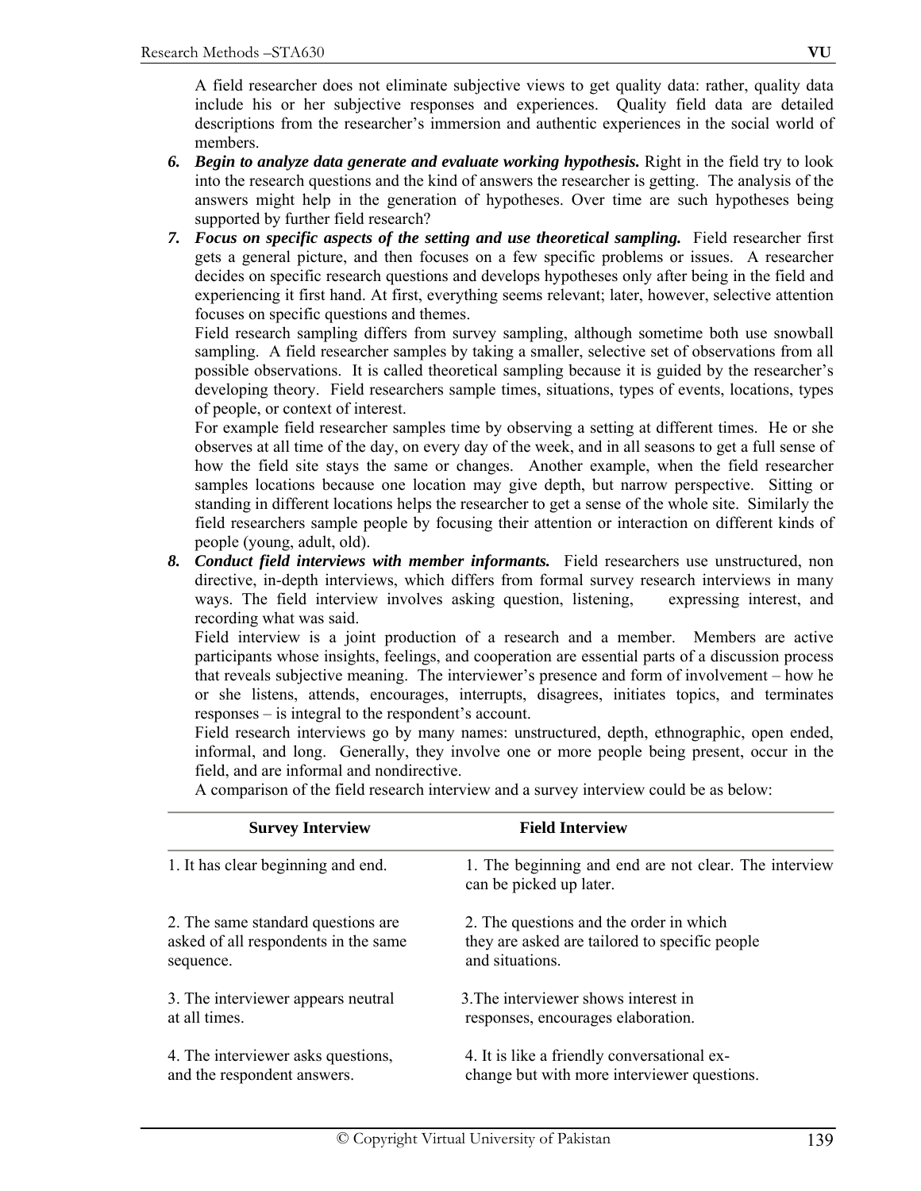A field researcher does not eliminate subjective views to get quality data: rather, quality data include his or her subjective responses and experiences. Quality field data are detailed descriptions from the researcher's immersion and authentic experiences in the social world of members.

6. ***Begin to analyze data generate and evaluate working hypothesis.*** Right in the field try to look into the research questions and the kind of answers the researcher is getting. The analysis of the answers might help in the generation of hypotheses. Over time are such hypotheses being supported by further field research?

7. ***Focus on specific aspects of the setting and use theoretical sampling.*** Field researcher first gets a general picture, and then focuses on a few specific problems or issues. A researcher decides on specific research questions and develops hypotheses only after being in the field and experiencing it first hand. At first, everything seems relevant; later, however, selective attention focuses on specific questions and themes.

   Field research sampling differs from survey sampling, although sometime both use snowball sampling. A field researcher samples by taking a smaller, selective set of observations from all possible observations. It is called theoretical sampling because it is guided by the researcher's developing theory. Field researchers sample times, situations, types of events, locations, types of people, or context of interest.

   For example field researcher samples time by observing a setting at different times. He or she observes at all time of the day, on every day of the week, and in all seasons to get a full sense of how the field site stays the same or changes. Another example, when the field researcher samples locations because one location may give depth, but narrow perspective. Sitting or standing in different locations helps the researcher to get a sense of the whole site. Similarly the field researchers sample people by focusing their attention or interaction on different kinds of people (young, adult, old).

8. ***Conduct field interviews with member informants.*** Field researchers use unstructured, non directive, in-depth interviews, which differs from formal survey research interviews in many ways. The field interview involves asking question, listening, expressing interest, and recording what was said.

   Field interview is a joint production of a research and a member. Members are active participants whose insights, feelings, and cooperation are essential parts of a discussion process that reveals subjective meaning. The interviewer's presence and form of involvement – how he or she listens, attends, encourages, interrupts, disagrees, initiates topics, and terminates responses – is integral to the respondent's account.

   Field research interviews go by many names: unstructured, depth, ethnographic, open ended, informal, and long. Generally, they involve one or more people being present, occur in the field, and are informal and nondirective.

   A comparison of the field research interview and a survey interview could be as below:

| Survey Interview | Field Interview |
|---|---|
| 1. It has clear beginning and end. | 1. The beginning and end are not clear. The interview can be picked up later. |
| 2. The same standard questions are asked of all respondents in the same sequence. | 2. The questions and the order in which they are asked are tailored to specific people and situations. |
| 3. The interviewer appears neutral at all times. | 3.The interviewer shows interest in responses, encourages elaboration. |
| 4. The interviewer asks questions, and the respondent answers. | 4. It is like a friendly conversational exchange but with more interviewer questions. |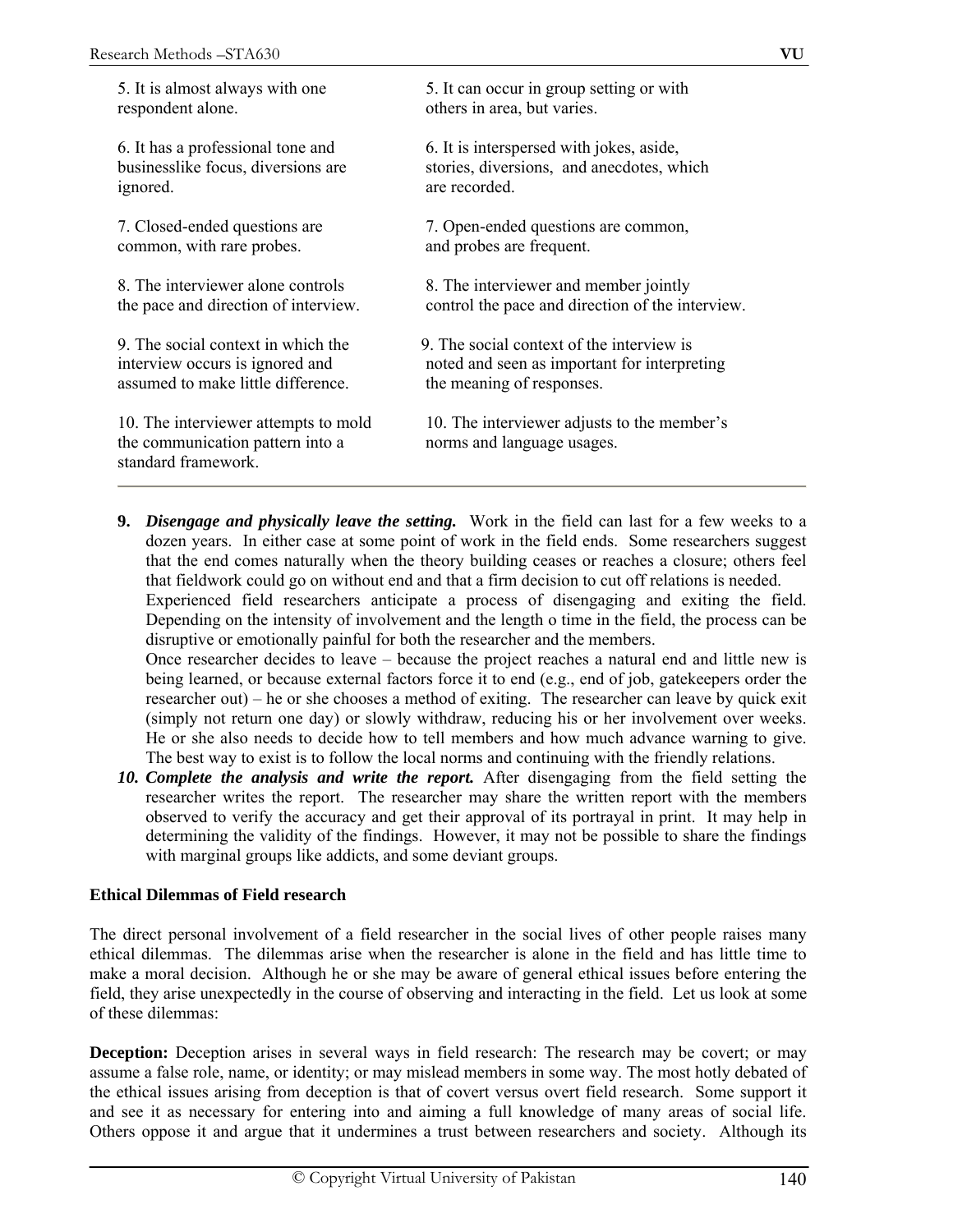| | |
|---|---|
| 5. It is almost always with one respondent alone. | 5. It can occur in group setting or with others in area, but varies. |
| 6. It has a professional tone and businesslike focus, diversions are ignored. | 6. It is interspersed with jokes, aside, stories, diversions, and anecdotes, which are recorded. |
| 7. Closed-ended questions are common, with rare probes. | 7. Open-ended questions are common, and probes are frequent. |
| 8. The interviewer alone controls the pace and direction of interview. | 8. The interviewer and member jointly control the pace and direction of the interview. |
| 9. The social context in which the interview occurs is ignored and assumed to make little difference. | 9. The social context of the interview is noted and seen as important for interpreting the meaning of responses. |
| 10. The interviewer attempts to mold the communication pattern into a standard framework. | 10. The interviewer adjusts to the member's norms and language usages. |

**9.** ***Disengage and physically leave the setting.*** Work in the field can last for a few weeks to a dozen years. In either case at some point of work in the field ends. Some researchers suggest that the end comes naturally when the theory building ceases or reaches a closure; others feel that fieldwork could go on without end and that a firm decision to cut off relations is needed.
Experienced field researchers anticipate a process of disengaging and exiting the field. Depending on the intensity of involvement and the length o time in the field, the process can be disruptive or emotionally painful for both the researcher and the members.
Once researcher decides to leave – because the project reaches a natural end and little new is being learned, or because external factors force it to end (e.g., end of job, gatekeepers order the researcher out) – he or she chooses a method of exiting. The researcher can leave by quick exit (simply not return one day) or slowly withdraw, reducing his or her involvement over weeks. He or she also needs to decide how to tell members and how much advance warning to give. The best way to exist is to follow the local norms and continuing with the friendly relations.

***10. Complete the analysis and write the report.*** After disengaging from the field setting the researcher writes the report. The researcher may share the written report with the members observed to verify the accuracy and get their approval of its portrayal in print. It may help in determining the validity of the findings. However, it may not be possible to share the findings with marginal groups like addicts, and some deviant groups.

**Ethical Dilemmas of Field research**

The direct personal involvement of a field researcher in the social lives of other people raises many ethical dilemmas. The dilemmas arise when the researcher is alone in the field and has little time to make a moral decision. Although he or she may be aware of general ethical issues before entering the field, they arise unexpectedly in the course of observing and interacting in the field. Let us look at some of these dilemmas:

**Deception:** Deception arises in several ways in field research: The research may be covert; or may assume a false role, name, or identity; or may mislead members in some way. The most hotly debated of the ethical issues arising from deception is that of covert versus overt field research. Some support it and see it as necessary for entering into and aiming a full knowledge of many areas of social life. Others oppose it and argue that it undermines a trust between researchers and society. Although its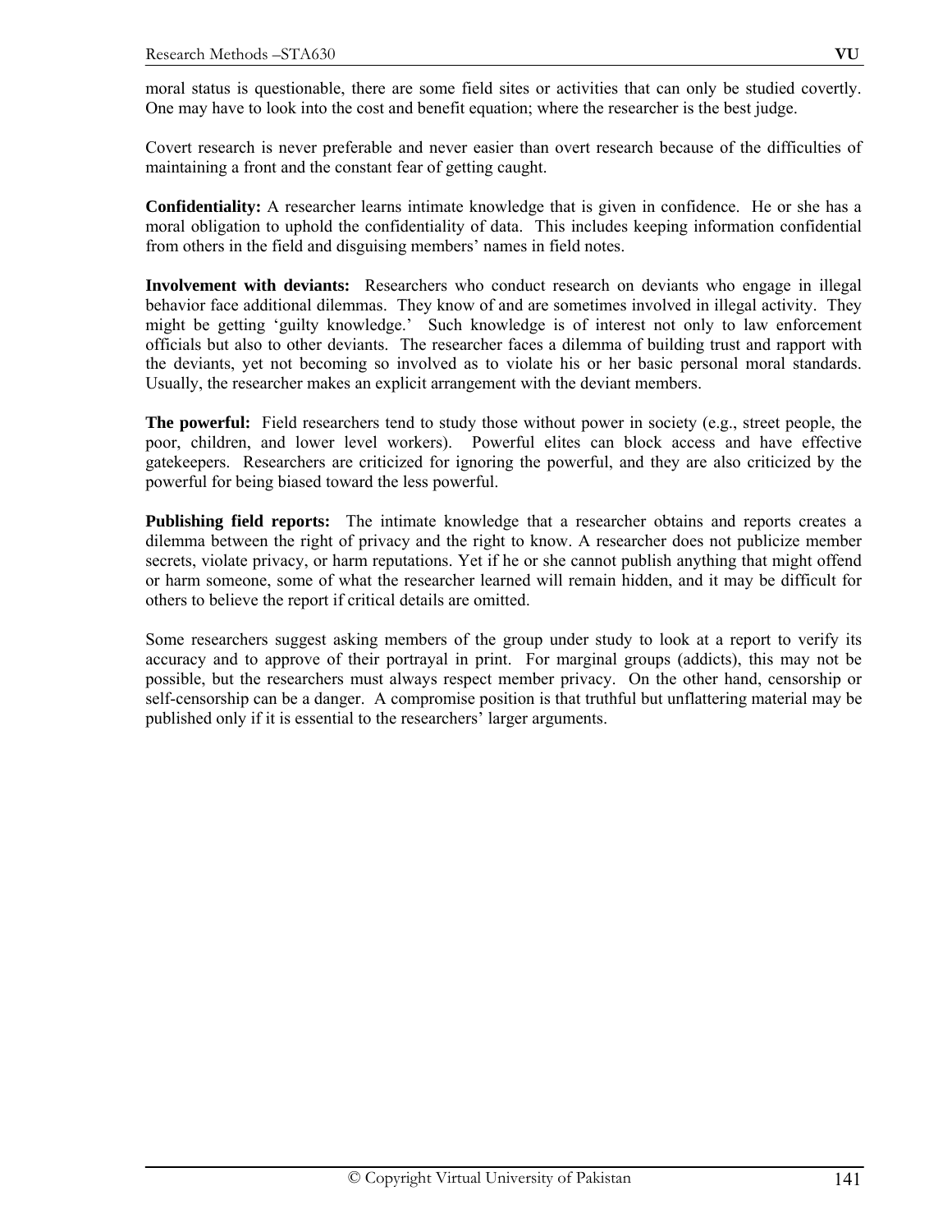moral status is questionable, there are some field sites or activities that can only be studied covertly. One may have to look into the cost and benefit equation; where the researcher is the best judge.

Covert research is never preferable and never easier than overt research because of the difficulties of maintaining a front and the constant fear of getting caught.

**Confidentiality:** A researcher learns intimate knowledge that is given in confidence. He or she has a moral obligation to uphold the confidentiality of data. This includes keeping information confidential from others in the field and disguising members' names in field notes.

**Involvement with deviants:** Researchers who conduct research on deviants who engage in illegal behavior face additional dilemmas. They know of and are sometimes involved in illegal activity. They might be getting 'guilty knowledge.' Such knowledge is of interest not only to law enforcement officials but also to other deviants. The researcher faces a dilemma of building trust and rapport with the deviants, yet not becoming so involved as to violate his or her basic personal moral standards. Usually, the researcher makes an explicit arrangement with the deviant members.

**The powerful:** Field researchers tend to study those without power in society (e.g., street people, the poor, children, and lower level workers). Powerful elites can block access and have effective gatekeepers. Researchers are criticized for ignoring the powerful, and they are also criticized by the powerful for being biased toward the less powerful.

**Publishing field reports:** The intimate knowledge that a researcher obtains and reports creates a dilemma between the right of privacy and the right to know. A researcher does not publicize member secrets, violate privacy, or harm reputations. Yet if he or she cannot publish anything that might offend or harm someone, some of what the researcher learned will remain hidden, and it may be difficult for others to believe the report if critical details are omitted.

Some researchers suggest asking members of the group under study to look at a report to verify its accuracy and to approve of their portrayal in print. For marginal groups (addicts), this may not be possible, but the researchers must always respect member privacy. On the other hand, censorship or self-censorship can be a danger. A compromise position is that truthful but unflattering material may be published only if it is essential to the researchers' larger arguments.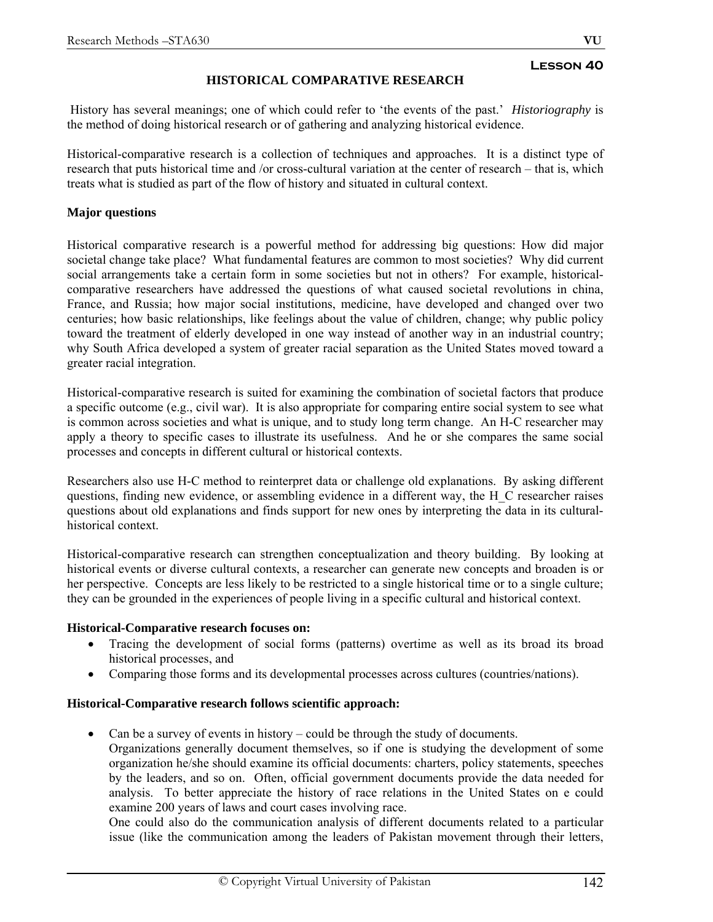**Lesson 40**

## HISTORICAL COMPARATIVE RESEARCH

History has several meanings; one of which could refer to 'the events of the past.' *Historiography* is the method of doing historical research or of gathering and analyzing historical evidence.

Historical-comparative research is a collection of techniques and approaches. It is a distinct type of research that puts historical time and /or cross-cultural variation at the center of research – that is, which treats what is studied as part of the flow of history and situated in cultural context.

**Major questions**

Historical comparative research is a powerful method for addressing big questions: How did major societal change take place? What fundamental features are common to most societies? Why did current social arrangements take a certain form in some societies but not in others? For example, historical-comparative researchers have addressed the questions of what caused societal revolutions in china, France, and Russia; how major social institutions, medicine, have developed and changed over two centuries; how basic relationships, like feelings about the value of children, change; why public policy toward the treatment of elderly developed in one way instead of another way in an industrial country; why South Africa developed a system of greater racial separation as the United States moved toward a greater racial integration.

Historical-comparative research is suited for examining the combination of societal factors that produce a specific outcome (e.g., civil war). It is also appropriate for comparing entire social system to see what is common across societies and what is unique, and to study long term change. An H-C researcher may apply a theory to specific cases to illustrate its usefulness. And he or she compares the same social processes and concepts in different cultural or historical contexts.

Researchers also use H-C method to reinterpret data or challenge old explanations. By asking different questions, finding new evidence, or assembling evidence in a different way, the H_C researcher raises questions about old explanations and finds support for new ones by interpreting the data in its cultural-historical context.

Historical-comparative research can strengthen conceptualization and theory building. By looking at historical events or diverse cultural contexts, a researcher can generate new concepts and broaden is or her perspective. Concepts are less likely to be restricted to a single historical time or to a single culture; they can be grounded in the experiences of people living in a specific cultural and historical context.

**Historical-Comparative research focuses on:**

- Tracing the development of social forms (patterns) overtime as well as its broad its broad historical processes, and
- Comparing those forms and its developmental processes across cultures (countries/nations).

**Historical-Comparative research follows scientific approach:**

- Can be a survey of events in history – could be through the study of documents.
  Organizations generally document themselves, so if one is studying the development of some organization he/she should examine its official documents: charters, policy statements, speeches by the leaders, and so on. Often, official government documents provide the data needed for analysis. To better appreciate the history of race relations in the United States on e could examine 200 years of laws and court cases involving race.
  One could also do the communication analysis of different documents related to a particular issue (like the communication among the leaders of Pakistan movement through their letters,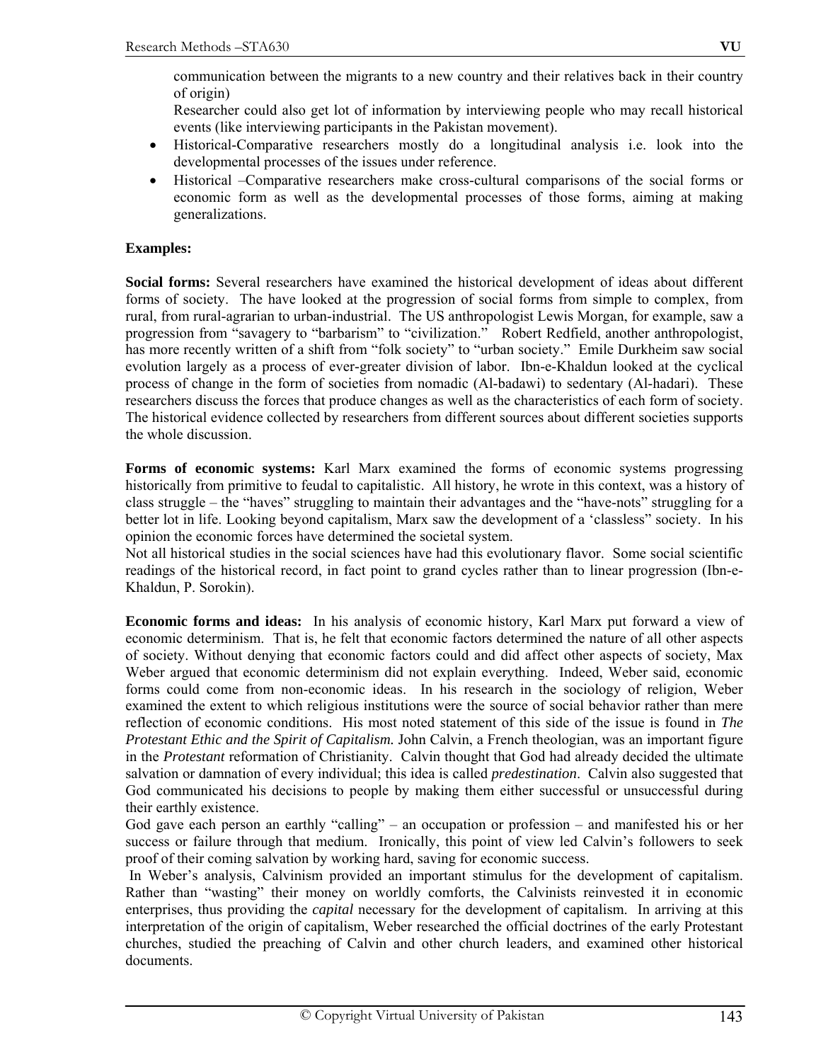communication between the migrants to a new country and their relatives back in their country of origin)

Researcher could also get lot of information by interviewing people who may recall historical events (like interviewing participants in the Pakistan movement).

- Historical-Comparative researchers mostly do a longitudinal analysis i.e. look into the developmental processes of the issues under reference.
- Historical –Comparative researchers make cross-cultural comparisons of the social forms or economic form as well as the developmental processes of those forms, aiming at making generalizations.

**Examples:**

**Social forms:** Several researchers have examined the historical development of ideas about different forms of society. The have looked at the progression of social forms from simple to complex, from rural, from rural-agrarian to urban-industrial. The US anthropologist Lewis Morgan, for example, saw a progression from "savagery to "barbarism" to "civilization." Robert Redfield, another anthropologist, has more recently written of a shift from "folk society" to "urban society." Emile Durkheim saw social evolution largely as a process of ever-greater division of labor. Ibn-e-Khaldun looked at the cyclical process of change in the form of societies from nomadic (Al-badawi) to sedentary (Al-hadari). These researchers discuss the forces that produce changes as well as the characteristics of each form of society. The historical evidence collected by researchers from different sources about different societies supports the whole discussion.

**Forms of economic systems:** Karl Marx examined the forms of economic systems progressing historically from primitive to feudal to capitalistic. All history, he wrote in this context, was a history of class struggle – the "haves" struggling to maintain their advantages and the "have-nots" struggling for a better lot in life. Looking beyond capitalism, Marx saw the development of a 'classless" society. In his opinion the economic forces have determined the societal system.

Not all historical studies in the social sciences have had this evolutionary flavor. Some social scientific readings of the historical record, in fact point to grand cycles rather than to linear progression (Ibn-e-Khaldun, P. Sorokin).

**Economic forms and ideas:** In his analysis of economic history, Karl Marx put forward a view of economic determinism. That is, he felt that economic factors determined the nature of all other aspects of society. Without denying that economic factors could and did affect other aspects of society, Max Weber argued that economic determinism did not explain everything. Indeed, Weber said, economic forms could come from non-economic ideas. In his research in the sociology of religion, Weber examined the extent to which religious institutions were the source of social behavior rather than mere reflection of economic conditions. His most noted statement of this side of the issue is found in *The Protestant Ethic and the Spirit of Capitalism.* John Calvin, a French theologian, was an important figure in the *Protestant* reformation of Christianity. Calvin thought that God had already decided the ultimate salvation or damnation of every individual; this idea is called *predestination*. Calvin also suggested that God communicated his decisions to people by making them either successful or unsuccessful during their earthly existence.

God gave each person an earthly "calling" – an occupation or profession – and manifested his or her success or failure through that medium. Ironically, this point of view led Calvin's followers to seek proof of their coming salvation by working hard, saving for economic success.

In Weber's analysis, Calvinism provided an important stimulus for the development of capitalism. Rather than "wasting" their money on worldly comforts, the Calvinists reinvested it in economic enterprises, thus providing the *capital* necessary for the development of capitalism. In arriving at this interpretation of the origin of capitalism, Weber researched the official doctrines of the early Protestant churches, studied the preaching of Calvin and other church leaders, and examined other historical documents.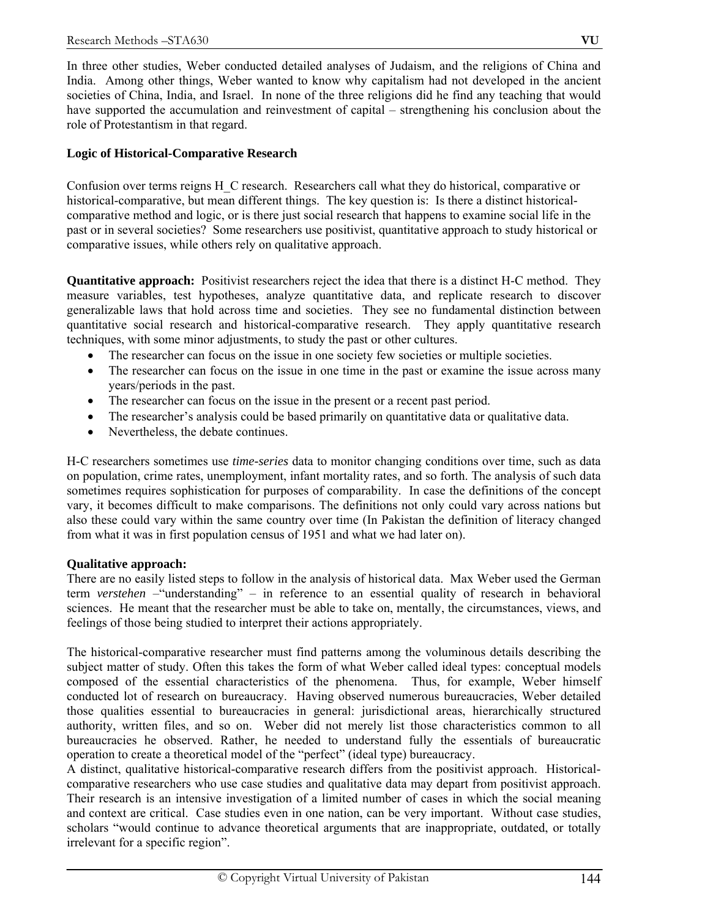In three other studies, Weber conducted detailed analyses of Judaism, and the religions of China and India. Among other things, Weber wanted to know why capitalism had not developed in the ancient societies of China, India, and Israel. In none of the three religions did he find any teaching that would have supported the accumulation and reinvestment of capital – strengthening his conclusion about the role of Protestantism in that regard.

**Logic of Historical-Comparative Research**

Confusion over terms reigns H_C research. Researchers call what they do historical, comparative or historical-comparative, but mean different things. The key question is: Is there a distinct historical-comparative method and logic, or is there just social research that happens to examine social life in the past or in several societies? Some researchers use positivist, quantitative approach to study historical or comparative issues, while others rely on qualitative approach.

**Quantitative approach:** Positivist researchers reject the idea that there is a distinct H-C method. They measure variables, test hypotheses, analyze quantitative data, and replicate research to discover generalizable laws that hold across time and societies. They see no fundamental distinction between quantitative social research and historical-comparative research. They apply quantitative research techniques, with some minor adjustments, to study the past or other cultures.

- The researcher can focus on the issue in one society few societies or multiple societies.
- The researcher can focus on the issue in one time in the past or examine the issue across many years/periods in the past.
- The researcher can focus on the issue in the present or a recent past period.
- The researcher's analysis could be based primarily on quantitative data or qualitative data.
- Nevertheless, the debate continues.

H-C researchers sometimes use *time-series* data to monitor changing conditions over time, such as data on population, crime rates, unemployment, infant mortality rates, and so forth. The analysis of such data sometimes requires sophistication for purposes of comparability. In case the definitions of the concept vary, it becomes difficult to make comparisons. The definitions not only could vary across nations but also these could vary within the same country over time (In Pakistan the definition of literacy changed from what it was in first population census of 1951 and what we had later on).

**Qualitative approach:**
There are no easily listed steps to follow in the analysis of historical data. Max Weber used the German term *verstehen* –"understanding" – in reference to an essential quality of research in behavioral sciences. He meant that the researcher must be able to take on, mentally, the circumstances, views, and feelings of those being studied to interpret their actions appropriately.

The historical-comparative researcher must find patterns among the voluminous details describing the subject matter of study. Often this takes the form of what Weber called ideal types: conceptual models composed of the essential characteristics of the phenomena. Thus, for example, Weber himself conducted lot of research on bureaucracy. Having observed numerous bureaucracies, Weber detailed those qualities essential to bureaucracies in general: jurisdictional areas, hierarchically structured authority, written files, and so on. Weber did not merely list those characteristics common to all bureaucracies he observed. Rather, he needed to understand fully the essentials of bureaucratic operation to create a theoretical model of the "perfect" (ideal type) bureaucracy.
A distinct, qualitative historical-comparative research differs from the positivist approach. Historical-comparative researchers who use case studies and qualitative data may depart from positivist approach. Their research is an intensive investigation of a limited number of cases in which the social meaning and context are critical. Case studies even in one nation, can be very important. Without case studies, scholars "would continue to advance theoretical arguments that are inappropriate, outdated, or totally irrelevant for a specific region".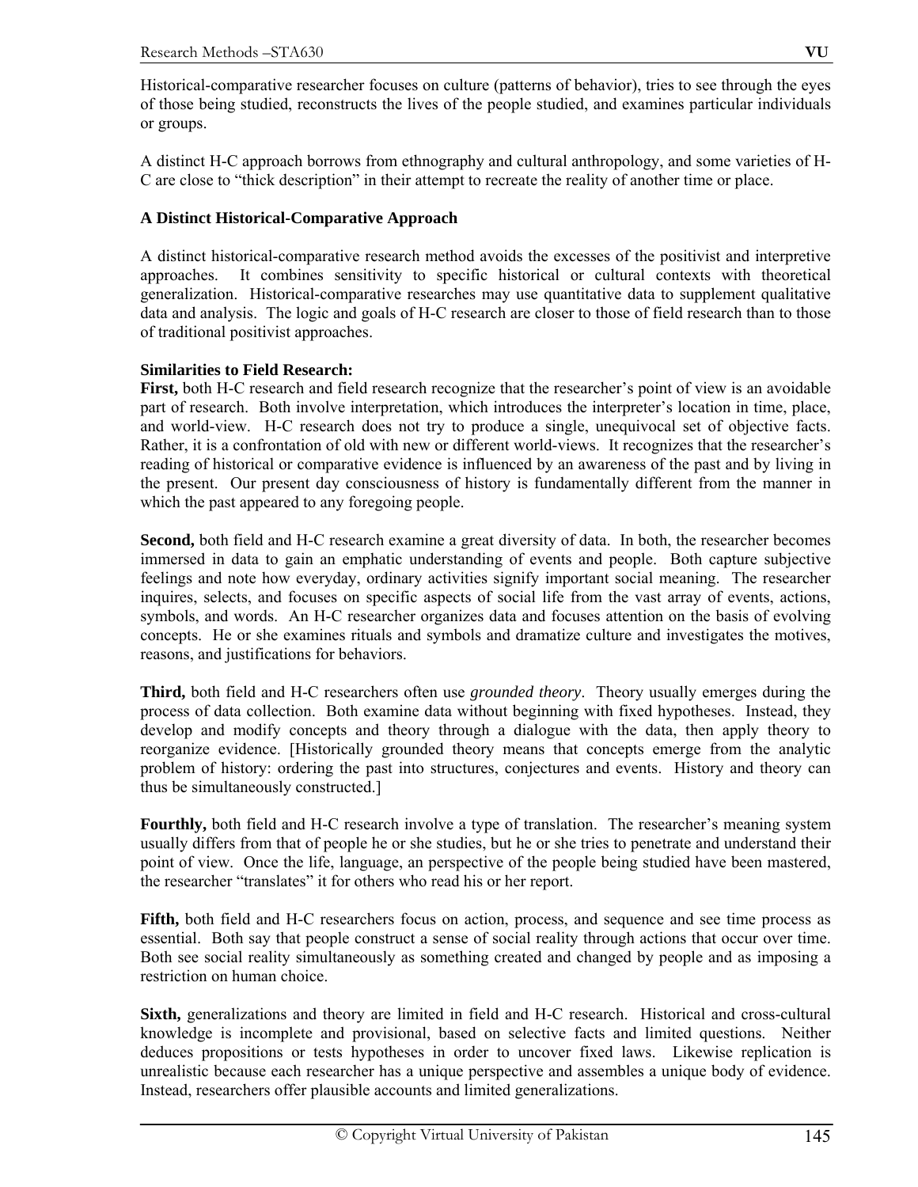Historical-comparative researcher focuses on culture (patterns of behavior), tries to see through the eyes of those being studied, reconstructs the lives of the people studied, and examines particular individuals or groups.

A distinct H-C approach borrows from ethnography and cultural anthropology, and some varieties of H-C are close to "thick description" in their attempt to recreate the reality of another time or place.

**A Distinct Historical-Comparative Approach**

A distinct historical-comparative research method avoids the excesses of the positivist and interpretive approaches. It combines sensitivity to specific historical or cultural contexts with theoretical generalization. Historical-comparative researches may use quantitative data to supplement qualitative data and analysis. The logic and goals of H-C research are closer to those of field research than to those of traditional positivist approaches.

**Similarities to Field Research:**

**First,** both H-C research and field research recognize that the researcher's point of view is an avoidable part of research. Both involve interpretation, which introduces the interpreter's location in time, place, and world-view. H-C research does not try to produce a single, unequivocal set of objective facts. Rather, it is a confrontation of old with new or different world-views. It recognizes that the researcher's reading of historical or comparative evidence is influenced by an awareness of the past and by living in the present. Our present day consciousness of history is fundamentally different from the manner in which the past appeared to any foregoing people.

**Second,** both field and H-C research examine a great diversity of data. In both, the researcher becomes immersed in data to gain an emphatic understanding of events and people. Both capture subjective feelings and note how everyday, ordinary activities signify important social meaning. The researcher inquires, selects, and focuses on specific aspects of social life from the vast array of events, actions, symbols, and words. An H-C researcher organizes data and focuses attention on the basis of evolving concepts. He or she examines rituals and symbols and dramatize culture and investigates the motives, reasons, and justifications for behaviors.

**Third,** both field and H-C researchers often use *grounded theory*. Theory usually emerges during the process of data collection. Both examine data without beginning with fixed hypotheses. Instead, they develop and modify concepts and theory through a dialogue with the data, then apply theory to reorganize evidence. [Historically grounded theory means that concepts emerge from the analytic problem of history: ordering the past into structures, conjectures and events. History and theory can thus be simultaneously constructed.]

**Fourthly,** both field and H-C research involve a type of translation. The researcher's meaning system usually differs from that of people he or she studies, but he or she tries to penetrate and understand their point of view. Once the life, language, an perspective of the people being studied have been mastered, the researcher "translates" it for others who read his or her report.

**Fifth,** both field and H-C researchers focus on action, process, and sequence and see time process as essential. Both say that people construct a sense of social reality through actions that occur over time. Both see social reality simultaneously as something created and changed by people and as imposing a restriction on human choice.

**Sixth,** generalizations and theory are limited in field and H-C research. Historical and cross-cultural knowledge is incomplete and provisional, based on selective facts and limited questions. Neither deduces propositions or tests hypotheses in order to uncover fixed laws. Likewise replication is unrealistic because each researcher has a unique perspective and assembles a unique body of evidence. Instead, researchers offer plausible accounts and limited generalizations.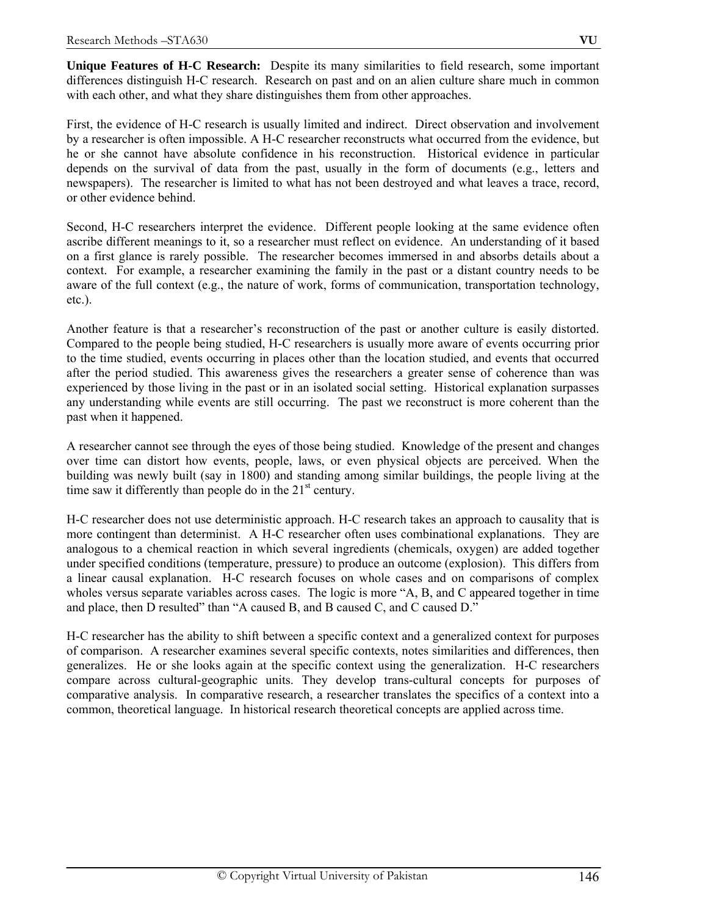**Unique Features of H-C Research:** Despite its many similarities to field research, some important differences distinguish H-C research. Research on past and on an alien culture share much in common with each other, and what they share distinguishes them from other approaches.

First, the evidence of H-C research is usually limited and indirect. Direct observation and involvement by a researcher is often impossible. A H-C researcher reconstructs what occurred from the evidence, but he or she cannot have absolute confidence in his reconstruction. Historical evidence in particular depends on the survival of data from the past, usually in the form of documents (e.g., letters and newspapers). The researcher is limited to what has not been destroyed and what leaves a trace, record, or other evidence behind.

Second, H-C researchers interpret the evidence. Different people looking at the same evidence often ascribe different meanings to it, so a researcher must reflect on evidence. An understanding of it based on a first glance is rarely possible. The researcher becomes immersed in and absorbs details about a context. For example, a researcher examining the family in the past or a distant country needs to be aware of the full context (e.g., the nature of work, forms of communication, transportation technology, etc.).

Another feature is that a researcher's reconstruction of the past or another culture is easily distorted. Compared to the people being studied, H-C researchers is usually more aware of events occurring prior to the time studied, events occurring in places other than the location studied, and events that occurred after the period studied. This awareness gives the researchers a greater sense of coherence than was experienced by those living in the past or in an isolated social setting. Historical explanation surpasses any understanding while events are still occurring. The past we reconstruct is more coherent than the past when it happened.

A researcher cannot see through the eyes of those being studied. Knowledge of the present and changes over time can distort how events, people, laws, or even physical objects are perceived. When the building was newly built (say in 1800) and standing among similar buildings, the people living at the time saw it differently than people do in the 21st century.

H-C researcher does not use deterministic approach. H-C research takes an approach to causality that is more contingent than determinist. A H-C researcher often uses combinational explanations. They are analogous to a chemical reaction in which several ingredients (chemicals, oxygen) are added together under specified conditions (temperature, pressure) to produce an outcome (explosion). This differs from a linear causal explanation. H-C research focuses on whole cases and on comparisons of complex wholes versus separate variables across cases. The logic is more "A, B, and C appeared together in time and place, then D resulted" than "A caused B, and B caused C, and C caused D."

H-C researcher has the ability to shift between a specific context and a generalized context for purposes of comparison. A researcher examines several specific contexts, notes similarities and differences, then generalizes. He or she looks again at the specific context using the generalization. H-C researchers compare across cultural-geographic units. They develop trans-cultural concepts for purposes of comparative analysis. In comparative research, a researcher translates the specifics of a context into a common, theoretical language. In historical research theoretical concepts are applied across time.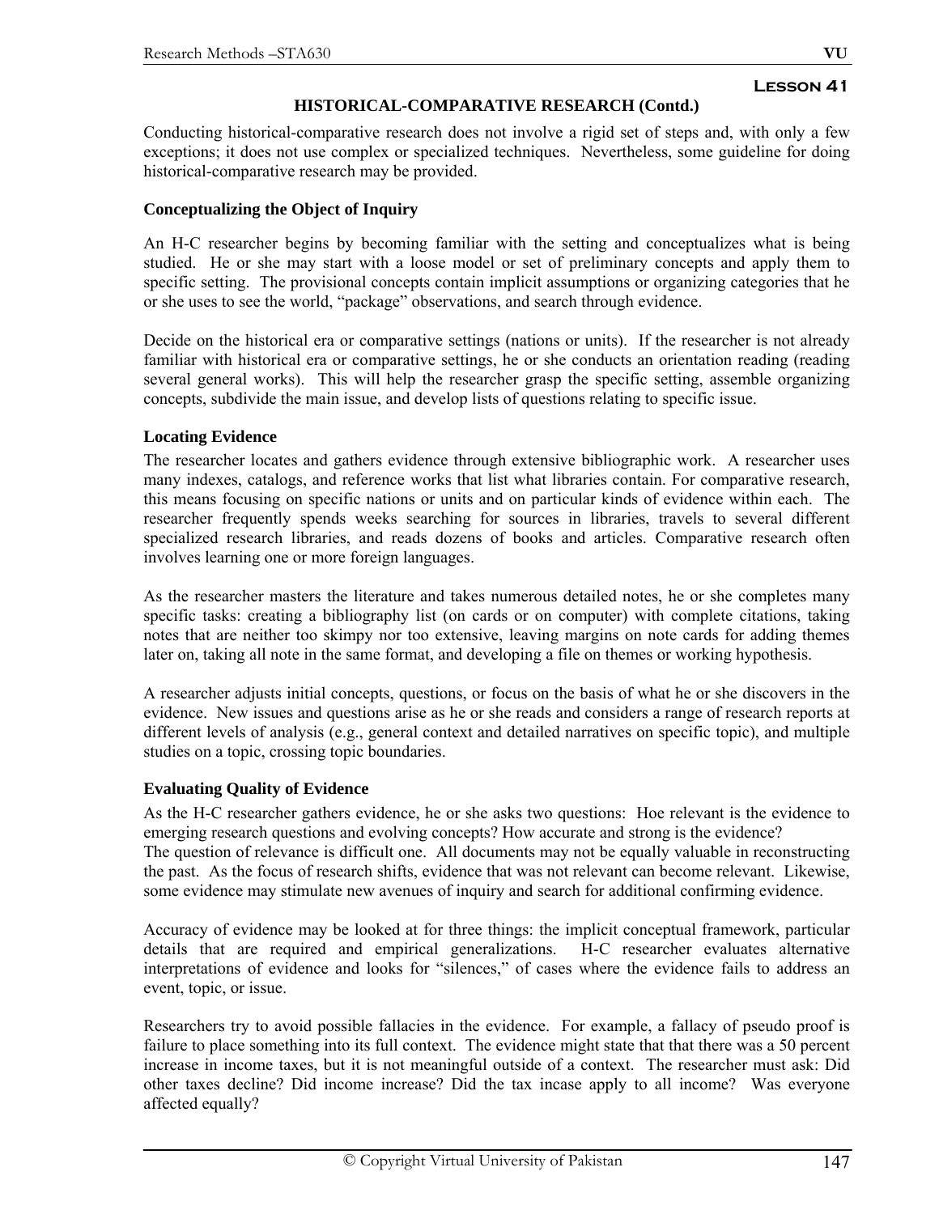**Lesson 41**

## HISTORICAL-COMPARATIVE RESEARCH (Contd.)

Conducting historical-comparative research does not involve a rigid set of steps and, with only a few exceptions; it does not use complex or specialized techniques. Nevertheless, some guideline for doing historical-comparative research may be provided.

### Conceptualizing the Object of Inquiry

An H-C researcher begins by becoming familiar with the setting and conceptualizes what is being studied. He or she may start with a loose model or set of preliminary concepts and apply them to specific setting. The provisional concepts contain implicit assumptions or organizing categories that he or she uses to see the world, "package" observations, and search through evidence.

Decide on the historical era or comparative settings (nations or units). If the researcher is not already familiar with historical era or comparative settings, he or she conducts an orientation reading (reading several general works). This will help the researcher grasp the specific setting, assemble organizing concepts, subdivide the main issue, and develop lists of questions relating to specific issue.

### Locating Evidence

The researcher locates and gathers evidence through extensive bibliographic work. A researcher uses many indexes, catalogs, and reference works that list what libraries contain. For comparative research, this means focusing on specific nations or units and on particular kinds of evidence within each. The researcher frequently spends weeks searching for sources in libraries, travels to several different specialized research libraries, and reads dozens of books and articles. Comparative research often involves learning one or more foreign languages.

As the researcher masters the literature and takes numerous detailed notes, he or she completes many specific tasks: creating a bibliography list (on cards or on computer) with complete citations, taking notes that are neither too skimpy nor too extensive, leaving margins on note cards for adding themes later on, taking all note in the same format, and developing a file on themes or working hypothesis.

A researcher adjusts initial concepts, questions, or focus on the basis of what he or she discovers in the evidence. New issues and questions arise as he or she reads and considers a range of research reports at different levels of analysis (e.g., general context and detailed narratives on specific topic), and multiple studies on a topic, crossing topic boundaries.

### Evaluating Quality of Evidence

As the H-C researcher gathers evidence, he or she asks two questions: Hoe relevant is the evidence to emerging research questions and evolving concepts? How accurate and strong is the evidence?
The question of relevance is difficult one. All documents may not be equally valuable in reconstructing the past. As the focus of research shifts, evidence that was not relevant can become relevant. Likewise, some evidence may stimulate new avenues of inquiry and search for additional confirming evidence.

Accuracy of evidence may be looked at for three things: the implicit conceptual framework, particular details that are required and empirical generalizations. H-C researcher evaluates alternative interpretations of evidence and looks for "silences," of cases where the evidence fails to address an event, topic, or issue.

Researchers try to avoid possible fallacies in the evidence. For example, a fallacy of pseudo proof is failure to place something into its full context. The evidence might state that that there was a 50 percent increase in income taxes, but it is not meaningful outside of a context. The researcher must ask: Did other taxes decline? Did income increase? Did the tax incase apply to all income? Was everyone affected equally?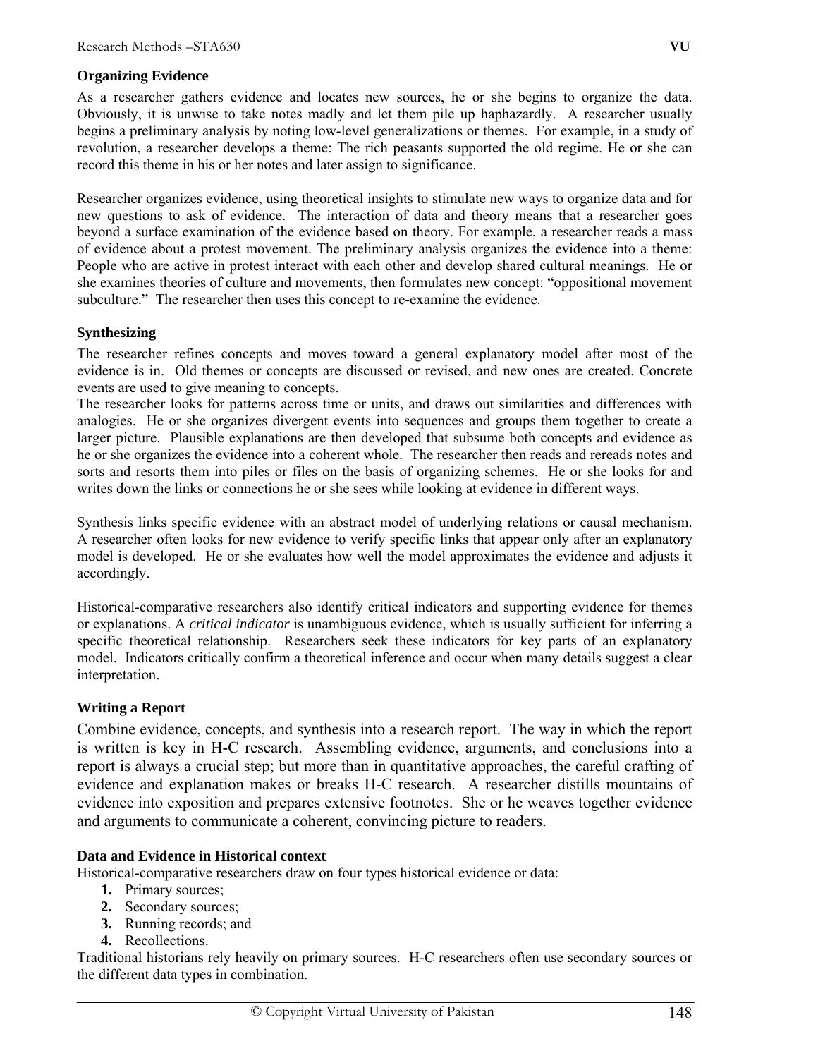**Organizing Evidence**

As a researcher gathers evidence and locates new sources, he or she begins to organize the data. Obviously, it is unwise to take notes madly and let them pile up haphazardly. A researcher usually begins a preliminary analysis by noting low-level generalizations or themes. For example, in a study of revolution, a researcher develops a theme: The rich peasants supported the old regime. He or she can record this theme in his or her notes and later assign to significance.

Researcher organizes evidence, using theoretical insights to stimulate new ways to organize data and for new questions to ask of evidence. The interaction of data and theory means that a researcher goes beyond a surface examination of the evidence based on theory. For example, a researcher reads a mass of evidence about a protest movement. The preliminary analysis organizes the evidence into a theme: People who are active in protest interact with each other and develop shared cultural meanings. He or she examines theories of culture and movements, then formulates new concept: "oppositional movement subculture." The researcher then uses this concept to re-examine the evidence.

**Synthesizing**

The researcher refines concepts and moves toward a general explanatory model after most of the evidence is in. Old themes or concepts are discussed or revised, and new ones are created. Concrete events are used to give meaning to concepts.
The researcher looks for patterns across time or units, and draws out similarities and differences with analogies. He or she organizes divergent events into sequences and groups them together to create a larger picture. Plausible explanations are then developed that subsume both concepts and evidence as he or she organizes the evidence into a coherent whole. The researcher then reads and rereads notes and sorts and resorts them into piles or files on the basis of organizing schemes. He or she looks for and writes down the links or connections he or she sees while looking at evidence in different ways.

Synthesis links specific evidence with an abstract model of underlying relations or causal mechanism. A researcher often looks for new evidence to verify specific links that appear only after an explanatory model is developed. He or she evaluates how well the model approximates the evidence and adjusts it accordingly.

Historical-comparative researchers also identify critical indicators and supporting evidence for themes or explanations. A *critical indicator* is unambiguous evidence, which is usually sufficient for inferring a specific theoretical relationship. Researchers seek these indicators for key parts of an explanatory model. Indicators critically confirm a theoretical inference and occur when many details suggest a clear interpretation.

**Writing a Report**

Combine evidence, concepts, and synthesis into a research report. The way in which the report is written is key in H-C research. Assembling evidence, arguments, and conclusions into a report is always a crucial step; but more than in quantitative approaches, the careful crafting of evidence and explanation makes or breaks H-C research. A researcher distills mountains of evidence into exposition and prepares extensive footnotes. She or he weaves together evidence and arguments to communicate a coherent, convincing picture to readers.

**Data and Evidence in Historical context**

Historical-comparative researchers draw on four types historical evidence or data:

1. Primary sources;
2. Secondary sources;
3. Running records; and
4. Recollections.

Traditional historians rely heavily on primary sources. H-C researchers often use secondary sources or the different data types in combination.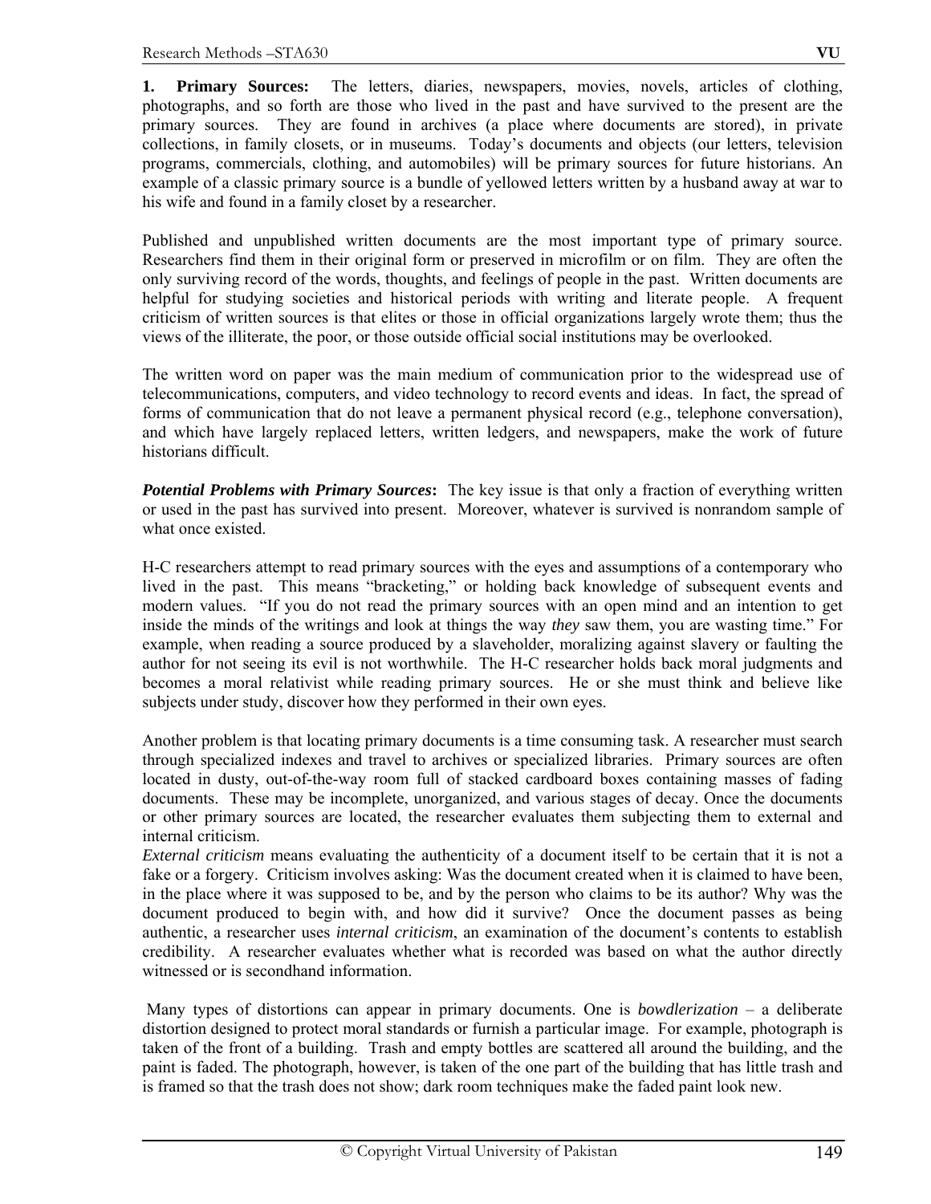**1. Primary Sources:** The letters, diaries, newspapers, movies, novels, articles of clothing, photographs, and so forth are those who lived in the past and have survived to the present are the primary sources. They are found in archives (a place where documents are stored), in private collections, in family closets, or in museums. Today's documents and objects (our letters, television programs, commercials, clothing, and automobiles) will be primary sources for future historians. An example of a classic primary source is a bundle of yellowed letters written by a husband away at war to his wife and found in a family closet by a researcher.

Published and unpublished written documents are the most important type of primary source. Researchers find them in their original form or preserved in microfilm or on film. They are often the only surviving record of the words, thoughts, and feelings of people in the past. Written documents are helpful for studying societies and historical periods with writing and literate people. A frequent criticism of written sources is that elites or those in official organizations largely wrote them; thus the views of the illiterate, the poor, or those outside official social institutions may be overlooked.

The written word on paper was the main medium of communication prior to the widespread use of telecommunications, computers, and video technology to record events and ideas. In fact, the spread of forms of communication that do not leave a permanent physical record (e.g., telephone conversation), and which have largely replaced letters, written ledgers, and newspapers, make the work of future historians difficult.

***Potential Problems with Primary Sources*:** The key issue is that only a fraction of everything written or used in the past has survived into present. Moreover, whatever is survived is nonrandom sample of what once existed.

H-C researchers attempt to read primary sources with the eyes and assumptions of a contemporary who lived in the past. This means "bracketing," or holding back knowledge of subsequent events and modern values. "If you do not read the primary sources with an open mind and an intention to get inside the minds of the writings and look at things the way *they* saw them, you are wasting time." For example, when reading a source produced by a slaveholder, moralizing against slavery or faulting the author for not seeing its evil is not worthwhile. The H-C researcher holds back moral judgments and becomes a moral relativist while reading primary sources. He or she must think and believe like subjects under study, discover how they performed in their own eyes.

Another problem is that locating primary documents is a time consuming task. A researcher must search through specialized indexes and travel to archives or specialized libraries. Primary sources are often located in dusty, out-of-the-way room full of stacked cardboard boxes containing masses of fading documents. These may be incomplete, unorganized, and various stages of decay. Once the documents or other primary sources are located, the researcher evaluates them subjecting them to external and internal criticism.

*External criticism* means evaluating the authenticity of a document itself to be certain that it is not a fake or a forgery. Criticism involves asking: Was the document created when it is claimed to have been, in the place where it was supposed to be, and by the person who claims to be its author? Why was the document produced to begin with, and how did it survive? Once the document passes as being authentic, a researcher uses *internal criticism*, an examination of the document's contents to establish credibility. A researcher evaluates whether what is recorded was based on what the author directly witnessed or is secondhand information.

Many types of distortions can appear in primary documents. One is *bowdlerization* – a deliberate distortion designed to protect moral standards or furnish a particular image. For example, photograph is taken of the front of a building. Trash and empty bottles are scattered all around the building, and the paint is faded. The photograph, however, is taken of the one part of the building that has little trash and is framed so that the trash does not show; dark room techniques make the faded paint look new.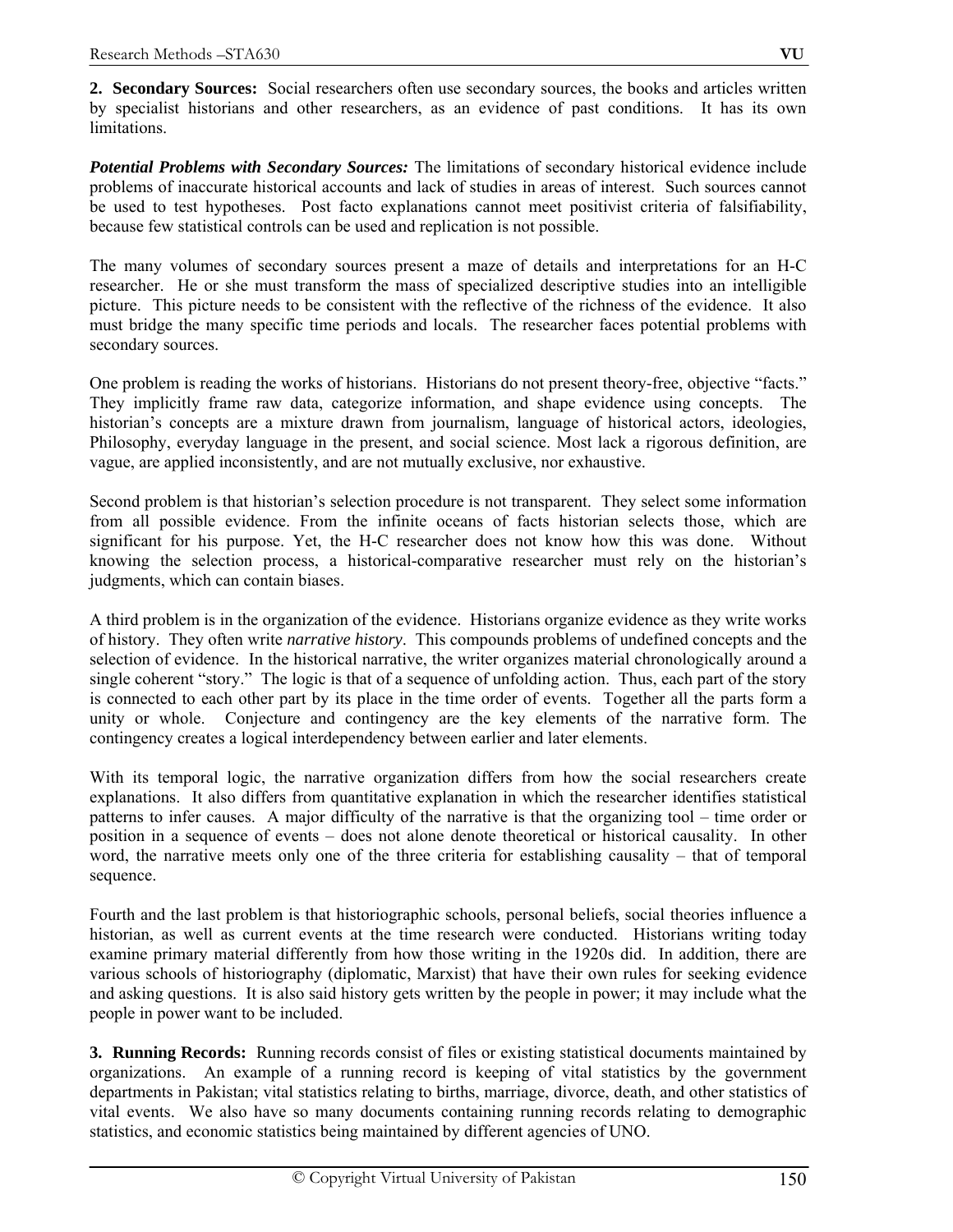**2. Secondary Sources:** Social researchers often use secondary sources, the books and articles written by specialist historians and other researchers, as an evidence of past conditions. It has its own limitations.

***Potential Problems with Secondary Sources:*** The limitations of secondary historical evidence include problems of inaccurate historical accounts and lack of studies in areas of interest. Such sources cannot be used to test hypotheses. Post facto explanations cannot meet positivist criteria of falsifiability, because few statistical controls can be used and replication is not possible.

The many volumes of secondary sources present a maze of details and interpretations for an H-C researcher. He or she must transform the mass of specialized descriptive studies into an intelligible picture. This picture needs to be consistent with the reflective of the richness of the evidence. It also must bridge the many specific time periods and locals. The researcher faces potential problems with secondary sources.

One problem is reading the works of historians. Historians do not present theory-free, objective "facts." They implicitly frame raw data, categorize information, and shape evidence using concepts. The historian's concepts are a mixture drawn from journalism, language of historical actors, ideologies, Philosophy, everyday language in the present, and social science. Most lack a rigorous definition, are vague, are applied inconsistently, and are not mutually exclusive, nor exhaustive.

Second problem is that historian's selection procedure is not transparent. They select some information from all possible evidence. From the infinite oceans of facts historian selects those, which are significant for his purpose. Yet, the H-C researcher does not know how this was done. Without knowing the selection process, a historical-comparative researcher must rely on the historian's judgments, which can contain biases.

A third problem is in the organization of the evidence. Historians organize evidence as they write works of history. They often write *narrative history*. This compounds problems of undefined concepts and the selection of evidence. In the historical narrative, the writer organizes material chronologically around a single coherent "story." The logic is that of a sequence of unfolding action. Thus, each part of the story is connected to each other part by its place in the time order of events. Together all the parts form a unity or whole. Conjecture and contingency are the key elements of the narrative form. The contingency creates a logical interdependency between earlier and later elements.

With its temporal logic, the narrative organization differs from how the social researchers create explanations. It also differs from quantitative explanation in which the researcher identifies statistical patterns to infer causes. A major difficulty of the narrative is that the organizing tool – time order or position in a sequence of events – does not alone denote theoretical or historical causality. In other word, the narrative meets only one of the three criteria for establishing causality – that of temporal sequence.

Fourth and the last problem is that historiographic schools, personal beliefs, social theories influence a historian, as well as current events at the time research were conducted. Historians writing today examine primary material differently from how those writing in the 1920s did. In addition, there are various schools of historiography (diplomatic, Marxist) that have their own rules for seeking evidence and asking questions. It is also said history gets written by the people in power; it may include what the people in power want to be included.

**3. Running Records:** Running records consist of files or existing statistical documents maintained by organizations. An example of a running record is keeping of vital statistics by the government departments in Pakistan; vital statistics relating to births, marriage, divorce, death, and other statistics of vital events. We also have so many documents containing running records relating to demographic statistics, and economic statistics being maintained by different agencies of UNO.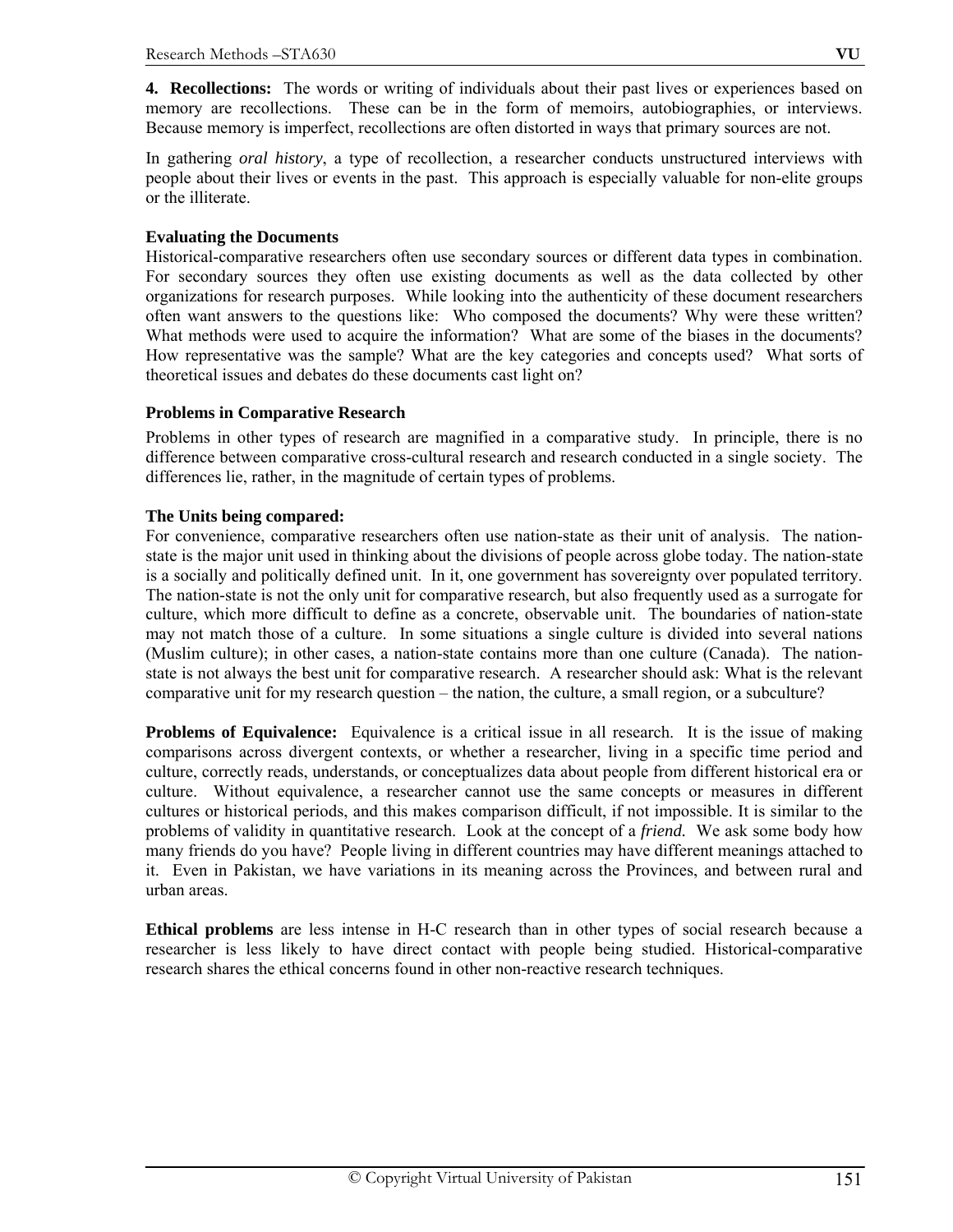**4. Recollections:** The words or writing of individuals about their past lives or experiences based on memory are recollections. These can be in the form of memoirs, autobiographies, or interviews. Because memory is imperfect, recollections are often distorted in ways that primary sources are not.

In gathering *oral history*, a type of recollection, a researcher conducts unstructured interviews with people about their lives or events in the past. This approach is especially valuable for non-elite groups or the illiterate.

**Evaluating the Documents**

Historical-comparative researchers often use secondary sources or different data types in combination. For secondary sources they often use existing documents as well as the data collected by other organizations for research purposes. While looking into the authenticity of these document researchers often want answers to the questions like: Who composed the documents? Why were these written? What methods were used to acquire the information? What are some of the biases in the documents? How representative was the sample? What are the key categories and concepts used? What sorts of theoretical issues and debates do these documents cast light on?

**Problems in Comparative Research**

Problems in other types of research are magnified in a comparative study. In principle, there is no difference between comparative cross-cultural research and research conducted in a single society. The differences lie, rather, in the magnitude of certain types of problems.

**The Units being compared:**

For convenience, comparative researchers often use nation-state as their unit of analysis. The nation-state is the major unit used in thinking about the divisions of people across globe today. The nation-state is a socially and politically defined unit. In it, one government has sovereignty over populated territory. The nation-state is not the only unit for comparative research, but also frequently used as a surrogate for culture, which more difficult to define as a concrete, observable unit. The boundaries of nation-state may not match those of a culture. In some situations a single culture is divided into several nations (Muslim culture); in other cases, a nation-state contains more than one culture (Canada). The nation-state is not always the best unit for comparative research. A researcher should ask: What is the relevant comparative unit for my research question – the nation, the culture, a small region, or a subculture?

**Problems of Equivalence:** Equivalence is a critical issue in all research. It is the issue of making comparisons across divergent contexts, or whether a researcher, living in a specific time period and culture, correctly reads, understands, or conceptualizes data about people from different historical era or culture. Without equivalence, a researcher cannot use the same concepts or measures in different cultures or historical periods, and this makes comparison difficult, if not impossible. It is similar to the problems of validity in quantitative research. Look at the concept of a ***friend.*** We ask some body how many friends do you have? People living in different countries may have different meanings attached to it. Even in Pakistan, we have variations in its meaning across the Provinces, and between rural and urban areas.

**Ethical problems** are less intense in H-C research than in other types of social research because a researcher is less likely to have direct contact with people being studied. Historical-comparative research shares the ethical concerns found in other non-reactive research techniques.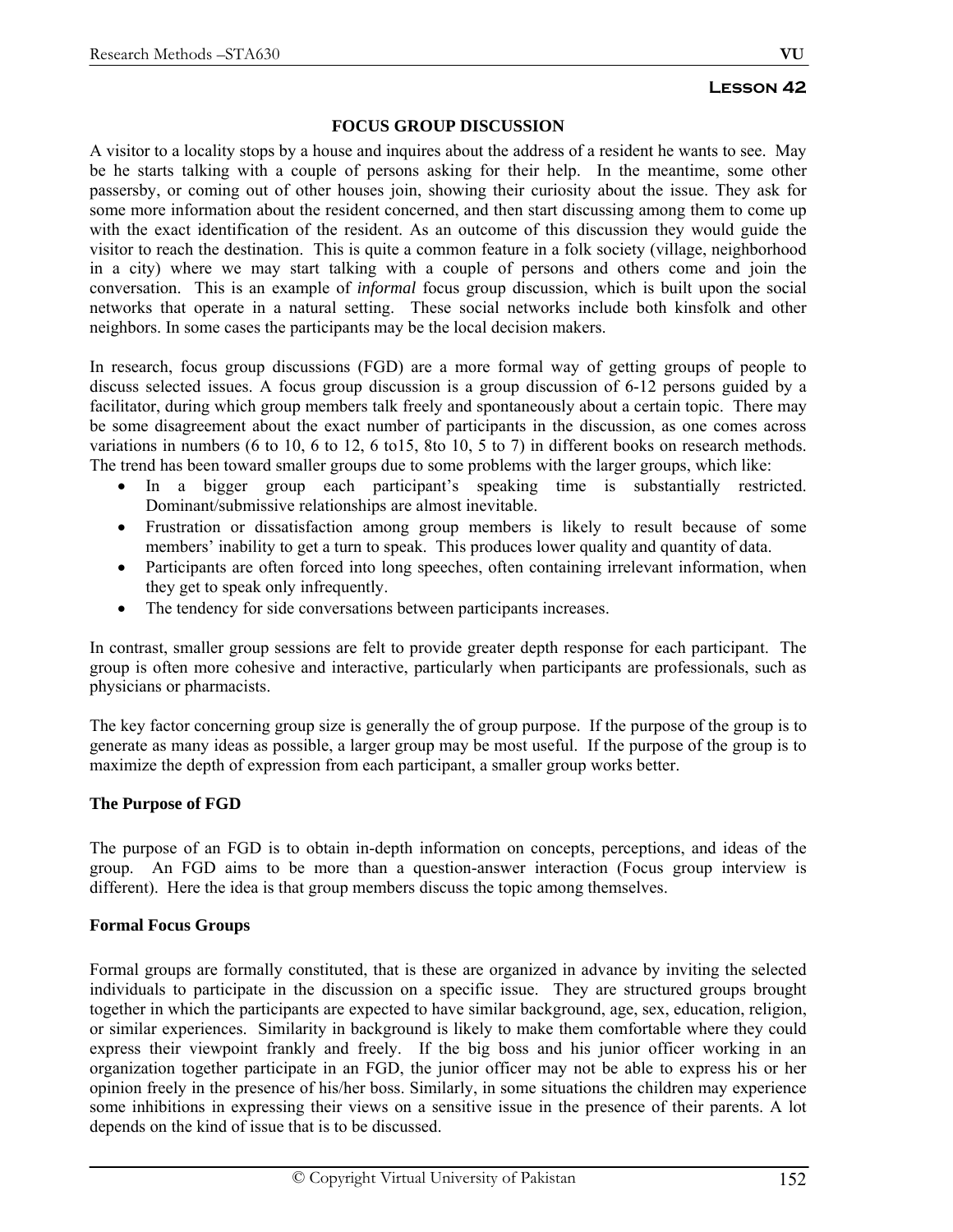# Lesson 42

## FOCUS GROUP DISCUSSION

A visitor to a locality stops by a house and inquires about the address of a resident he wants to see. May be he starts talking with a couple of persons asking for their help. In the meantime, some other passersby, or coming out of other houses join, showing their curiosity about the issue. They ask for some more information about the resident concerned, and then start discussing among them to come up with the exact identification of the resident. As an outcome of this discussion they would guide the visitor to reach the destination. This is quite a common feature in a folk society (village, neighborhood in a city) where we may start talking with a couple of persons and others come and join the conversation. This is an example of *informal* focus group discussion, which is built upon the social networks that operate in a natural setting. These social networks include both kinsfolk and other neighbors. In some cases the participants may be the local decision makers.

In research, focus group discussions (FGD) are a more formal way of getting groups of people to discuss selected issues. A focus group discussion is a group discussion of 6-12 persons guided by a facilitator, during which group members talk freely and spontaneously about a certain topic. There may be some disagreement about the exact number of participants in the discussion, as one comes across variations in numbers (6 to 10, 6 to 12, 6 to15, 8to 10, 5 to 7) in different books on research methods. The trend has been toward smaller groups due to some problems with the larger groups, which like:

- In a bigger group each participant's speaking time is substantially restricted. Dominant/submissive relationships are almost inevitable.
- Frustration or dissatisfaction among group members is likely to result because of some members' inability to get a turn to speak. This produces lower quality and quantity of data.
- Participants are often forced into long speeches, often containing irrelevant information, when they get to speak only infrequently.
- The tendency for side conversations between participants increases.

In contrast, smaller group sessions are felt to provide greater depth response for each participant. The group is often more cohesive and interactive, particularly when participants are professionals, such as physicians or pharmacists.

The key factor concerning group size is generally the of group purpose. If the purpose of the group is to generate as many ideas as possible, a larger group may be most useful. If the purpose of the group is to maximize the depth of expression from each participant, a smaller group works better.

### The Purpose of FGD

The purpose of an FGD is to obtain in-depth information on concepts, perceptions, and ideas of the group. An FGD aims to be more than a question-answer interaction (Focus group interview is different). Here the idea is that group members discuss the topic among themselves.

### Formal Focus Groups

Formal groups are formally constituted, that is these are organized in advance by inviting the selected individuals to participate in the discussion on a specific issue. They are structured groups brought together in which the participants are expected to have similar background, age, sex, education, religion, or similar experiences. Similarity in background is likely to make them comfortable where they could express their viewpoint frankly and freely. If the big boss and his junior officer working in an organization together participate in an FGD, the junior officer may not be able to express his or her opinion freely in the presence of his/her boss. Similarly, in some situations the children may experience some inhibitions in expressing their views on a sensitive issue in the presence of their parents. A lot depends on the kind of issue that is to be discussed.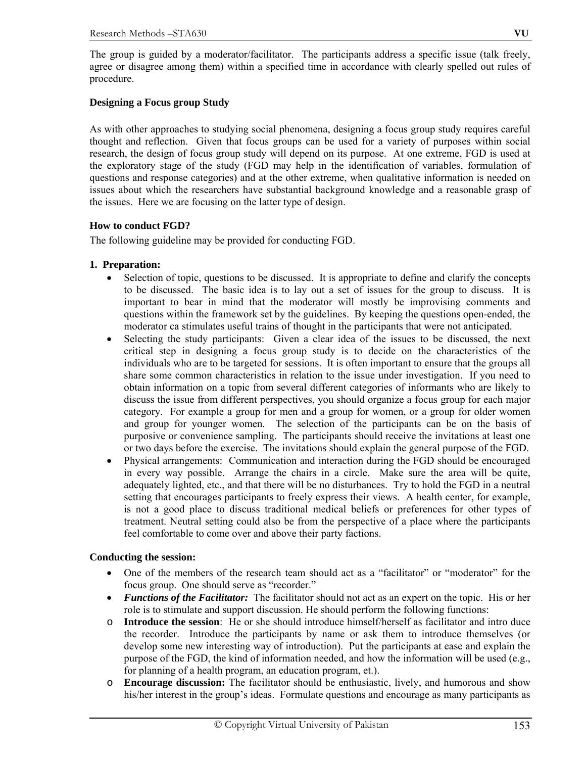The group is guided by a moderator/facilitator. The participants address a specific issue (talk freely, agree or disagree among them) within a specified time in accordance with clearly spelled out rules of procedure.

**Designing a Focus group Study**

As with other approaches to studying social phenomena, designing a focus group study requires careful thought and reflection. Given that focus groups can be used for a variety of purposes within social research, the design of focus group study will depend on its purpose. At one extreme, FGD is used at the exploratory stage of the study (FGD may help in the identification of variables, formulation of questions and response categories) and at the other extreme, when qualitative information is needed on issues about which the researchers have substantial background knowledge and a reasonable grasp of the issues. Here we are focusing on the latter type of design.

**How to conduct FGD?**

The following guideline may be provided for conducting FGD.

**1. Preparation:**

- Selection of topic, questions to be discussed. It is appropriate to define and clarify the concepts to be discussed. The basic idea is to lay out a set of issues for the group to discuss. It is important to bear in mind that the moderator will mostly be improvising comments and questions within the framework set by the guidelines. By keeping the questions open-ended, the moderator ca stimulates useful trains of thought in the participants that were not anticipated.
- Selecting the study participants: Given a clear idea of the issues to be discussed, the next critical step in designing a focus group study is to decide on the characteristics of the individuals who are to be targeted for sessions. It is often important to ensure that the groups all share some common characteristics in relation to the issue under investigation. If you need to obtain information on a topic from several different categories of informants who are likely to discuss the issue from different perspectives, you should organize a focus group for each major category. For example a group for men and a group for women, or a group for older women and group for younger women. The selection of the participants can be on the basis of purposive or convenience sampling. The participants should receive the invitations at least one or two days before the exercise. The invitations should explain the general purpose of the FGD.
- Physical arrangements: Communication and interaction during the FGD should be encouraged in every way possible. Arrange the chairs in a circle. Make sure the area will be quite, adequately lighted, etc., and that there will be no disturbances. Try to hold the FGD in a neutral setting that encourages participants to freely express their views. A health center, for example, is not a good place to discuss traditional medical beliefs or preferences for other types of treatment. Neutral setting could also be from the perspective of a place where the participants feel comfortable to come over and above their party factions.

**Conducting the session:**

- One of the members of the research team should act as a "facilitator" or "moderator" for the focus group. One should serve as "recorder."
- ***Functions of the Facilitator:*** The facilitator should not act as an expert on the topic. His or her role is to stimulate and support discussion. He should perform the following functions:
  - **Introduce the session**: He or she should introduce himself/herself as facilitator and intro duce the recorder. Introduce the participants by name or ask them to introduce themselves (or develop some new interesting way of introduction). Put the participants at ease and explain the purpose of the FGD, the kind of information needed, and how the information will be used (e.g., for planning of a health program, an education program, et.).
  - **Encourage discussion:** The facilitator should be enthusiastic, lively, and humorous and show his/her interest in the group's ideas. Formulate questions and encourage as many participants as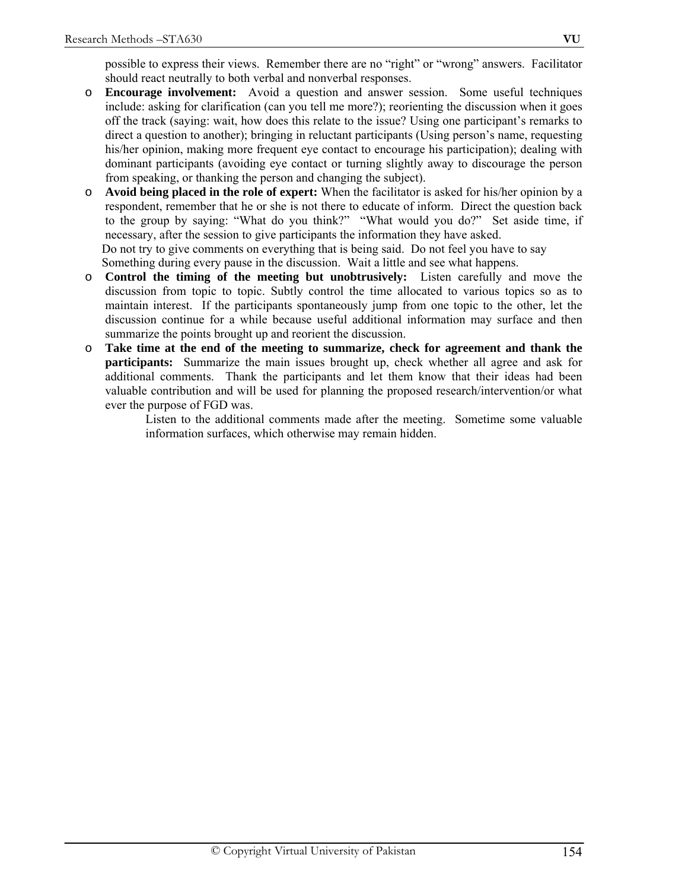possible to express their views. Remember there are no "right" or "wrong" answers. Facilitator should react neutrally to both verbal and nonverbal responses.

- **Encourage involvement:** Avoid a question and answer session. Some useful techniques include: asking for clarification (can you tell me more?); reorienting the discussion when it goes off the track (saying: wait, how does this relate to the issue? Using one participant's remarks to direct a question to another); bringing in reluctant participants (Using person's name, requesting his/her opinion, making more frequent eye contact to encourage his participation); dealing with dominant participants (avoiding eye contact or turning slightly away to discourage the person from speaking, or thanking the person and changing the subject).
- **Avoid being placed in the role of expert:** When the facilitator is asked for his/her opinion by a respondent, remember that he or she is not there to educate of inform. Direct the question back to the group by saying: "What do you think?" "What would you do?" Set aside time, if necessary, after the session to give participants the information they have asked.

  Do not try to give comments on everything that is being said. Do not feel you have to say Something during every pause in the discussion. Wait a little and see what happens.
- **Control the timing of the meeting but unobtrusively:** Listen carefully and move the discussion from topic to topic. Subtly control the time allocated to various topics so as to maintain interest. If the participants spontaneously jump from one topic to the other, let the discussion continue for a while because useful additional information may surface and then summarize the points brought up and reorient the discussion.
- **Take time at the end of the meeting to summarize, check for agreement and thank the participants:** Summarize the main issues brought up, check whether all agree and ask for additional comments. Thank the participants and let them know that their ideas had been valuable contribution and will be used for planning the proposed research/intervention/or what ever the purpose of FGD was.

  Listen to the additional comments made after the meeting. Sometime some valuable information surfaces, which otherwise may remain hidden.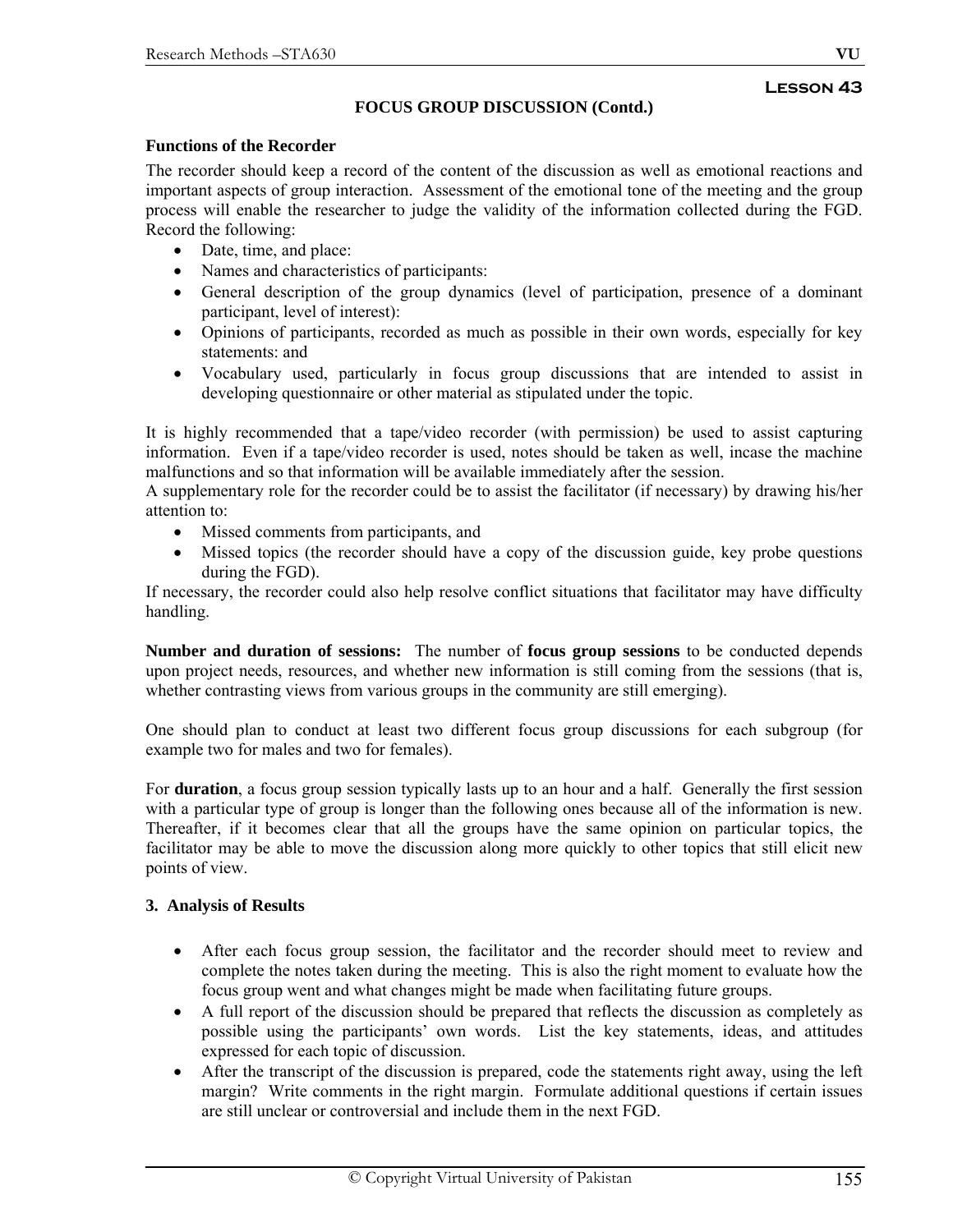**Lesson 43**

## FOCUS GROUP DISCUSSION (Contd.)

**Functions of the Recorder**

The recorder should keep a record of the content of the discussion as well as emotional reactions and important aspects of group interaction. Assessment of the emotional tone of the meeting and the group process will enable the researcher to judge the validity of the information collected during the FGD. Record the following:

- Date, time, and place:
- Names and characteristics of participants:
- General description of the group dynamics (level of participation, presence of a dominant participant, level of interest):
- Opinions of participants, recorded as much as possible in their own words, especially for key statements: and
- Vocabulary used, particularly in focus group discussions that are intended to assist in developing questionnaire or other material as stipulated under the topic.

It is highly recommended that a tape/video recorder (with permission) be used to assist capturing information. Even if a tape/video recorder is used, notes should be taken as well, incase the machine malfunctions and so that information will be available immediately after the session.

A supplementary role for the recorder could be to assist the facilitator (if necessary) by drawing his/her attention to:

- Missed comments from participants, and
- Missed topics (the recorder should have a copy of the discussion guide, key probe questions during the FGD).

If necessary, the recorder could also help resolve conflict situations that facilitator may have difficulty handling.

**Number and duration of sessions:** The number of **focus group sessions** to be conducted depends upon project needs, resources, and whether new information is still coming from the sessions (that is, whether contrasting views from various groups in the community are still emerging).

One should plan to conduct at least two different focus group discussions for each subgroup (for example two for males and two for females).

For **duration**, a focus group session typically lasts up to an hour and a half. Generally the first session with a particular type of group is longer than the following ones because all of the information is new. Thereafter, if it becomes clear that all the groups have the same opinion on particular topics, the facilitator may be able to move the discussion along more quickly to other topics that still elicit new points of view.

**3. Analysis of Results**

- After each focus group session, the facilitator and the recorder should meet to review and complete the notes taken during the meeting. This is also the right moment to evaluate how the focus group went and what changes might be made when facilitating future groups.
- A full report of the discussion should be prepared that reflects the discussion as completely as possible using the participants' own words. List the key statements, ideas, and attitudes expressed for each topic of discussion.
- After the transcript of the discussion is prepared, code the statements right away, using the left margin? Write comments in the right margin. Formulate additional questions if certain issues are still unclear or controversial and include them in the next FGD.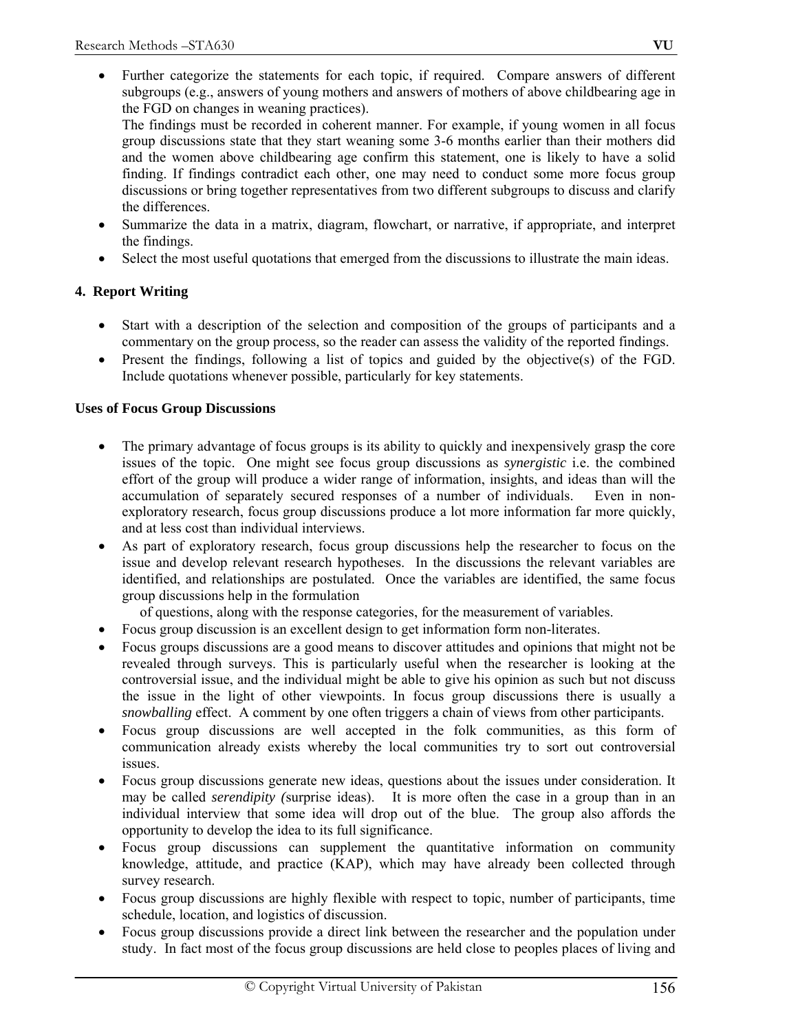- Further categorize the statements for each topic, if required. Compare answers of different subgroups (e.g., answers of young mothers and answers of mothers of above childbearing age in the FGD on changes in weaning practices).
  The findings must be recorded in coherent manner. For example, if young women in all focus group discussions state that they start weaning some 3-6 months earlier than their mothers did and the women above childbearing age confirm this statement, one is likely to have a solid finding. If findings contradict each other, one may need to conduct some more focus group discussions or bring together representatives from two different subgroups to discuss and clarify the differences.
- Summarize the data in a matrix, diagram, flowchart, or narrative, if appropriate, and interpret the findings.
- Select the most useful quotations that emerged from the discussions to illustrate the main ideas.

**4. Report Writing**

- Start with a description of the selection and composition of the groups of participants and a commentary on the group process, so the reader can assess the validity of the reported findings.
- Present the findings, following a list of topics and guided by the objective(s) of the FGD. Include quotations whenever possible, particularly for key statements.

**Uses of Focus Group Discussions**

- The primary advantage of focus groups is its ability to quickly and inexpensively grasp the core issues of the topic. One might see focus group discussions as *synergistic* i.e. the combined effort of the group will produce a wider range of information, insights, and ideas than will the accumulation of separately secured responses of a number of individuals. Even in non-exploratory research, focus group discussions produce a lot more information far more quickly, and at less cost than individual interviews.
- As part of exploratory research, focus group discussions help the researcher to focus on the issue and develop relevant research hypotheses. In the discussions the relevant variables are identified, and relationships are postulated. Once the variables are identified, the same focus group discussions help in the formulation
  of questions, along with the response categories, for the measurement of variables.
- Focus group discussion is an excellent design to get information form non-literates.
- Focus groups discussions are a good means to discover attitudes and opinions that might not be revealed through surveys. This is particularly useful when the researcher is looking at the controversial issue, and the individual might be able to give his opinion as such but not discuss the issue in the light of other viewpoints. In focus group discussions there is usually a *snowballing* effect. A comment by one often triggers a chain of views from other participants.
- Focus group discussions are well accepted in the folk communities, as this form of communication already exists whereby the local communities try to sort out controversial issues.
- Focus group discussions generate new ideas, questions about the issues under consideration. It may be called *serendipity (*surprise ideas). It is more often the case in a group than in an individual interview that some idea will drop out of the blue. The group also affords the opportunity to develop the idea to its full significance.
- Focus group discussions can supplement the quantitative information on community knowledge, attitude, and practice (KAP), which may have already been collected through survey research.
- Focus group discussions are highly flexible with respect to topic, number of participants, time schedule, location, and logistics of discussion.
- Focus group discussions provide a direct link between the researcher and the population under study. In fact most of the focus group discussions are held close to peoples places of living and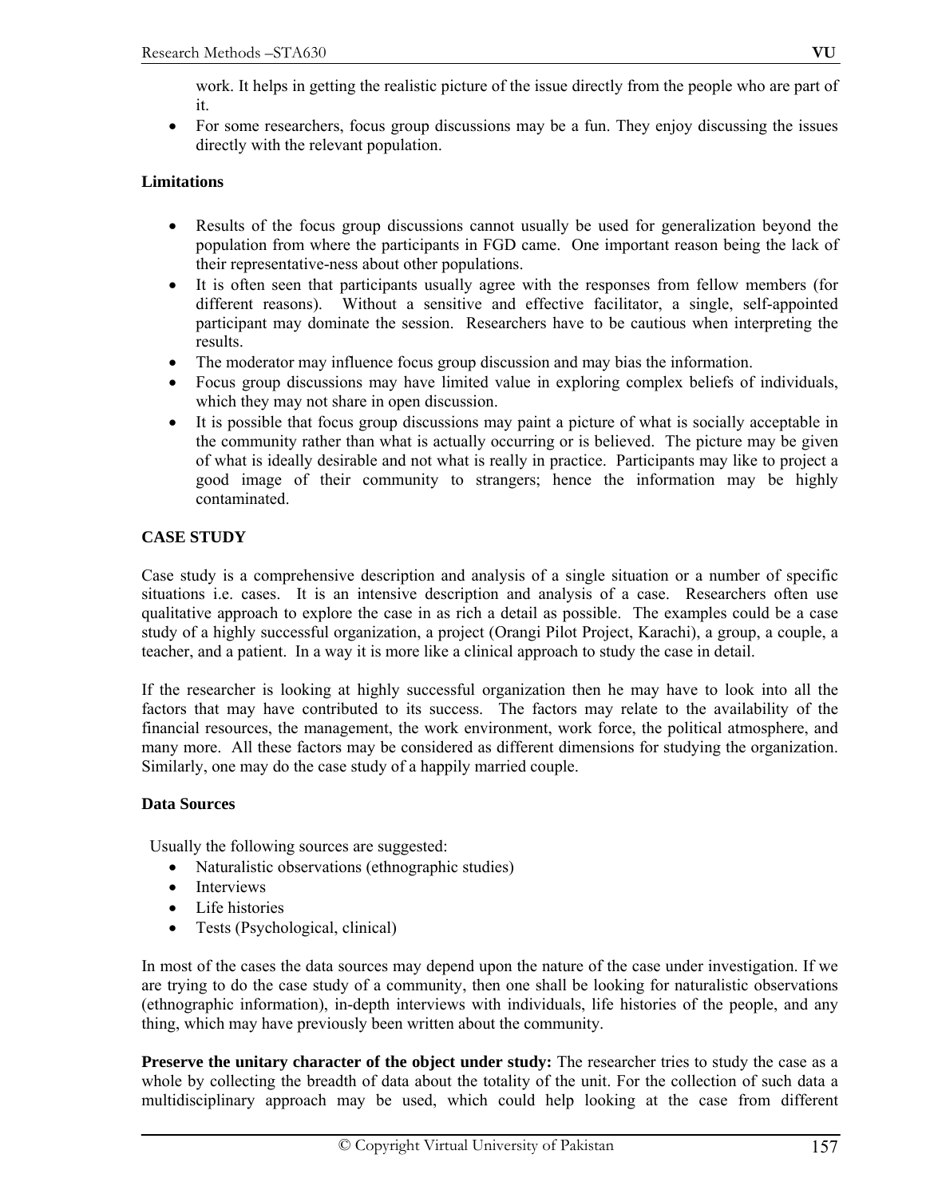work. It helps in getting the realistic picture of the issue directly from the people who are part of it.

- For some researchers, focus group discussions may be a fun. They enjoy discussing the issues directly with the relevant population.

**Limitations**

- Results of the focus group discussions cannot usually be used for generalization beyond the population from where the participants in FGD came. One important reason being the lack of their representative-ness about other populations.
- It is often seen that participants usually agree with the responses from fellow members (for different reasons). Without a sensitive and effective facilitator, a single, self-appointed participant may dominate the session. Researchers have to be cautious when interpreting the results.
- The moderator may influence focus group discussion and may bias the information.
- Focus group discussions may have limited value in exploring complex beliefs of individuals, which they may not share in open discussion.
- It is possible that focus group discussions may paint a picture of what is socially acceptable in the community rather than what is actually occurring or is believed. The picture may be given of what is ideally desirable and not what is really in practice. Participants may like to project a good image of their community to strangers; hence the information may be highly contaminated.

**CASE STUDY**

Case study is a comprehensive description and analysis of a single situation or a number of specific situations i.e. cases. It is an intensive description and analysis of a case. Researchers often use qualitative approach to explore the case in as rich a detail as possible. The examples could be a case study of a highly successful organization, a project (Orangi Pilot Project, Karachi), a group, a couple, a teacher, and a patient. In a way it is more like a clinical approach to study the case in detail.

If the researcher is looking at highly successful organization then he may have to look into all the factors that may have contributed to its success. The factors may relate to the availability of the financial resources, the management, the work environment, work force, the political atmosphere, and many more. All these factors may be considered as different dimensions for studying the organization. Similarly, one may do the case study of a happily married couple.

**Data Sources**

Usually the following sources are suggested:

- Naturalistic observations (ethnographic studies)
- Interviews
- Life histories
- Tests (Psychological, clinical)

In most of the cases the data sources may depend upon the nature of the case under investigation. If we are trying to do the case study of a community, then one shall be looking for naturalistic observations (ethnographic information), in-depth interviews with individuals, life histories of the people, and any thing, which may have previously been written about the community.

**Preserve the unitary character of the object under study:** The researcher tries to study the case as a whole by collecting the breadth of data about the totality of the unit. For the collection of such data a multidisciplinary approach may be used, which could help looking at the case from different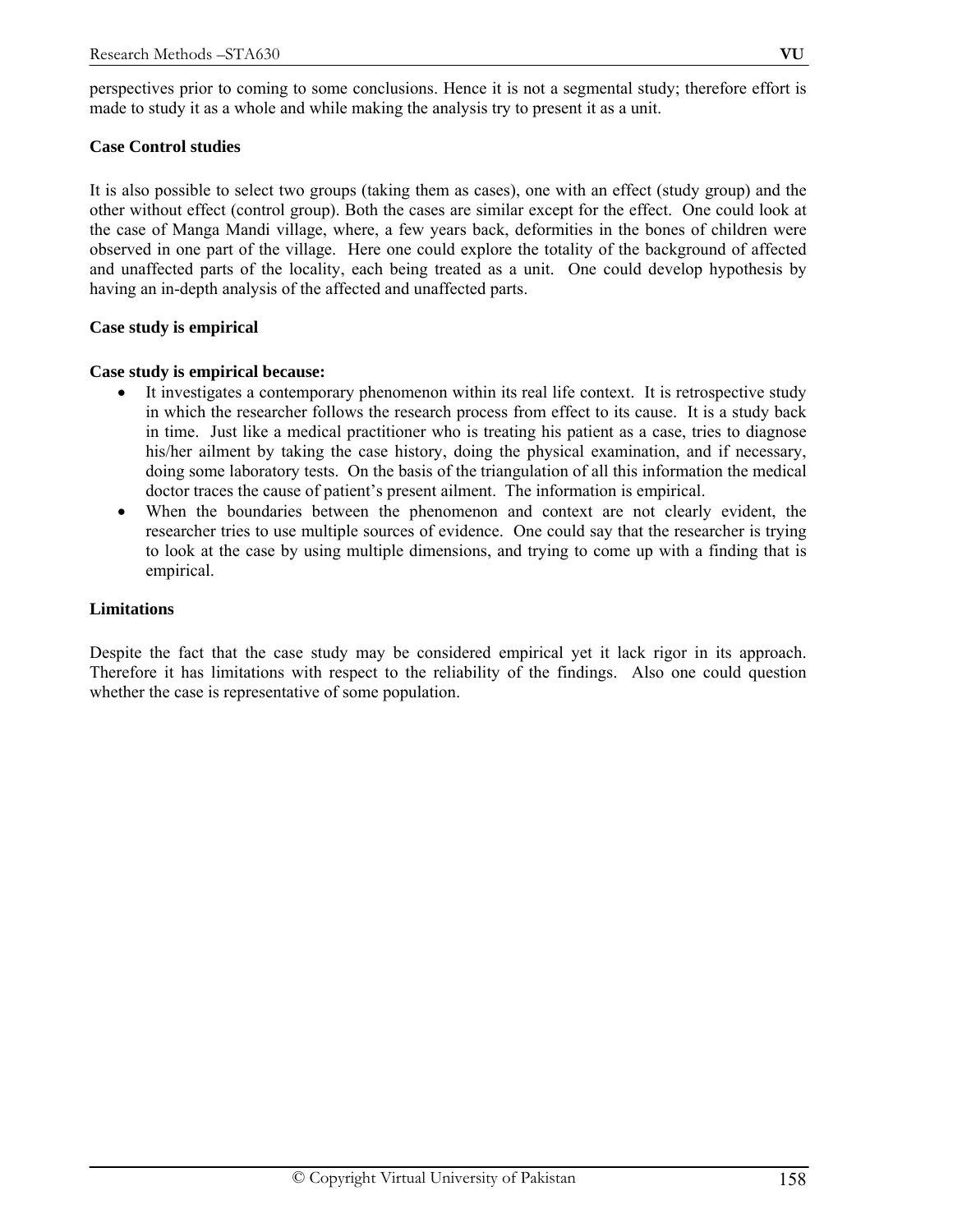perspectives prior to coming to some conclusions. Hence it is not a segmental study; therefore effort is made to study it as a whole and while making the analysis try to present it as a unit.

**Case Control studies**

It is also possible to select two groups (taking them as cases), one with an effect (study group) and the other without effect (control group). Both the cases are similar except for the effect. One could look at the case of Manga Mandi village, where, a few years back, deformities in the bones of children were observed in one part of the village. Here one could explore the totality of the background of affected and unaffected parts of the locality, each being treated as a unit. One could develop hypothesis by having an in-depth analysis of the affected and unaffected parts.

**Case study is empirical**

**Case study is empirical because:**

- It investigates a contemporary phenomenon within its real life context. It is retrospective study in which the researcher follows the research process from effect to its cause. It is a study back in time. Just like a medical practitioner who is treating his patient as a case, tries to diagnose his/her ailment by taking the case history, doing the physical examination, and if necessary, doing some laboratory tests. On the basis of the triangulation of all this information the medical doctor traces the cause of patient's present ailment. The information is empirical.
- When the boundaries between the phenomenon and context are not clearly evident, the researcher tries to use multiple sources of evidence. One could say that the researcher is trying to look at the case by using multiple dimensions, and trying to come up with a finding that is empirical.

**Limitations**

Despite the fact that the case study may be considered empirical yet it lack rigor in its approach. Therefore it has limitations with respect to the reliability of the findings. Also one could question whether the case is representative of some population.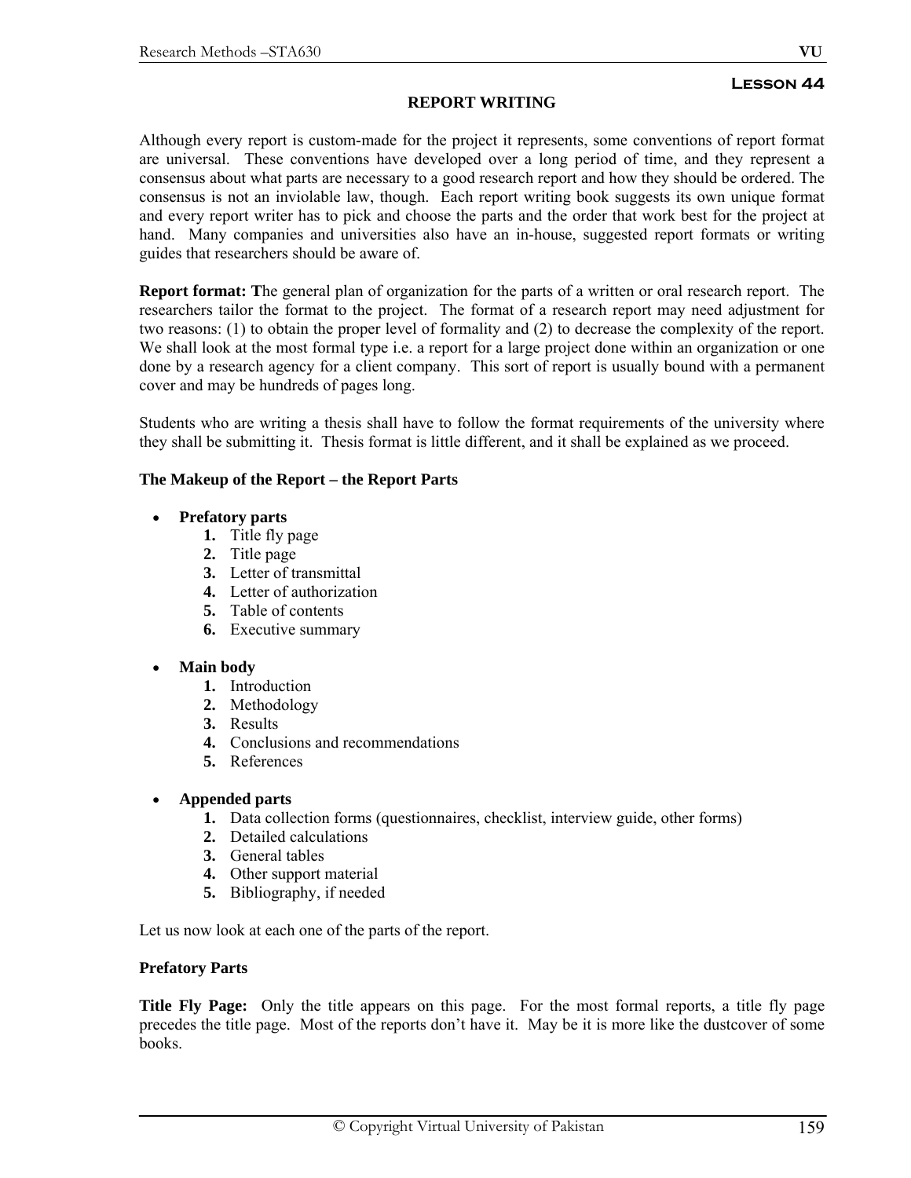## Lesson 44

### REPORT WRITING

Although every report is custom-made for the project it represents, some conventions of report format are universal. These conventions have developed over a long period of time, and they represent a consensus about what parts are necessary to a good research report and how they should be ordered. The consensus is not an inviolable law, though. Each report writing book suggests its own unique format and every report writer has to pick and choose the parts and the order that work best for the project at hand. Many companies and universities also have an in-house, suggested report formats or writing guides that researchers should be aware of.

**Report format: T**he general plan of organization for the parts of a written or oral research report. The researchers tailor the format to the project. The format of a research report may need adjustment for two reasons: (1) to obtain the proper level of formality and (2) to decrease the complexity of the report. We shall look at the most formal type i.e. a report for a large project done within an organization or one done by a research agency for a client company. This sort of report is usually bound with a permanent cover and may be hundreds of pages long.

Students who are writing a thesis shall have to follow the format requirements of the university where they shall be submitting it. Thesis format is little different, and it shall be explained as we proceed.

**The Makeup of the Report – the Report Parts**

- **Prefatory parts**
  1. Title fly page
  2. Title page
  3. Letter of transmittal
  4. Letter of authorization
  5. Table of contents
  6. Executive summary

- **Main body**
  1. Introduction
  2. Methodology
  3. Results
  4. Conclusions and recommendations
  5. References

- **Appended parts**
  1. Data collection forms (questionnaires, checklist, interview guide, other forms)
  2. Detailed calculations
  3. General tables
  4. Other support material
  5. Bibliography, if needed

Let us now look at each one of the parts of the report.

**Prefatory Parts**

**Title Fly Page:** Only the title appears on this page. For the most formal reports, a title fly page precedes the title page. Most of the reports don't have it. May be it is more like the dustcover of some books.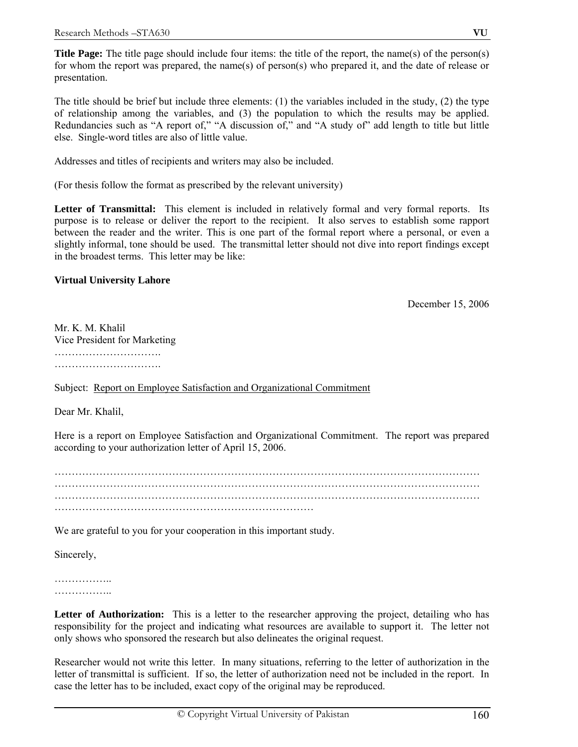**Title Page:** The title page should include four items: the title of the report, the name(s) of the person(s) for whom the report was prepared, the name(s) of person(s) who prepared it, and the date of release or presentation.

The title should be brief but include three elements: (1) the variables included in the study, (2) the type of relationship among the variables, and (3) the population to which the results may be applied. Redundancies such as "A report of," "A discussion of," and "A study of" add length to title but little else. Single-word titles are also of little value.

Addresses and titles of recipients and writers may also be included.

(For thesis follow the format as prescribed by the relevant university)

**Letter of Transmittal:** This element is included in relatively formal and very formal reports. Its purpose is to release or deliver the report to the recipient. It also serves to establish some rapport between the reader and the writer. This is one part of the formal report where a personal, or even a slightly informal, tone should be used. The transmittal letter should not dive into report findings except in the broadest terms. This letter may be like:

**Virtual University Lahore**

December 15, 2006

Mr. K. M. Khalil
Vice President for Marketing
………………………….
………………………….

Subject: Report on Employee Satisfaction and Organizational Commitment

Dear Mr. Khalil,

Here is a report on Employee Satisfaction and Organizational Commitment. The report was prepared according to your authorization letter of April 15, 2006.

…………………………………………………………………………………………………………
…………………………………………………………………………………………………………
…………………………………………………………………………………………………………
…………………………………………………………………

We are grateful to you for your cooperation in this important study.

Sincerely,

……………..
……………..

**Letter of Authorization:** This is a letter to the researcher approving the project, detailing who has responsibility for the project and indicating what resources are available to support it. The letter not only shows who sponsored the research but also delineates the original request.

Researcher would not write this letter. In many situations, referring to the letter of authorization in the letter of transmittal is sufficient. If so, the letter of authorization need not be included in the report. In case the letter has to be included, exact copy of the original may be reproduced.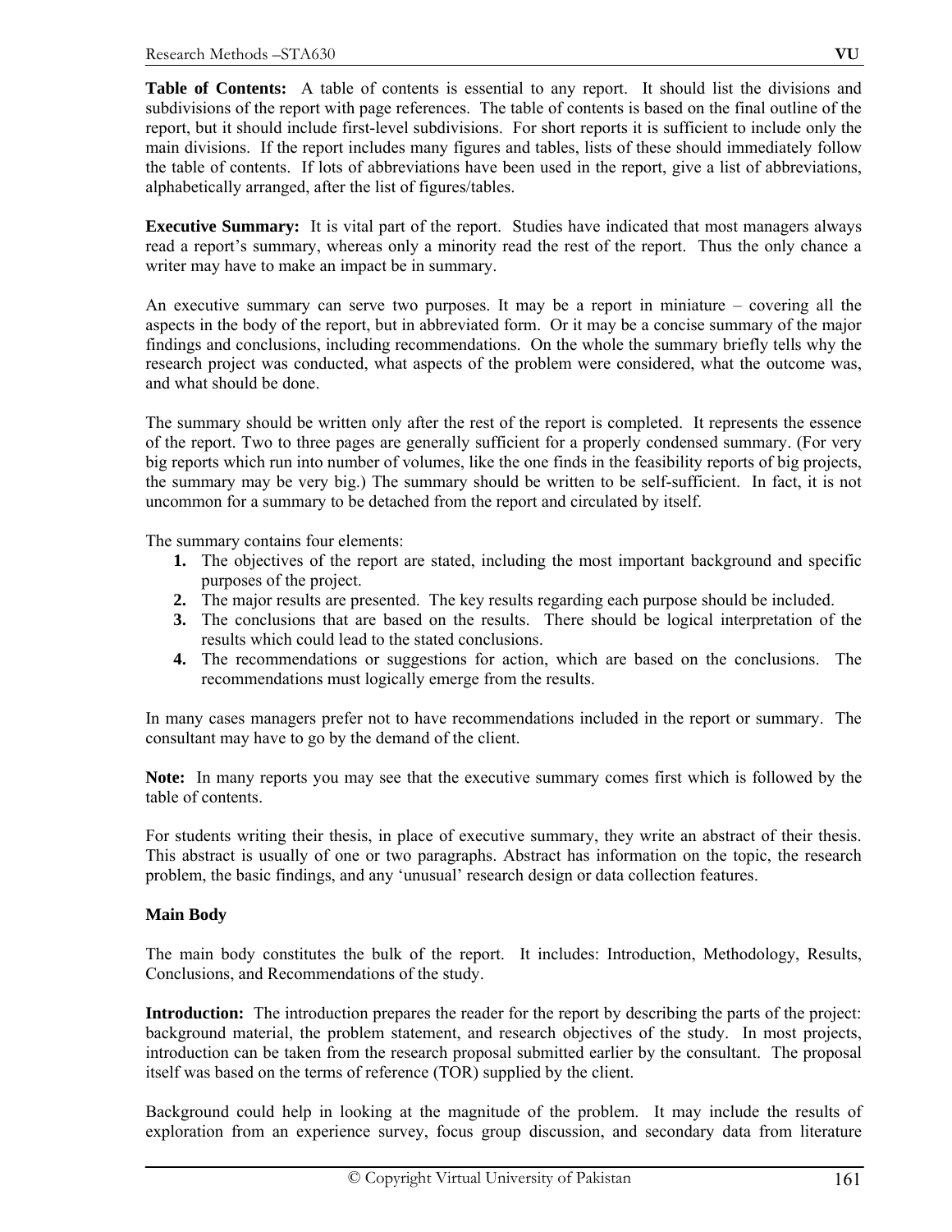**Table of Contents:** A table of contents is essential to any report. It should list the divisions and subdivisions of the report with page references. The table of contents is based on the final outline of the report, but it should include first-level subdivisions. For short reports it is sufficient to include only the main divisions. If the report includes many figures and tables, lists of these should immediately follow the table of contents. If lots of abbreviations have been used in the report, give a list of abbreviations, alphabetically arranged, after the list of figures/tables.

**Executive Summary:** It is vital part of the report. Studies have indicated that most managers always read a report's summary, whereas only a minority read the rest of the report. Thus the only chance a writer may have to make an impact be in summary.

An executive summary can serve two purposes. It may be a report in miniature – covering all the aspects in the body of the report, but in abbreviated form. Or it may be a concise summary of the major findings and conclusions, including recommendations. On the whole the summary briefly tells why the research project was conducted, what aspects of the problem were considered, what the outcome was, and what should be done.

The summary should be written only after the rest of the report is completed. It represents the essence of the report. Two to three pages are generally sufficient for a properly condensed summary. (For very big reports which run into number of volumes, like the one finds in the feasibility reports of big projects, the summary may be very big.) The summary should be written to be self-sufficient. In fact, it is not uncommon for a summary to be detached from the report and circulated by itself.

The summary contains four elements:

1. The objectives of the report are stated, including the most important background and specific purposes of the project.
2. The major results are presented. The key results regarding each purpose should be included.
3. The conclusions that are based on the results. There should be logical interpretation of the results which could lead to the stated conclusions.
4. The recommendations or suggestions for action, which are based on the conclusions. The recommendations must logically emerge from the results.

In many cases managers prefer not to have recommendations included in the report or summary. The consultant may have to go by the demand of the client.

**Note:** In many reports you may see that the executive summary comes first which is followed by the table of contents.

For students writing their thesis, in place of executive summary, they write an abstract of their thesis. This abstract is usually of one or two paragraphs. Abstract has information on the topic, the research problem, the basic findings, and any 'unusual' research design or data collection features.

### Main Body

The main body constitutes the bulk of the report. It includes: Introduction, Methodology, Results, Conclusions, and Recommendations of the study.

**Introduction:** The introduction prepares the reader for the report by describing the parts of the project: background material, the problem statement, and research objectives of the study. In most projects, introduction can be taken from the research proposal submitted earlier by the consultant. The proposal itself was based on the terms of reference (TOR) supplied by the client.

Background could help in looking at the magnitude of the problem. It may include the results of exploration from an experience survey, focus group discussion, and secondary data from literature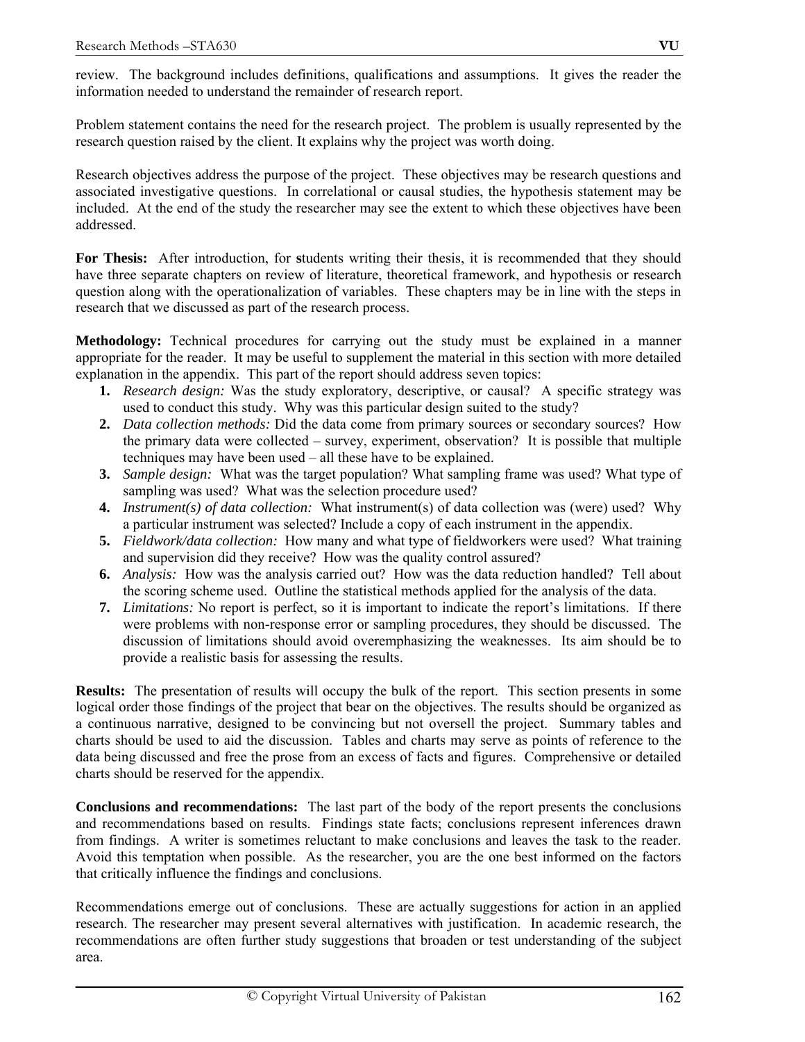review. The background includes definitions, qualifications and assumptions. It gives the reader the information needed to understand the remainder of research report.

Problem statement contains the need for the research project. The problem is usually represented by the research question raised by the client. It explains why the project was worth doing.

Research objectives address the purpose of the project. These objectives may be research questions and associated investigative questions. In correlational or causal studies, the hypothesis statement may be included. At the end of the study the researcher may see the extent to which these objectives have been addressed.

**For Thesis:** After introduction, for **s**tudents writing their thesis, it is recommended that they should have three separate chapters on review of literature, theoretical framework, and hypothesis or research question along with the operationalization of variables. These chapters may be in line with the steps in research that we discussed as part of the research process.

**Methodology:** Technical procedures for carrying out the study must be explained in a manner appropriate for the reader. It may be useful to supplement the material in this section with more detailed explanation in the appendix. This part of the report should address seven topics:

1. *Research design:* Was the study exploratory, descriptive, or causal? A specific strategy was used to conduct this study. Why was this particular design suited to the study?
2. *Data collection methods:* Did the data come from primary sources or secondary sources? How the primary data were collected – survey, experiment, observation? It is possible that multiple techniques may have been used – all these have to be explained.
3. *Sample design:* What was the target population? What sampling frame was used? What type of sampling was used? What was the selection procedure used?
4. *Instrument(s) of data collection:* What instrument(s) of data collection was (were) used? Why a particular instrument was selected? Include a copy of each instrument in the appendix.
5. *Fieldwork/data collection:* How many and what type of fieldworkers were used? What training and supervision did they receive? How was the quality control assured?
6. *Analysis:* How was the analysis carried out? How was the data reduction handled? Tell about the scoring scheme used. Outline the statistical methods applied for the analysis of the data.
7. *Limitations:* No report is perfect, so it is important to indicate the report's limitations. If there were problems with non-response error or sampling procedures, they should be discussed. The discussion of limitations should avoid overemphasizing the weaknesses. Its aim should be to provide a realistic basis for assessing the results.

**Results:** The presentation of results will occupy the bulk of the report. This section presents in some logical order those findings of the project that bear on the objectives. The results should be organized as a continuous narrative, designed to be convincing but not oversell the project. Summary tables and charts should be used to aid the discussion. Tables and charts may serve as points of reference to the data being discussed and free the prose from an excess of facts and figures. Comprehensive or detailed charts should be reserved for the appendix.

**Conclusions and recommendations:** The last part of the body of the report presents the conclusions and recommendations based on results. Findings state facts; conclusions represent inferences drawn from findings. A writer is sometimes reluctant to make conclusions and leaves the task to the reader. Avoid this temptation when possible. As the researcher, you are the one best informed on the factors that critically influence the findings and conclusions.

Recommendations emerge out of conclusions. These are actually suggestions for action in an applied research. The researcher may present several alternatives with justification. In academic research, the recommendations are often further study suggestions that broaden or test understanding of the subject area.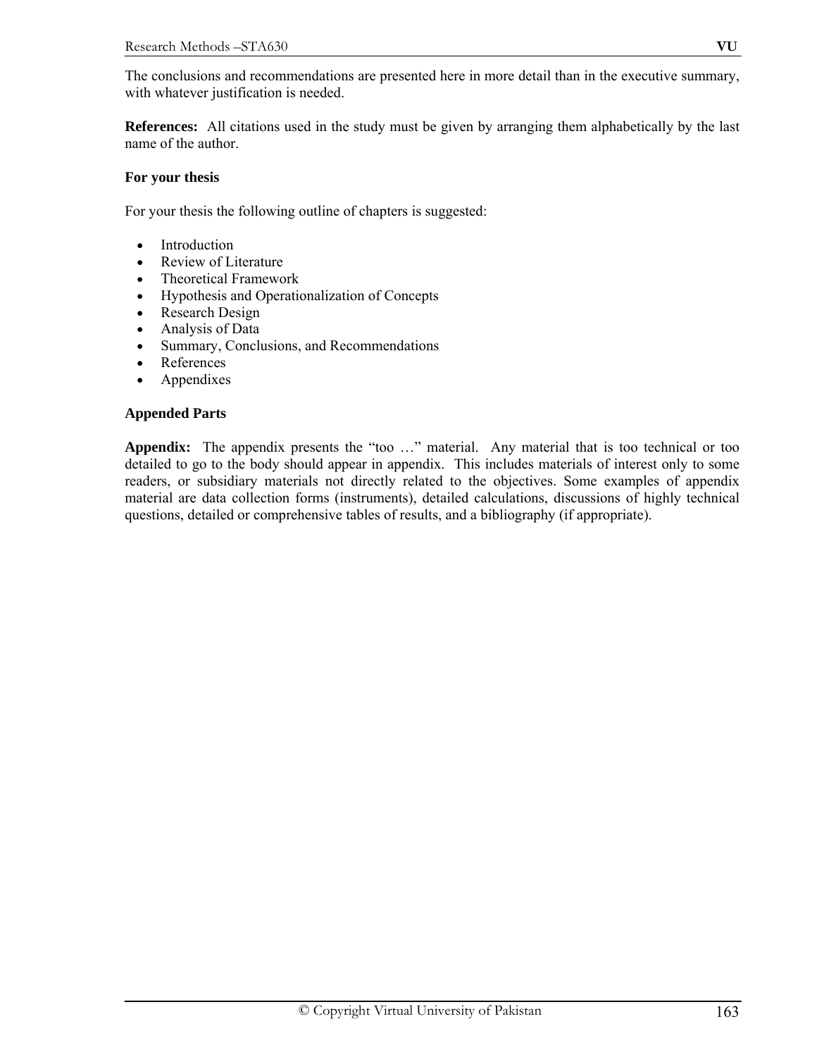The conclusions and recommendations are presented here in more detail than in the executive summary, with whatever justification is needed.

**References:** All citations used in the study must be given by arranging them alphabetically by the last name of the author.

**For your thesis**

For your thesis the following outline of chapters is suggested:

- Introduction
- Review of Literature
- Theoretical Framework
- Hypothesis and Operationalization of Concepts
- Research Design
- Analysis of Data
- Summary, Conclusions, and Recommendations
- References
- Appendixes

**Appended Parts**

**Appendix:** The appendix presents the "too …" material. Any material that is too technical or too detailed to go to the body should appear in appendix. This includes materials of interest only to some readers, or subsidiary materials not directly related to the objectives. Some examples of appendix material are data collection forms (instruments), detailed calculations, discussions of highly technical questions, detailed or comprehensive tables of results, and a bibliography (if appropriate).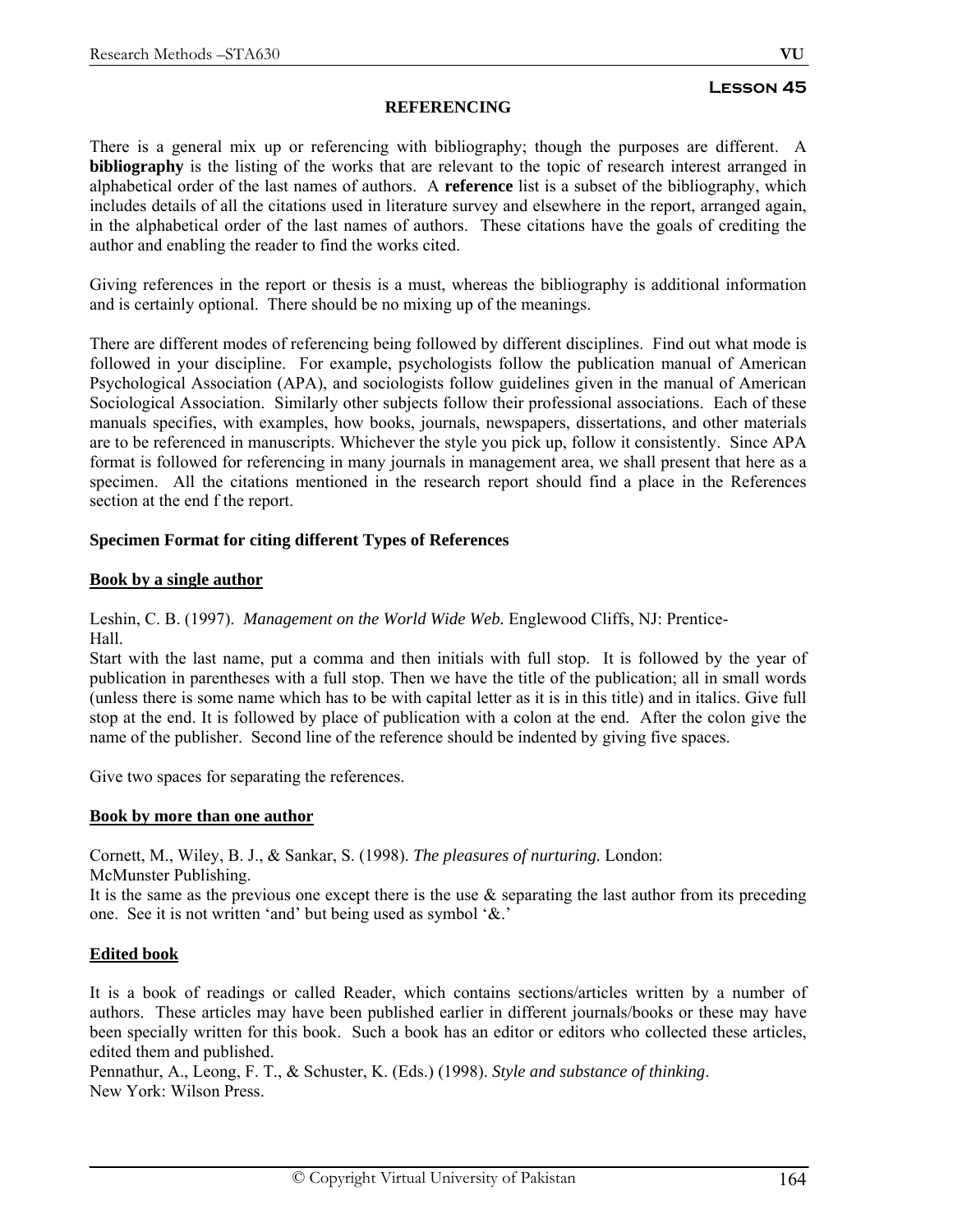**Lesson 45**

## REFERENCING

There is a general mix up or referencing with bibliography; though the purposes are different. A **bibliography** is the listing of the works that are relevant to the topic of research interest arranged in alphabetical order of the last names of authors. A **reference** list is a subset of the bibliography, which includes details of all the citations used in literature survey and elsewhere in the report, arranged again, in the alphabetical order of the last names of authors. These citations have the goals of crediting the author and enabling the reader to find the works cited.

Giving references in the report or thesis is a must, whereas the bibliography is additional information and is certainly optional. There should be no mixing up of the meanings.

There are different modes of referencing being followed by different disciplines. Find out what mode is followed in your discipline. For example, psychologists follow the publication manual of American Psychological Association (APA), and sociologists follow guidelines given in the manual of American Sociological Association. Similarly other subjects follow their professional associations. Each of these manuals specifies, with examples, how books, journals, newspapers, dissertations, and other materials are to be referenced in manuscripts. Whichever the style you pick up, follow it consistently. Since APA format is followed for referencing in many journals in management area, we shall present that here as a specimen. All the citations mentioned in the research report should find a place in the References section at the end f the report.

### Specimen Format for citing different Types of References

**Book by a single author**

Leshin, C. B. (1997). *Management on the World Wide Web.* Englewood Cliffs, NJ: Prentice-Hall.

Start with the last name, put a comma and then initials with full stop. It is followed by the year of publication in parentheses with a full stop. Then we have the title of the publication; all in small words (unless there is some name which has to be with capital letter as it is in this title) and in italics. Give full stop at the end. It is followed by place of publication with a colon at the end. After the colon give the name of the publisher. Second line of the reference should be indented by giving five spaces.

Give two spaces for separating the references.

**Book by more than one author**

Cornett, M., Wiley, B. J., & Sankar, S. (1998). *The pleasures of nurturing.* London: McMunster Publishing.

It is the same as the previous one except there is the use & separating the last author from its preceding one. See it is not written 'and' but being used as symbol '&.'

**Edited book**

It is a book of readings or called Reader, which contains sections/articles written by a number of authors. These articles may have been published earlier in different journals/books or these may have been specially written for this book. Such a book has an editor or editors who collected these articles, edited them and published.

Pennathur, A., Leong, F. T., & Schuster, K. (Eds.) (1998). *Style and substance of thinking*. New York: Wilson Press.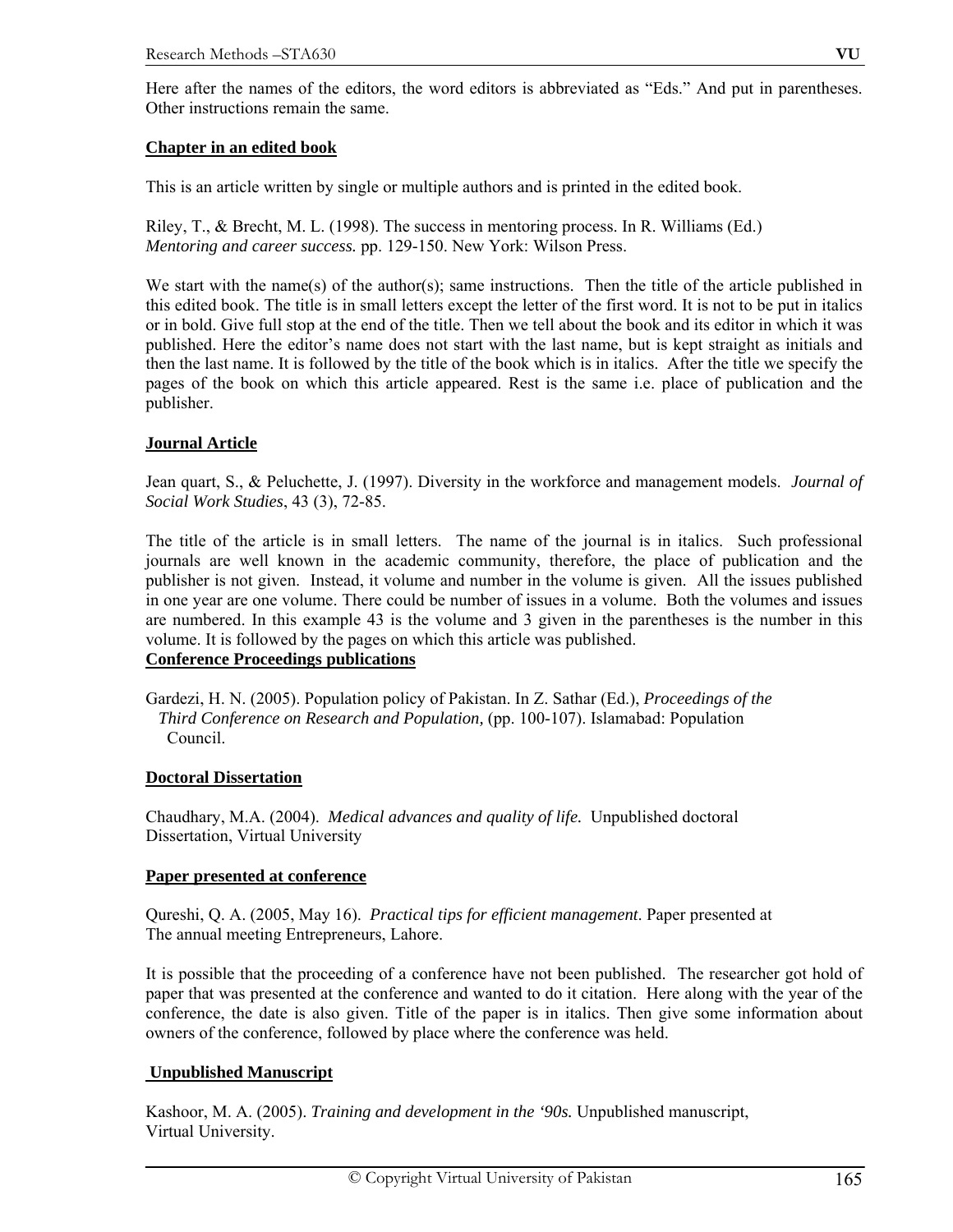Here after the names of the editors, the word editors is abbreviated as "Eds." And put in parentheses. Other instructions remain the same.

**Chapter in an edited book**

This is an article written by single or multiple authors and is printed in the edited book.

Riley, T., & Brecht, M. L. (1998). The success in mentoring process. In R. Williams (Ed.) *Mentoring and career success.* pp. 129-150. New York: Wilson Press.

We start with the name(s) of the author(s); same instructions. Then the title of the article published in this edited book. The title is in small letters except the letter of the first word. It is not to be put in italics or in bold. Give full stop at the end of the title. Then we tell about the book and its editor in which it was published. Here the editor's name does not start with the last name, but is kept straight as initials and then the last name. It is followed by the title of the book which is in italics. After the title we specify the pages of the book on which this article appeared. Rest is the same i.e. place of publication and the publisher.

**Journal Article**

Jean quart, S., & Peluchette, J. (1997). Diversity in the workforce and management models. *Journal of Social Work Studies*, 43 (3), 72-85.

The title of the article is in small letters. The name of the journal is in italics. Such professional journals are well known in the academic community, therefore, the place of publication and the publisher is not given. Instead, it volume and number in the volume is given. All the issues published in one year are one volume. There could be number of issues in a volume. Both the volumes and issues are numbered. In this example 43 is the volume and 3 given in the parentheses is the number in this volume. It is followed by the pages on which this article was published.

**Conference Proceedings publications**

Gardezi, H. N. (2005). Population policy of Pakistan. In Z. Sathar (Ed.), *Proceedings of the Third Conference on Research and Population,* (pp. 100-107). Islamabad: Population Council.

**Doctoral Dissertation**

Chaudhary, M.A. (2004). *Medical advances and quality of life.* Unpublished doctoral Dissertation, Virtual University

**Paper presented at conference**

Qureshi, Q. A. (2005, May 16). *Practical tips for efficient management*. Paper presented at The annual meeting Entrepreneurs, Lahore.

It is possible that the proceeding of a conference have not been published. The researcher got hold of paper that was presented at the conference and wanted to do it citation. Here along with the year of the conference, the date is also given. Title of the paper is in italics. Then give some information about owners of the conference, followed by place where the conference was held.

**Unpublished Manuscript**

Kashoor, M. A. (2005). *Training and development in the '90s.* Unpublished manuscript, Virtual University.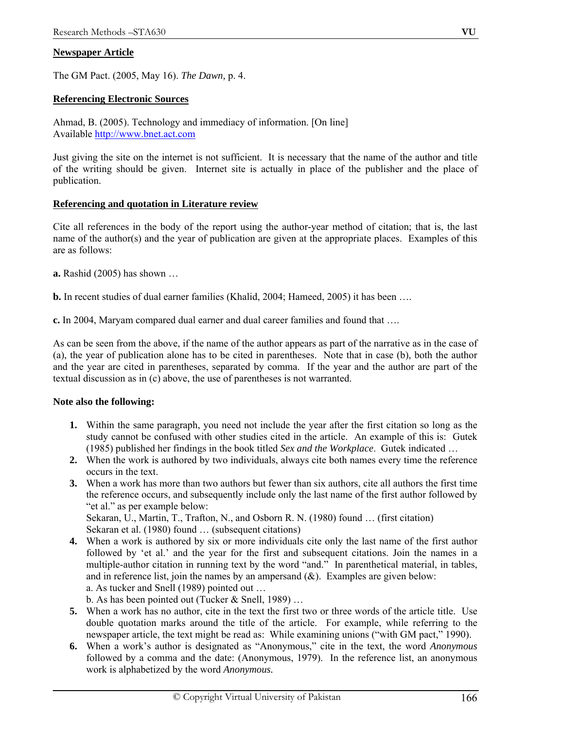**Newspaper Article**

The GM Pact. (2005, May 16). *The Dawn,* p. 4.

**Referencing Electronic Sources**

Ahmad, B. (2005). Technology and immediacy of information. [On line]
Available http://www.bnet.act.com

Just giving the site on the internet is not sufficient. It is necessary that the name of the author and title of the writing should be given. Internet site is actually in place of the publisher and the place of publication.

**Referencing and quotation in Literature review**

Cite all references in the body of the report using the author-year method of citation; that is, the last name of the author(s) and the year of publication are given at the appropriate places. Examples of this are as follows:

**a.** Rashid (2005) has shown …

**b.** In recent studies of dual earner families (Khalid, 2004; Hameed, 2005) it has been ….

**c.** In 2004, Maryam compared dual earner and dual career families and found that ….

As can be seen from the above, if the name of the author appears as part of the narrative as in the case of (a), the year of publication alone has to be cited in parentheses. Note that in case (b), both the author and the year are cited in parentheses, separated by comma. If the year and the author are part of the textual discussion as in (c) above, the use of parentheses is not warranted.

**Note also the following:**

1. Within the same paragraph, you need not include the year after the first citation so long as the study cannot be confused with other studies cited in the article. An example of this is: Gutek (1985) published her findings in the book titled *Sex and the Workplace*. Gutek indicated …
2. When the work is authored by two individuals, always cite both names every time the reference occurs in the text.
3. When a work has more than two authors but fewer than six authors, cite all authors the first time the reference occurs, and subsequently include only the last name of the first author followed by "et al." as per example below:
   Sekaran, U., Martin, T., Trafton, N., and Osborn R. N. (1980) found … (first citation)
   Sekaran et al. (1980) found … (subsequent citations)
4. When a work is authored by six or more individuals cite only the last name of the first author followed by 'et al.' and the year for the first and subsequent citations. Join the names in a multiple-author citation in running text by the word "and." In parenthetical material, in tables, and in reference list, join the names by an ampersand (&). Examples are given below:
   a. As tucker and Snell (1989) pointed out …
   b. As has been pointed out (Tucker & Snell, 1989) …
5. When a work has no author, cite in the text the first two or three words of the article title. Use double quotation marks around the title of the article. For example, while referring to the newspaper article, the text might be read as: While examining unions ("with GM pact," 1990).
6. When a work's author is designated as "Anonymous," cite in the text, the word *Anonymous* followed by a comma and the date: (Anonymous, 1979). In the reference list, an anonymous work is alphabetized by the word *Anonymous.*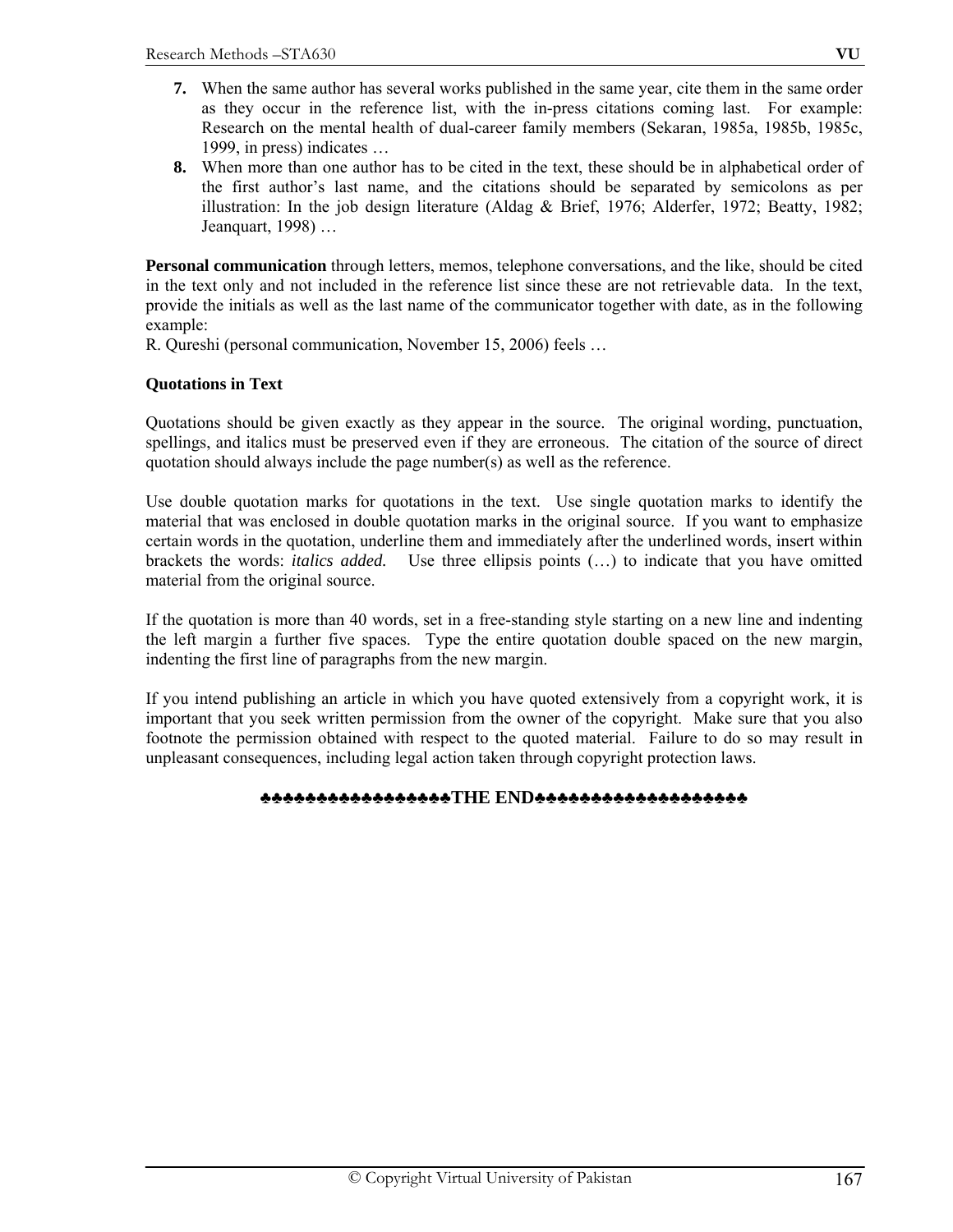7. When the same author has several works published in the same year, cite them in the same order as they occur in the reference list, with the in-press citations coming last. For example: Research on the mental health of dual-career family members (Sekaran, 1985a, 1985b, 1985c, 1999, in press) indicates …
8. When more than one author has to be cited in the text, these should be in alphabetical order of the first author's last name, and the citations should be separated by semicolons as per illustration: In the job design literature (Aldag & Brief, 1976; Alderfer, 1972; Beatty, 1982; Jeanquart, 1998) …

**Personal communication** through letters, memos, telephone conversations, and the like, should be cited in the text only and not included in the reference list since these are not retrievable data. In the text, provide the initials as well as the last name of the communicator together with date, as in the following example:
R. Qureshi (personal communication, November 15, 2006) feels …

**Quotations in Text**

Quotations should be given exactly as they appear in the source. The original wording, punctuation, spellings, and italics must be preserved even if they are erroneous. The citation of the source of direct quotation should always include the page number(s) as well as the reference.

Use double quotation marks for quotations in the text. Use single quotation marks to identify the material that was enclosed in double quotation marks in the original source. If you want to emphasize certain words in the quotation, underline them and immediately after the underlined words, insert within brackets the words: *italics added.* Use three ellipsis points (…) to indicate that you have omitted material from the original source.

If the quotation is more than 40 words, set in a free-standing style starting on a new line and indenting the left margin a further five spaces. Type the entire quotation double spaced on the new margin, indenting the first line of paragraphs from the new margin.

If you intend publishing an article in which you have quoted extensively from a copyright work, it is important that you seek written permission from the owner of the copyright. Make sure that you also footnote the permission obtained with respect to the quoted material. Failure to do so may result in unpleasant consequences, including legal action taken through copyright protection laws.

**♣♣♣♣♣♣♣♣♣♣♣♣♣♣♣♣♣THE END♣♣♣♣♣♣♣♣♣♣♣♣♣♣♣♣♣♣♣**